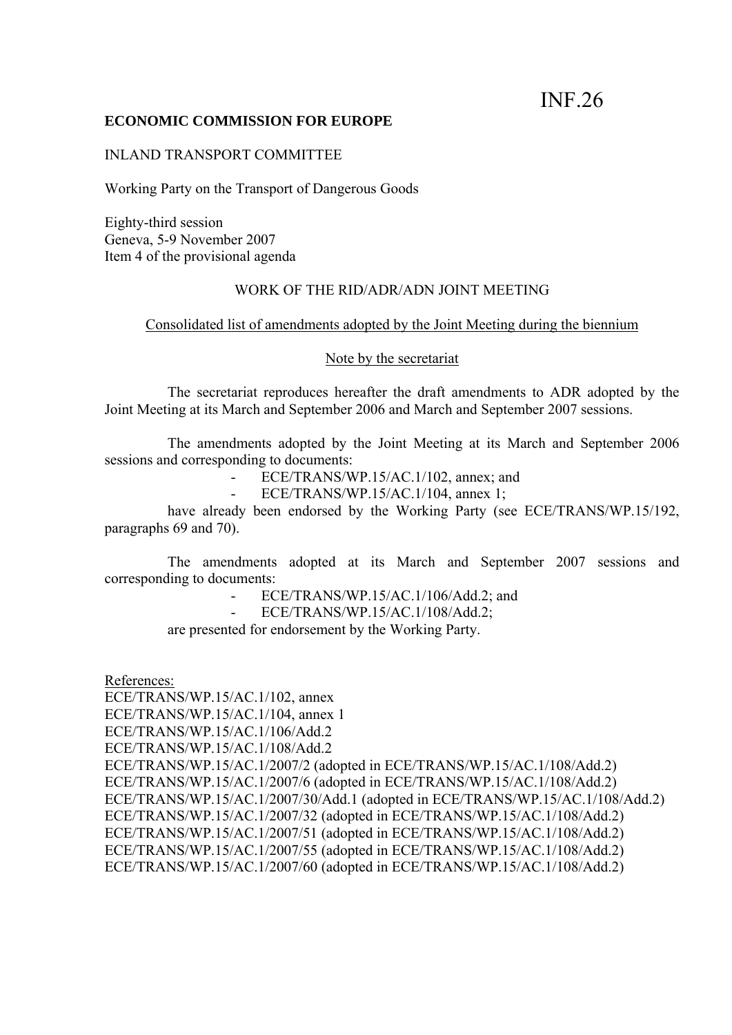INF.26

**ECONOMIC COMMISSION FOR EUROPE**

INLAND TRANSPORT COMMITTEE

Working Party on the Transport of Dangerous Goods

Eighty-third session
Geneva, 5-9 November 2007
Item 4 of the provisional agenda

WORK OF THE RID/ADR/ADN JOINT MEETING

Consolidated list of amendments adopted by the Joint Meeting during the biennium

Note by the secretariat

The secretariat reproduces hereafter the draft amendments to ADR adopted by the Joint Meeting at its March and September 2006 and March and September 2007 sessions.

The amendments adopted by the Joint Meeting at its March and September 2006 sessions and corresponding to documents:

- ECE/TRANS/WP.15/AC.1/102, annex; and
- ECE/TRANS/WP.15/AC.1/104, annex 1;

have already been endorsed by the Working Party (see ECE/TRANS/WP.15/192, paragraphs 69 and 70).

The amendments adopted at its March and September 2007 sessions and corresponding to documents:

- ECE/TRANS/WP.15/AC.1/106/Add.2; and
- ECE/TRANS/WP.15/AC.1/108/Add.2;

are presented for endorsement by the Working Party.

References:
ECE/TRANS/WP.15/AC.1/102, annex
ECE/TRANS/WP.15/AC.1/104, annex 1
ECE/TRANS/WP.15/AC.1/106/Add.2
ECE/TRANS/WP.15/AC.1/108/Add.2
ECE/TRANS/WP.15/AC.1/2007/2 (adopted in ECE/TRANS/WP.15/AC.1/108/Add.2)
ECE/TRANS/WP.15/AC.1/2007/6 (adopted in ECE/TRANS/WP.15/AC.1/108/Add.2)
ECE/TRANS/WP.15/AC.1/2007/30/Add.1 (adopted in ECE/TRANS/WP.15/AC.1/108/Add.2)
ECE/TRANS/WP.15/AC.1/2007/32 (adopted in ECE/TRANS/WP.15/AC.1/108/Add.2)
ECE/TRANS/WP.15/AC.1/2007/51 (adopted in ECE/TRANS/WP.15/AC.1/108/Add.2)
ECE/TRANS/WP.15/AC.1/2007/55 (adopted in ECE/TRANS/WP.15/AC.1/108/Add.2)
ECE/TRANS/WP.15/AC.1/2007/60 (adopted in ECE/TRANS/WP.15/AC.1/108/Add.2)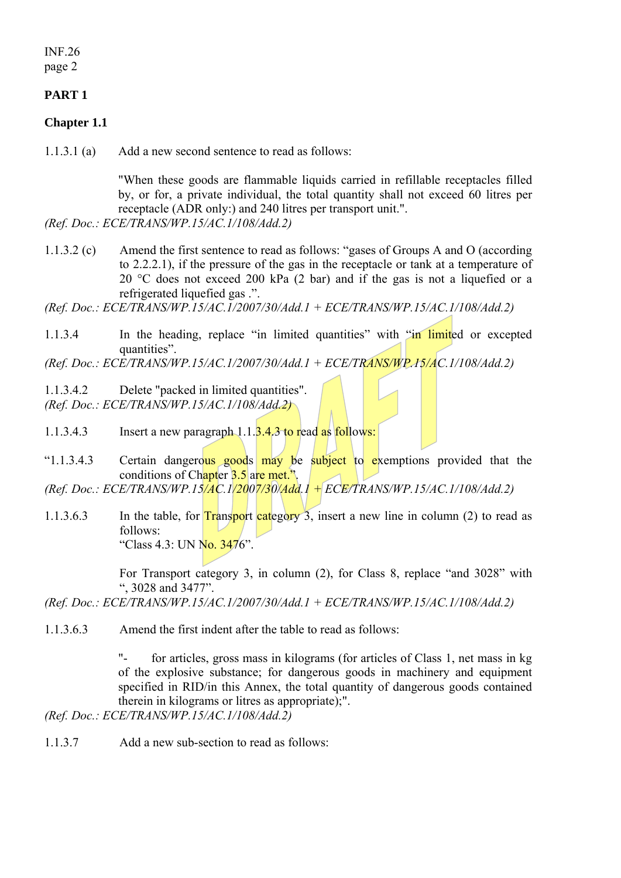## PART 1

### Chapter 1.1

1.1.3.1 (a) Add a new second sentence to read as follows:

"When these goods are flammable liquids carried in refillable receptacles filled by, or for, a private individual, the total quantity shall not exceed 60 litres per receptacle (ADR only:) and 240 litres per transport unit.".

*(Ref. Doc.: ECE/TRANS/WP.15/AC.1/108/Add.2)*

1.1.3.2 (c) Amend the first sentence to read as follows: "gases of Groups A and O (according to 2.2.2.1), if the pressure of the gas in the receptacle or tank at a temperature of 20 °C does not exceed 200 kPa (2 bar) and if the gas is not a liquefied or a refrigerated liquefied gas .".

*(Ref. Doc.: ECE/TRANS/WP.15/AC.1/2007/30/Add.1 + ECE/TRANS/WP.15/AC.1/108/Add.2)*

1.1.3.4 In the heading, replace "in limited quantities" with "in limited or excepted quantities".

*(Ref. Doc.: ECE/TRANS/WP.15/AC.1/2007/30/Add.1 + ECE/TRANS/WP.15/AC.1/108/Add.2)*

1.1.3.4.2 Delete "packed in limited quantities".

*(Ref. Doc.: ECE/TRANS/WP.15/AC.1/108/Add.2)*

1.1.3.4.3 Insert a new paragraph 1.1.3.4.3 to read as follows:

"1.1.3.4.3 Certain dangerous goods may be subject to exemptions provided that the conditions of Chapter 3.5 are met.".

*(Ref. Doc.: ECE/TRANS/WP.15/AC.1/2007/30/Add.1 + ECE/TRANS/WP.15/AC.1/108/Add.2)*

1.1.3.6.3 In the table, for Transport category 3, insert a new line in column (2) to read as follows:
"Class 4.3: UN No. 3476".

For Transport category 3, in column (2), for Class 8, replace "and 3028" with ", 3028 and 3477".

*(Ref. Doc.: ECE/TRANS/WP.15/AC.1/2007/30/Add.1 + ECE/TRANS/WP.15/AC.1/108/Add.2)*

1.1.3.6.3 Amend the first indent after the table to read as follows:

"- for articles, gross mass in kilograms (for articles of Class 1, net mass in kg of the explosive substance; for dangerous goods in machinery and equipment specified in RID/in this Annex, the total quantity of dangerous goods contained therein in kilograms or litres as appropriate);".

*(Ref. Doc.: ECE/TRANS/WP.15/AC.1/108/Add.2)*

1.1.3.7 Add a new sub-section to read as follows: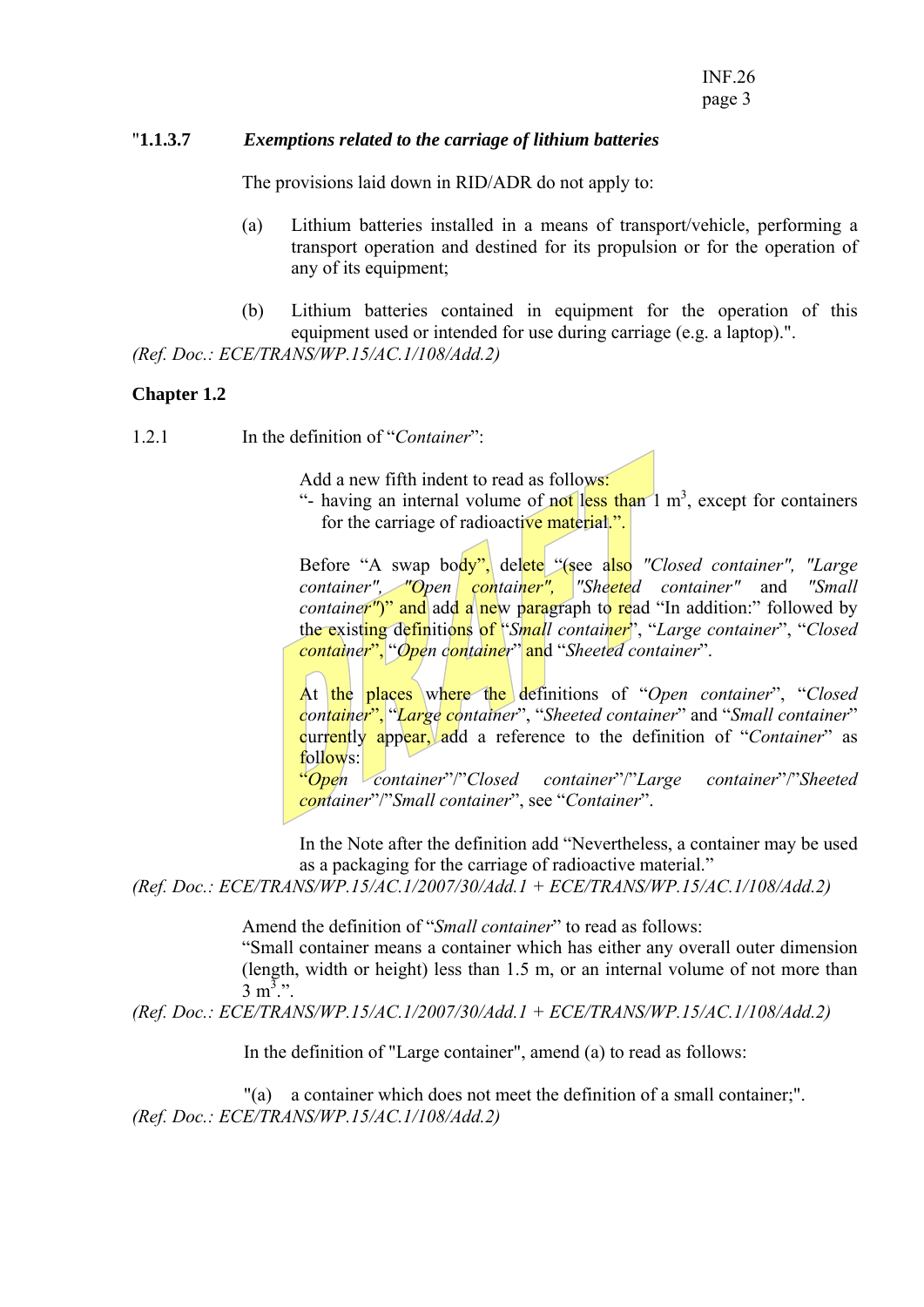"**1.1.3.7** ***Exemptions related to the carriage of lithium batteries***

The provisions laid down in RID/ADR do not apply to:

(a) Lithium batteries installed in a means of transport/vehicle, performing a transport operation and destined for its propulsion or for the operation of any of its equipment;

(b) Lithium batteries contained in equipment for the operation of this equipment used or intended for use during carriage (e.g. a laptop).".

*(Ref. Doc.: ECE/TRANS/WP.15/AC.1/108/Add.2)*

**Chapter 1.2**

1.2.1 In the definition of "*Container*":

Add a new fifth indent to read as follows:
"- having an internal volume of not less than 1 $m^3$, except for containers for the carriage of radioactive material.".

Before "A swap body", delete "(see also *"Closed container", "Large container", "Open container", "Sheeted container"* and *"Small container"*)" and add a new paragraph to read "In addition:" followed by the existing definitions of "*Small container*", "*Large container*", "*Closed container*", "*Open container*" and "*Sheeted container*".

At the places where the definitions of "*Open container*", "*Closed container*", "*Large container*", "*Sheeted container*" and "*Small container*" currently appear, add a reference to the definition of "*Container*" as follows:
"*Open container*"/"*Closed container*"/"*Large container*"/"*Sheeted container*"/"*Small container*", see "*Container*".

In the Note after the definition add "Nevertheless, a container may be used as a packaging for the carriage of radioactive material."

*(Ref. Doc.: ECE/TRANS/WP.15/AC.1/2007/30/Add.1 + ECE/TRANS/WP.15/AC.1/108/Add.2)*

Amend the definition of "*Small container*" to read as follows:
"Small container means a container which has either any overall outer dimension (length, width or height) less than 1.5 m, or an internal volume of not more than 3 $m^3$.".

*(Ref. Doc.: ECE/TRANS/WP.15/AC.1/2007/30/Add.1 + ECE/TRANS/WP.15/AC.1/108/Add.2)*

In the definition of "Large container", amend (a) to read as follows:

"(a) a container which does not meet the definition of a small container;".

*(Ref. Doc.: ECE/TRANS/WP.15/AC.1/108/Add.2)*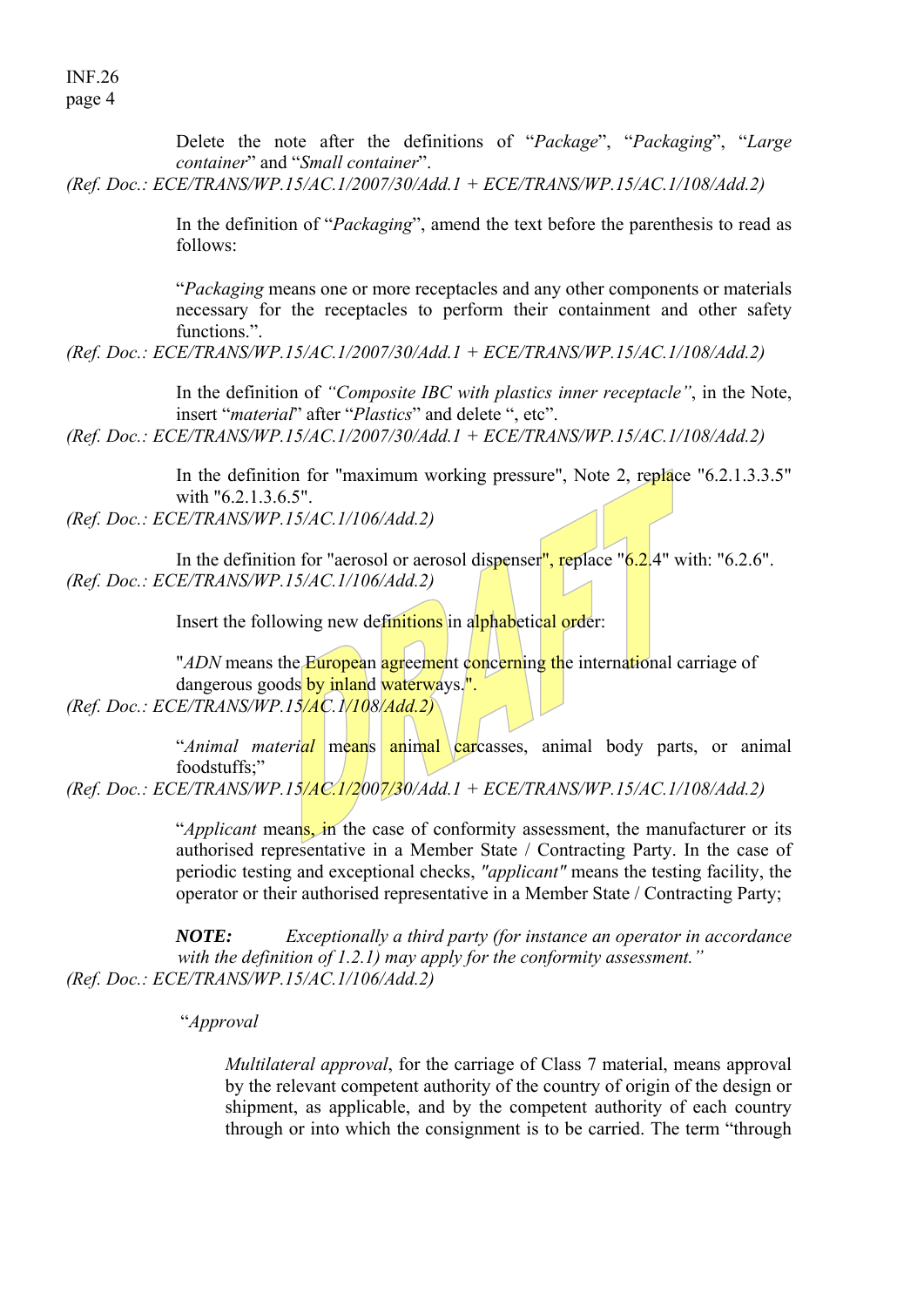Delete the note after the definitions of "*Package*", "*Packaging*", "*Large container*" and "*Small container*".

*(Ref. Doc.: ECE/TRANS/WP.15/AC.1/2007/30/Add.1 + ECE/TRANS/WP.15/AC.1/108/Add.2)*

In the definition of "*Packaging*", amend the text before the parenthesis to read as follows:

"*Packaging* means one or more receptacles and any other components or materials necessary for the receptacles to perform their containment and other safety functions.".

*(Ref. Doc.: ECE/TRANS/WP.15/AC.1/2007/30/Add.1 + ECE/TRANS/WP.15/AC.1/108/Add.2)*

In the definition of *"Composite IBC with plastics inner receptacle"*, in the Note, insert "*material*" after "*Plastics*" and delete ", etc".

*(Ref. Doc.: ECE/TRANS/WP.15/AC.1/2007/30/Add.1 + ECE/TRANS/WP.15/AC.1/108/Add.2)*

In the definition for "maximum working pressure", Note 2, replace "6.2.1.3.3.5" with "6.2.1.3.6.5".

*(Ref. Doc.: ECE/TRANS/WP.15/AC.1/106/Add.2)*

In the definition for "aerosol or aerosol dispenser", replace "6.2.4" with: "6.2.6".

*(Ref. Doc.: ECE/TRANS/WP.15/AC.1/106/Add.2)*

Insert the following new definitions in alphabetical order:

"*ADN* means the European agreement concerning the international carriage of dangerous goods by inland waterways.".

*(Ref. Doc.: ECE/TRANS/WP.15/AC.1/108/Add.2)*

"*Animal material* means animal carcasses, animal body parts, or animal foodstuffs;"

*(Ref. Doc.: ECE/TRANS/WP.15/AC.1/2007/30/Add.1 + ECE/TRANS/WP.15/AC.1/108/Add.2)*

"*Applicant* means, in the case of conformity assessment, the manufacturer or its authorised representative in a Member State / Contracting Party. In the case of periodic testing and exceptional checks, *"applicant"* means the testing facility, the operator or their authorised representative in a Member State / Contracting Party;

***NOTE:*** *Exceptionally a third party (for instance an operator in accordance with the definition of 1.2.1) may apply for the conformity assessment."*

*(Ref. Doc.: ECE/TRANS/WP.15/AC.1/106/Add.2)*

"*Approval*

*Multilateral approval*, for the carriage of Class 7 material, means approval by the relevant competent authority of the country of origin of the design or shipment, as applicable, and by the competent authority of each country through or into which the consignment is to be carried. The term "through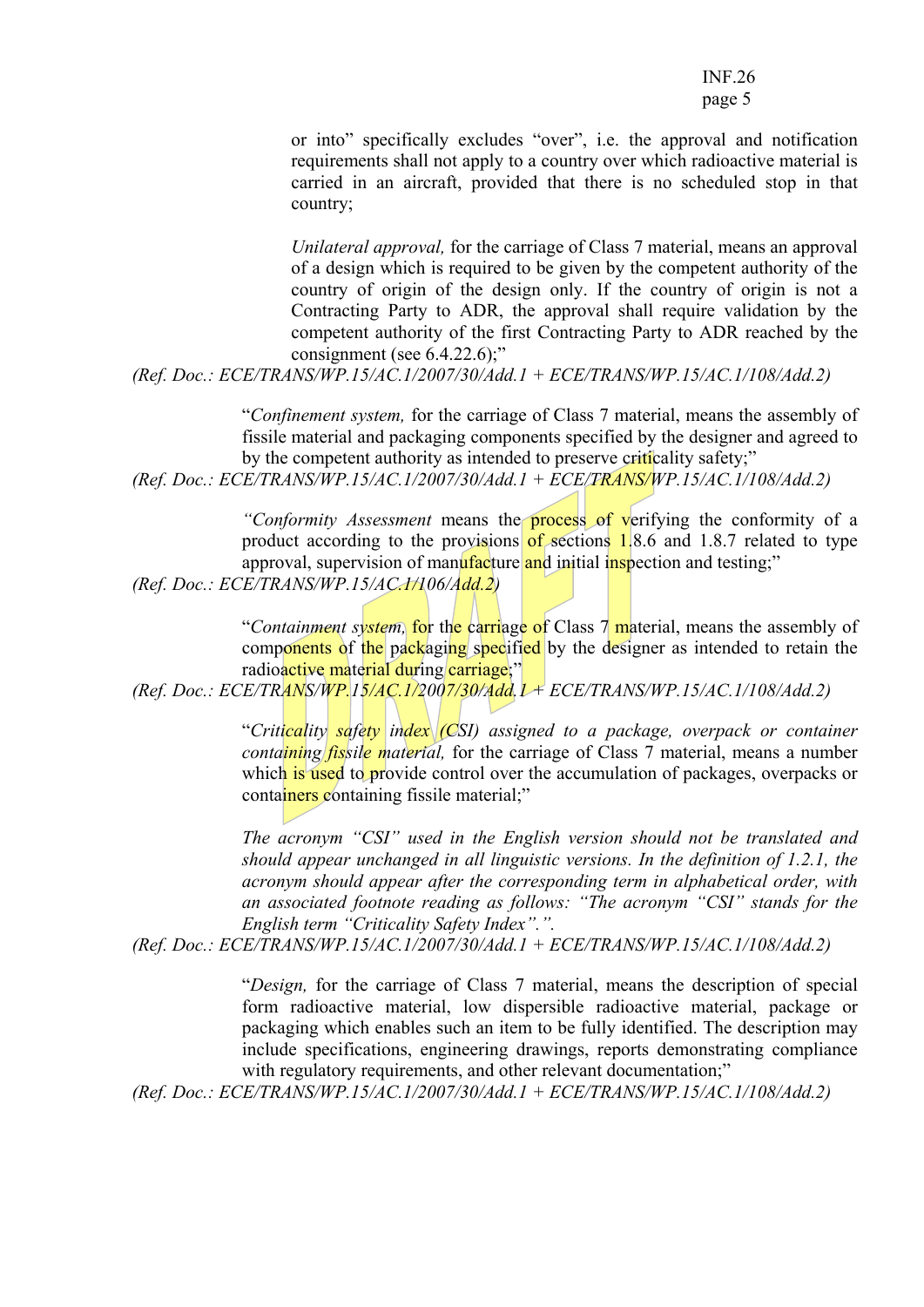or into" specifically excludes "over", i.e. the approval and notification requirements shall not apply to a country over which radioactive material is carried in an aircraft, provided that there is no scheduled stop in that country;

*Unilateral approval,* for the carriage of Class 7 material, means an approval of a design which is required to be given by the competent authority of the country of origin of the design only. If the country of origin is not a Contracting Party to ADR, the approval shall require validation by the competent authority of the first Contracting Party to ADR reached by the consignment (see 6.4.22.6);"

*(Ref. Doc.: ECE/TRANS/WP.15/AC.1/2007/30/Add.1 + ECE/TRANS/WP.15/AC.1/108/Add.2)*

"*Confinement system,* for the carriage of Class 7 material, means the assembly of fissile material and packaging components specified by the designer and agreed to by the competent authority as intended to preserve criticality safety;"

*(Ref. Doc.: ECE/TRANS/WP.15/AC.1/2007/30/Add.1 + ECE/TRANS/WP.15/AC.1/108/Add.2)*

*"Conformity Assessment* means the process of verifying the conformity of a product according to the provisions of sections 1.8.6 and 1.8.7 related to type approval, supervision of manufacture and initial inspection and testing;"

*(Ref. Doc.: ECE/TRANS/WP.15/AC.1/106/Add.2)*

"*Containment system,* for the carriage of Class 7 material, means the assembly of components of the packaging specified by the designer as intended to retain the radioactive material during carriage;"

*(Ref. Doc.: ECE/TRANS/WP.15/AC.1/2007/30/Add.1 + ECE/TRANS/WP.15/AC.1/108/Add.2)*

"*Criticality safety index (CSI) assigned to a package, overpack or container containing fissile material,* for the carriage of Class 7 material, means a number which is used to provide control over the accumulation of packages, overpacks or containers containing fissile material;"

*The acronym "CSI" used in the English version should not be translated and should appear unchanged in all linguistic versions. In the definition of 1.2.1, the acronym should appear after the corresponding term in alphabetical order, with an associated footnote reading as follows: "The acronym "CSI" stands for the English term "Criticality Safety Index".".*

*(Ref. Doc.: ECE/TRANS/WP.15/AC.1/2007/30/Add.1 + ECE/TRANS/WP.15/AC.1/108/Add.2)*

"*Design,* for the carriage of Class 7 material, means the description of special form radioactive material, low dispersible radioactive material, package or packaging which enables such an item to be fully identified. The description may include specifications, engineering drawings, reports demonstrating compliance with regulatory requirements, and other relevant documentation;"

*(Ref. Doc.: ECE/TRANS/WP.15/AC.1/2007/30/Add.1 + ECE/TRANS/WP.15/AC.1/108/Add.2)*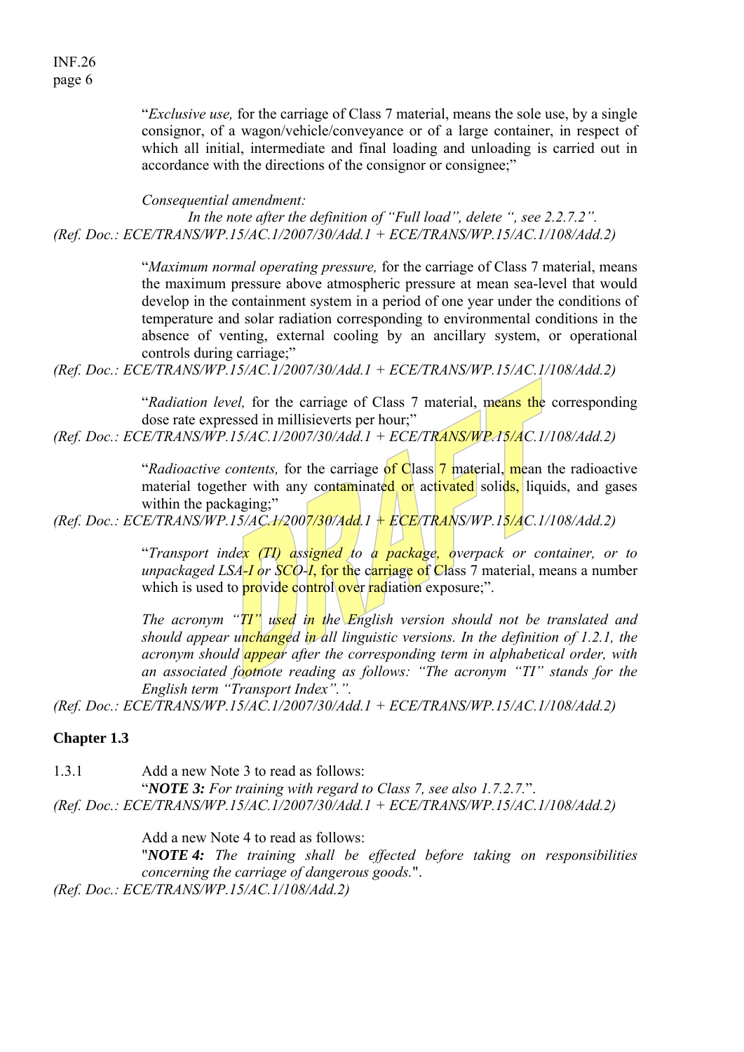"*Exclusive use,* for the carriage of Class 7 material, means the sole use, by a single consignor, of a wagon/vehicle/conveyance or of a large container, in respect of which all initial, intermediate and final loading and unloading is carried out in accordance with the directions of the consignor or consignee;"

*Consequential amendment:*

*In the note after the definition of "Full load", delete ", see 2.2.7.2".*

*(Ref. Doc.: ECE/TRANS/WP.15/AC.1/2007/30/Add.1 + ECE/TRANS/WP.15/AC.1/108/Add.2)*

"*Maximum normal operating pressure,* for the carriage of Class 7 material, means the maximum pressure above atmospheric pressure at mean sea-level that would develop in the containment system in a period of one year under the conditions of temperature and solar radiation corresponding to environmental conditions in the absence of venting, external cooling by an ancillary system, or operational controls during carriage;"

*(Ref. Doc.: ECE/TRANS/WP.15/AC.1/2007/30/Add.1 + ECE/TRANS/WP.15/AC.1/108/Add.2)*

"*Radiation level,* for the carriage of Class 7 material, means the corresponding dose rate expressed in millisieverts per hour;"

*(Ref. Doc.: ECE/TRANS/WP.15/AC.1/2007/30/Add.1 + ECE/TRANS/WP.15/AC.1/108/Add.2)*

"*Radioactive contents,* for the carriage of Class 7 material, mean the radioactive material together with any contaminated or activated solids, liquids, and gases within the packaging;"

*(Ref. Doc.: ECE/TRANS/WP.15/AC.1/2007/30/Add.1 + ECE/TRANS/WP.15/AC.1/108/Add.2)*

"*Transport index (TI) assigned to a package, overpack or container, or to unpackaged LSA-I or SCO-I*, for the carriage of Class 7 material, means a number which is used to provide control over radiation exposure;".

*The acronym "TI" used in the English version should not be translated and should appear unchanged in all linguistic versions. In the definition of 1.2.1, the acronym should appear after the corresponding term in alphabetical order, with an associated footnote reading as follows: "The acronym "TI" stands for the English term "Transport Index".".*

*(Ref. Doc.: ECE/TRANS/WP.15/AC.1/2007/30/Add.1 + ECE/TRANS/WP.15/AC.1/108/Add.2)*

## Chapter 1.3

1.3.1 Add a new Note 3 to read as follows:

"***NOTE 3:*** *For training with regard to Class 7, see also 1.7.2.7.*".

*(Ref. Doc.: ECE/TRANS/WP.15/AC.1/2007/30/Add.1 + ECE/TRANS/WP.15/AC.1/108/Add.2)*

Add a new Note 4 to read as follows:

"***NOTE 4:*** *The training shall be effected before taking on responsibilities concerning the carriage of dangerous goods.*".

*(Ref. Doc.: ECE/TRANS/WP.15/AC.1/108/Add.2)*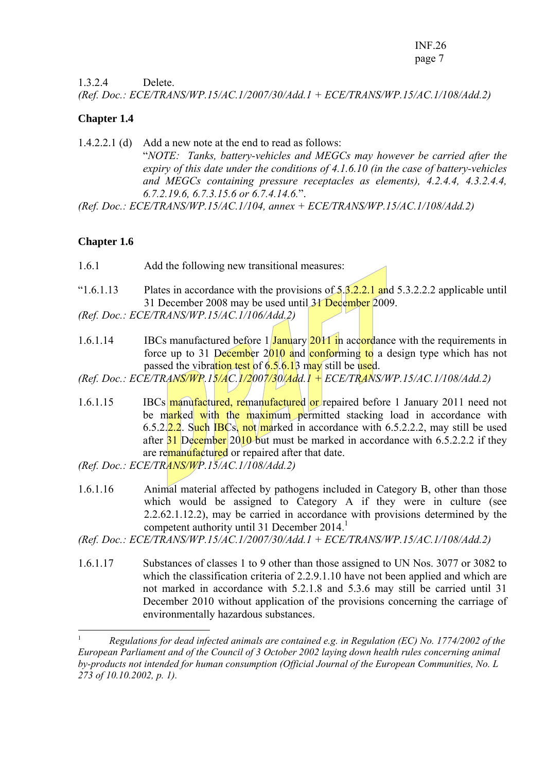1.3.2.4 Delete.

*(Ref. Doc.: ECE/TRANS/WP.15/AC.1/2007/30/Add.1 + ECE/TRANS/WP.15/AC.1/108/Add.2)*

## Chapter 1.4

1.4.2.2.1 (d) Add a new note at the end to read as follows:

"*NOTE: Tanks, battery-vehicles and MEGCs may however be carried after the expiry of this date under the conditions of 4.1.6.10 (in the case of battery-vehicles and MEGCs containing pressure receptacles as elements), 4.2.4.4, 4.3.2.4.4, 6.7.2.19.6, 6.7.3.15.6 or 6.7.4.14.6.*".

*(Ref. Doc.: ECE/TRANS/WP.15/AC.1/104, annex + ECE/TRANS/WP.15/AC.1/108/Add.2)*

## Chapter 1.6

1.6.1 Add the following new transitional measures:

"1.6.1.13 Plates in accordance with the provisions of 5.3.2.2.1 and 5.3.2.2.2 applicable until 31 December 2008 may be used until 31 December 2009.

*(Ref. Doc.: ECE/TRANS/WP.15/AC.1/106/Add.2)*

1.6.1.14 IBCs manufactured before 1 January 2011 in accordance with the requirements in force up to 31 December 2010 and conforming to a design type which has not passed the vibration test of 6.5.6.13 may still be used.

*(Ref. Doc.: ECE/TRANS/WP.15/AC.1/2007/30/Add.1 + ECE/TRANS/WP.15/AC.1/108/Add.2)*

1.6.1.15 IBCs manufactured, remanufactured or repaired before 1 January 2011 need not be marked with the maximum permitted stacking load in accordance with 6.5.2.2.2. Such IBCs, not marked in accordance with 6.5.2.2.2, may still be used after 31 December 2010 but must be marked in accordance with 6.5.2.2.2 if they are remanufactured or repaired after that date.

*(Ref. Doc.: ECE/TRANS/WP.15/AC.1/108/Add.2)*

1.6.1.16 Animal material affected by pathogens included in Category B, other than those which would be assigned to Category A if they were in culture (see 2.2.62.1.12.2), may be carried in accordance with provisions determined by the competent authority until 31 December 2014.[1]

*(Ref. Doc.: ECE/TRANS/WP.15/AC.1/2007/30/Add.1 + ECE/TRANS/WP.15/AC.1/108/Add.2)*

1.6.1.17 Substances of classes 1 to 9 other than those assigned to UN Nos. 3077 or 3082 to which the classification criteria of 2.2.9.1.10 have not been applied and which are not marked in accordance with 5.2.1.8 and 5.3.6 may still be carried until 31 December 2010 without application of the provisions concerning the carriage of environmentally hazardous substances.

---

[1] *Regulations for dead infected animals are contained e.g. in Regulation (EC) No. 1774/2002 of the European Parliament and of the Council of 3 October 2002 laying down health rules concerning animal by-products not intended for human consumption (Official Journal of the European Communities, No. L 273 of 10.10.2002, p. 1).*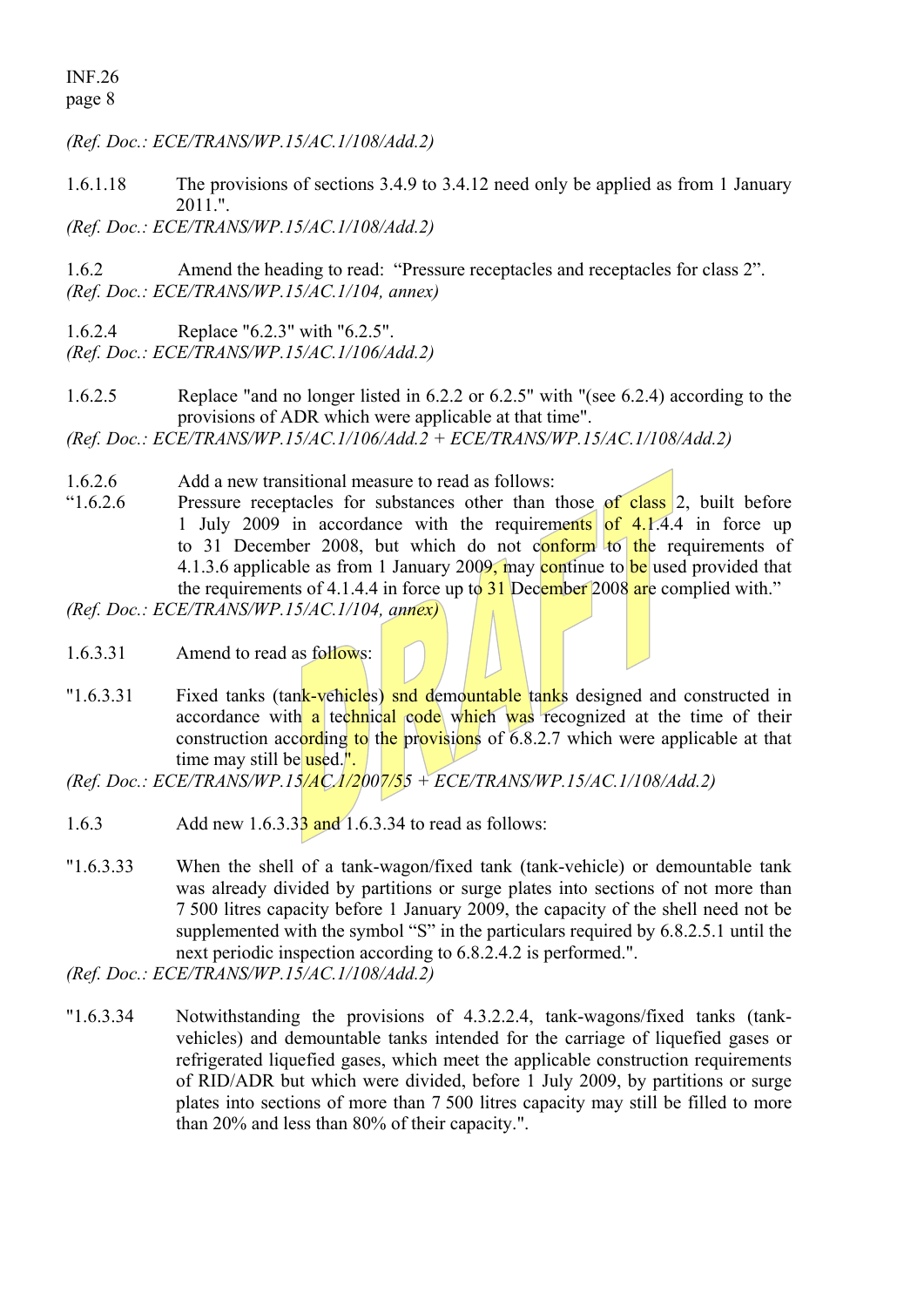*(Ref. Doc.: ECE/TRANS/WP.15/AC.1/108/Add.2)*

1.6.1.18 The provisions of sections 3.4.9 to 3.4.12 need only be applied as from 1 January 2011.".

*(Ref. Doc.: ECE/TRANS/WP.15/AC.1/108/Add.2)*

1.6.2 Amend the heading to read: "Pressure receptacles and receptacles for class 2".

*(Ref. Doc.: ECE/TRANS/WP.15/AC.1/104, annex)*

1.6.2.4 Replace "6.2.3" with "6.2.5".

*(Ref. Doc.: ECE/TRANS/WP.15/AC.1/106/Add.2)*

1.6.2.5 Replace "and no longer listed in 6.2.2 or 6.2.5" with "(see 6.2.4) according to the provisions of ADR which were applicable at that time".

*(Ref. Doc.: ECE/TRANS/WP.15/AC.1/106/Add.2 + ECE/TRANS/WP.15/AC.1/108/Add.2)*

1.6.2.6 Add a new transitional measure to read as follows:

"1.6.2.6 Pressure receptacles for substances other than those of class 2, built before 1 July 2009 in accordance with the requirements of 4.1.4.4 in force up to 31 December 2008, but which do not conform to the requirements of 4.1.3.6 applicable as from 1 January 2009, may continue to be used provided that the requirements of 4.1.4.4 in force up to 31 December 2008 are complied with."

*(Ref. Doc.: ECE/TRANS/WP.15/AC.1/104, annex)*

1.6.3.31 Amend to read as follows:

"1.6.3.31 Fixed tanks (tank-vehicles) snd demountable tanks designed and constructed in accordance with a technical code which was recognized at the time of their construction according to the provisions of 6.8.2.7 which were applicable at that time may still be used.".

*(Ref. Doc.: ECE/TRANS/WP.15/AC.1/2007/55 + ECE/TRANS/WP.15/AC.1/108/Add.2)*

1.6.3 Add new 1.6.3.33 and 1.6.3.34 to read as follows:

"1.6.3.33 When the shell of a tank-wagon/fixed tank (tank-vehicle) or demountable tank was already divided by partitions or surge plates into sections of not more than 7 500 litres capacity before 1 January 2009, the capacity of the shell need not be supplemented with the symbol "S" in the particulars required by 6.8.2.5.1 until the next periodic inspection according to 6.8.2.4.2 is performed.".

*(Ref. Doc.: ECE/TRANS/WP.15/AC.1/108/Add.2)*

"1.6.3.34 Notwithstanding the provisions of 4.3.2.2.4, tank-wagons/fixed tanks (tank-vehicles) and demountable tanks intended for the carriage of liquefied gases or refrigerated liquefied gases, which meet the applicable construction requirements of RID/ADR but which were divided, before 1 July 2009, by partitions or surge plates into sections of more than 7 500 litres capacity may still be filled to more than 20% and less than 80% of their capacity.".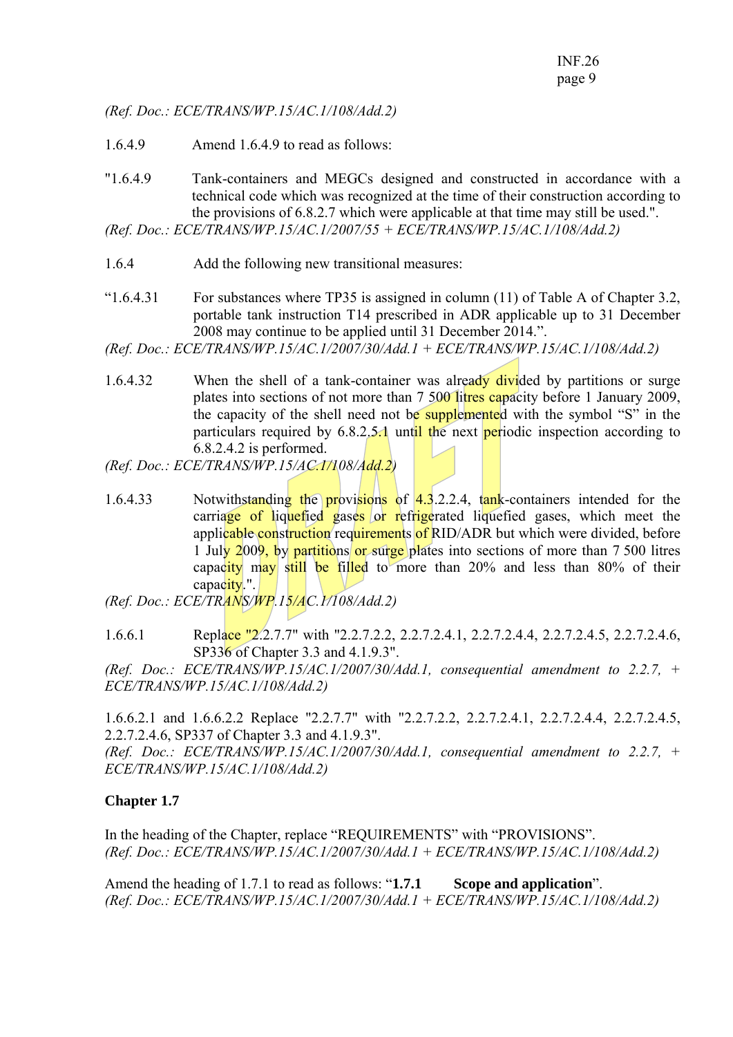*(Ref. Doc.: ECE/TRANS/WP.15/AC.1/108/Add.2)*

1.6.4.9 Amend 1.6.4.9 to read as follows:

"1.6.4.9 Tank-containers and MEGCs designed and constructed in accordance with a technical code which was recognized at the time of their construction according to the provisions of 6.8.2.7 which were applicable at that time may still be used.".

*(Ref. Doc.: ECE/TRANS/WP.15/AC.1/2007/55 + ECE/TRANS/WP.15/AC.1/108/Add.2)*

1.6.4 Add the following new transitional measures:

"1.6.4.31 For substances where TP35 is assigned in column (11) of Table A of Chapter 3.2, portable tank instruction T14 prescribed in ADR applicable up to 31 December 2008 may continue to be applied until 31 December 2014.".

*(Ref. Doc.: ECE/TRANS/WP.15/AC.1/2007/30/Add.1 + ECE/TRANS/WP.15/AC.1/108/Add.2)*

1.6.4.32 When the shell of a tank-container was already divided by partitions or surge plates into sections of not more than 7 500 litres capacity before 1 January 2009, the capacity of the shell need not be supplemented with the symbol "S" in the particulars required by 6.8.2.5.1 until the next periodic inspection according to 6.8.2.4.2 is performed.

*(Ref. Doc.: ECE/TRANS/WP.15/AC.1/108/Add.2)*

1.6.4.33 Notwithstanding the provisions of 4.3.2.2.4, tank-containers intended for the carriage of liquefied gases or refrigerated liquefied gases, which meet the applicable construction requirements of RID/ADR but which were divided, before 1 July 2009, by partitions or surge plates into sections of more than 7 500 litres capacity may still be filled to more than 20% and less than 80% of their capacity.".

*(Ref. Doc.: ECE/TRANS/WP.15/AC.1/108/Add.2)*

1.6.6.1 Replace "2.2.7.7" with "2.2.7.2.2, 2.2.7.2.4.1, 2.2.7.2.4.4, 2.2.7.2.4.5, 2.2.7.2.4.6, SP336 of Chapter 3.3 and 4.1.9.3".

*(Ref. Doc.: ECE/TRANS/WP.15/AC.1/2007/30/Add.1, consequential amendment to 2.2.7, + ECE/TRANS/WP.15/AC.1/108/Add.2)*

1.6.6.2.1 and 1.6.6.2.2 Replace "2.2.7.7" with "2.2.7.2.2, 2.2.7.2.4.1, 2.2.7.2.4.4, 2.2.7.2.4.5, 2.2.7.2.4.6, SP337 of Chapter 3.3 and 4.1.9.3".

*(Ref. Doc.: ECE/TRANS/WP.15/AC.1/2007/30/Add.1, consequential amendment to 2.2.7, + ECE/TRANS/WP.15/AC.1/108/Add.2)*

## Chapter 1.7

In the heading of the Chapter, replace "REQUIREMENTS" with "PROVISIONS".

*(Ref. Doc.: ECE/TRANS/WP.15/AC.1/2007/30/Add.1 + ECE/TRANS/WP.15/AC.1/108/Add.2)*

Amend the heading of 1.7.1 to read as follows: "**1.7.1 Scope and application**".

*(Ref. Doc.: ECE/TRANS/WP.15/AC.1/2007/30/Add.1 + ECE/TRANS/WP.15/AC.1/108/Add.2)*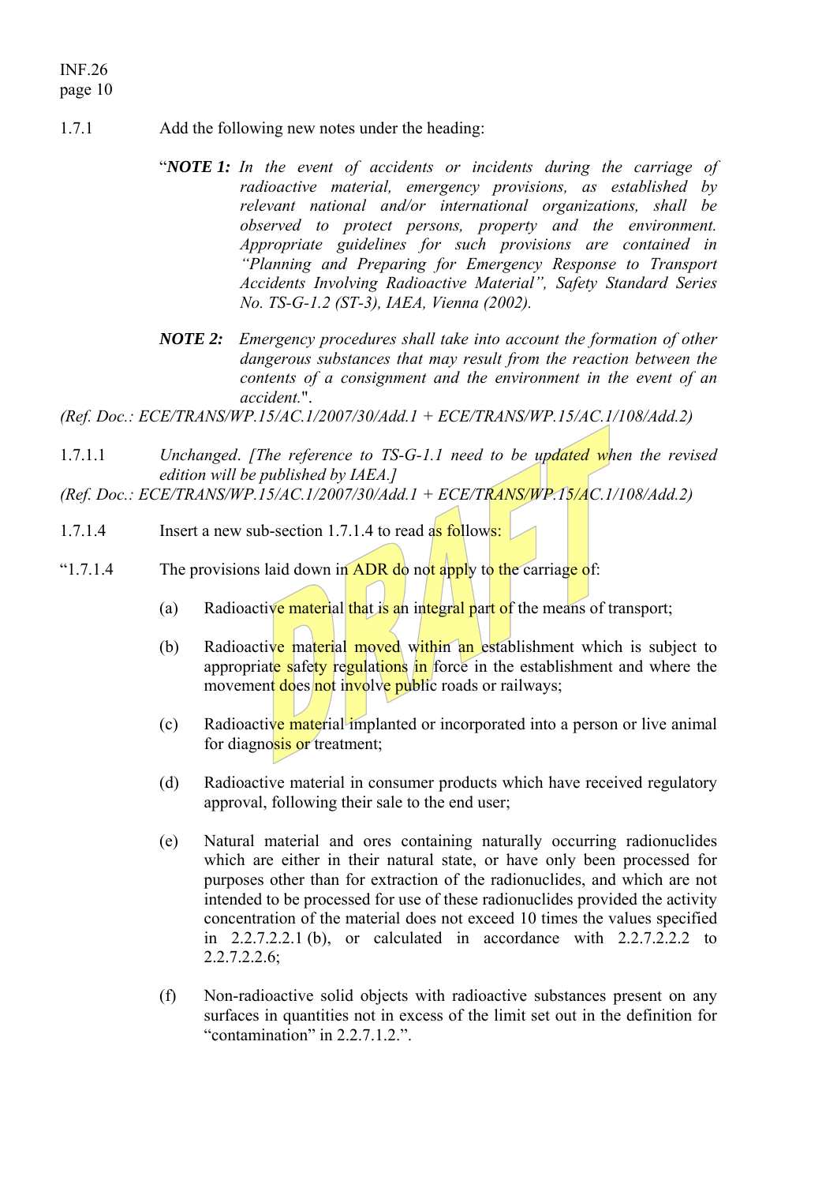1.7.1 Add the following new notes under the heading:

"***NOTE 1:*** *In the event of accidents or incidents during the carriage of radioactive material, emergency provisions, as established by relevant national and/or international organizations, shall be observed to protect persons, property and the environment. Appropriate guidelines for such provisions are contained in "Planning and Preparing for Emergency Response to Transport Accidents Involving Radioactive Material", Safety Standard Series No. TS-G-1.2 (ST-3), IAEA, Vienna (2002).*

***NOTE 2:*** *Emergency procedures shall take into account the formation of other dangerous substances that may result from the reaction between the contents of a consignment and the environment in the event of an accident.*".

*(Ref. Doc.: ECE/TRANS/WP.15/AC.1/2007/30/Add.1 + ECE/TRANS/WP.15/AC.1/108/Add.2)*

1.7.1.1 *Unchanged. [The reference to TS-G-1.1 need to be updated when the revised edition will be published by IAEA.]*

*(Ref. Doc.: ECE/TRANS/WP.15/AC.1/2007/30/Add.1 + ECE/TRANS/WP.15/AC.1/108/Add.2)*

1.7.1.4 Insert a new sub-section 1.7.1.4 to read as follows:

"1.7.1.4 The provisions laid down in ADR do not apply to the carriage of:

(a) Radioactive material that is an integral part of the means of transport;

(b) Radioactive material moved within an establishment which is subject to appropriate safety regulations in force in the establishment and where the movement does not involve public roads or railways;

(c) Radioactive material implanted or incorporated into a person or live animal for diagnosis or treatment;

(d) Radioactive material in consumer products which have received regulatory approval, following their sale to the end user;

(e) Natural material and ores containing naturally occurring radionuclides which are either in their natural state, or have only been processed for purposes other than for extraction of the radionuclides, and which are not intended to be processed for use of these radionuclides provided the activity concentration of the material does not exceed 10 times the values specified in 2.2.7.2.2.1 (b), or calculated in accordance with 2.2.7.2.2.2 to 2.2.7.2.2.6;

(f) Non-radioactive solid objects with radioactive substances present on any surfaces in quantities not in excess of the limit set out in the definition for "contamination" in 2.2.7.1.2.".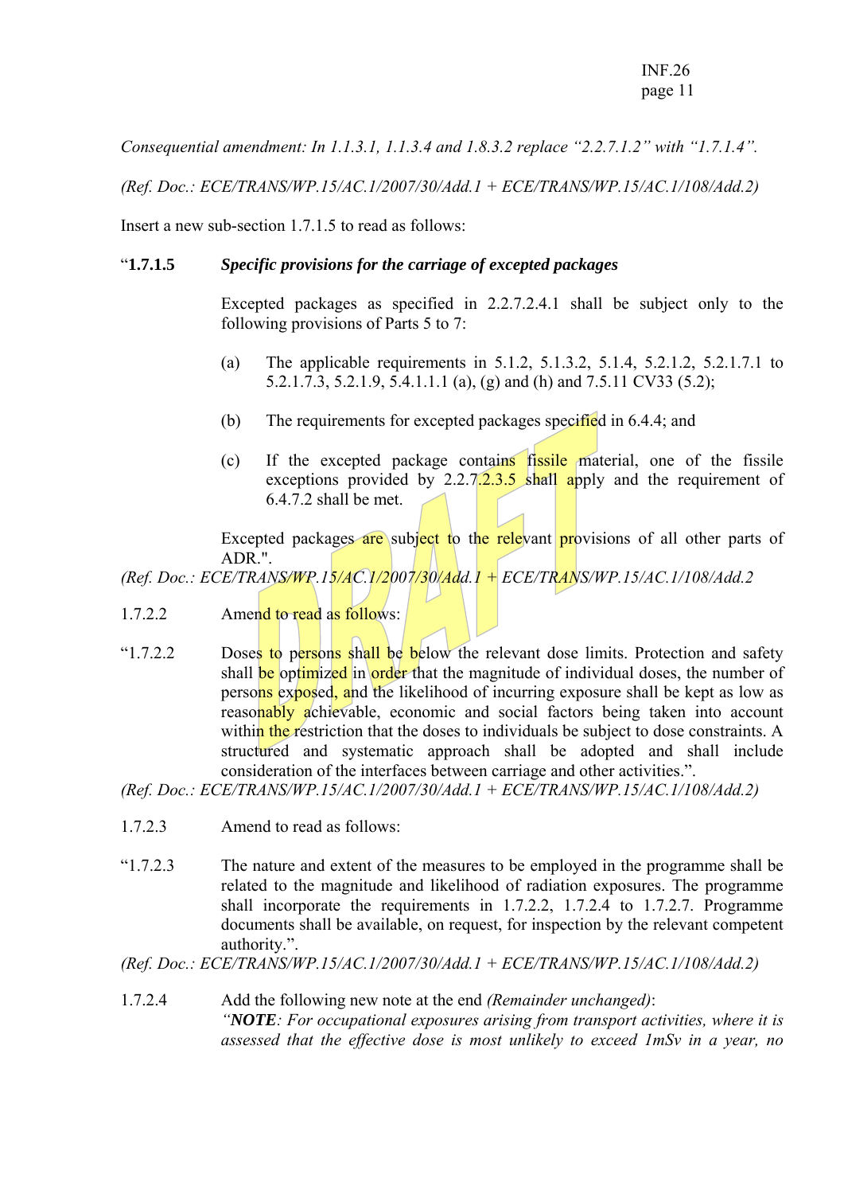*Consequential amendment: In 1.1.3.1, 1.1.3.4 and 1.8.3.2 replace "2.2.7.1.2" with "1.7.1.4".*

*(Ref. Doc.: ECE/TRANS/WP.15/AC.1/2007/30/Add.1 + ECE/TRANS/WP.15/AC.1/108/Add.2)*

Insert a new sub-section 1.7.1.5 to read as follows:

"**1.7.1.5** ***Specific provisions for the carriage of excepted packages***

Excepted packages as specified in 2.2.7.2.4.1 shall be subject only to the following provisions of Parts 5 to 7:

(a) The applicable requirements in 5.1.2, 5.1.3.2, 5.1.4, 5.2.1.2, 5.2.1.7.1 to 5.2.1.7.3, 5.2.1.9, 5.4.1.1.1 (a), (g) and (h) and 7.5.11 CV33 (5.2);

(b) The requirements for excepted packages specified in 6.4.4; and

(c) If the excepted package contains fissile material, one of the fissile exceptions provided by 2.2.7.2.3.5 shall apply and the requirement of 6.4.7.2 shall be met.

Excepted packages are subject to the relevant provisions of all other parts of ADR.".

*(Ref. Doc.: ECE/TRANS/WP.15/AC.1/2007/30/Add.1 + ECE/TRANS/WP.15/AC.1/108/Add.2*

1.7.2.2 Amend to read as follows:

"1.7.2.2 Doses to persons shall be below the relevant dose limits. Protection and safety shall be optimized in order that the magnitude of individual doses, the number of persons exposed, and the likelihood of incurring exposure shall be kept as low as reasonably achievable, economic and social factors being taken into account within the restriction that the doses to individuals be subject to dose constraints. A structured and systematic approach shall be adopted and shall include consideration of the interfaces between carriage and other activities.".

*(Ref. Doc.: ECE/TRANS/WP.15/AC.1/2007/30/Add.1 + ECE/TRANS/WP.15/AC.1/108/Add.2)*

1.7.2.3 Amend to read as follows:

"1.7.2.3 The nature and extent of the measures to be employed in the programme shall be related to the magnitude and likelihood of radiation exposures. The programme shall incorporate the requirements in 1.7.2.2, 1.7.2.4 to 1.7.2.7. Programme documents shall be available, on request, for inspection by the relevant competent authority.".

*(Ref. Doc.: ECE/TRANS/WP.15/AC.1/2007/30/Add.1 + ECE/TRANS/WP.15/AC.1/108/Add.2)*

1.7.2.4 Add the following new note at the end *(Remainder unchanged)*:
*"**NOTE**: For occupational exposures arising from transport activities, where it is assessed that the effective dose is most unlikely to exceed 1mSv in a year, no*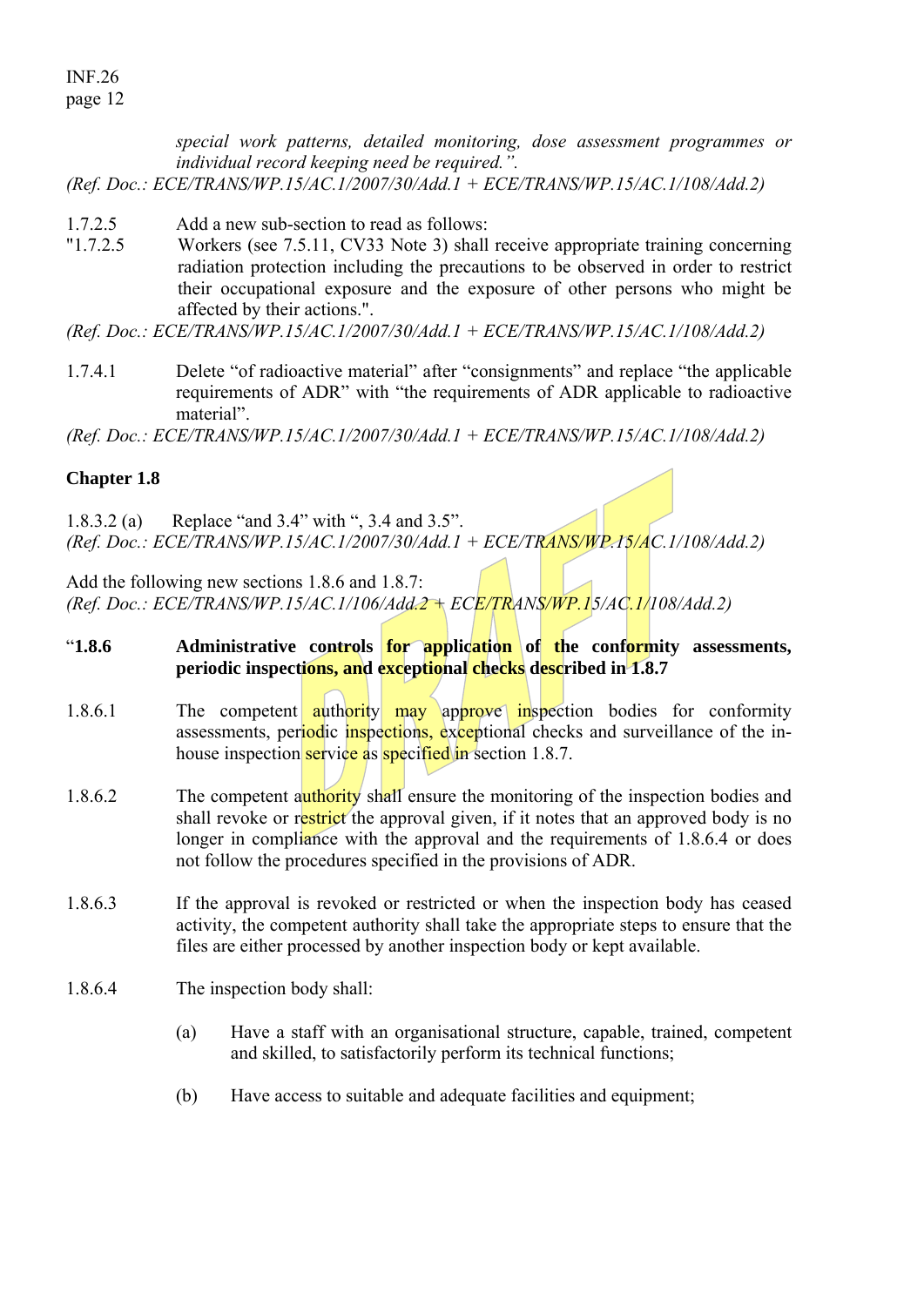*special work patterns, detailed monitoring, dose assessment programmes or individual record keeping need be required.".*

*(Ref. Doc.: ECE/TRANS/WP.15/AC.1/2007/30/Add.1 + ECE/TRANS/WP.15/AC.1/108/Add.2)*

1.7.2.5 Add a new sub-section to read as follows:

"1.7.2.5 Workers (see 7.5.11, CV33 Note 3) shall receive appropriate training concerning radiation protection including the precautions to be observed in order to restrict their occupational exposure and the exposure of other persons who might be affected by their actions.".

*(Ref. Doc.: ECE/TRANS/WP.15/AC.1/2007/30/Add.1 + ECE/TRANS/WP.15/AC.1/108/Add.2)*

1.7.4.1 Delete "of radioactive material" after "consignments" and replace "the applicable requirements of ADR" with "the requirements of ADR applicable to radioactive material".

*(Ref. Doc.: ECE/TRANS/WP.15/AC.1/2007/30/Add.1 + ECE/TRANS/WP.15/AC.1/108/Add.2)*

**Chapter 1.8**

1.8.3.2 (a) Replace "and 3.4" with ", 3.4 and 3.5".

*(Ref. Doc.: ECE/TRANS/WP.15/AC.1/2007/30/Add.1 + ECE/TRANS/WP.15/AC.1/108/Add.2)*

Add the following new sections 1.8.6 and 1.8.7:

*(Ref. Doc.: ECE/TRANS/WP.15/AC.1/106/Add.2 + ECE/TRANS/WP.15/AC.1/108/Add.2)*

"**1.8.6 Administrative controls for application of the conformity assessments, periodic inspections, and exceptional checks described in 1.8.7**

1.8.6.1 The competent authority may approve inspection bodies for conformity assessments, periodic inspections, exceptional checks and surveillance of the in-house inspection service as specified in section 1.8.7.

1.8.6.2 The competent authority shall ensure the monitoring of the inspection bodies and shall revoke or restrict the approval given, if it notes that an approved body is no longer in compliance with the approval and the requirements of 1.8.6.4 or does not follow the procedures specified in the provisions of ADR.

1.8.6.3 If the approval is revoked or restricted or when the inspection body has ceased activity, the competent authority shall take the appropriate steps to ensure that the files are either processed by another inspection body or kept available.

1.8.6.4 The inspection body shall:

(a) Have a staff with an organisational structure, capable, trained, competent and skilled, to satisfactorily perform its technical functions;

(b) Have access to suitable and adequate facilities and equipment;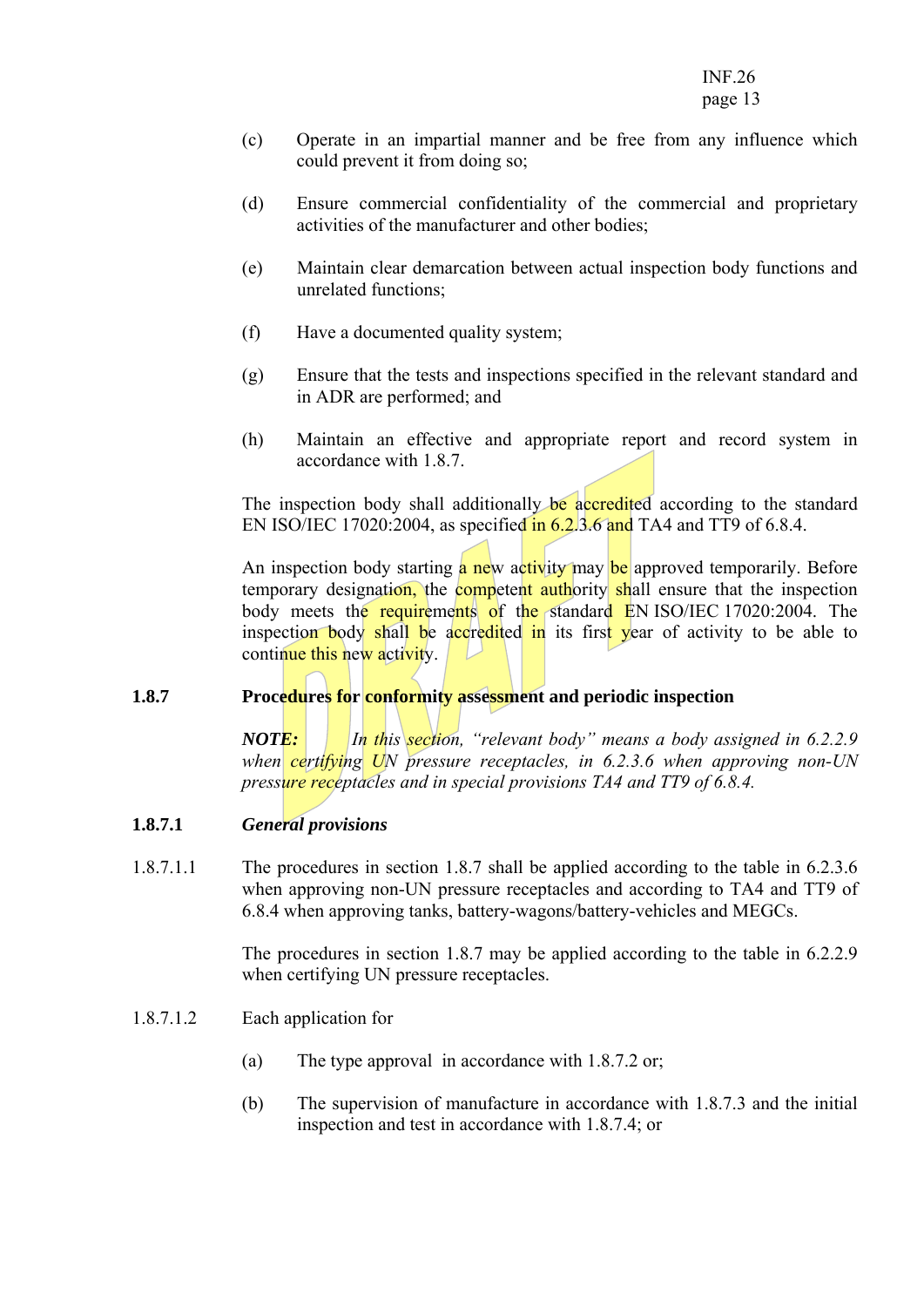(c) Operate in an impartial manner and be free from any influence which could prevent it from doing so;

(d) Ensure commercial confidentiality of the commercial and proprietary activities of the manufacturer and other bodies;

(e) Maintain clear demarcation between actual inspection body functions and unrelated functions;

(f) Have a documented quality system;

(g) Ensure that the tests and inspections specified in the relevant standard and in ADR are performed; and

(h) Maintain an effective and appropriate report and record system in accordance with 1.8.7.

The inspection body shall additionally be accredited according to the standard EN ISO/IEC 17020:2004, as specified in 6.2.3.6 and TA4 and TT9 of 6.8.4.

An inspection body starting a new activity may be approved temporarily. Before temporary designation, the competent authority shall ensure that the inspection body meets the requirements of the standard EN ISO/IEC 17020:2004. The inspection body shall be accredited in its first year of activity to be able to continue this new activity.

## 1.8.7 Procedures for conformity assessment and periodic inspection

***NOTE:*** *In this section, "relevant body" means a body assigned in 6.2.2.9 when certifying UN pressure receptacles, in 6.2.3.6 when approving non-UN pressure receptacles and in special provisions TA4 and TT9 of 6.8.4.*

### 1.8.7.1 *General provisions*

1.8.7.1.1 The procedures in section 1.8.7 shall be applied according to the table in 6.2.3.6 when approving non-UN pressure receptacles and according to TA4 and TT9 of 6.8.4 when approving tanks, battery-wagons/battery-vehicles and MEGCs.

The procedures in section 1.8.7 may be applied according to the table in 6.2.2.9 when certifying UN pressure receptacles.

1.8.7.1.2 Each application for

(a) The type approval in accordance with 1.8.7.2 or;

(b) The supervision of manufacture in accordance with 1.8.7.3 and the initial inspection and test in accordance with 1.8.7.4; or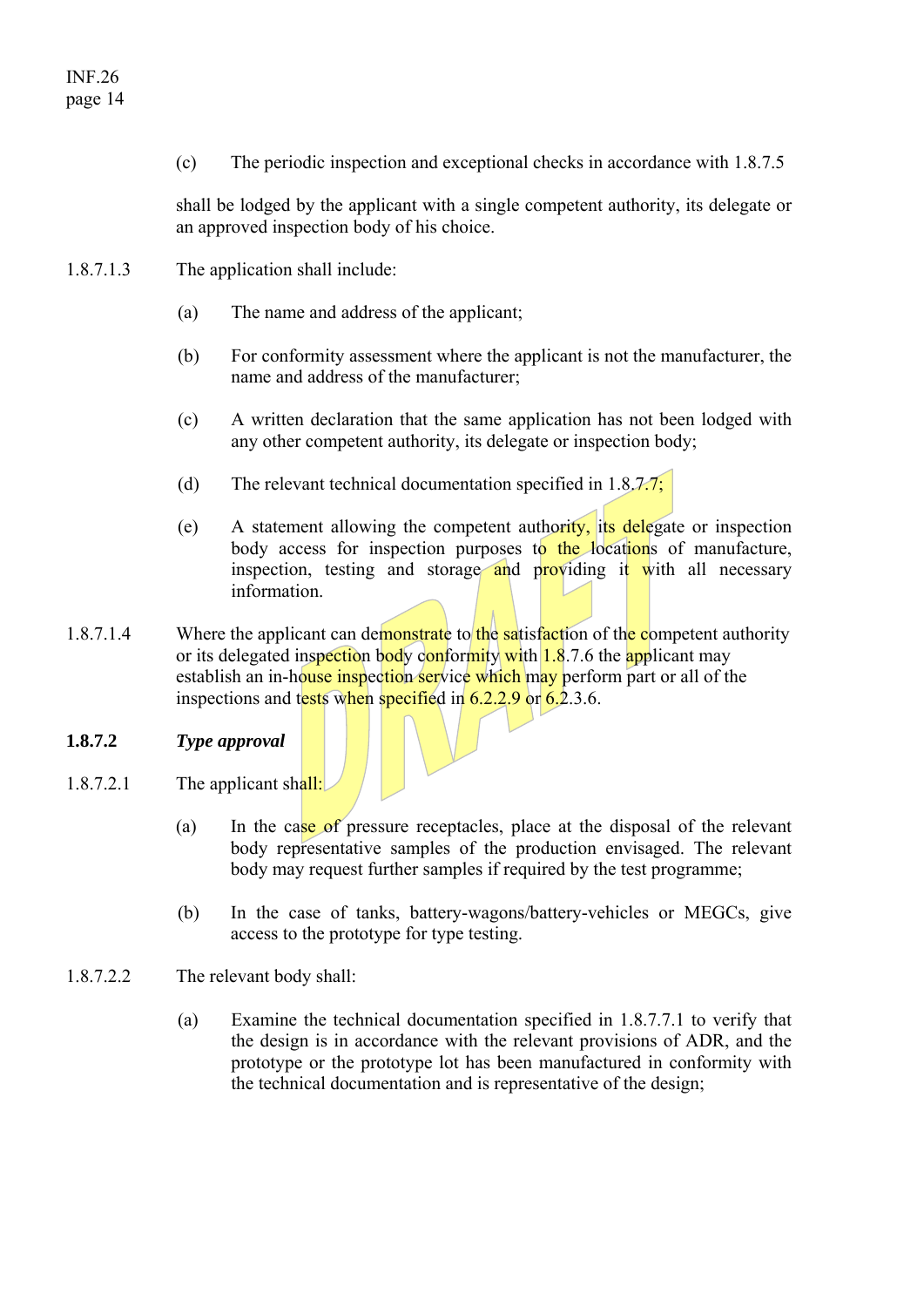(c) The periodic inspection and exceptional checks in accordance with 1.8.7.5

shall be lodged by the applicant with a single competent authority, its delegate or an approved inspection body of his choice.

1.8.7.1.3 The application shall include:

(a) The name and address of the applicant;

(b) For conformity assessment where the applicant is not the manufacturer, the name and address of the manufacturer;

(c) A written declaration that the same application has not been lodged with any other competent authority, its delegate or inspection body;

(d) The relevant technical documentation specified in 1.8.7.7;

(e) A statement allowing the competent authority, its delegate or inspection body access for inspection purposes to the locations of manufacture, inspection, testing and storage and providing it with all necessary information.

1.8.7.1.4 Where the applicant can demonstrate to the satisfaction of the competent authority or its delegated inspection body conformity with 1.8.7.6 the applicant may establish an in-house inspection service which may perform part or all of the inspections and tests when specified in 6.2.2.9 or 6.2.3.6.

**1.8.7.2** ***Type approval***

1.8.7.2.1 The applicant shall:

(a) In the case of pressure receptacles, place at the disposal of the relevant body representative samples of the production envisaged. The relevant body may request further samples if required by the test programme;

(b) In the case of tanks, battery-wagons/battery-vehicles or MEGCs, give access to the prototype for type testing.

1.8.7.2.2 The relevant body shall:

(a) Examine the technical documentation specified in 1.8.7.7.1 to verify that the design is in accordance with the relevant provisions of ADR, and the prototype or the prototype lot has been manufactured in conformity with the technical documentation and is representative of the design;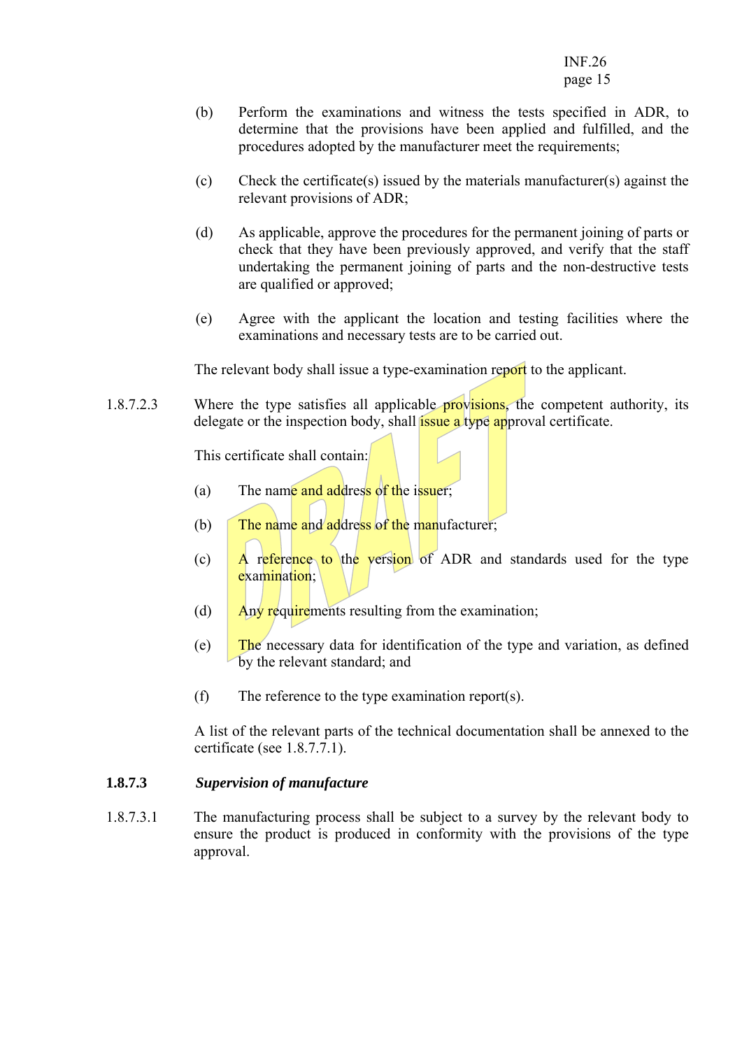(b) Perform the examinations and witness the tests specified in ADR, to determine that the provisions have been applied and fulfilled, and the procedures adopted by the manufacturer meet the requirements;

(c) Check the certificate(s) issued by the materials manufacturer(s) against the relevant provisions of ADR;

(d) As applicable, approve the procedures for the permanent joining of parts or check that they have been previously approved, and verify that the staff undertaking the permanent joining of parts and the non-destructive tests are qualified or approved;

(e) Agree with the applicant the location and testing facilities where the examinations and necessary tests are to be carried out.

The relevant body shall issue a type-examination report to the applicant.

1.8.7.2.3 Where the type satisfies all applicable provisions, the competent authority, its delegate or the inspection body, shall issue a type approval certificate.

This certificate shall contain:

(a) The name and address of the issuer;

(b) The name and address of the manufacturer;

(c) A reference to the version of ADR and standards used for the type examination;

(d) Any requirements resulting from the examination;

(e) The necessary data for identification of the type and variation, as defined by the relevant standard; and

(f) The reference to the type examination report(s).

A list of the relevant parts of the technical documentation shall be annexed to the certificate (see 1.8.7.7.1).

**1.8.7.3** ***Supervision of manufacture***

1.8.7.3.1 The manufacturing process shall be subject to a survey by the relevant body to ensure the product is produced in conformity with the provisions of the type approval.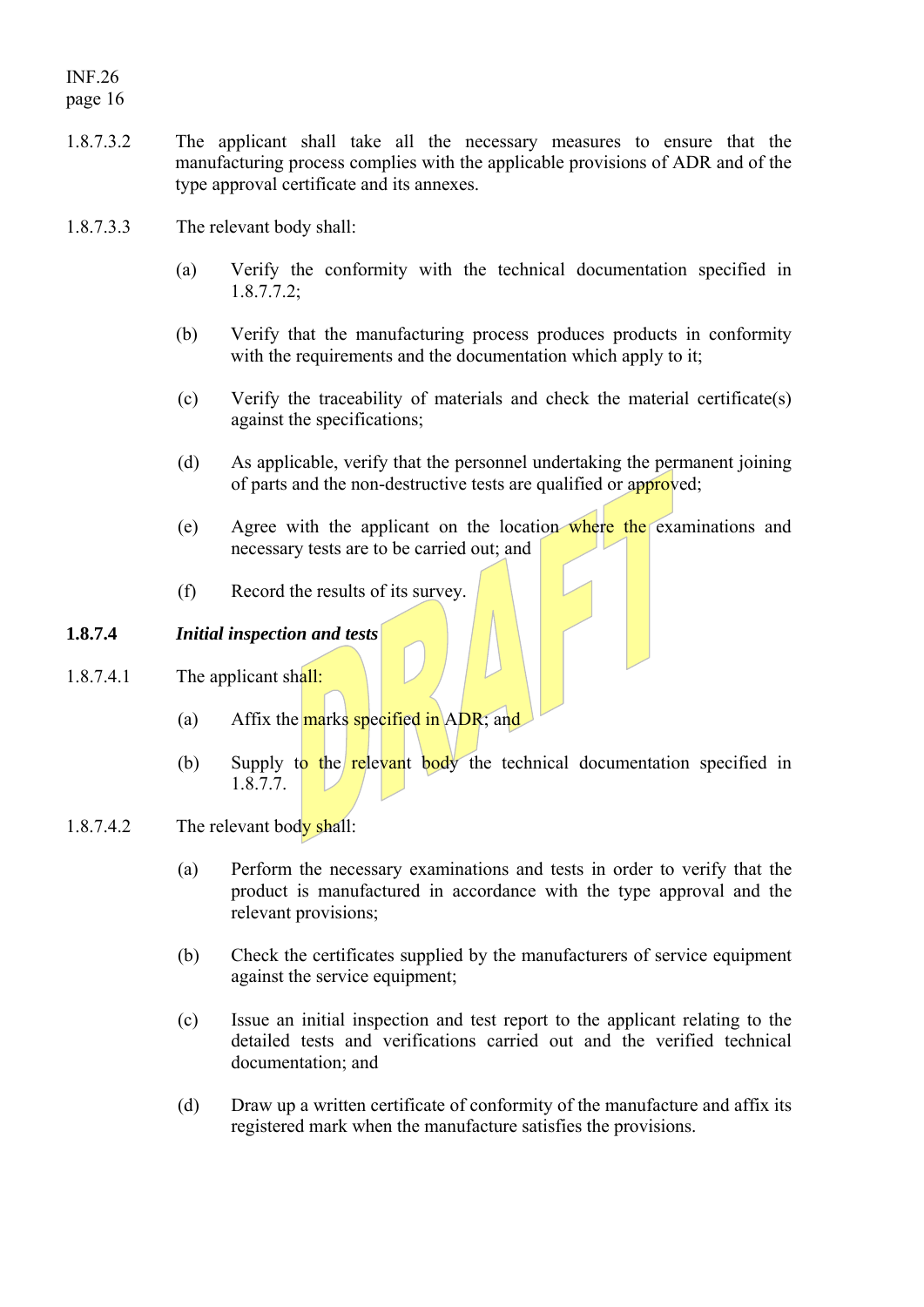1.8.7.3.2 The applicant shall take all the necessary measures to ensure that the manufacturing process complies with the applicable provisions of ADR and of the type approval certificate and its annexes.

1.8.7.3.3 The relevant body shall:

(a) Verify the conformity with the technical documentation specified in 1.8.7.7.2;

(b) Verify that the manufacturing process produces products in conformity with the requirements and the documentation which apply to it;

(c) Verify the traceability of materials and check the material certificate(s) against the specifications;

(d) As applicable, verify that the personnel undertaking the permanent joining of parts and the non-destructive tests are qualified or approved;

(e) Agree with the applicant on the location where the examinations and necessary tests are to be carried out; and

(f) Record the results of its survey.

**1.8.7.4** ***Initial inspection and tests***

1.8.7.4.1 The applicant shall:

(a) Affix the marks specified in ADR; and

(b) Supply to the relevant body the technical documentation specified in 1.8.7.7.

1.8.7.4.2 The relevant body shall:

(a) Perform the necessary examinations and tests in order to verify that the product is manufactured in accordance with the type approval and the relevant provisions;

(b) Check the certificates supplied by the manufacturers of service equipment against the service equipment;

(c) Issue an initial inspection and test report to the applicant relating to the detailed tests and verifications carried out and the verified technical documentation; and

(d) Draw up a written certificate of conformity of the manufacture and affix its registered mark when the manufacture satisfies the provisions.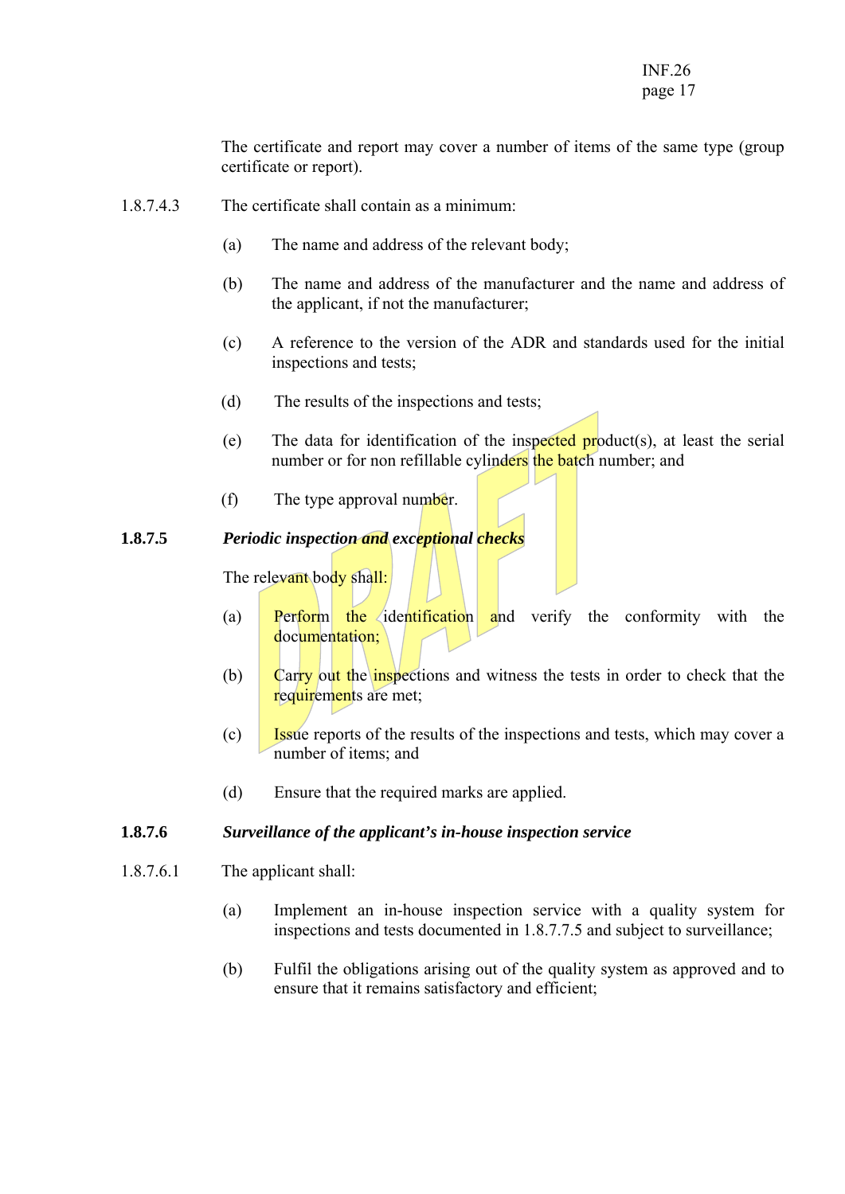The certificate and report may cover a number of items of the same type (group certificate or report).

1.8.7.4.3 The certificate shall contain as a minimum:

(a) The name and address of the relevant body;

(b) The name and address of the manufacturer and the name and address of the applicant, if not the manufacturer;

(c) A reference to the version of the ADR and standards used for the initial inspections and tests;

(d) The results of the inspections and tests;

(e) The data for identification of the inspected product(s), at least the serial number or for non refillable cylinders the batch number; and

(f) The type approval number.

### 1.8.7.5 *Periodic inspection and exceptional checks*

The relevant body shall:

(a) Perform the identification and verify the conformity with the documentation;

(b) Carry out the inspections and witness the tests in order to check that the requirements are met;

(c) Issue reports of the results of the inspections and tests, which may cover a number of items; and

(d) Ensure that the required marks are applied.

### 1.8.7.6 *Surveillance of the applicant's in-house inspection service*

1.8.7.6.1 The applicant shall:

(a) Implement an in-house inspection service with a quality system for inspections and tests documented in 1.8.7.7.5 and subject to surveillance;

(b) Fulfil the obligations arising out of the quality system as approved and to ensure that it remains satisfactory and efficient;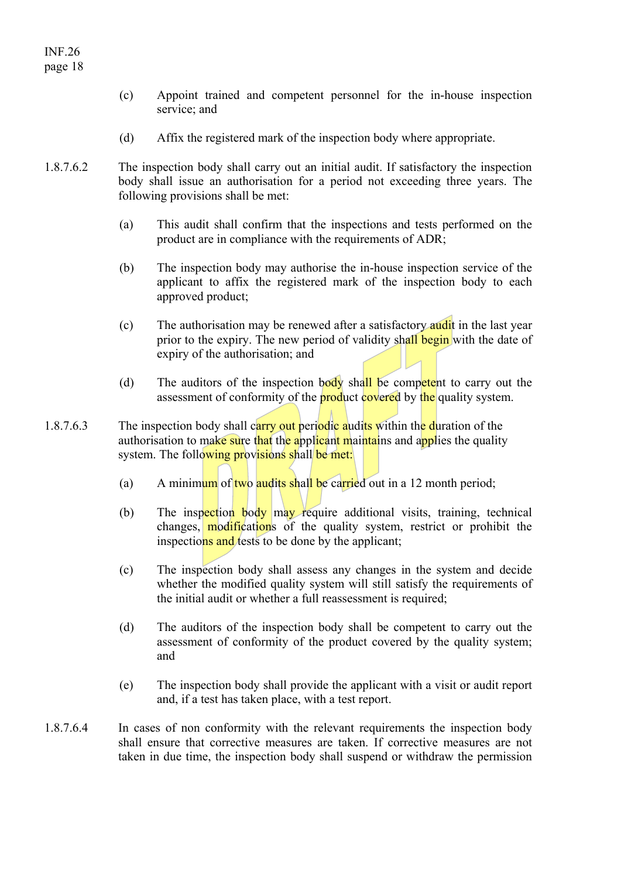(c) Appoint trained and competent personnel for the in-house inspection service; and

(d) Affix the registered mark of the inspection body where appropriate.

1.8.7.6.2 The inspection body shall carry out an initial audit. If satisfactory the inspection body shall issue an authorisation for a period not exceeding three years. The following provisions shall be met:

(a) This audit shall confirm that the inspections and tests performed on the product are in compliance with the requirements of ADR;

(b) The inspection body may authorise the in-house inspection service of the applicant to affix the registered mark of the inspection body to each approved product;

(c) The authorisation may be renewed after a satisfactory audit in the last year prior to the expiry. The new period of validity shall begin with the date of expiry of the authorisation; and

(d) The auditors of the inspection body shall be competent to carry out the assessment of conformity of the product covered by the quality system.

1.8.7.6.3 The inspection body shall carry out periodic audits within the duration of the authorisation to make sure that the applicant maintains and applies the quality system. The following provisions shall be met:

(a) A minimum of two audits shall be carried out in a 12 month period;

(b) The inspection body may require additional visits, training, technical changes, modifications of the quality system, restrict or prohibit the inspections and tests to be done by the applicant;

(c) The inspection body shall assess any changes in the system and decide whether the modified quality system will still satisfy the requirements of the initial audit or whether a full reassessment is required;

(d) The auditors of the inspection body shall be competent to carry out the assessment of conformity of the product covered by the quality system; and

(e) The inspection body shall provide the applicant with a visit or audit report and, if a test has taken place, with a test report.

1.8.7.6.4 In cases of non conformity with the relevant requirements the inspection body shall ensure that corrective measures are taken. If corrective measures are not taken in due time, the inspection body shall suspend or withdraw the permission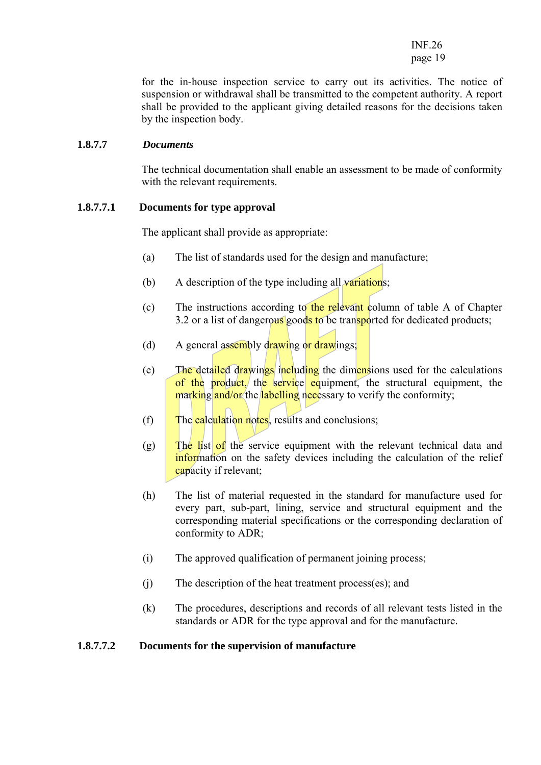for the in-house inspection service to carry out its activities. The notice of suspension or withdrawal shall be transmitted to the competent authority. A report shall be provided to the applicant giving detailed reasons for the decisions taken by the inspection body.

### 1.8.7.7 *Documents*

The technical documentation shall enable an assessment to be made of conformity with the relevant requirements.

### 1.8.7.7.1 Documents for type approval

The applicant shall provide as appropriate:

(a) The list of standards used for the design and manufacture;

(b) A description of the type including all variations;

(c) The instructions according to the relevant column of table A of Chapter 3.2 or a list of dangerous goods to be transported for dedicated products;

(d) A general assembly drawing or drawings;

(e) The detailed drawings including the dimensions used for the calculations of the product, the service equipment, the structural equipment, the marking and/or the labelling necessary to verify the conformity;

(f) The calculation notes, results and conclusions;

(g) The list of the service equipment with the relevant technical data and information on the safety devices including the calculation of the relief capacity if relevant;

(h) The list of material requested in the standard for manufacture used for every part, sub-part, lining, service and structural equipment and the corresponding material specifications or the corresponding declaration of conformity to ADR;

(i) The approved qualification of permanent joining process;

(j) The description of the heat treatment process(es); and

(k) The procedures, descriptions and records of all relevant tests listed in the standards or ADR for the type approval and for the manufacture.

### 1.8.7.7.2 Documents for the supervision of manufacture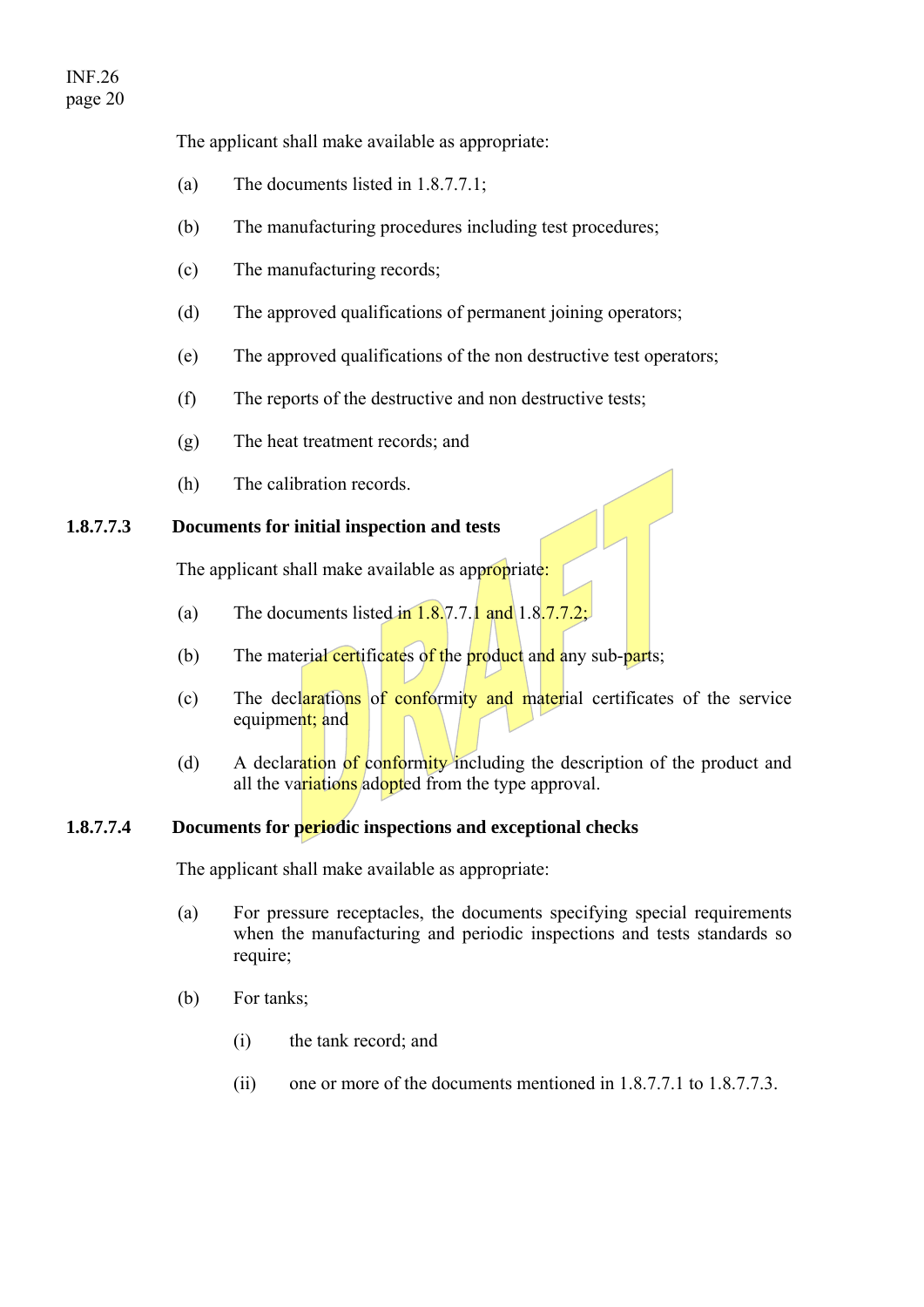The applicant shall make available as appropriate:

(a) The documents listed in 1.8.7.7.1;

(b) The manufacturing procedures including test procedures;

(c) The manufacturing records;

(d) The approved qualifications of permanent joining operators;

(e) The approved qualifications of the non destructive test operators;

(f) The reports of the destructive and non destructive tests;

(g) The heat treatment records; and

(h) The calibration records.

**1.8.7.7.3 Documents for initial inspection and tests**

The applicant shall make available as appropriate:

(a) The documents listed in 1.8.7.7.1 and 1.8.7.7.2;

(b) The material certificates of the product and any sub-parts;

(c) The declarations of conformity and material certificates of the service equipment; and

(d) A declaration of conformity including the description of the product and all the variations adopted from the type approval.

**1.8.7.7.4 Documents for periodic inspections and exceptional checks**

The applicant shall make available as appropriate:

(a) For pressure receptacles, the documents specifying special requirements when the manufacturing and periodic inspections and tests standards so require;

(b) For tanks;

(i) the tank record; and

(ii) one or more of the documents mentioned in 1.8.7.7.1 to 1.8.7.7.3.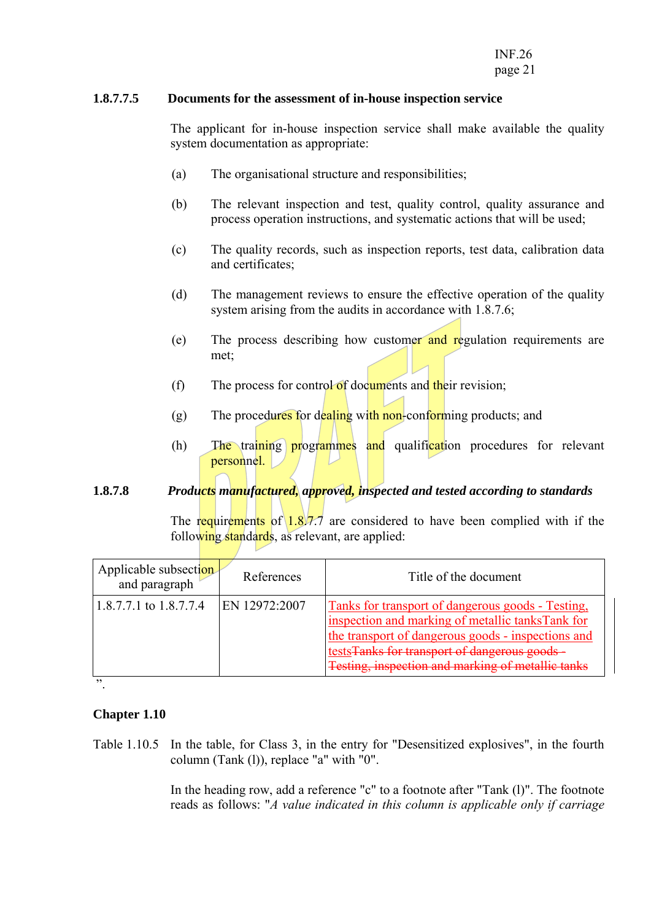### 1.8.7.7.5 Documents for the assessment of in-house inspection service

The applicant for in-house inspection service shall make available the quality system documentation as appropriate:

(a) The organisational structure and responsibilities;

(b) The relevant inspection and test, quality control, quality assurance and process operation instructions, and systematic actions that will be used;

(c) The quality records, such as inspection reports, test data, calibration data and certificates;

(d) The management reviews to ensure the effective operation of the quality system arising from the audits in accordance with 1.8.7.6;

(e) The process describing how customer and regulation requirements are met;

(f) The process for control of documents and their revision;

(g) The procedures for dealing with non-conforming products; and

(h) The training programmes and qualification procedures for relevant personnel.

### 1.8.7.8 *Products manufactured, approved, inspected and tested according to standards*

The requirements of 1.8.7.7 are considered to have been complied with if the following standards, as relevant, are applied:

| Applicable subsection and paragraph | References | Title of the document |
|---|---|---|
| 1.8.7.7.1 to 1.8.7.7.4 | EN 12972:2007 | Tanks for transport of dangerous goods - Testing, inspection and marking of metallic tanksTank for the transport of dangerous goods - inspections and tests~~Tanks for transport of dangerous goods - Testing, inspection and marking of metallic tanks~~ |

".

## Chapter 1.10

Table 1.10.5 In the table, for Class 3, in the entry for "Desensitized explosives", in the fourth column (Tank (l)), replace "a" with "0".

In the heading row, add a reference "c" to a footnote after "Tank (l)". The footnote reads as follows: "*A value indicated in this column is applicable only if carriage*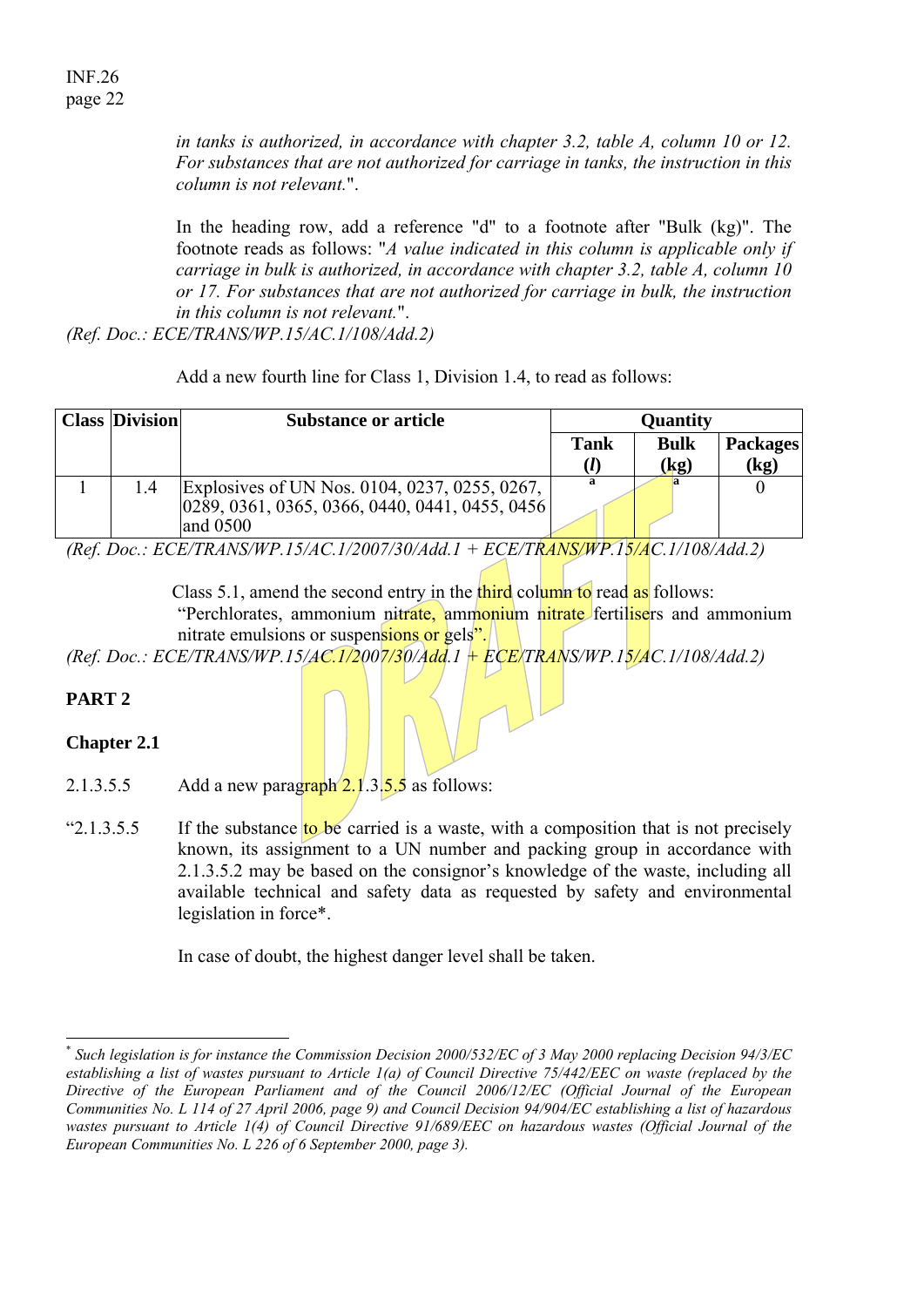*in tanks is authorized, in accordance with chapter 3.2, table A, column 10 or 12. For substances that are not authorized for carriage in tanks, the instruction in this column is not relevant.*".

In the heading row, add a reference "d" to a footnote after "Bulk (kg)". The footnote reads as follows: "*A value indicated in this column is applicable only if carriage in bulk is authorized, in accordance with chapter 3.2, table A, column 10 or 17. For substances that are not authorized for carriage in bulk, the instruction in this column is not relevant.*".

*(Ref. Doc.: ECE/TRANS/WP.15/AC.1/108/Add.2)*

Add a new fourth line for Class 1, Division 1.4, to read as follows:

| Class | Division | Substance or article | Quantity | | |
|---|---|---|---|---|---|
| | | | Tank (*l*) | Bulk (kg) | Packages (kg) |
| 1 | 1.4 | Explosives of UN Nos. 0104, 0237, 0255, 0267, 0289, 0361, 0365, 0366, 0440, 0441, 0455, 0456 and 0500 | [a] | [a] | 0 |

*(Ref. Doc.: ECE/TRANS/WP.15/AC.1/2007/30/Add.1 + ECE/TRANS/WP.15/AC.1/108/Add.2)*

Class 5.1, amend the second entry in the third column to read as follows: "Perchlorates, ammonium nitrate, ammonium nitrate fertilisers and ammonium nitrate emulsions or suspensions or gels".

*(Ref. Doc.: ECE/TRANS/WP.15/AC.1/2007/30/Add.1 + ECE/TRANS/WP.15/AC.1/108/Add.2)*

## PART 2

### Chapter 2.1

2.1.3.5.5 Add a new paragraph 2.1.3.5.5 as follows:

"2.1.3.5.5 If the substance to be carried is a waste, with a composition that is not precisely known, its assignment to a UN number and packing group in accordance with 2.1.3.5.2 may be based on the consignor's knowledge of the waste, including all available technical and safety data as requested by safety and environmental legislation in force*.

In case of doubt, the highest danger level shall be taken.

---

* *Such legislation is for instance the Commission Decision 2000/532/EC of 3 May 2000 replacing Decision 94/3/EC establishing a list of wastes pursuant to Article 1(a) of Council Directive 75/442/EEC on waste (replaced by the Directive of the European Parliament and of the Council 2006/12/EC (Official Journal of the European Communities No. L 114 of 27 April 2006, page 9) and Council Decision 94/904/EC establishing a list of hazardous wastes pursuant to Article 1(4) of Council Directive 91/689/EEC on hazardous wastes (Official Journal of the European Communities No. L 226 of 6 September 2000, page 3).*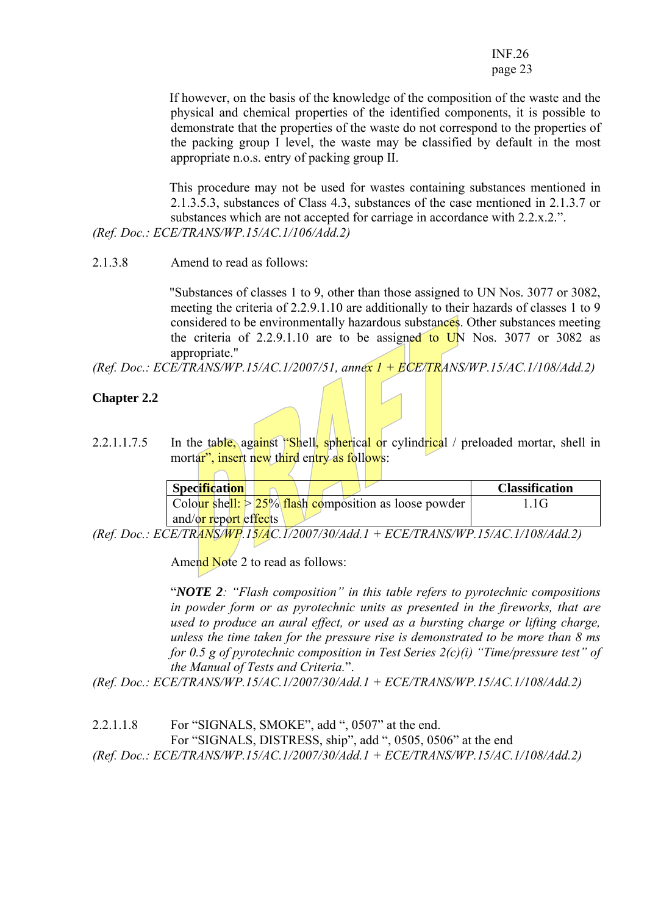If however, on the basis of the knowledge of the composition of the waste and the physical and chemical properties of the identified components, it is possible to demonstrate that the properties of the waste do not correspond to the properties of the packing group I level, the waste may be classified by default in the most appropriate n.o.s. entry of packing group II.

This procedure may not be used for wastes containing substances mentioned in 2.1.3.5.3, substances of Class 4.3, substances of the case mentioned in 2.1.3.7 or substances which are not accepted for carriage in accordance with 2.2.x.2.".

*(Ref. Doc.: ECE/TRANS/WP.15/AC.1/106/Add.2)*

2.1.3.8 Amend to read as follows:

"Substances of classes 1 to 9, other than those assigned to UN Nos. 3077 or 3082, meeting the criteria of 2.2.9.1.10 are additionally to their hazards of classes 1 to 9 considered to be environmentally hazardous substances. Other substances meeting the criteria of 2.2.9.1.10 are to be assigned to UN Nos. 3077 or 3082 as appropriate."

*(Ref. Doc.: ECE/TRANS/WP.15/AC.1/2007/51, annex 1 + ECE/TRANS/WP.15/AC.1/108/Add.2)*

**Chapter 2.2**

2.2.1.1.7.5 In the table, against "Shell, spherical or cylindrical / preloaded mortar, shell in mortar", insert new third entry as follows:

| **Specification** | **Classification** |
|---|---|
| Colour shell: > 25% flash composition as loose powder and/or report effects | 1.1G |

*(Ref. Doc.: ECE/TRANS/WP.15/AC.1/2007/30/Add.1 + ECE/TRANS/WP.15/AC.1/108/Add.2)*

Amend Note 2 to read as follows:

"***NOTE 2****: "Flash composition" in this table refers to pyrotechnic compositions in powder form or as pyrotechnic units as presented in the fireworks, that are used to produce an aural effect, or used as a bursting charge or lifting charge, unless the time taken for the pressure rise is demonstrated to be more than 8 ms for 0.5 g of pyrotechnic composition in Test Series 2(c)(i) "Time/pressure test" of the Manual of Tests and Criteria.*".

*(Ref. Doc.: ECE/TRANS/WP.15/AC.1/2007/30/Add.1 + ECE/TRANS/WP.15/AC.1/108/Add.2)*

2.2.1.1.8 For "SIGNALS, SMOKE", add ", 0507" at the end.
For "SIGNALS, DISTRESS, ship", add ", 0505, 0506" at the end

*(Ref. Doc.: ECE/TRANS/WP.15/AC.1/2007/30/Add.1 + ECE/TRANS/WP.15/AC.1/108/Add.2)*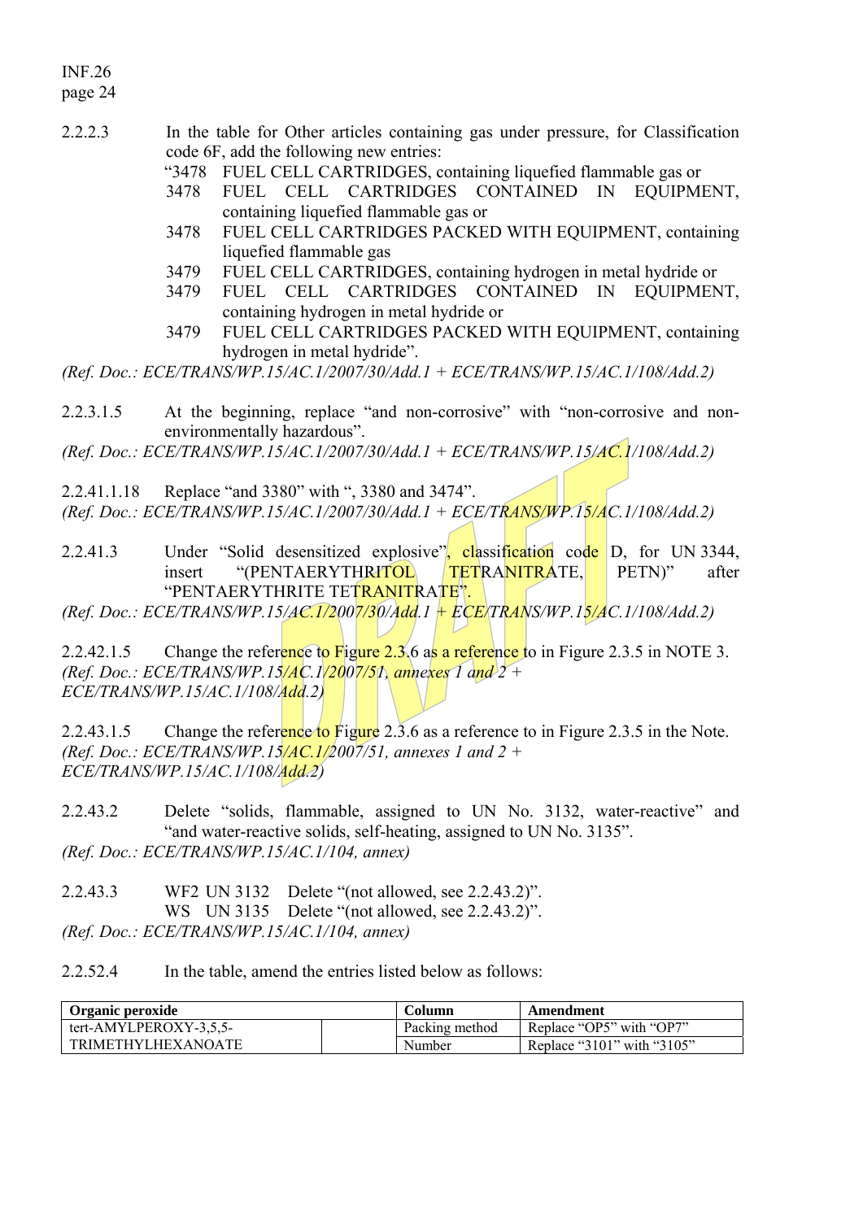2.2.2.3 In the table for Other articles containing gas under pressure, for Classification code 6F, add the following new entries:

"3478 FUEL CELL CARTRIDGES, containing liquefied flammable gas or
3478 FUEL CELL CARTRIDGES CONTAINED IN EQUIPMENT, containing liquefied flammable gas or
3478 FUEL CELL CARTRIDGES PACKED WITH EQUIPMENT, containing liquefied flammable gas
3479 FUEL CELL CARTRIDGES, containing hydrogen in metal hydride or
3479 FUEL CELL CARTRIDGES CONTAINED IN EQUIPMENT, containing hydrogen in metal hydride or
3479 FUEL CELL CARTRIDGES PACKED WITH EQUIPMENT, containing hydrogen in metal hydride".

*(Ref. Doc.: ECE/TRANS/WP.15/AC.1/2007/30/Add.1 + ECE/TRANS/WP.15/AC.1/108/Add.2)*

2.2.3.1.5 At the beginning, replace "and non-corrosive" with "non-corrosive and non-environmentally hazardous".

*(Ref. Doc.: ECE/TRANS/WP.15/AC.1/2007/30/Add.1 + ECE/TRANS/WP.15/AC.1/108/Add.2)*

2.2.41.1.18 Replace "and 3380" with ", 3380 and 3474".

*(Ref. Doc.: ECE/TRANS/WP.15/AC.1/2007/30/Add.1 + ECE/TRANS/WP.15/AC.1/108/Add.2)*

2.2.41.3 Under "Solid desensitized explosive", classification code D, for UN 3344, insert "(PENTAERYTHRITOL TETRANITRATE, PETN)" after "PENTAERYTHRITE TETRANITRATE".

*(Ref. Doc.: ECE/TRANS/WP.15/AC.1/2007/30/Add.1 + ECE/TRANS/WP.15/AC.1/108/Add.2)*

2.2.42.1.5 Change the reference to Figure 2.3.6 as a reference to in Figure 2.3.5 in NOTE 3.

*(Ref. Doc.: ECE/TRANS/WP.15/AC.1/2007/51, annexes 1 and 2 + ECE/TRANS/WP.15/AC.1/108/Add.2)*

2.2.43.1.5 Change the reference to Figure 2.3.6 as a reference to in Figure 2.3.5 in the Note.

*(Ref. Doc.: ECE/TRANS/WP.15/AC.1/2007/51, annexes 1 and 2 + ECE/TRANS/WP.15/AC.1/108/Add.2)*

2.2.43.2 Delete "solids, flammable, assigned to UN No. 3132, water-reactive" and "and water-reactive solids, self-heating, assigned to UN No. 3135".

*(Ref. Doc.: ECE/TRANS/WP.15/AC.1/104, annex)*

2.2.43.3 WF2 UN 3132 Delete "(not allowed, see 2.2.43.2)".
WS UN 3135 Delete "(not allowed, see 2.2.43.2)".

*(Ref. Doc.: ECE/TRANS/WP.15/AC.1/104, annex)*

2.2.52.4 In the table, amend the entries listed below as follows:

| Organic peroxide | | Column | Amendment |
|---|---|---|---|
| tert-AMYLPEROXY-3,5,5-TRIMETHYLHEXANOATE | | Packing method | Replace "OP5" with "OP7" |
| | | Number | Replace "3101" with "3105" |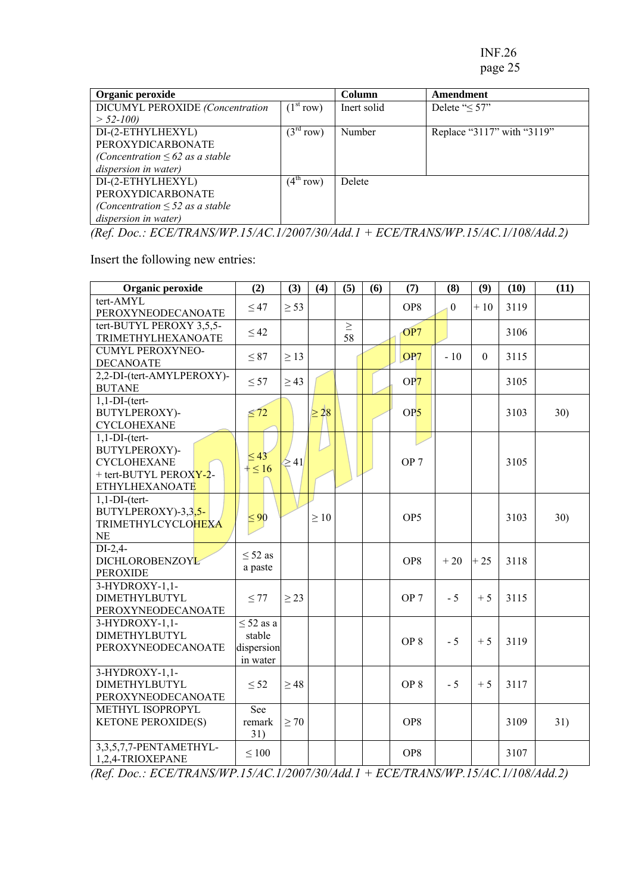| Organic peroxide | | Column | Amendment |
|---|---|---|---|
| DICUMYL PEROXIDE *(Concentration > 52-100)* | (1st row) | Inert solid | Delete "≤ 57" |
| DI-(2-ETHYLHEXYL) PEROXYDICARBONATE *(Concentration ≤ 62 as a stable dispersion in water)* | (3rd row) | Number | Replace "3117" with "3119" |
| DI-(2-ETHYLHEXYL) PEROXYDICARBONATE *(Concentration ≤ 52 as a stable dispersion in water)* | (4th row) | Delete | |

*(Ref. Doc.: ECE/TRANS/WP.15/AC.1/2007/30/Add.1 + ECE/TRANS/WP.15/AC.1/108/Add.2)*

Insert the following new entries:

| Organic peroxide | (2) | (3) | (4) | (5) | (6) | (7) | (8) | (9) | (10) | (11) |
|---|---|---|---|---|---|---|---|---|---|---|
| tert-AMYL PEROXYNEODECANOATE | ≤ 47 | ≥ 53 | | | | OP8 | 0 | + 10 | 3119 | |
| tert-BUTYL PEROXY 3,5,5-TRIMETHYLHEXANOATE | ≤ 42 | | | ≥ 58 | | OP7 | | | 3106 | |
| CUMYL PEROXYNEO-DECANOATE | ≤ 87 | ≥ 13 | | | | OP7 | - 10 | 0 | 3115 | |
| 2,2-DI-(tert-AMYLPEROXY)-BUTANE | ≤ 57 | ≥ 43 | | | | OP7 | | | 3105 | |
| 1,1-DI-(tert-BUTYLPEROXY)-CYCLOHEXANE | ≤ 72 | | ≥ 28 | | | OP5 | | | 3103 | 30) |
| 1,1-DI-(tert-BUTYLPEROXY)-CYCLOHEXANE + tert-BUTYL PEROXY-2-ETHYLHEXANOATE | ≤ 43 + ≤ 16 | ≥ 41 | | | | OP 7 | | | 3105 | |
| 1,1-DI-(tert-BUTYLPEROXY)-3,3,5-TRIMETHYLCYCLOHEXANE | ≤ 90 | | ≥ 10 | | | OP5 | | | 3103 | 30) |
| DI-2,4-DICHLOROBENZOYL PEROXIDE | ≤ 52 as a paste | | | | | OP8 | + 20 | + 25 | 3118 | |
| 3-HYDROXY-1,1-DIMETHYLBUTYL PEROXYNEODECANOATE | ≤ 77 | ≥ 23 | | | | OP 7 | - 5 | + 5 | 3115 | |
| 3-HYDROXY-1,1-DIMETHYLBUTYL PEROXYNEODECANOATE | ≤ 52 as a stable dispersion in water | | | | | OP 8 | - 5 | + 5 | 3119 | |
| 3-HYDROXY-1,1-DIMETHYLBUTYL PEROXYNEODECANOATE | ≤ 52 | ≥ 48 | | | | OP 8 | - 5 | + 5 | 3117 | |
| METHYL ISOPROPYL KETONE PEROXIDE(S) | See remark 31) | ≥ 70 | | | | OP8 | | | 3109 | 31) |
| 3,3,5,7,7-PENTAMETHYL-1,2,4-TRIOXEPANE | ≤ 100 | | | | | OP8 | | | 3107 | |

*(Ref. Doc.: ECE/TRANS/WP.15/AC.1/2007/30/Add.1 + ECE/TRANS/WP.15/AC.1/108/Add.2)*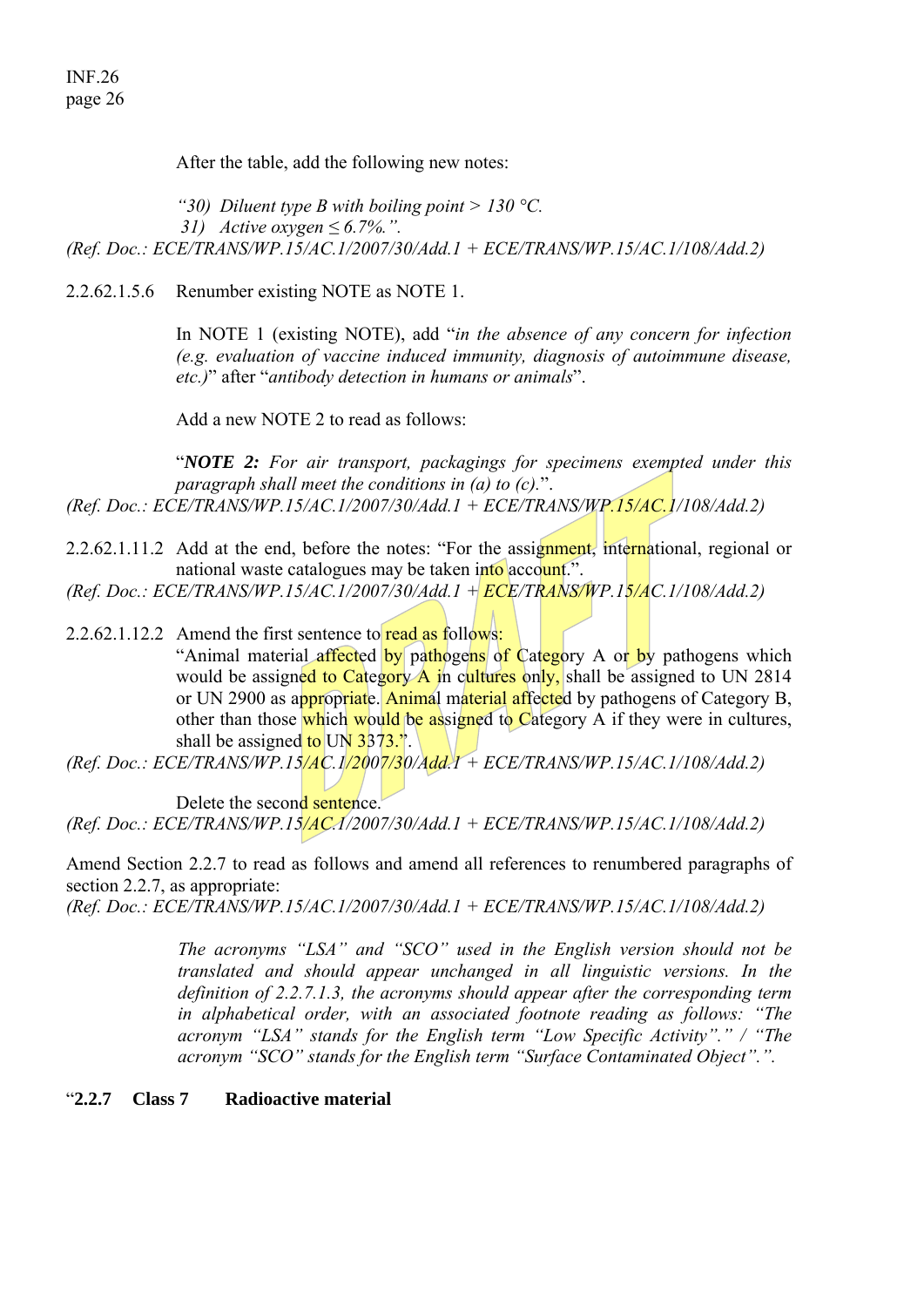After the table, add the following new notes:

*"30) Diluent type B with boiling point > 130 °C.*
*31) Active oxygen ≤ 6.7%.".*

*(Ref. Doc.: ECE/TRANS/WP.15/AC.1/2007/30/Add.1 + ECE/TRANS/WP.15/AC.1/108/Add.2)*

2.2.62.1.5.6 Renumber existing NOTE as NOTE 1.

In NOTE 1 (existing NOTE), add "*in the absence of any concern for infection (e.g. evaluation of vaccine induced immunity, diagnosis of autoimmune disease, etc.)*" after "*antibody detection in humans or animals*".

Add a new NOTE 2 to read as follows:

"***NOTE 2:*** *For air transport, packagings for specimens exempted under this paragraph shall meet the conditions in (a) to (c).*".

*(Ref. Doc.: ECE/TRANS/WP.15/AC.1/2007/30/Add.1 + ECE/TRANS/WP.15/AC.1/108/Add.2)*

2.2.62.1.11.2 Add at the end, before the notes: "For the assignment, international, regional or national waste catalogues may be taken into account.".

*(Ref. Doc.: ECE/TRANS/WP.15/AC.1/2007/30/Add.1 + ECE/TRANS/WP.15/AC.1/108/Add.2)*

2.2.62.1.12.2 Amend the first sentence to read as follows:

"Animal material affected by pathogens of Category A or by pathogens which would be assigned to Category A in cultures only, shall be assigned to UN 2814 or UN 2900 as appropriate. Animal material affected by pathogens of Category B, other than those which would be assigned to Category A if they were in cultures, shall be assigned to UN 3373.".

*(Ref. Doc.: ECE/TRANS/WP.15/AC.1/2007/30/Add.1 + ECE/TRANS/WP.15/AC.1/108/Add.2)*

Delete the second sentence.

*(Ref. Doc.: ECE/TRANS/WP.15/AC.1/2007/30/Add.1 + ECE/TRANS/WP.15/AC.1/108/Add.2)*

Amend Section 2.2.7 to read as follows and amend all references to renumbered paragraphs of section 2.2.7, as appropriate:

*(Ref. Doc.: ECE/TRANS/WP.15/AC.1/2007/30/Add.1 + ECE/TRANS/WP.15/AC.1/108/Add.2)*

*The acronyms "LSA" and "SCO" used in the English version should not be translated and should appear unchanged in all linguistic versions. In the definition of 2.2.7.1.3, the acronyms should appear after the corresponding term in alphabetical order, with an associated footnote reading as follows: "The acronym "LSA" stands for the English term "Low Specific Activity"." / "The acronym "SCO" stands for the English term "Surface Contaminated Object".".*

"**2.2.7 Class 7 Radioactive material**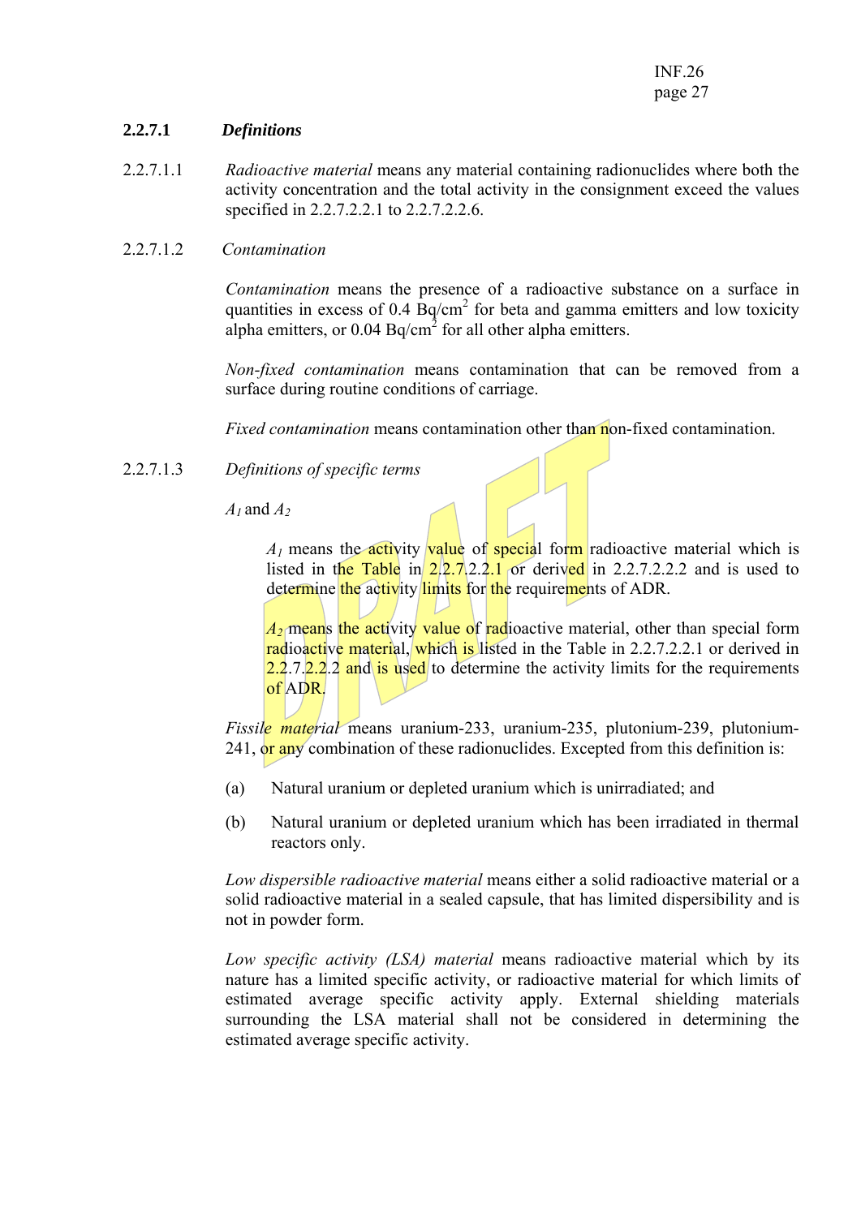### 2.2.7.1 *Definitions*

2.2.7.1.1 *Radioactive material* means any material containing radionuclides where both the activity concentration and the total activity in the consignment exceed the values specified in 2.2.7.2.2.1 to 2.2.7.2.2.6.

2.2.7.1.2 *Contamination*

*Contamination* means the presence of a radioactive substance on a surface in quantities in excess of 0.4 $Bq/cm^2$ for beta and gamma emitters and low toxicity alpha emitters, or 0.04 $Bq/cm^2$ for all other alpha emitters.

*Non-fixed contamination* means contamination that can be removed from a surface during routine conditions of carriage.

*Fixed contamination* means contamination other than non-fixed contamination.

2.2.7.1.3 *Definitions of specific terms*

$A_1$ and $A_2$

$A_1$ means the activity value of special form radioactive material which is listed in the Table in 2.2.7.2.2.1 or derived in 2.2.7.2.2.2 and is used to determine the activity limits for the requirements of ADR.

$A_2$ means the activity value of radioactive material, other than special form radioactive material, which is listed in the Table in 2.2.7.2.2.1 or derived in 2.2.7.2.2.2 and is used to determine the activity limits for the requirements of ADR.

*Fissile material* means uranium-233, uranium-235, plutonium-239, plutonium-241, or any combination of these radionuclides. Excepted from this definition is:

(a) Natural uranium or depleted uranium which is unirradiated; and

(b) Natural uranium or depleted uranium which has been irradiated in thermal reactors only.

*Low dispersible radioactive material* means either a solid radioactive material or a solid radioactive material in a sealed capsule, that has limited dispersibility and is not in powder form.

*Low specific activity (LSA) material* means radioactive material which by its nature has a limited specific activity, or radioactive material for which limits of estimated average specific activity apply. External shielding materials surrounding the LSA material shall not be considered in determining the estimated average specific activity.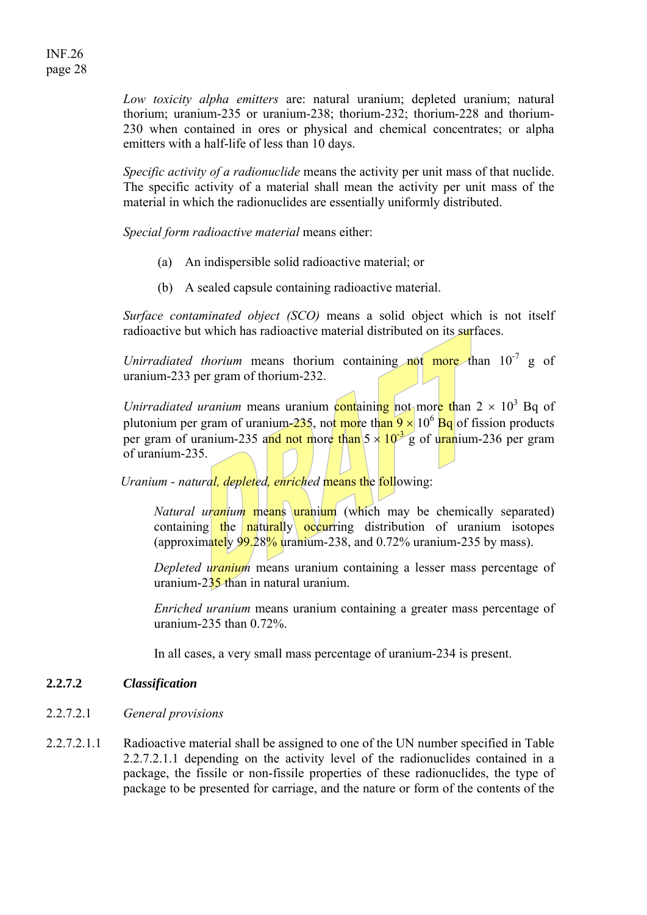*Low toxicity alpha emitters* are: natural uranium; depleted uranium; natural thorium; uranium-235 or uranium-238; thorium-232; thorium-228 and thorium-230 when contained in ores or physical and chemical concentrates; or alpha emitters with a half-life of less than 10 days.

*Specific activity of a radionuclide* means the activity per unit mass of that nuclide. The specific activity of a material shall mean the activity per unit mass of the material in which the radionuclides are essentially uniformly distributed.

*Special form radioactive material* means either:

(a) An indispersible solid radioactive material; or

(b) A sealed capsule containing radioactive material.

*Surface contaminated object (SCO)* means a solid object which is not itself radioactive but which has radioactive material distributed on its surfaces.

*Unirradiated thorium* means thorium containing not more than $10^{-7}$ g of uranium-233 per gram of thorium-232.

*Unirradiated uranium* means uranium containing not more than $2 \times 10^3$ Bq of plutonium per gram of uranium-235, not more than $9 \times 10^6$ Bq of fission products per gram of uranium-235 and not more than $5 \times 10^{-3}$ g of uranium-236 per gram of uranium-235.

*Uranium - natural, depleted, enriched* means the following:

*Natural uranium* means uranium (which may be chemically separated) containing the naturally occurring distribution of uranium isotopes (approximately 99.28% uranium-238, and 0.72% uranium-235 by mass).

*Depleted uranium* means uranium containing a lesser mass percentage of uranium-235 than in natural uranium.

*Enriched uranium* means uranium containing a greater mass percentage of uranium-235 than 0.72%.

In all cases, a very small mass percentage of uranium-234 is present.

## 2.2.7.2 *Classification*

2.2.7.2.1 *General provisions*

2.2.7.2.1.1 Radioactive material shall be assigned to one of the UN number specified in Table 2.2.7.2.1.1 depending on the activity level of the radionuclides contained in a package, the fissile or non-fissile properties of these radionuclides, the type of package to be presented for carriage, and the nature or form of the contents of the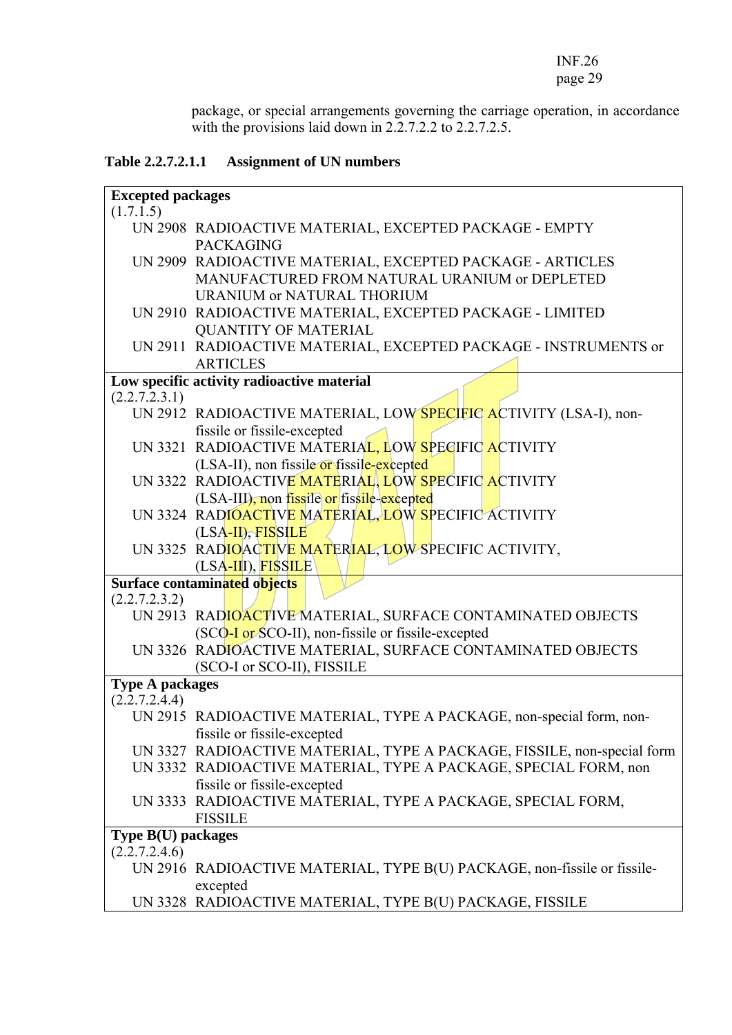package, or special arrangements governing the carriage operation, in accordance with the provisions laid down in 2.2.7.2.2 to 2.2.7.2.5.

**Table 2.2.7.2.1.1 Assignment of UN numbers**

| | |
|---|---|
| **Excepted packages** (1.7.1.5) | |
| UN 2908 | RADIOACTIVE MATERIAL, EXCEPTED PACKAGE - EMPTY PACKAGING |
| UN 2909 | RADIOACTIVE MATERIAL, EXCEPTED PACKAGE - ARTICLES MANUFACTURED FROM NATURAL URANIUM or DEPLETED URANIUM or NATURAL THORIUM |
| UN 2910 | RADIOACTIVE MATERIAL, EXCEPTED PACKAGE - LIMITED QUANTITY OF MATERIAL |
| UN 2911 | RADIOACTIVE MATERIAL, EXCEPTED PACKAGE - INSTRUMENTS or ARTICLES |
| **Low specific activity radioactive material** (2.2.7.2.3.1) | |
| UN 2912 | RADIOACTIVE MATERIAL, LOW SPECIFIC ACTIVITY (LSA-I), non-fissile or fissile-excepted |
| UN 3321 | RADIOACTIVE MATERIAL, LOW SPECIFIC ACTIVITY (LSA-II), non fissile or fissile-excepted |
| UN 3322 | RADIOACTIVE MATERIAL, LOW SPECIFIC ACTIVITY (LSA-III), non fissile or fissile-excepted |
| UN 3324 | RADIOACTIVE MATERIAL, LOW SPECIFIC ACTIVITY (LSA-II), FISSILE |
| UN 3325 | RADIOACTIVE MATERIAL, LOW SPECIFIC ACTIVITY, (LSA-III), FISSILE |
| **Surface contaminated objects** (2.2.7.2.3.2) | |
| UN 2913 | RADIOACTIVE MATERIAL, SURFACE CONTAMINATED OBJECTS (SCO-I or SCO-II), non-fissile or fissile-excepted |
| UN 3326 | RADIOACTIVE MATERIAL, SURFACE CONTAMINATED OBJECTS (SCO-I or SCO-II), FISSILE |
| **Type A packages** (2.2.7.2.4.4) | |
| UN 2915 | RADIOACTIVE MATERIAL, TYPE A PACKAGE, non-special form, non-fissile or fissile-excepted |
| UN 3327 | RADIOACTIVE MATERIAL, TYPE A PACKAGE, FISSILE, non-special form |
| UN 3332 | RADIOACTIVE MATERIAL, TYPE A PACKAGE, SPECIAL FORM, non fissile or fissile-excepted |
| UN 3333 | RADIOACTIVE MATERIAL, TYPE A PACKAGE, SPECIAL FORM, FISSILE |
| **Type B(U) packages** (2.2.7.2.4.6) | |
| UN 2916 | RADIOACTIVE MATERIAL, TYPE B(U) PACKAGE, non-fissile or fissile-excepted |
| UN 3328 | RADIOACTIVE MATERIAL, TYPE B(U) PACKAGE, FISSILE |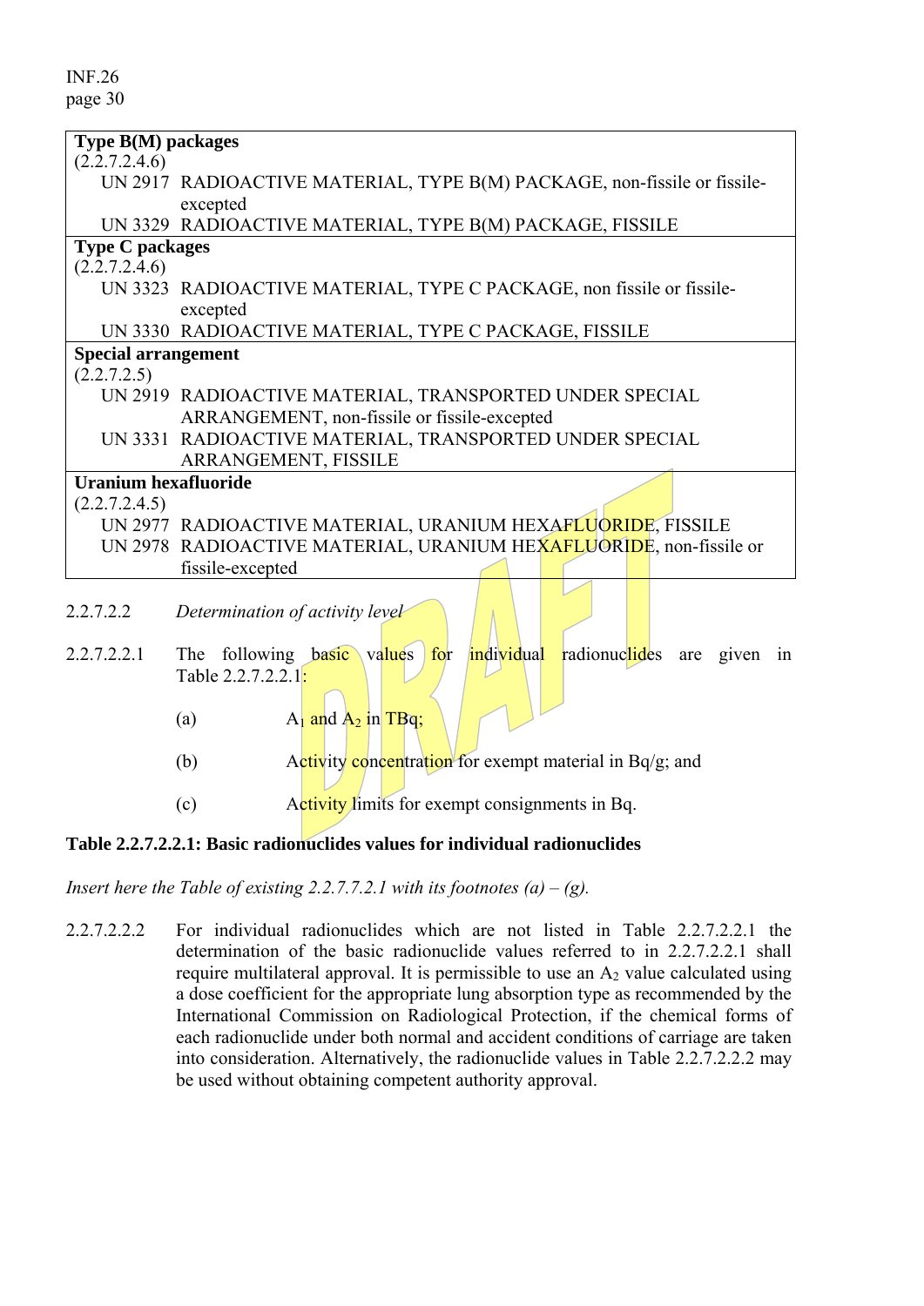| |
|---|
| **Type B(M) packages** |
| (2.2.7.2.4.6) |
| UN 2917 RADIOACTIVE MATERIAL, TYPE B(M) PACKAGE, non-fissile or fissile-excepted |
| UN 3329 RADIOACTIVE MATERIAL, TYPE B(M) PACKAGE, FISSILE |
| **Type C packages** |
| (2.2.7.2.4.6) |
| UN 3323 RADIOACTIVE MATERIAL, TYPE C PACKAGE, non fissile or fissile-excepted |
| UN 3330 RADIOACTIVE MATERIAL, TYPE C PACKAGE, FISSILE |
| **Special arrangement** |
| (2.2.7.2.5) |
| UN 2919 RADIOACTIVE MATERIAL, TRANSPORTED UNDER SPECIAL ARRANGEMENT, non-fissile or fissile-excepted |
| UN 3331 RADIOACTIVE MATERIAL, TRANSPORTED UNDER SPECIAL ARRANGEMENT, FISSILE |
| **Uranium hexafluoride** |
| (2.2.7.2.4.5) |
| UN 2977 RADIOACTIVE MATERIAL, URANIUM HEXAFLUORIDE, FISSILE |
| UN 2978 RADIOACTIVE MATERIAL, URANIUM HEXAFLUORIDE, non-fissile or fissile-excepted |

2.2.7.2.2 *Determination of activity level*

2.2.7.2.2.1 The following basic values for individual radionuclides are given in Table 2.2.7.2.2.1:

(a) $A_1$ and $A_2$ in TBq;

(b) Activity concentration for exempt material in Bq/g; and

(c) Activity limits for exempt consignments in Bq.

**Table 2.2.7.2.2.1: Basic radionuclides values for individual radionuclides**

*Insert here the Table of existing 2.2.7.7.2.1 with its footnotes (a) – (g).*

2.2.7.2.2.2 For individual radionuclides which are not listed in Table 2.2.7.2.2.1 the determination of the basic radionuclide values referred to in 2.2.7.2.2.1 shall require multilateral approval. It is permissible to use an $A_2$ value calculated using a dose coefficient for the appropriate lung absorption type as recommended by the International Commission on Radiological Protection, if the chemical forms of each radionuclide under both normal and accident conditions of carriage are taken into consideration. Alternatively, the radionuclide values in Table 2.2.7.2.2.2 may be used without obtaining competent authority approval.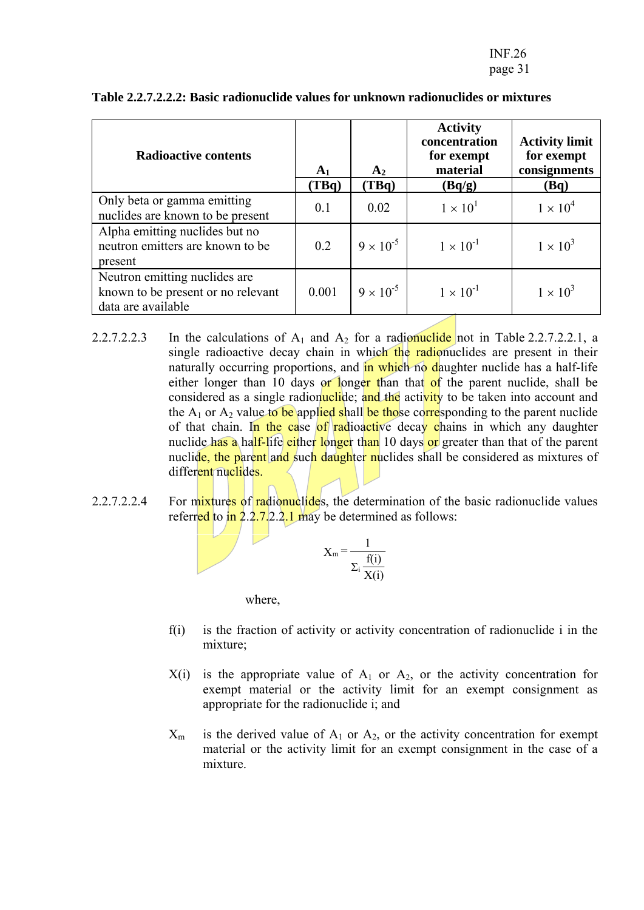**Table 2.2.7.2.2.2: Basic radionuclide values for unknown radionuclides or mixtures**

| Radioactive contents | $A_1$ (TBq) | $A_2$ (TBq) | Activity concentration for exempt material (Bq/g) | Activity limit for exempt consignments (Bq) |
|---|---|---|---|---|
| Only beta or gamma emitting nuclides are known to be present | 0.1 | 0.02 | $1 \times 10^{1}$ | $1 \times 10^{4}$ |
| Alpha emitting nuclides but no neutron emitters are known to be present | 0.2 | $9 \times 10^{-5}$ | $1 \times 10^{-1}$ | $1 \times 10^{3}$ |
| Neutron emitting nuclides are known to be present or no relevant data are available | 0.001 | $9 \times 10^{-5}$ | $1 \times 10^{-1}$ | $1 \times 10^{3}$ |

2.2.7.2.2.3 In the calculations of $A_1$ and $A_2$ for a radionuclide not in Table 2.2.7.2.2.1, a single radioactive decay chain in which the radionuclides are present in their naturally occurring proportions, and in which no daughter nuclide has a half-life either longer than 10 days or longer than that of the parent nuclide, shall be considered as a single radionuclide; and the activity to be taken into account and the $A_1$ or $A_2$ value to be applied shall be those corresponding to the parent nuclide of that chain. In the case of radioactive decay chains in which any daughter nuclide has a half-life either longer than 10 days or greater than that of the parent nuclide, the parent and such daughter nuclides shall be considered as mixtures of different nuclides.

2.2.7.2.2.4 For mixtures of radionuclides, the determination of the basic radionuclide values referred to in 2.2.7.2.2.1 may be determined as follows:

$$X_m = \frac{1}{\Sigma_i \frac{f(i)}{X(i)}}$$

where,

$f(i)$ is the fraction of activity or activity concentration of radionuclide i in the mixture;

$X(i)$ is the appropriate value of $A_1$ or $A_2$, or the activity concentration for exempt material or the activity limit for an exempt consignment as appropriate for the radionuclide i; and

$X_m$ is the derived value of $A_1$ or $A_2$, or the activity concentration for exempt material or the activity limit for an exempt consignment in the case of a mixture.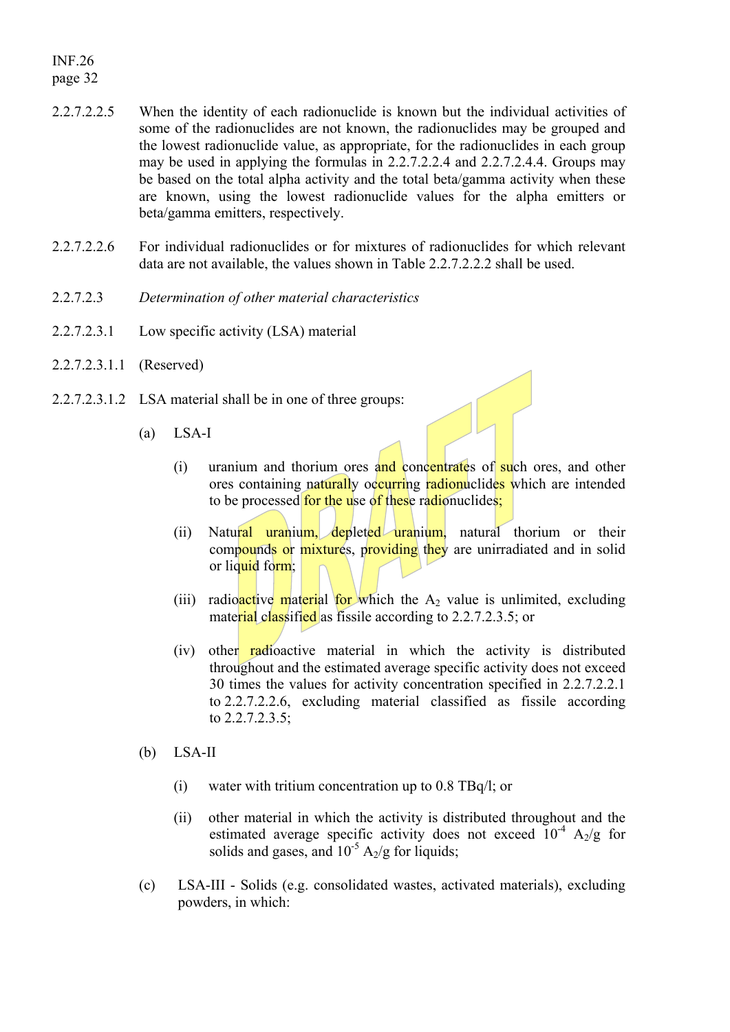2.2.7.2.2.5 When the identity of each radionuclide is known but the individual activities of some of the radionuclides are not known, the radionuclides may be grouped and the lowest radionuclide value, as appropriate, for the radionuclides in each group may be used in applying the formulas in 2.2.7.2.2.4 and 2.2.7.2.4.4. Groups may be based on the total alpha activity and the total beta/gamma activity when these are known, using the lowest radionuclide values for the alpha emitters or beta/gamma emitters, respectively.

2.2.7.2.2.6 For individual radionuclides or for mixtures of radionuclides for which relevant data are not available, the values shown in Table 2.2.7.2.2.2 shall be used.

2.2.7.2.3 *Determination of other material characteristics*

2.2.7.2.3.1 Low specific activity (LSA) material

2.2.7.2.3.1.1 (Reserved)

2.2.7.2.3.1.2 LSA material shall be in one of three groups:

(a) LSA-I

(i) uranium and thorium ores and concentrates of such ores, and other ores containing naturally occurring radionuclides which are intended to be processed for the use of these radionuclides;

(ii) Natural uranium, depleted uranium, natural thorium or their compounds or mixtures, providing they are unirradiated and in solid or liquid form;

(iii) radioactive material for which the $A_2$ value is unlimited, excluding material classified as fissile according to 2.2.7.2.3.5; or

(iv) other radioactive material in which the activity is distributed throughout and the estimated average specific activity does not exceed 30 times the values for activity concentration specified in 2.2.7.2.2.1 to 2.2.7.2.2.6, excluding material classified as fissile according to 2.2.7.2.3.5;

(b) LSA-II

(i) water with tritium concentration up to 0.8 TBq/l; or

(ii) other material in which the activity is distributed throughout and the estimated average specific activity does not exceed $10^{-4}$ $A_2$/g for solids and gases, and $10^{-5}$ $A_2$/g for liquids;

(c) LSA-III - Solids (e.g. consolidated wastes, activated materials), excluding powders, in which: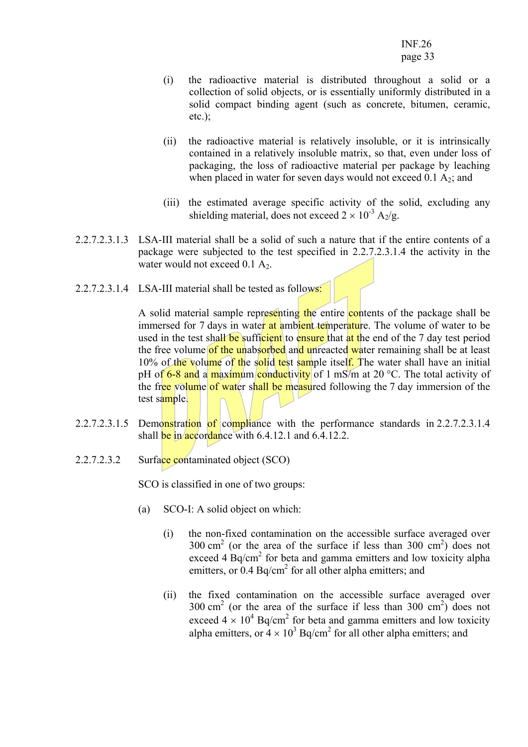(i) the radioactive material is distributed throughout a solid or a collection of solid objects, or is essentially uniformly distributed in a solid compact binding agent (such as concrete, bitumen, ceramic, etc.);

(ii) the radioactive material is relatively insoluble, or it is intrinsically contained in a relatively insoluble matrix, so that, even under loss of packaging, the loss of radioactive material per package by leaching when placed in water for seven days would not exceed 0.1 $A_2$; and

(iii) the estimated average specific activity of the solid, excluding any shielding material, does not exceed $2 \times 10^{-3}$ $A_2$/g.

2.2.7.2.3.1.3 LSA-III material shall be a solid of such a nature that if the entire contents of a package were subjected to the test specified in 2.2.7.2.3.1.4 the activity in the water would not exceed 0.1 $A_2$.

2.2.7.2.3.1.4 LSA-III material shall be tested as follows:

A solid material sample representing the entire contents of the package shall be immersed for 7 days in water at ambient temperature. The volume of water to be used in the test shall be sufficient to ensure that at the end of the 7 day test period the free volume of the unabsorbed and unreacted water remaining shall be at least 10% of the volume of the solid test sample itself. The water shall have an initial pH of 6-8 and a maximum conductivity of 1 mS/m at 20 °C. The total activity of the free volume of water shall be measured following the 7 day immersion of the test sample.

2.2.7.2.3.1.5 Demonstration of compliance with the performance standards in 2.2.7.2.3.1.4 shall be in accordance with 6.4.12.1 and 6.4.12.2.

2.2.7.2.3.2 Surface contaminated object (SCO)

SCO is classified in one of two groups:

(a) SCO-I: A solid object on which:

(i) the non-fixed contamination on the accessible surface averaged over 300 $cm^2$ (or the area of the surface if less than 300 $cm^2$) does not exceed 4 $Bq/cm^2$ for beta and gamma emitters and low toxicity alpha emitters, or 0.4 $Bq/cm^2$ for all other alpha emitters; and

(ii) the fixed contamination on the accessible surface averaged over 300 $cm^2$ (or the area of the surface if less than 300 $cm^2$) does not exceed $4 \times 10^4$ $Bq/cm^2$ for beta and gamma emitters and low toxicity alpha emitters, or $4 \times 10^3$ $Bq/cm^2$ for all other alpha emitters; and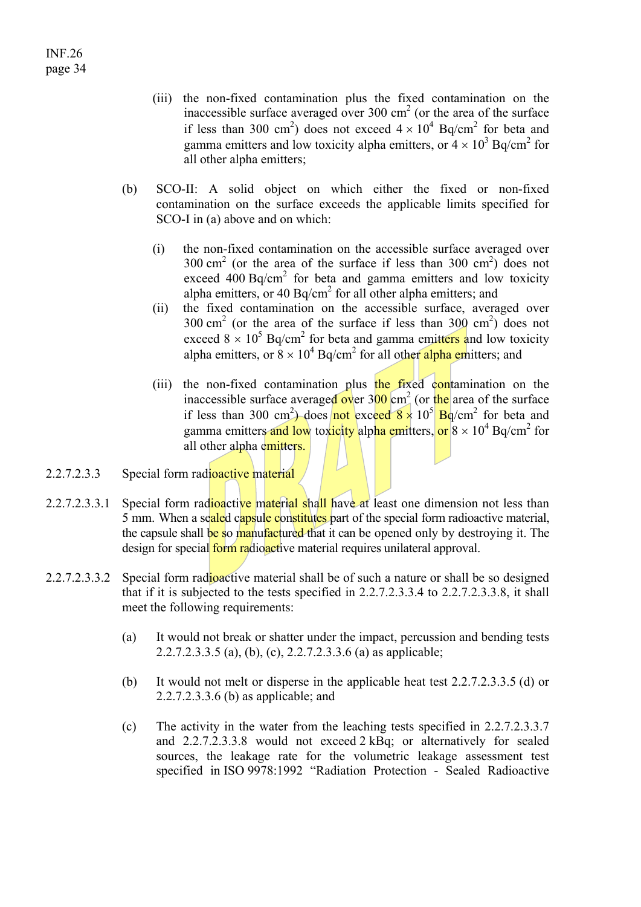(iii) the non-fixed contamination plus the fixed contamination on the inaccessible surface averaged over 300 $cm^2$ (or the area of the surface if less than 300 $cm^2$) does not exceed $4 \times 10^4$ $Bq/cm^2$ for beta and gamma emitters and low toxicity alpha emitters, or $4 \times 10^3$ $Bq/cm^2$ for all other alpha emitters;

(b) SCO-II: A solid object on which either the fixed or non-fixed contamination on the surface exceeds the applicable limits specified for SCO-I in (a) above and on which:

(i) the non-fixed contamination on the accessible surface averaged over 300 $cm^2$ (or the area of the surface if less than 300 $cm^2$) does not exceed 400 $Bq/cm^2$ for beta and gamma emitters and low toxicity alpha emitters, or 40 $Bq/cm^2$ for all other alpha emitters; and

(ii) the fixed contamination on the accessible surface, averaged over 300 $cm^2$ (or the area of the surface if less than 300 $cm^2$) does not exceed $8 \times 10^5$ $Bq/cm^2$ for beta and gamma emitters and low toxicity alpha emitters, or $8 \times 10^4$ $Bq/cm^2$ for all other alpha emitters; and

(iii) the non-fixed contamination plus the fixed contamination on the inaccessible surface averaged over 300 $cm^2$ (or the area of the surface if less than 300 $cm^2$) does not exceed $8 \times 10^5$ $Bq/cm^2$ for beta and gamma emitters and low toxicity alpha emitters, or $8 \times 10^4$ $Bq/cm^2$ for all other alpha emitters.

2.2.7.2.3.3 Special form radioactive material

2.2.7.2.3.3.1 Special form radioactive material shall have at least one dimension not less than 5 mm. When a sealed capsule constitutes part of the special form radioactive material, the capsule shall be so manufactured that it can be opened only by destroying it. The design for special form radioactive material requires unilateral approval.

2.2.7.2.3.3.2 Special form radioactive material shall be of such a nature or shall be so designed that if it is subjected to the tests specified in 2.2.7.2.3.3.4 to 2.2.7.2.3.3.8, it shall meet the following requirements:

(a) It would not break or shatter under the impact, percussion and bending tests 2.2.7.2.3.3.5 (a), (b), (c), 2.2.7.2.3.3.6 (a) as applicable;

(b) It would not melt or disperse in the applicable heat test 2.2.7.2.3.3.5 (d) or 2.2.7.2.3.3.6 (b) as applicable; and

(c) The activity in the water from the leaching tests specified in 2.2.7.2.3.3.7 and 2.2.7.2.3.3.8 would not exceed 2 kBq; or alternatively for sealed sources, the leakage rate for the volumetric leakage assessment test specified in ISO 9978:1992 "Radiation Protection - Sealed Radioactive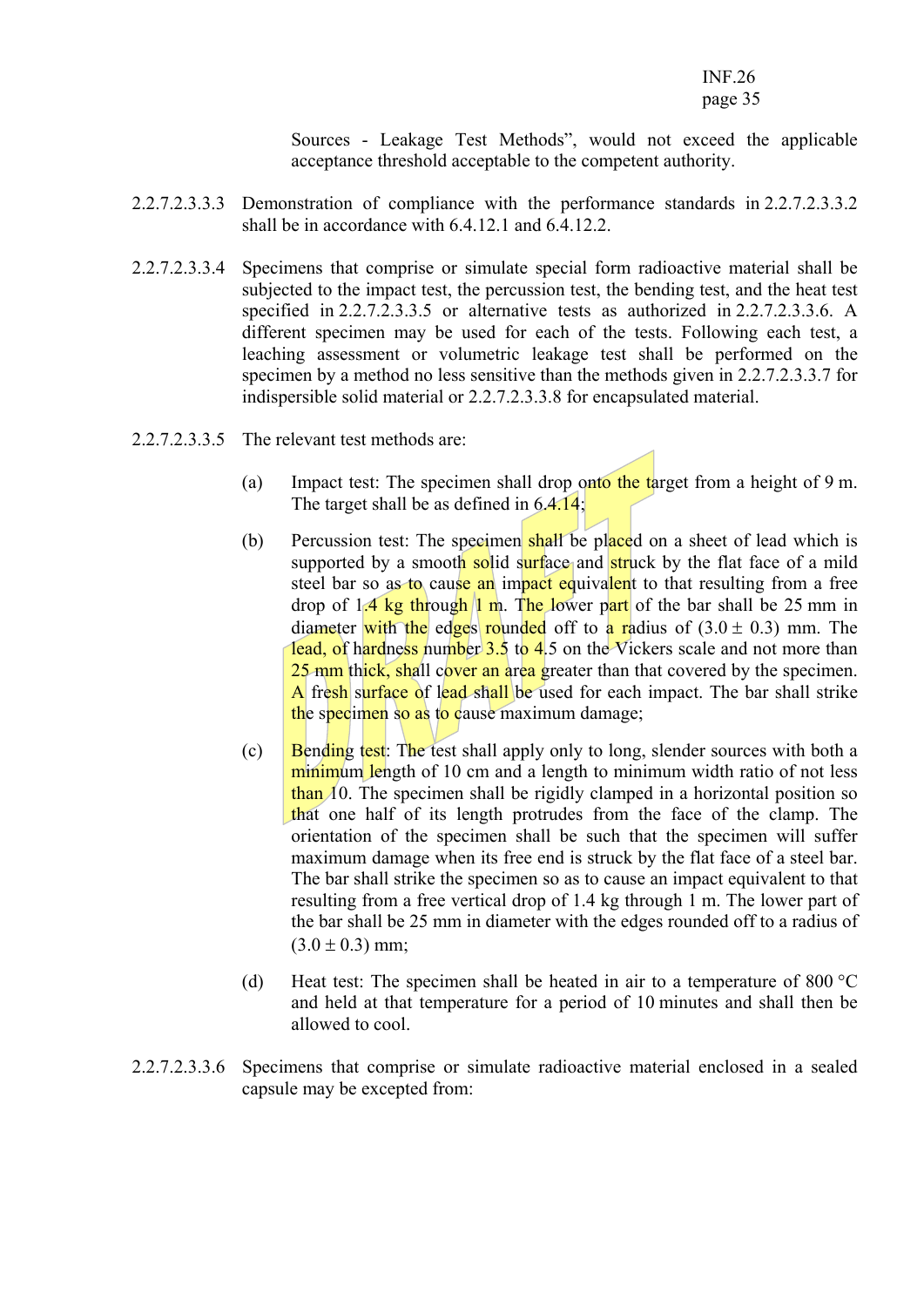Sources - Leakage Test Methods", would not exceed the applicable acceptance threshold acceptable to the competent authority.

2.2.7.2.3.3.3 Demonstration of compliance with the performance standards in 2.2.7.2.3.3.2 shall be in accordance with 6.4.12.1 and 6.4.12.2.

2.2.7.2.3.3.4 Specimens that comprise or simulate special form radioactive material shall be subjected to the impact test, the percussion test, the bending test, and the heat test specified in 2.2.7.2.3.3.5 or alternative tests as authorized in 2.2.7.2.3.3.6. A different specimen may be used for each of the tests. Following each test, a leaching assessment or volumetric leakage test shall be performed on the specimen by a method no less sensitive than the methods given in 2.2.7.2.3.3.7 for indispersible solid material or 2.2.7.2.3.3.8 for encapsulated material.

2.2.7.2.3.3.5 The relevant test methods are:

(a) Impact test: The specimen shall drop onto the target from a height of 9 m. The target shall be as defined in 6.4.14;

(b) Percussion test: The specimen shall be placed on a sheet of lead which is supported by a smooth solid surface and struck by the flat face of a mild steel bar so as to cause an impact equivalent to that resulting from a free drop of 1.4 kg through 1 m. The lower part of the bar shall be 25 mm in diameter with the edges rounded off to a radius of (3.0 ± 0.3) mm. The lead, of hardness number 3.5 to 4.5 on the Vickers scale and not more than 25 mm thick, shall cover an area greater than that covered by the specimen. A fresh surface of lead shall be used for each impact. The bar shall strike the specimen so as to cause maximum damage;

(c) Bending test: The test shall apply only to long, slender sources with both a minimum length of 10 cm and a length to minimum width ratio of not less than 10. The specimen shall be rigidly clamped in a horizontal position so that one half of its length protrudes from the face of the clamp. The orientation of the specimen shall be such that the specimen will suffer maximum damage when its free end is struck by the flat face of a steel bar. The bar shall strike the specimen so as to cause an impact equivalent to that resulting from a free vertical drop of 1.4 kg through 1 m. The lower part of the bar shall be 25 mm in diameter with the edges rounded off to a radius of (3.0 ± 0.3) mm;

(d) Heat test: The specimen shall be heated in air to a temperature of 800 °C and held at that temperature for a period of 10 minutes and shall then be allowed to cool.

2.2.7.2.3.3.6 Specimens that comprise or simulate radioactive material enclosed in a sealed capsule may be excepted from: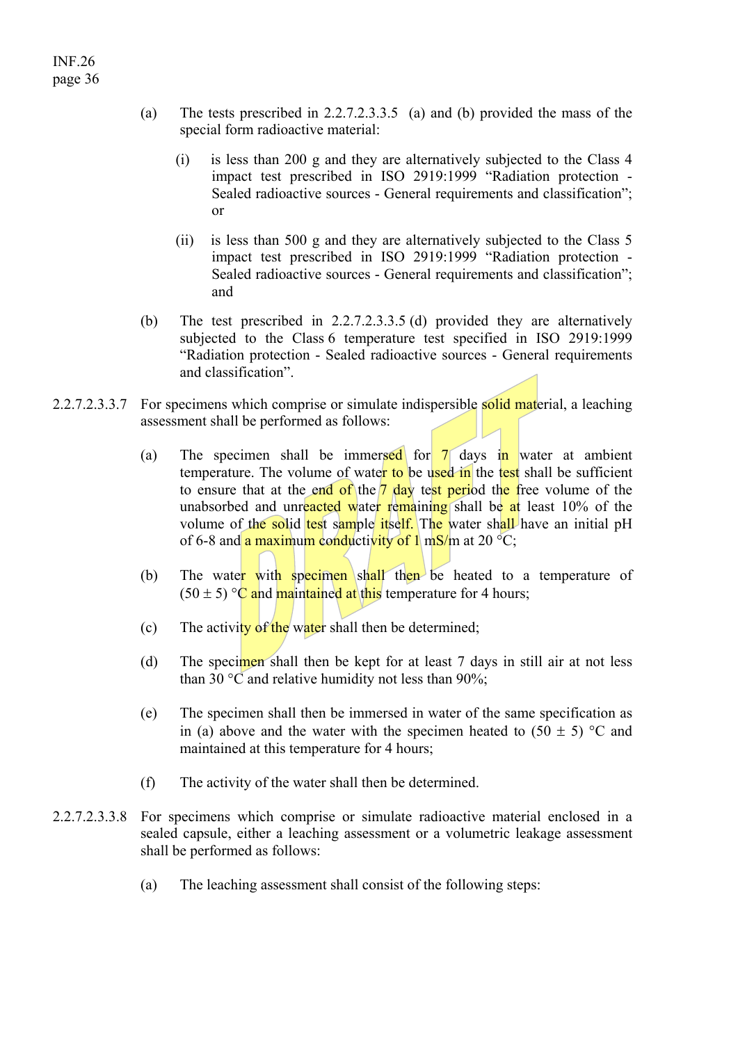(a) The tests prescribed in 2.2.7.2.3.3.5 (a) and (b) provided the mass of the special form radioactive material:

   (i) is less than 200 g and they are alternatively subjected to the Class 4 impact test prescribed in ISO 2919:1999 "Radiation protection - Sealed radioactive sources - General requirements and classification"; or

   (ii) is less than 500 g and they are alternatively subjected to the Class 5 impact test prescribed in ISO 2919:1999 "Radiation protection - Sealed radioactive sources - General requirements and classification"; and

(b) The test prescribed in 2.2.7.2.3.3.5 (d) provided they are alternatively subjected to the Class 6 temperature test specified in ISO 2919:1999 "Radiation protection - Sealed radioactive sources - General requirements and classification".

2.2.7.2.3.3.7 For specimens which comprise or simulate indispersible solid material, a leaching assessment shall be performed as follows:

(a) The specimen shall be immersed for 7 days in water at ambient temperature. The volume of water to be used in the test shall be sufficient to ensure that at the end of the 7 day test period the free volume of the unabsorbed and unreacted water remaining shall be at least 10% of the volume of the solid test sample itself. The water shall have an initial pH of 6-8 and a maximum conductivity of 1 mS/m at 20 °C;

(b) The water with specimen shall then be heated to a temperature of (50 ± 5) °C and maintained at this temperature for 4 hours;

(c) The activity of the water shall then be determined;

(d) The specimen shall then be kept for at least 7 days in still air at not less than 30 °C and relative humidity not less than 90%;

(e) The specimen shall then be immersed in water of the same specification as in (a) above and the water with the specimen heated to (50 ± 5) °C and maintained at this temperature for 4 hours;

(f) The activity of the water shall then be determined.

2.2.7.2.3.3.8 For specimens which comprise or simulate radioactive material enclosed in a sealed capsule, either a leaching assessment or a volumetric leakage assessment shall be performed as follows:

(a) The leaching assessment shall consist of the following steps: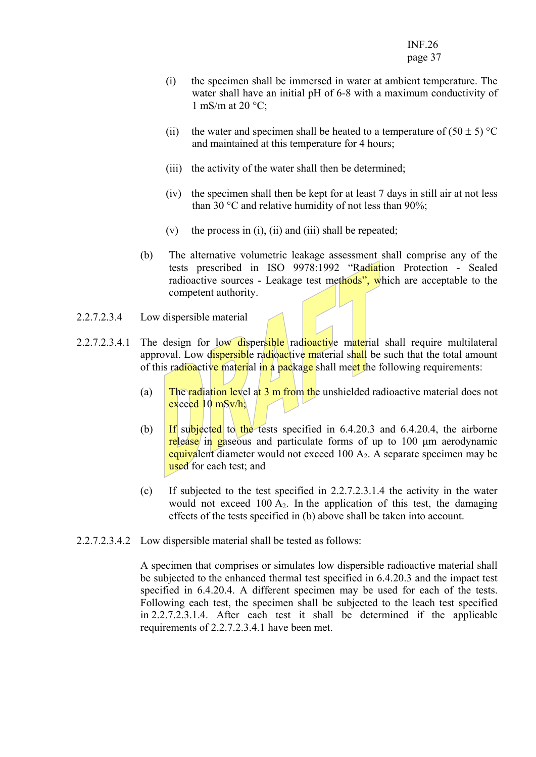(i) the specimen shall be immersed in water at ambient temperature. The water shall have an initial pH of 6-8 with a maximum conductivity of 1 mS/m at 20 °C;

(ii) the water and specimen shall be heated to a temperature of (50 ± 5) °C and maintained at this temperature for 4 hours;

(iii) the activity of the water shall then be determined;

(iv) the specimen shall then be kept for at least 7 days in still air at not less than 30 °C and relative humidity of not less than 90%;

(v) the process in (i), (ii) and (iii) shall be repeated;

(b) The alternative volumetric leakage assessment shall comprise any of the tests prescribed in ISO 9978:1992 "Radiation Protection - Sealed radioactive sources - Leakage test methods", which are acceptable to the competent authority.

2.2.7.2.3.4 Low dispersible material

2.2.7.2.3.4.1 The design for low dispersible radioactive material shall require multilateral approval. Low dispersible radioactive material shall be such that the total amount of this radioactive material in a package shall meet the following requirements:

(a) The radiation level at 3 m from the unshielded radioactive material does not exceed 10 mSv/h;

(b) If subjected to the tests specified in 6.4.20.3 and 6.4.20.4, the airborne release in gaseous and particulate forms of up to 100 µm aerodynamic equivalent diameter would not exceed 100 $A_2$. A separate specimen may be used for each test; and

(c) If subjected to the test specified in 2.2.7.2.3.1.4 the activity in the water would not exceed 100 $A_2$. In the application of this test, the damaging effects of the tests specified in (b) above shall be taken into account.

2.2.7.2.3.4.2 Low dispersible material shall be tested as follows:

A specimen that comprises or simulates low dispersible radioactive material shall be subjected to the enhanced thermal test specified in 6.4.20.3 and the impact test specified in 6.4.20.4. A different specimen may be used for each of the tests. Following each test, the specimen shall be subjected to the leach test specified in 2.2.7.2.3.1.4. After each test it shall be determined if the applicable requirements of 2.2.7.2.3.4.1 have been met.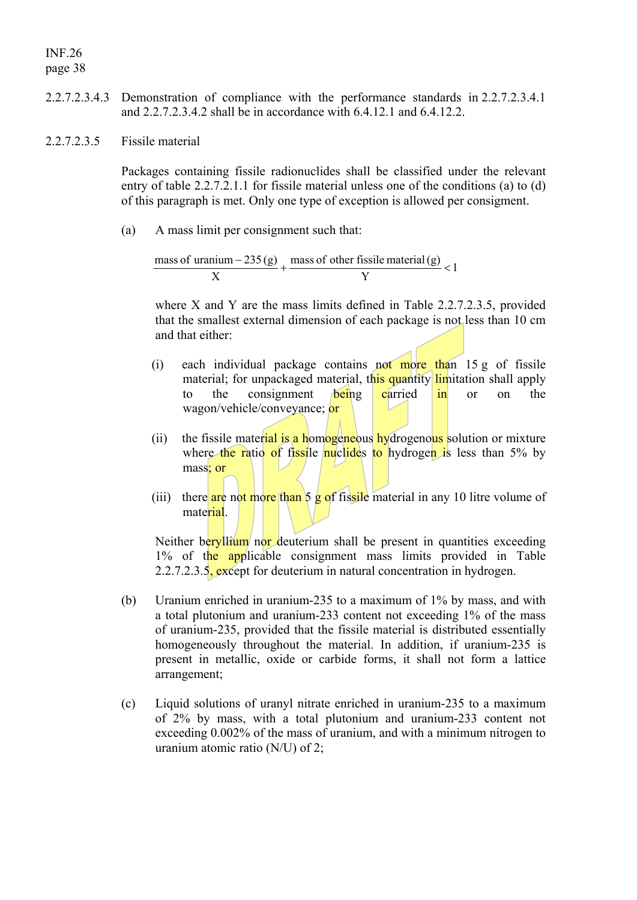2.2.7.2.3.4.3 Demonstration of compliance with the performance standards in 2.2.7.2.3.4.1 and 2.2.7.2.3.4.2 shall be in accordance with 6.4.12.1 and 6.4.12.2.

2.2.7.2.3.5 Fissile material

Packages containing fissile radionuclides shall be classified under the relevant entry of table 2.2.7.2.1.1 for fissile material unless one of the conditions (a) to (d) of this paragraph is met. Only one type of exception is allowed per consigment.

(a) A mass limit per consignment such that:

$$\frac{\text{mass of uranium} - 235\,(\text{g})}{\text{X}} + \frac{\text{mass of other fissile material}\,(\text{g})}{\text{Y}} < 1$$

where X and Y are the mass limits defined in Table 2.2.7.2.3.5, provided that the smallest external dimension of each package is not less than 10 cm and that either:

(i) each individual package contains not more than 15 g of fissile material; for unpackaged material, this quantity limitation shall apply to the consignment being carried in or on the wagon/vehicle/conveyance; or

(ii) the fissile material is a homogeneous hydrogenous solution or mixture where the ratio of fissile nuclides to hydrogen is less than 5% by mass; or

(iii) there are not more than 5 g of fissile material in any 10 litre volume of material.

Neither beryllium nor deuterium shall be present in quantities exceeding 1% of the applicable consignment mass limits provided in Table 2.2.7.2.3.5, except for deuterium in natural concentration in hydrogen.

(b) Uranium enriched in uranium-235 to a maximum of 1% by mass, and with a total plutonium and uranium-233 content not exceeding 1% of the mass of uranium-235, provided that the fissile material is distributed essentially homogeneously throughout the material. In addition, if uranium-235 is present in metallic, oxide or carbide forms, it shall not form a lattice arrangement;

(c) Liquid solutions of uranyl nitrate enriched in uranium-235 to a maximum of 2% by mass, with a total plutonium and uranium-233 content not exceeding 0.002% of the mass of uranium, and with a minimum nitrogen to uranium atomic ratio (N/U) of 2;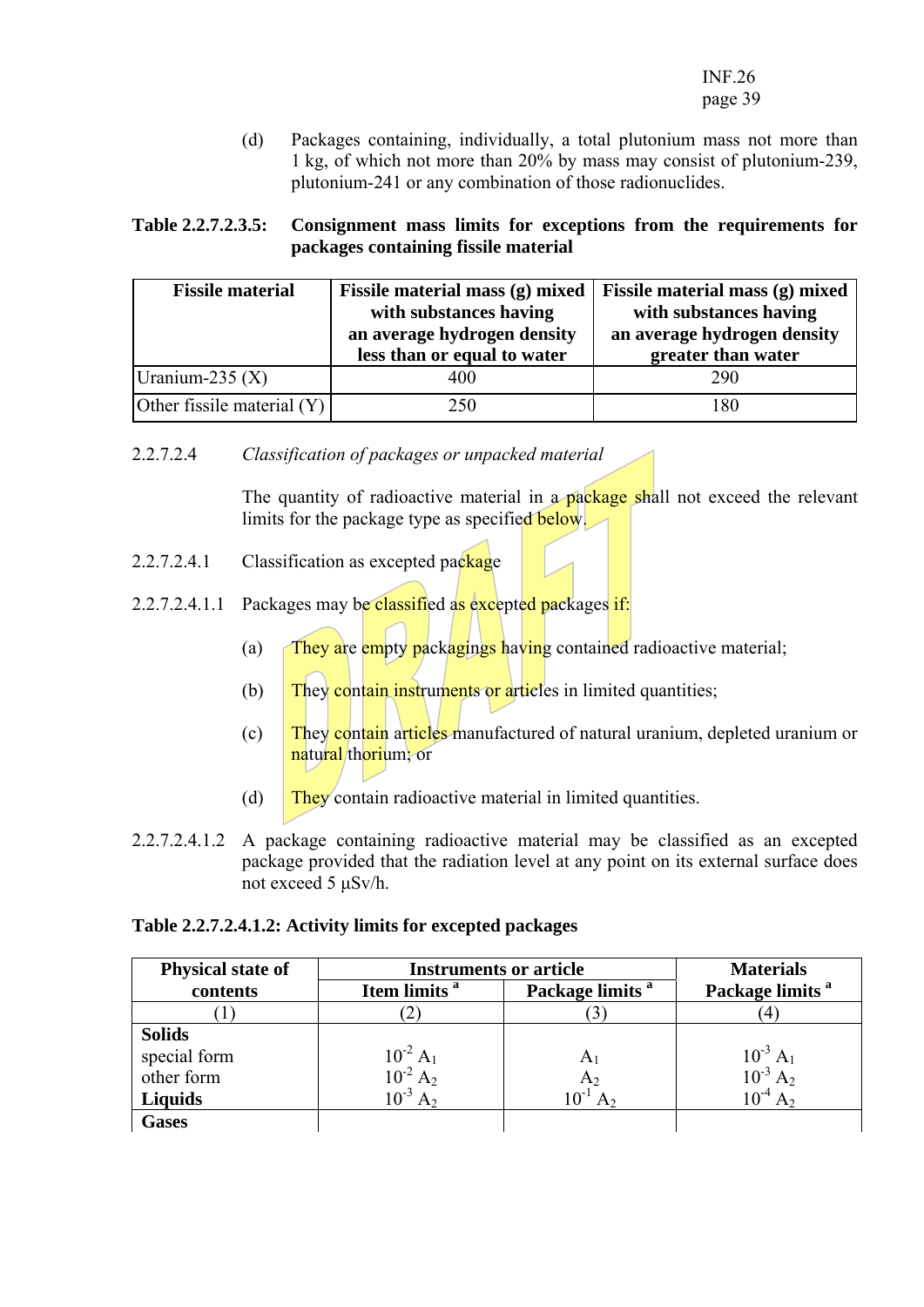(d) Packages containing, individually, a total plutonium mass not more than 1 kg, of which not more than 20% by mass may consist of plutonium-239, plutonium-241 or any combination of those radionuclides.

**Table 2.2.7.2.3.5: Consignment mass limits for exceptions from the requirements for packages containing fissile material**

| Fissile material | Fissile material mass (g) mixed with substances having an average hydrogen density less than or equal to water | Fissile material mass (g) mixed with substances having an average hydrogen density greater than water |
|---|---|---|
| Uranium-235 (X) | 400 | 290 |
| Other fissile material (Y) | 250 | 180 |

2.2.7.2.4 *Classification of packages or unpacked material*

The quantity of radioactive material in a package shall not exceed the relevant limits for the package type as specified below.

2.2.7.2.4.1 Classification as excepted package

2.2.7.2.4.1.1 Packages may be classified as excepted packages if:

(a) They are empty packagings having contained radioactive material;

(b) They contain instruments or articles in limited quantities;

(c) They contain articles manufactured of natural uranium, depleted uranium or natural thorium; or

(d) They contain radioactive material in limited quantities.

2.2.7.2.4.1.2 A package containing radioactive material may be classified as an excepted package provided that the radiation level at any point on its external surface does not exceed 5 μSv/h.

**Table 2.2.7.2.4.1.2: Activity limits for excepted packages**

| Physical state of contents | Instruments or article | | Materials |
|---|---|---|---|
| | Item limits [a] | Package limits [a] | Package limits [a] |
| (1) | (2) | (3) | (4) |
| **Solids** | | | |
| special form | $10^{-2}$ $A_1$ | $A_1$ | $10^{-3}$ $A_1$ |
| other form | $10^{-2}$ $A_2$ | $A_2$ | $10^{-3}$ $A_2$ |
| **Liquids** | $10^{-3}$ $A_2$ | $10^{-1}$ $A_2$ | $10^{-4}$ $A_2$ |
| **Gases** | | | |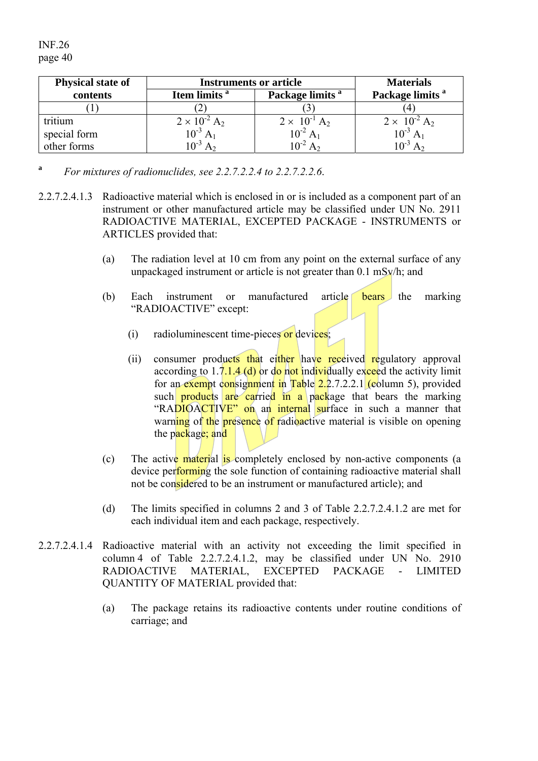| Physical state of contents | Instruments or article | | Materials |
|---|---|---|---|
| | Item limits [a] | Package limits [a] | Package limits [a] |
| (1) | (2) | (3) | (4) |
| tritium | $2 \times 10^{-2}$ $A_2$ | $2 \times 10^{-1}$ $A_2$ | $2 \times 10^{-2}$ $A_2$ |
| special form | $10^{-3}$ $A_1$ | $10^{-2}$ $A_1$ | $10^{-3}$ $A_1$ |
| other forms | $10^{-3}$ $A_2$ | $10^{-2}$ $A_2$ | $10^{-3}$ $A_2$ |

[a] *For mixtures of radionuclides, see 2.2.7.2.2.4 to 2.2.7.2.2.6.*

2.2.7.2.4.1.3 Radioactive material which is enclosed in or is included as a component part of an instrument or other manufactured article may be classified under UN No. 2911 RADIOACTIVE MATERIAL, EXCEPTED PACKAGE - INSTRUMENTS or ARTICLES provided that:

(a) The radiation level at 10 cm from any point on the external surface of any unpackaged instrument or article is not greater than 0.1 mSv/h; and

(b) Each instrument or manufactured article bears the marking "RADIOACTIVE" except:

(i) radioluminescent time-pieces or devices;

(ii) consumer products that either have received regulatory approval according to 1.7.1.4 (d) or do not individually exceed the activity limit for an exempt consignment in Table 2.2.7.2.2.1 (column 5), provided such products are carried in a package that bears the marking "RADIOACTIVE" on an internal surface in such a manner that warning of the presence of radioactive material is visible on opening the package; and

(c) The active material is completely enclosed by non-active components (a device performing the sole function of containing radioactive material shall not be considered to be an instrument or manufactured article); and

(d) The limits specified in columns 2 and 3 of Table 2.2.7.2.4.1.2 are met for each individual item and each package, respectively.

2.2.7.2.4.1.4 Radioactive material with an activity not exceeding the limit specified in column 4 of Table 2.2.7.2.4.1.2, may be classified under UN No. 2910 RADIOACTIVE MATERIAL, EXCEPTED PACKAGE - LIMITED QUANTITY OF MATERIAL provided that:

(a) The package retains its radioactive contents under routine conditions of carriage; and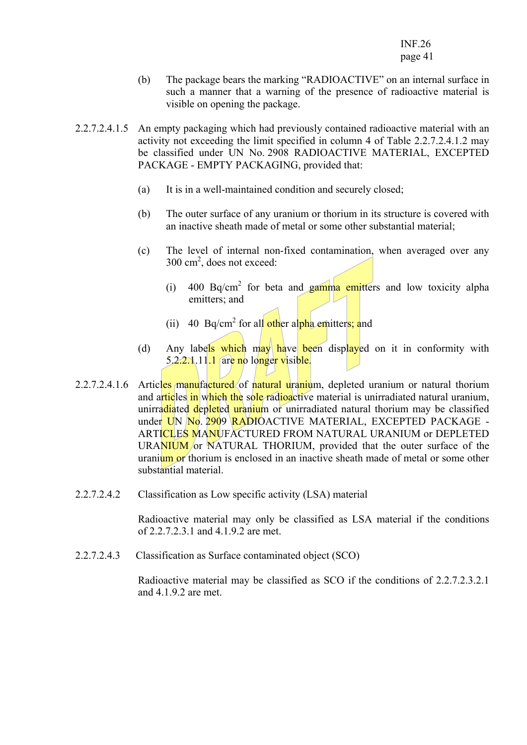(b) The package bears the marking "RADIOACTIVE" on an internal surface in such a manner that a warning of the presence of radioactive material is visible on opening the package.

2.2.7.2.4.1.5 An empty packaging which had previously contained radioactive material with an activity not exceeding the limit specified in column 4 of Table 2.2.7.2.4.1.2 may be classified under UN No. 2908 RADIOACTIVE MATERIAL, EXCEPTED PACKAGE - EMPTY PACKAGING, provided that:

(a) It is in a well-maintained condition and securely closed;

(b) The outer surface of any uranium or thorium in its structure is covered with an inactive sheath made of metal or some other substantial material;

(c) The level of internal non-fixed contamination, when averaged over any 300 $cm^2$, does not exceed:

(i) 400 $Bq/cm^2$ for beta and gamma emitters and low toxicity alpha emitters; and

(ii) 40 $Bq/cm^2$ for all other alpha emitters; and

(d) Any labels which may have been displayed on it in conformity with 5.2.2.1.11.1 are no longer visible.

2.2.7.2.4.1.6 Articles manufactured of natural uranium, depleted uranium or natural thorium and articles in which the sole radioactive material is unirradiated natural uranium, unirradiated depleted uranium or unirradiated natural thorium may be classified under UN No. 2909 RADIOACTIVE MATERIAL, EXCEPTED PACKAGE - ARTICLES MANUFACTURED FROM NATURAL URANIUM or DEPLETED URANIUM or NATURAL THORIUM, provided that the outer surface of the uranium or thorium is enclosed in an inactive sheath made of metal or some other substantial material.

2.2.7.2.4.2 Classification as Low specific activity (LSA) material

Radioactive material may only be classified as LSA material if the conditions of 2.2.7.2.3.1 and 4.1.9.2 are met.

2.2.7.2.4.3 Classification as Surface contaminated object (SCO)

Radioactive material may be classified as SCO if the conditions of 2.2.7.2.3.2.1 and 4.1.9.2 are met.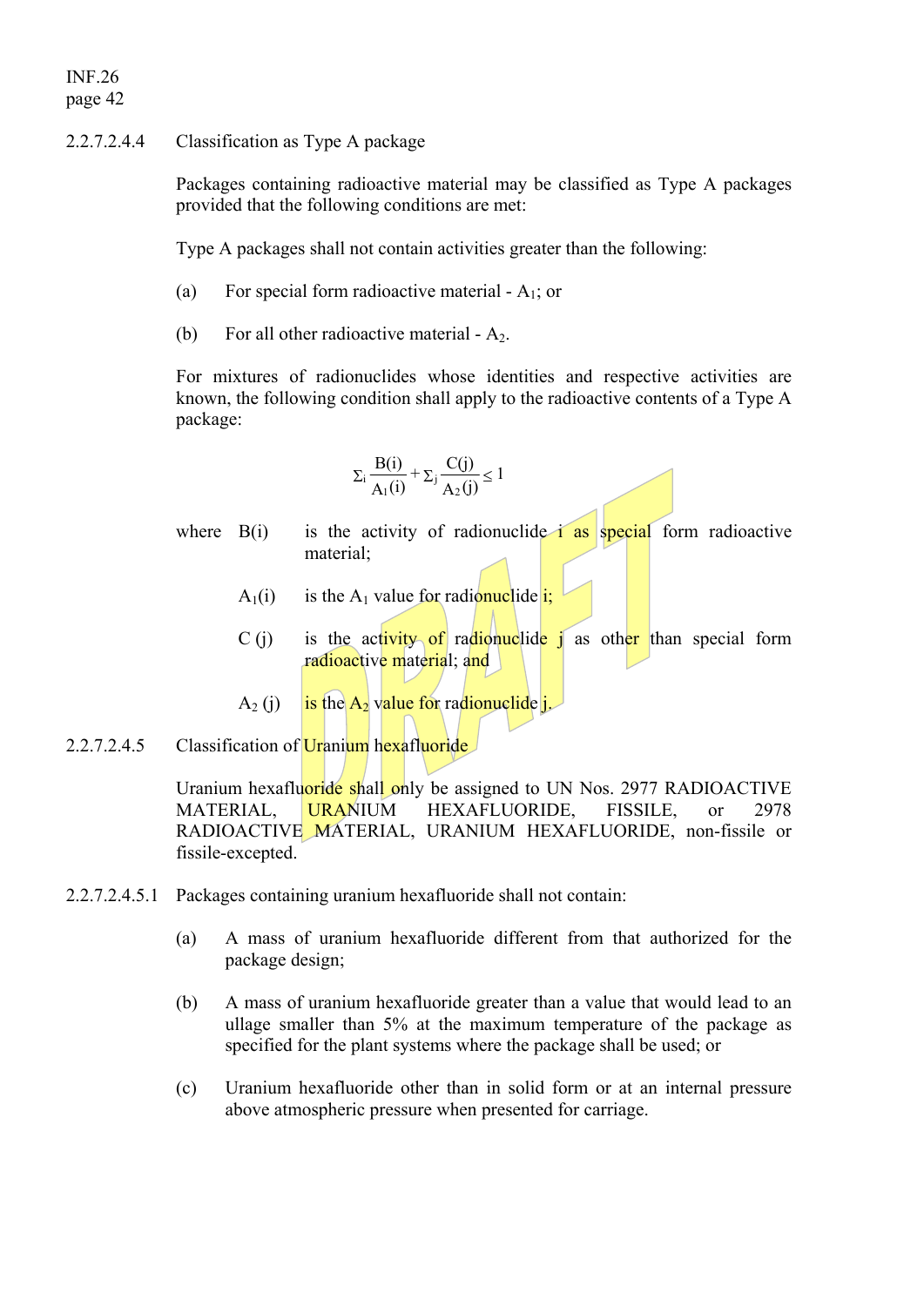2.2.7.2.4.4 Classification as Type A package

Packages containing radioactive material may be classified as Type A packages provided that the following conditions are met:

Type A packages shall not contain activities greater than the following:

(a) For special form radioactive material - $A_1$; or

(b) For all other radioactive material - $A_2$.

For mixtures of radionuclides whose identities and respective activities are known, the following condition shall apply to the radioactive contents of a Type A package:

$$\Sigma_i \frac{B(i)}{A_1(i)} + \Sigma_j \frac{C(j)}{A_2(j)} \leq 1$$

where B(i) is the activity of radionuclide i as special form radioactive material;

$A_1(i)$ is the $A_1$ value for radionuclide i;

C (j) is the activity of radionuclide j as other than special form radioactive material; and

$A_2$ (j) is the $A_2$ value for radionuclide j.

2.2.7.2.4.5 Classification of Uranium hexafluoride

Uranium hexafluoride shall only be assigned to UN Nos. 2977 RADIOACTIVE MATERIAL, URANIUM HEXAFLUORIDE, FISSILE, or 2978 RADIOACTIVE MATERIAL, URANIUM HEXAFLUORIDE, non-fissile or fissile-excepted.

2.2.7.2.4.5.1 Packages containing uranium hexafluoride shall not contain:

(a) A mass of uranium hexafluoride different from that authorized for the package design;

(b) A mass of uranium hexafluoride greater than a value that would lead to an ullage smaller than 5% at the maximum temperature of the package as specified for the plant systems where the package shall be used; or

(c) Uranium hexafluoride other than in solid form or at an internal pressure above atmospheric pressure when presented for carriage.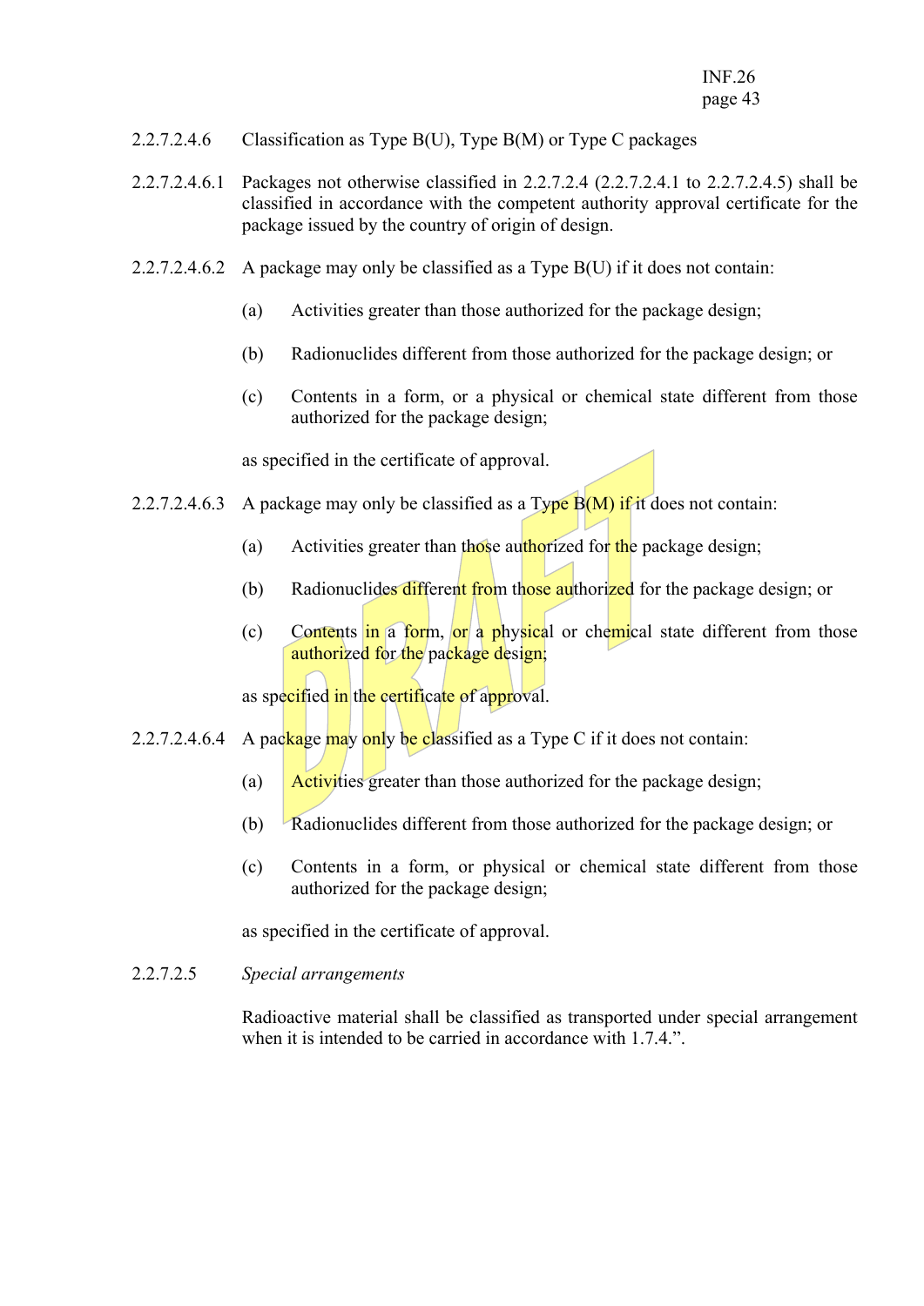2.2.7.2.4.6 Classification as Type B(U), Type B(M) or Type C packages

2.2.7.2.4.6.1 Packages not otherwise classified in 2.2.7.2.4 (2.2.7.2.4.1 to 2.2.7.2.4.5) shall be classified in accordance with the competent authority approval certificate for the package issued by the country of origin of design.

2.2.7.2.4.6.2 A package may only be classified as a Type B(U) if it does not contain:

(a) Activities greater than those authorized for the package design;

(b) Radionuclides different from those authorized for the package design; or

(c) Contents in a form, or a physical or chemical state different from those authorized for the package design;

as specified in the certificate of approval.

2.2.7.2.4.6.3 A package may only be classified as a Type B(M) if it does not contain:

(a) Activities greater than those authorized for the package design;

(b) Radionuclides different from those authorized for the package design; or

(c) Contents in a form, or a physical or chemical state different from those authorized for the package design;

as specified in the certificate of approval.

2.2.7.2.4.6.4 A package may only be classified as a Type C if it does not contain:

(a) Activities greater than those authorized for the package design;

(b) Radionuclides different from those authorized for the package design; or

(c) Contents in a form, or physical or chemical state different from those authorized for the package design;

as specified in the certificate of approval.

2.2.7.2.5 *Special arrangements*

Radioactive material shall be classified as transported under special arrangement when it is intended to be carried in accordance with 1.7.4.".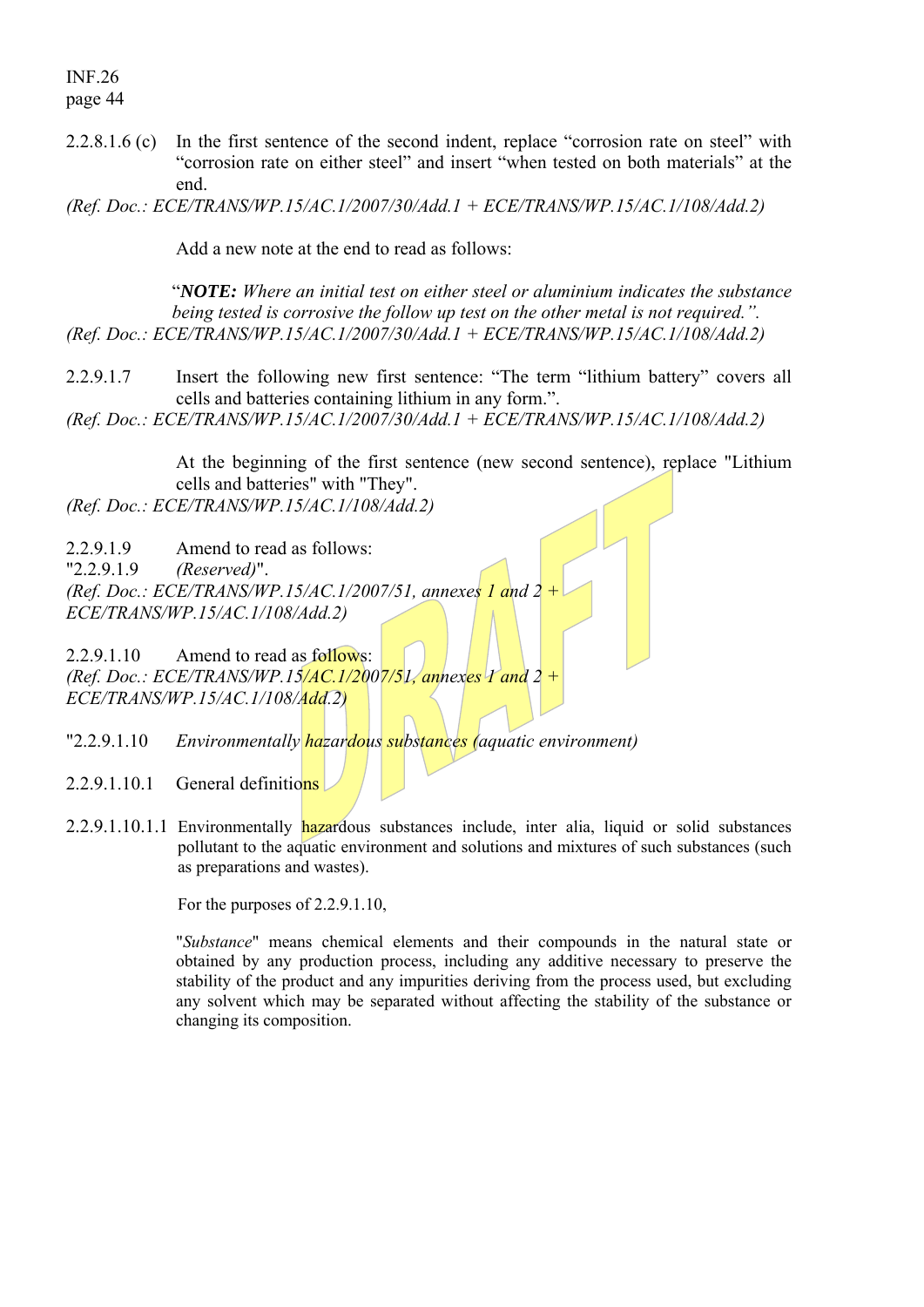2.2.8.1.6 (c) In the first sentence of the second indent, replace "corrosion rate on steel" with "corrosion rate on either steel" and insert "when tested on both materials" at the end.

*(Ref. Doc.: ECE/TRANS/WP.15/AC.1/2007/30/Add.1 + ECE/TRANS/WP.15/AC.1/108/Add.2)*

Add a new note at the end to read as follows:

"***NOTE:*** *Where an initial test on either steel or aluminium indicates the substance being tested is corrosive the follow up test on the other metal is not required.".*

*(Ref. Doc.: ECE/TRANS/WP.15/AC.1/2007/30/Add.1 + ECE/TRANS/WP.15/AC.1/108/Add.2)*

2.2.9.1.7 Insert the following new first sentence: "The term "lithium battery" covers all cells and batteries containing lithium in any form.".

*(Ref. Doc.: ECE/TRANS/WP.15/AC.1/2007/30/Add.1 + ECE/TRANS/WP.15/AC.1/108/Add.2)*

At the beginning of the first sentence (new second sentence), replace "Lithium cells and batteries" with "They".

*(Ref. Doc.: ECE/TRANS/WP.15/AC.1/108/Add.2)*

2.2.9.1.9 Amend to read as follows:

"2.2.9.1.9 *(Reserved)*".

*(Ref. Doc.: ECE/TRANS/WP.15/AC.1/2007/51, annexes 1 and 2 + ECE/TRANS/WP.15/AC.1/108/Add.2)*

2.2.9.1.10 Amend to read as follows:

*(Ref. Doc.: ECE/TRANS/WP.15/AC.1/2007/51, annexes 1 and 2 + ECE/TRANS/WP.15/AC.1/108/Add.2)*

"2.2.9.1.10 *Environmentally hazardous substances (aquatic environment)*

2.2.9.1.10.1 General definitions

2.2.9.1.10.1.1 Environmentally hazardous substances include, inter alia, liquid or solid substances pollutant to the aquatic environment and solutions and mixtures of such substances (such as preparations and wastes).

For the purposes of 2.2.9.1.10,

"*Substance*" means chemical elements and their compounds in the natural state or obtained by any production process, including any additive necessary to preserve the stability of the product and any impurities deriving from the process used, but excluding any solvent which may be separated without affecting the stability of the substance or changing its composition.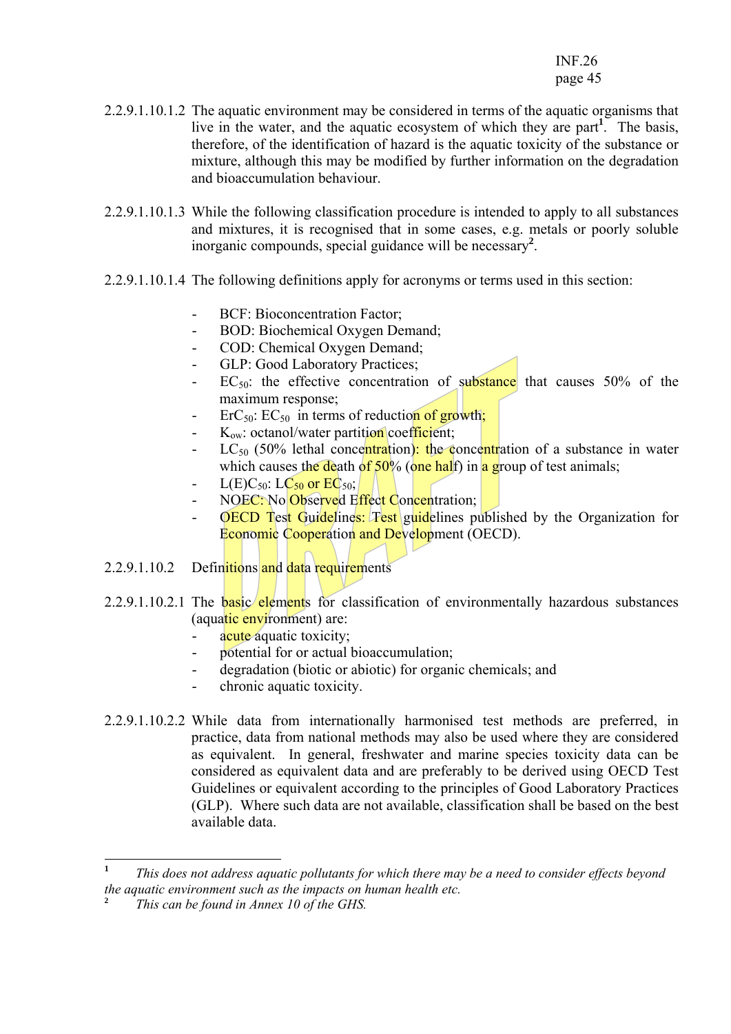2.2.9.1.10.1.2 The aquatic environment may be considered in terms of the aquatic organisms that live in the water, and the aquatic ecosystem of which they are part[1]. The basis, therefore, of the identification of hazard is the aquatic toxicity of the substance or mixture, although this may be modified by further information on the degradation and bioaccumulation behaviour.

2.2.9.1.10.1.3 While the following classification procedure is intended to apply to all substances and mixtures, it is recognised that in some cases, e.g. metals or poorly soluble inorganic compounds, special guidance will be necessary[2].

2.2.9.1.10.1.4 The following definitions apply for acronyms or terms used in this section:

- BCF: Bioconcentration Factor;
- BOD: Biochemical Oxygen Demand;
- COD: Chemical Oxygen Demand;
- GLP: Good Laboratory Practices;
- $EC_{50}$: the effective concentration of substance that causes 50% of the maximum response;
- $ErC_{50}$: $EC_{50}$ in terms of reduction of growth;
- $K_{ow}$: octanol/water partition coefficient;
- $LC_{50}$ (50% lethal concentration): the concentration of a substance in water which causes the death of 50% (one half) in a group of test animals;
- $L(E)C_{50}$: $LC_{50}$ or $EC_{50}$;
- NOEC: No Observed Effect Concentration;
- OECD Test Guidelines: Test guidelines published by the Organization for Economic Cooperation and Development (OECD).

2.2.9.1.10.2 Definitions and data requirements

2.2.9.1.10.2.1 The basic elements for classification of environmentally hazardous substances (aquatic environment) are:

- acute aquatic toxicity;
- potential for or actual bioaccumulation;
- degradation (biotic or abiotic) for organic chemicals; and
- chronic aquatic toxicity.

2.2.9.1.10.2.2 While data from internationally harmonised test methods are preferred, in practice, data from national methods may also be used where they are considered as equivalent. In general, freshwater and marine species toxicity data can be considered as equivalent data and are preferably to be derived using OECD Test Guidelines or equivalent according to the principles of Good Laboratory Practices (GLP). Where such data are not available, classification shall be based on the best available data.

---

[1] *This does not address aquatic pollutants for which there may be a need to consider effects beyond the aquatic environment such as the impacts on human health etc.*

[2] *This can be found in Annex 10 of the GHS.*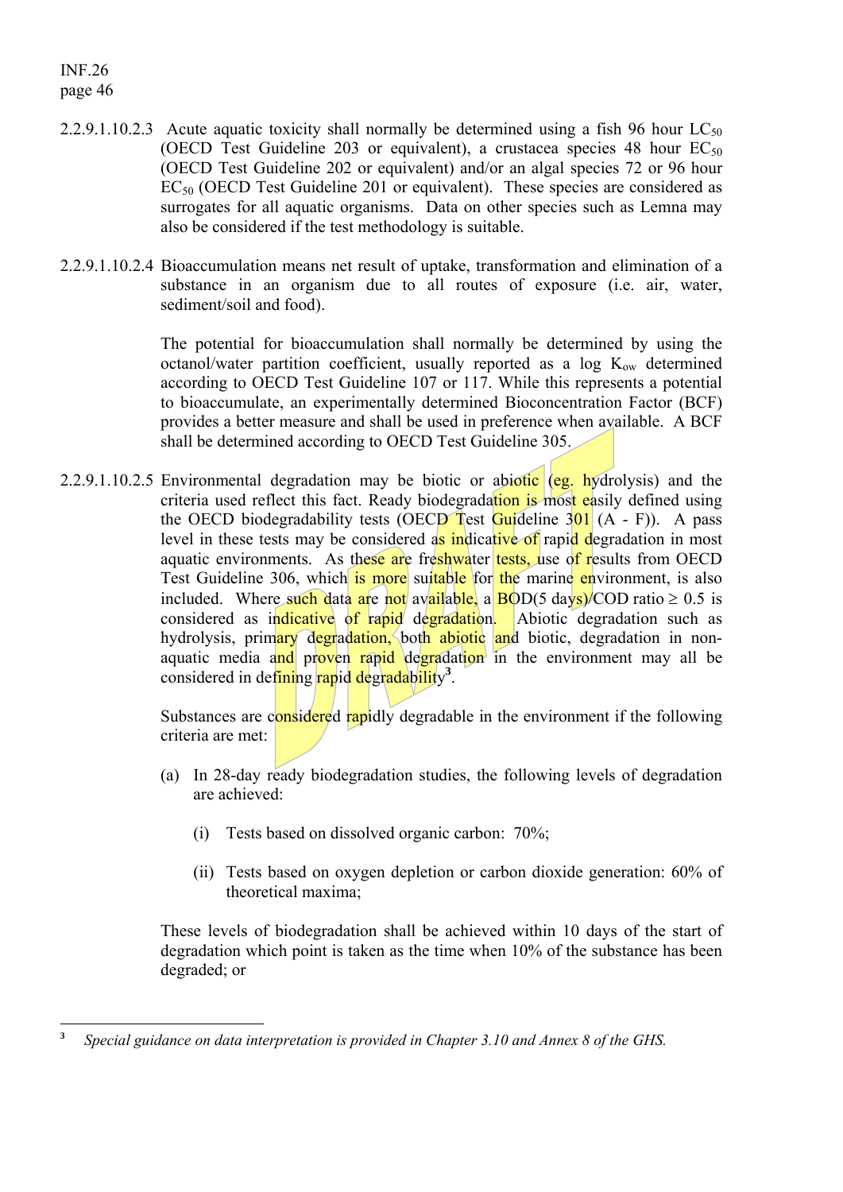2.2.9.1.10.2.3 Acute aquatic toxicity shall normally be determined using a fish 96 hour $LC_{50}$ (OECD Test Guideline 203 or equivalent), a crustacea species 48 hour $EC_{50}$ (OECD Test Guideline 202 or equivalent) and/or an algal species 72 or 96 hour $EC_{50}$ (OECD Test Guideline 201 or equivalent). These species are considered as surrogates for all aquatic organisms. Data on other species such as Lemna may also be considered if the test methodology is suitable.

2.2.9.1.10.2.4 Bioaccumulation means net result of uptake, transformation and elimination of a substance in an organism due to all routes of exposure (i.e. air, water, sediment/soil and food).

The potential for bioaccumulation shall normally be determined by using the octanol/water partition coefficient, usually reported as a log $K_{ow}$ determined according to OECD Test Guideline 107 or 117. While this represents a potential to bioaccumulate, an experimentally determined Bioconcentration Factor (BCF) provides a better measure and shall be used in preference when available. A BCF shall be determined according to OECD Test Guideline 305.

2.2.9.1.10.2.5 Environmental degradation may be biotic or abiotic (eg. hydrolysis) and the criteria used reflect this fact. Ready biodegradation is most easily defined using the OECD biodegradability tests (OECD Test Guideline 301 (A - F)). A pass level in these tests may be considered as indicative of rapid degradation in most aquatic environments. As these are freshwater tests, use of results from OECD Test Guideline 306, which is more suitable for the marine environment, is also included. Where such data are not available, a BOD(5 days)/COD ratio $\geq 0.5$ is considered as indicative of rapid degradation. Abiotic degradation such as hydrolysis, primary degradation, both abiotic and biotic, degradation in non-aquatic media and proven rapid degradation in the environment may all be considered in defining rapid degradability[3].

Substances are considered rapidly degradable in the environment if the following criteria are met:

(a) In 28-day ready biodegradation studies, the following levels of degradation are achieved:

   (i) Tests based on dissolved organic carbon: 70%;

   (ii) Tests based on oxygen depletion or carbon dioxide generation: 60% of theoretical maxima;

These levels of biodegradation shall be achieved within 10 days of the start of degradation which point is taken as the time when 10% of the substance has been degraded; or

---

[3] *Special guidance on data interpretation is provided in Chapter 3.10 and Annex 8 of the GHS.*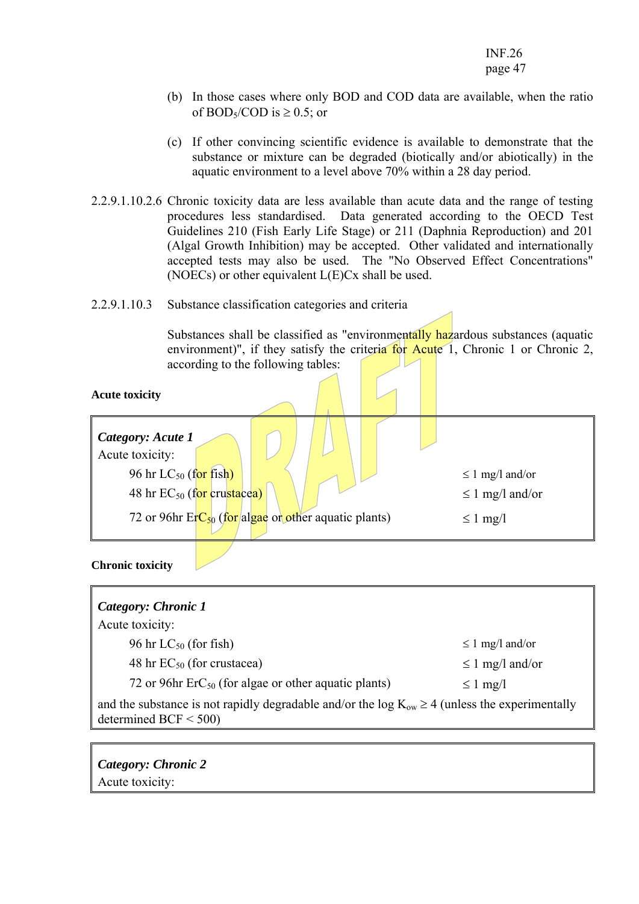(b) In those cases where only BOD and COD data are available, when the ratio of $BOD_5/COD$ is ≥ 0.5; or

(c) If other convincing scientific evidence is available to demonstrate that the substance or mixture can be degraded (biotically and/or abiotically) in the aquatic environment to a level above 70% within a 28 day period.

2.2.9.1.10.2.6 Chronic toxicity data are less available than acute data and the range of testing procedures less standardised. Data generated according to the OECD Test Guidelines 210 (Fish Early Life Stage) or 211 (Daphnia Reproduction) and 201 (Algal Growth Inhibition) may be accepted. Other validated and internationally accepted tests may also be used. The "No Observed Effect Concentrations" (NOECs) or other equivalent L(E)Cx shall be used.

2.2.9.1.10.3 Substance classification categories and criteria

Substances shall be classified as "environmentally hazardous substances (aquatic environment)", if they satisfy the criteria for Acute 1, Chronic 1 or Chronic 2, according to the following tables:

**Acute toxicity**

| ***Category: Acute 1*** | |
|---|---|
| Acute toxicity: | |
| 96 hr $LC_{50}$ (for fish) | ≤ 1 mg/l and/or |
| 48 hr $EC_{50}$ (for crustacea) | ≤ 1 mg/l and/or |
| 72 or 96hr $ErC_{50}$ (for algae or other aquatic plants) | ≤ 1 mg/l |

**Chronic toxicity**

| ***Category: Chronic 1*** | |
|---|---|
| Acute toxicity: | |
| 96 hr $LC_{50}$ (for fish) | ≤ 1 mg/l and/or |
| 48 hr $EC_{50}$ (for crustacea) | ≤ 1 mg/l and/or |
| 72 or 96hr $ErC_{50}$ (for algae or other aquatic plants) | ≤ 1 mg/l |
| and the substance is not rapidly degradable and/or the log $K_{ow}$ ≥ 4 (unless the experimentally determined BCF < 500) | |

| ***Category: Chronic 2*** |
|---|
| Acute toxicity: |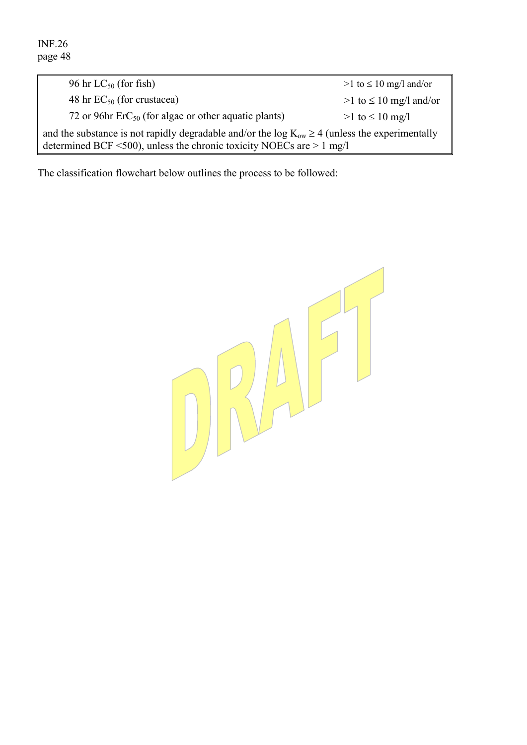| | |
|---|---|
| 96 hr $LC_{50}$ (for fish) | >1 to ≤ 10 mg/l and/or |
| 48 hr $EC_{50}$ (for crustacea) | >1 to ≤ 10 mg/l and/or |
| 72 or 96hr $ErC_{50}$ (for algae or other aquatic plants) | >1 to ≤ 10 mg/l |
| and the substance is not rapidly degradable and/or the log $K_{ow}$ ≥ 4 (unless the experimentally determined BCF <500), unless the chronic toxicity NOECs are > 1 mg/l | |

The classification flowchart below outlines the process to be followed: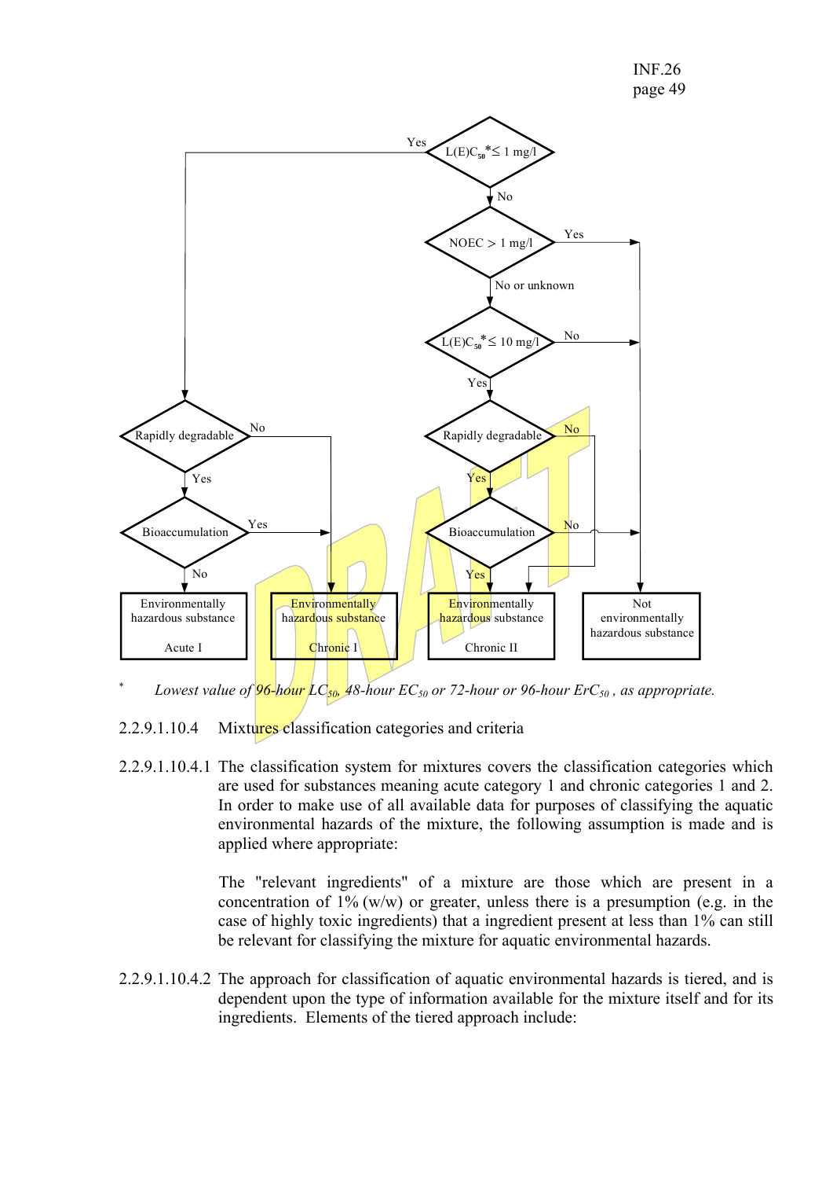```
                                        Yes   L(E)C50* ≤ 1 mg/l
                                                     |
                                                     No
                                                     |
                                               NOEC > 1 mg/l   ---Yes---> Not environmentally hazardous substance
                                                     |
                                               No or unknown
                                                     |
                                            L(E)C50* ≤ 10 mg/l ---No----> Not environmentally hazardous substance
                                                     |
                                                    Yes
                                                     |
Rapidly degradable ---No---> Chronic I      Rapidly degradable ---No---> Chronic II
        |                                            |
       Yes                                          Yes
        |                                            |
Bioaccumulation ---Yes---> Chronic I         Bioaccumulation ---No---> Not environmentally hazardous substance
        |                                            |
        No                                          Yes
        |                                            |
Environmentally        Environmentally       Environmentally       Not
hazardous substance    hazardous substance   hazardous substance   environmentally
                                                                   hazardous substance
Acute I                Chronic I             Chronic II
```

(The "Yes" branch of "L(E)C50* ≤ 1 mg/l" leads to the left-hand "Rapidly degradable" decision.)

\* *Lowest value of 96-hour $LC_{50}$, 48-hour $EC_{50}$ or 72-hour or 96-hour $ErC_{50}$, as appropriate.*

2.2.9.1.10.4 Mixtures classification categories and criteria

2.2.9.1.10.4.1 The classification system for mixtures covers the classification categories which are used for substances meaning acute category 1 and chronic categories 1 and 2. In order to make use of all available data for purposes of classifying the aquatic environmental hazards of the mixture, the following assumption is made and is applied where appropriate:

The "relevant ingredients" of a mixture are those which are present in a concentration of 1% (w/w) or greater, unless there is a presumption (e.g. in the case of highly toxic ingredients) that a ingredient present at less than 1% can still be relevant for classifying the mixture for aquatic environmental hazards.

2.2.9.1.10.4.2 The approach for classification of aquatic environmental hazards is tiered, and is dependent upon the type of information available for the mixture itself and for its ingredients. Elements of the tiered approach include: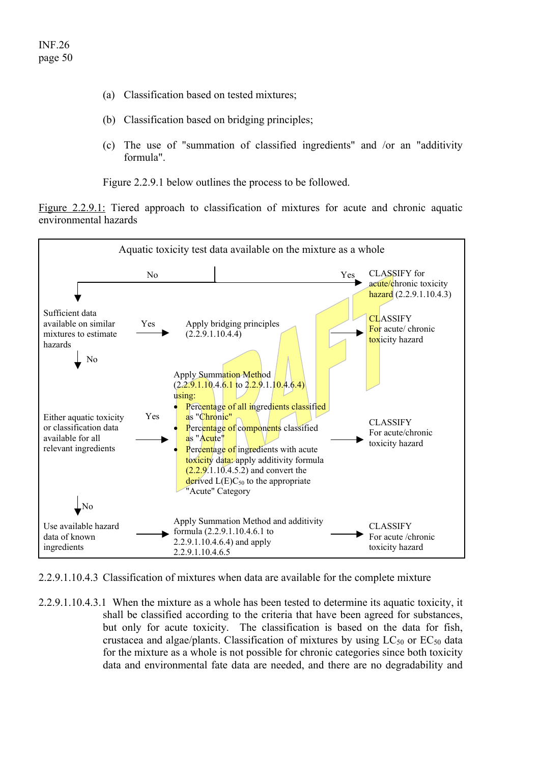(a) Classification based on tested mixtures;

(b) Classification based on bridging principles;

(c) The use of "summation of classified ingredients" and /or an "additivity formula".

Figure 2.2.9.1 below outlines the process to be followed.

Figure 2.2.9.1: Tiered approach to classification of mixtures for acute and chronic aquatic environmental hazards

Aquatic toxicity test data available on the mixture as a whole

- **Yes** → CLASSIFY for acute/chronic toxicity hazard (2.2.9.1.10.4.3)
- **No** ↓

Sufficient data available on similar mixtures to estimate hazards

- **Yes** → Apply bridging principles (2.2.9.1.10.4.4) → CLASSIFY For acute/ chronic toxicity hazard
- **No** ↓

Either aquatic toxicity or classification data available for all relevant ingredients

- **Yes** → Apply Summation Method (2.2.9.1.10.4.6.1 to 2.2.9.1.10.4.6.4) using:
  - Percentage of all ingredients classified as "Chronic"
  - Percentage of components classified as "Acute"
  - Percentage of ingredients with acute toxicity data: apply additivity formula (2.2.9.1.10.4.5.2) and convert the derived $L(E)C_{50}$ to the appropriate "Acute" Category

  → CLASSIFY For acute/chronic toxicity hazard
- **No** ↓

Use available hazard data of known ingredients → Apply Summation Method and additivity formula (2.2.9.1.10.4.6.1 to 2.2.9.1.10.4.6.4) and apply 2.2.9.1.10.4.6.5 → CLASSIFY For acute /chronic toxicity hazard

2.2.9.1.10.4.3 Classification of mixtures when data are available for the complete mixture

2.2.9.1.10.4.3.1 When the mixture as a whole has been tested to determine its aquatic toxicity, it shall be classified according to the criteria that have been agreed for substances, but only for acute toxicity. The classification is based on the data for fish, crustacea and algae/plants. Classification of mixtures by using $LC_{50}$ or $EC_{50}$ data for the mixture as a whole is not possible for chronic categories since both toxicity data and environmental fate data are needed, and there are no degradability and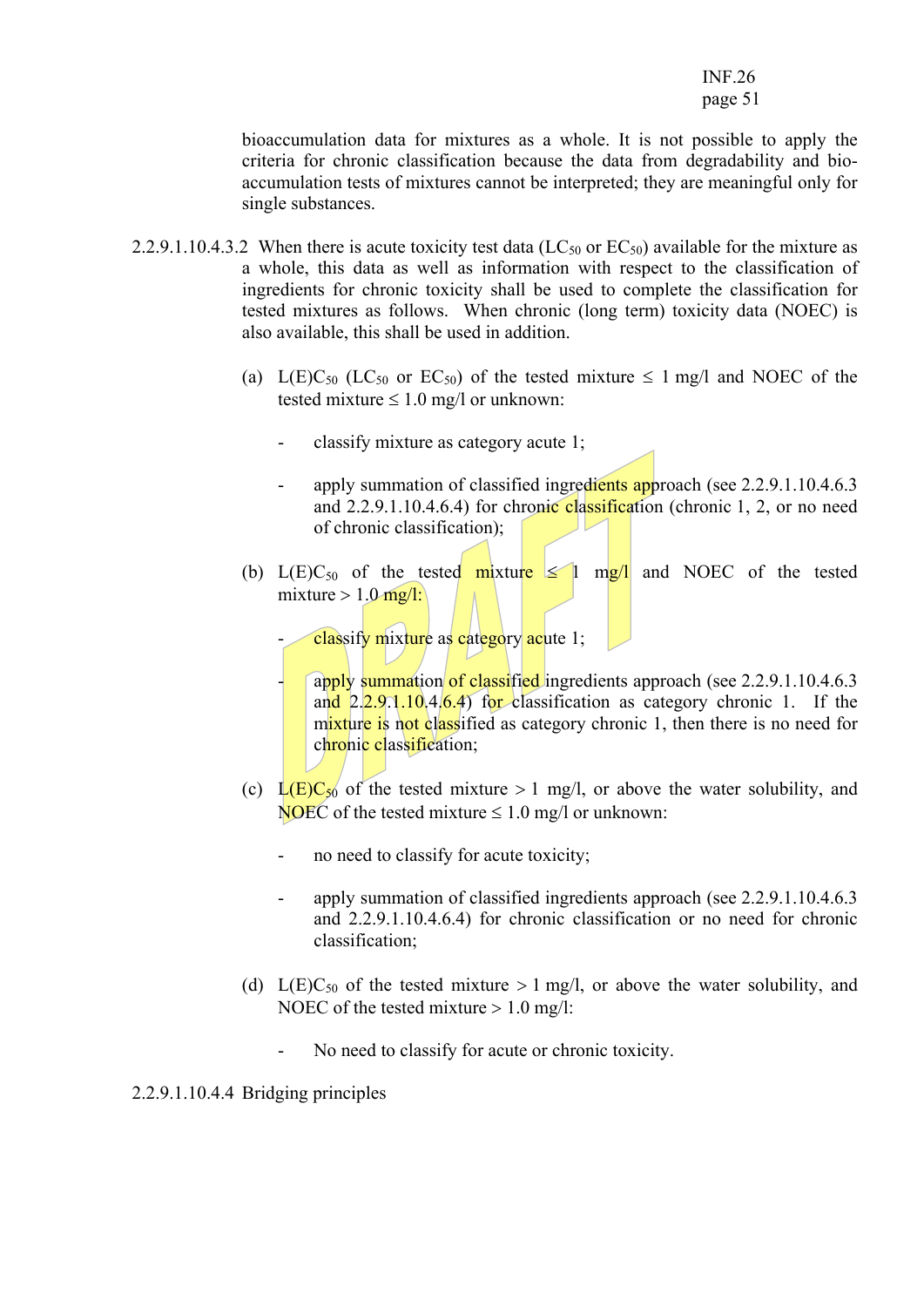bioaccumulation data for mixtures as a whole. It is not possible to apply the criteria for chronic classification because the data from degradability and bio-accumulation tests of mixtures cannot be interpreted; they are meaningful only for single substances.

2.2.9.1.10.4.3.2 When there is acute toxicity test data ($LC_{50}$ or $EC_{50}$) available for the mixture as a whole, this data as well as information with respect to the classification of ingredients for chronic toxicity shall be used to complete the classification for tested mixtures as follows. When chronic (long term) toxicity data (NOEC) is also available, this shall be used in addition.

(a) $L(E)C_{50}$ ($LC_{50}$ or $EC_{50}$) of the tested mixture ≤ 1 mg/l and NOEC of the tested mixture ≤ 1.0 mg/l or unknown:

- classify mixture as category acute 1;
- apply summation of classified ingredients approach (see 2.2.9.1.10.4.6.3 and 2.2.9.1.10.4.6.4) for chronic classification (chronic 1, 2, or no need of chronic classification);

(b) $L(E)C_{50}$ of the tested mixture ≤ 1 mg/l and NOEC of the tested mixture > 1.0 mg/l:

- classify mixture as category acute 1;
- apply summation of classified ingredients approach (see 2.2.9.1.10.4.6.3 and 2.2.9.1.10.4.6.4) for classification as category chronic 1. If the mixture is not classified as category chronic 1, then there is no need for chronic classification;

(c) $L(E)C_{50}$ of the tested mixture > 1 mg/l, or above the water solubility, and NOEC of the tested mixture ≤ 1.0 mg/l or unknown:

- no need to classify for acute toxicity;
- apply summation of classified ingredients approach (see 2.2.9.1.10.4.6.3 and 2.2.9.1.10.4.6.4) for chronic classification or no need for chronic classification;

(d) $L(E)C_{50}$ of the tested mixture > 1 mg/l, or above the water solubility, and NOEC of the tested mixture > 1.0 mg/l:

- No need to classify for acute or chronic toxicity.

2.2.9.1.10.4.4 Bridging principles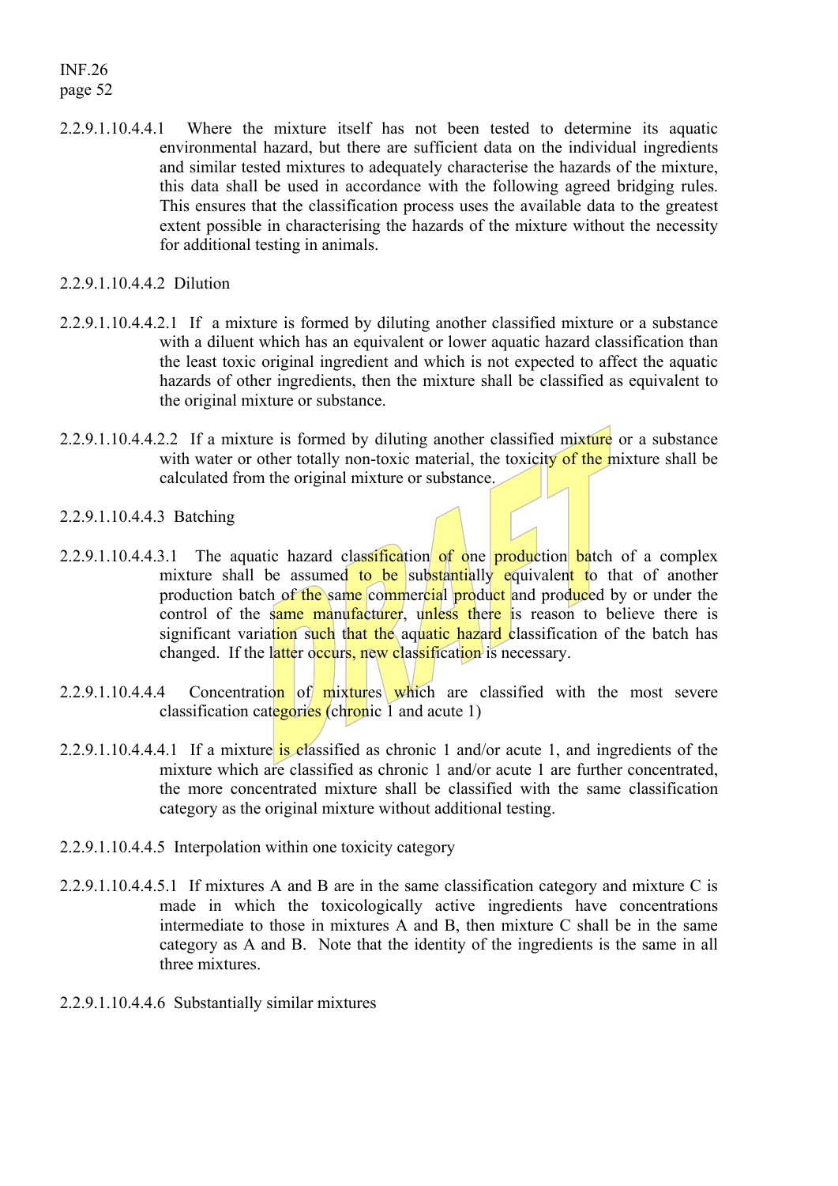2.2.9.1.10.4.4.1 Where the mixture itself has not been tested to determine its aquatic environmental hazard, but there are sufficient data on the individual ingredients and similar tested mixtures to adequately characterise the hazards of the mixture, this data shall be used in accordance with the following agreed bridging rules. This ensures that the classification process uses the available data to the greatest extent possible in characterising the hazards of the mixture without the necessity for additional testing in animals.

2.2.9.1.10.4.4.2 Dilution

2.2.9.1.10.4.4.2.1 If a mixture is formed by diluting another classified mixture or a substance with a diluent which has an equivalent or lower aquatic hazard classification than the least toxic original ingredient and which is not expected to affect the aquatic hazards of other ingredients, then the mixture shall be classified as equivalent to the original mixture or substance.

2.2.9.1.10.4.4.2.2 If a mixture is formed by diluting another classified mixture or a substance with water or other totally non-toxic material, the toxicity of the mixture shall be calculated from the original mixture or substance.

2.2.9.1.10.4.4.3 Batching

2.2.9.1.10.4.4.3.1 The aquatic hazard classification of one production batch of a complex mixture shall be assumed to be substantially equivalent to that of another production batch of the same commercial product and produced by or under the control of the same manufacturer, unless there is reason to believe there is significant variation such that the aquatic hazard classification of the batch has changed. If the latter occurs, new classification is necessary.

2.2.9.1.10.4.4.4 Concentration of mixtures which are classified with the most severe classification categories (chronic 1 and acute 1)

2.2.9.1.10.4.4.4.1 If a mixture is classified as chronic 1 and/or acute 1, and ingredients of the mixture which are classified as chronic 1 and/or acute 1 are further concentrated, the more concentrated mixture shall be classified with the same classification category as the original mixture without additional testing.

2.2.9.1.10.4.4.5 Interpolation within one toxicity category

2.2.9.1.10.4.4.5.1 If mixtures A and B are in the same classification category and mixture C is made in which the toxicologically active ingredients have concentrations intermediate to those in mixtures A and B, then mixture C shall be in the same category as A and B. Note that the identity of the ingredients is the same in all three mixtures.

2.2.9.1.10.4.4.6 Substantially similar mixtures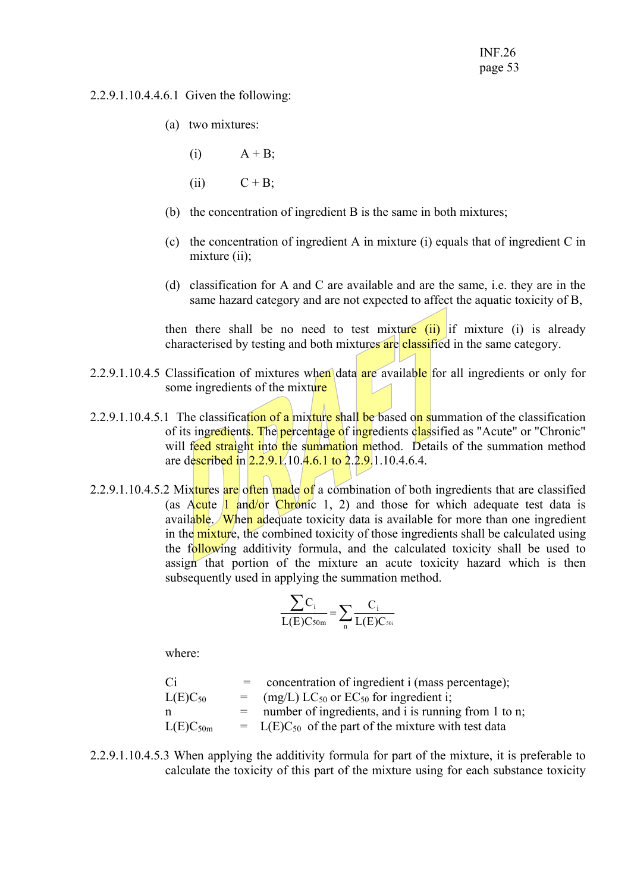2.2.9.1.10.4.4.6.1 Given the following:

(a) two mixtures:

(i) A + B;

(ii) C + B;

(b) the concentration of ingredient B is the same in both mixtures;

(c) the concentration of ingredient A in mixture (i) equals that of ingredient C in mixture (ii);

(d) classification for A and C are available and are the same, i.e. they are in the same hazard category and are not expected to affect the aquatic toxicity of B,

then there shall be no need to test mixture (ii) if mixture (i) is already characterised by testing and both mixtures are classified in the same category.

2.2.9.1.10.4.5 Classification of mixtures when data are available for all ingredients or only for some ingredients of the mixture

2.2.9.1.10.4.5.1 The classification of a mixture shall be based on summation of the classification of its ingredients. The percentage of ingredients classified as "Acute" or "Chronic" will feed straight into the summation method. Details of the summation method are described in 2.2.9.1.10.4.6.1 to 2.2.9.1.10.4.6.4.

2.2.9.1.10.4.5.2 Mixtures are often made of a combination of both ingredients that are classified (as Acute 1 and/or Chronic 1, 2) and those for which adequate test data is available. When adequate toxicity data is available for more than one ingredient in the mixture, the combined toxicity of those ingredients shall be calculated using the following additivity formula, and the calculated toxicity shall be used to assign that portion of the mixture an acute toxicity hazard which is then subsequently used in applying the summation method.

$$\frac{\sum C_i}{L(E)C_{50m}} = \sum_n \frac{C_i}{L(E)C_{50i}}$$

where:

| | | |
|---|---|---|
| Ci | = | concentration of ingredient i (mass percentage); |
| $L(E)C_{50}$ | = | (mg/L) $LC_{50}$ or $EC_{50}$ for ingredient i; |
| n | = | number of ingredients, and i is running from 1 to n; |
| $L(E)C_{50m}$ | = | $L(E)C_{50}$ of the part of the mixture with test data |

2.2.9.1.10.4.5.3 When applying the additivity formula for part of the mixture, it is preferable to calculate the toxicity of this part of the mixture using for each substance toxicity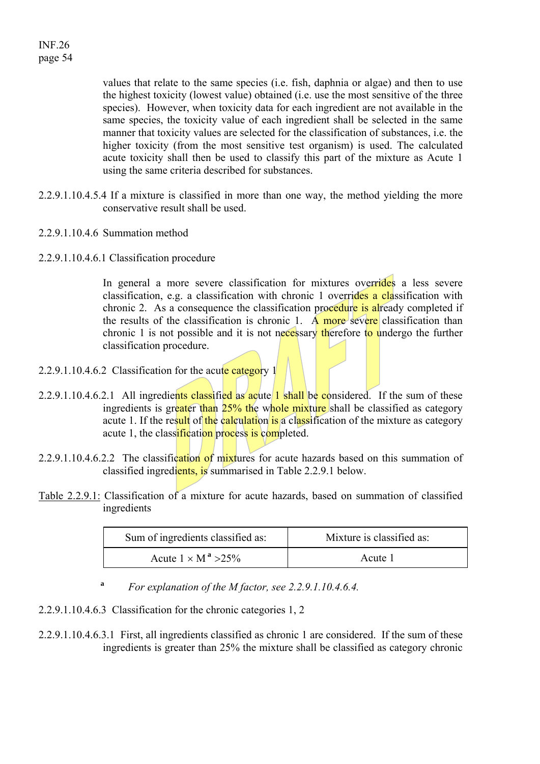values that relate to the same species (i.e. fish, daphnia or algae) and then to use the highest toxicity (lowest value) obtained (i.e. use the most sensitive of the three species). However, when toxicity data for each ingredient are not available in the same species, the toxicity value of each ingredient shall be selected in the same manner that toxicity values are selected for the classification of substances, i.e. the higher toxicity (from the most sensitive test organism) is used. The calculated acute toxicity shall then be used to classify this part of the mixture as Acute 1 using the same criteria described for substances.

2.2.9.1.10.4.5.4 If a mixture is classified in more than one way, the method yielding the more conservative result shall be used.

2.2.9.1.10.4.6 Summation method

2.2.9.1.10.4.6.1 Classification procedure

In general a more severe classification for mixtures overrides a less severe classification, e.g. a classification with chronic 1 overrides a classification with chronic 2. As a consequence the classification procedure is already completed if the results of the classification is chronic 1. A more severe classification than chronic 1 is not possible and it is not necessary therefore to undergo the further classification procedure.

2.2.9.1.10.4.6.2 Classification for the acute category 1

2.2.9.1.10.4.6.2.1 All ingredients classified as acute 1 shall be considered. If the sum of these ingredients is greater than 25% the whole mixture shall be classified as category acute 1. If the result of the calculation is a classification of the mixture as category acute 1, the classification process is completed.

2.2.9.1.10.4.6.2.2 The classification of mixtures for acute hazards based on this summation of classified ingredients, is summarised in Table 2.2.9.1 below.

Table 2.2.9.1: Classification of a mixture for acute hazards, based on summation of classified ingredients

| Sum of ingredients classified as: | Mixture is classified as: |
|---|---|
| Acute 1 × M[a] >25% | Acute 1 |

[a] *For explanation of the M factor, see 2.2.9.1.10.4.6.4.*

2.2.9.1.10.4.6.3 Classification for the chronic categories 1, 2

2.2.9.1.10.4.6.3.1 First, all ingredients classified as chronic 1 are considered. If the sum of these ingredients is greater than 25% the mixture shall be classified as category chronic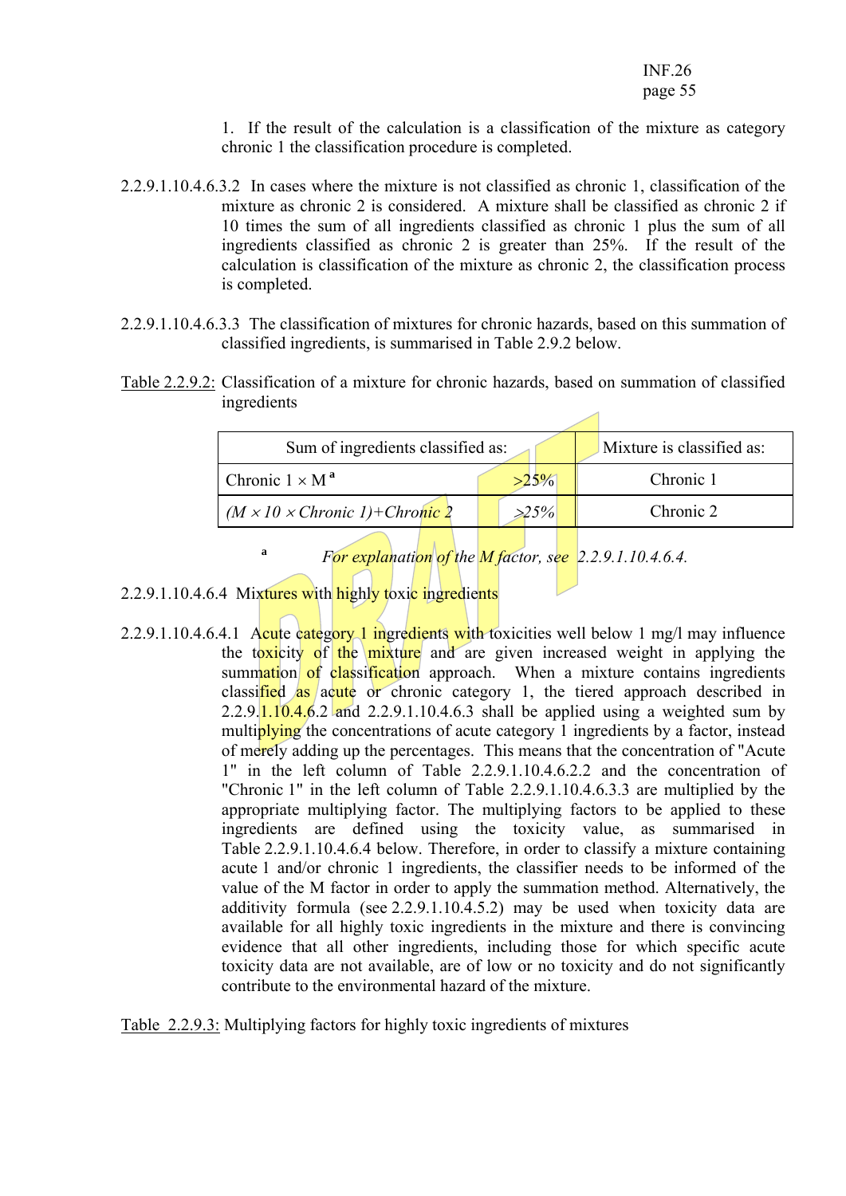1. If the result of the calculation is a classification of the mixture as category chronic 1 the classification procedure is completed.

2.2.9.1.10.4.6.3.2 In cases where the mixture is not classified as chronic 1, classification of the mixture as chronic 2 is considered. A mixture shall be classified as chronic 2 if 10 times the sum of all ingredients classified as chronic 1 plus the sum of all ingredients classified as chronic 2 is greater than 25%. If the result of the calculation is classification of the mixture as chronic 2, the classification process is completed.

2.2.9.1.10.4.6.3.3 The classification of mixtures for chronic hazards, based on this summation of classified ingredients, is summarised in Table 2.9.2 below.

Table 2.2.9.2: Classification of a mixture for chronic hazards, based on summation of classified ingredients

| Sum of ingredients classified as: | | Mixture is classified as: |
|---|---|---|
| Chronic 1 × M [a] | ≥25% | Chronic 1 |
| *(M × 10 × Chronic 1)+Chronic 2* | *≥25%* | Chronic 2 |

[a] *For explanation of the M factor, see 2.2.9.1.10.4.6.4.*

2.2.9.1.10.4.6.4 Mixtures with highly toxic ingredients

2.2.9.1.10.4.6.4.1 Acute category 1 ingredients with toxicities well below 1 mg/l may influence the toxicity of the mixture and are given increased weight in applying the summation of classification approach. When a mixture contains ingredients classified as acute or chronic category 1, the tiered approach described in 2.2.9.1.10.4.6.2 and 2.2.9.1.10.4.6.3 shall be applied using a weighted sum by multiplying the concentrations of acute category 1 ingredients by a factor, instead of merely adding up the percentages. This means that the concentration of "Acute 1" in the left column of Table 2.2.9.1.10.4.6.2.2 and the concentration of "Chronic 1" in the left column of Table 2.2.9.1.10.4.6.3.3 are multiplied by the appropriate multiplying factor. The multiplying factors to be applied to these ingredients are defined using the toxicity value, as summarised in Table 2.2.9.1.10.4.6.4 below. Therefore, in order to classify a mixture containing acute 1 and/or chronic 1 ingredients, the classifier needs to be informed of the value of the M factor in order to apply the summation method. Alternatively, the additivity formula (see 2.2.9.1.10.4.5.2) may be used when toxicity data are available for all highly toxic ingredients in the mixture and there is convincing evidence that all other ingredients, including those for which specific acute toxicity data are not available, are of low or no toxicity and do not significantly contribute to the environmental hazard of the mixture.

Table 2.2.9.3: Multiplying factors for highly toxic ingredients of mixtures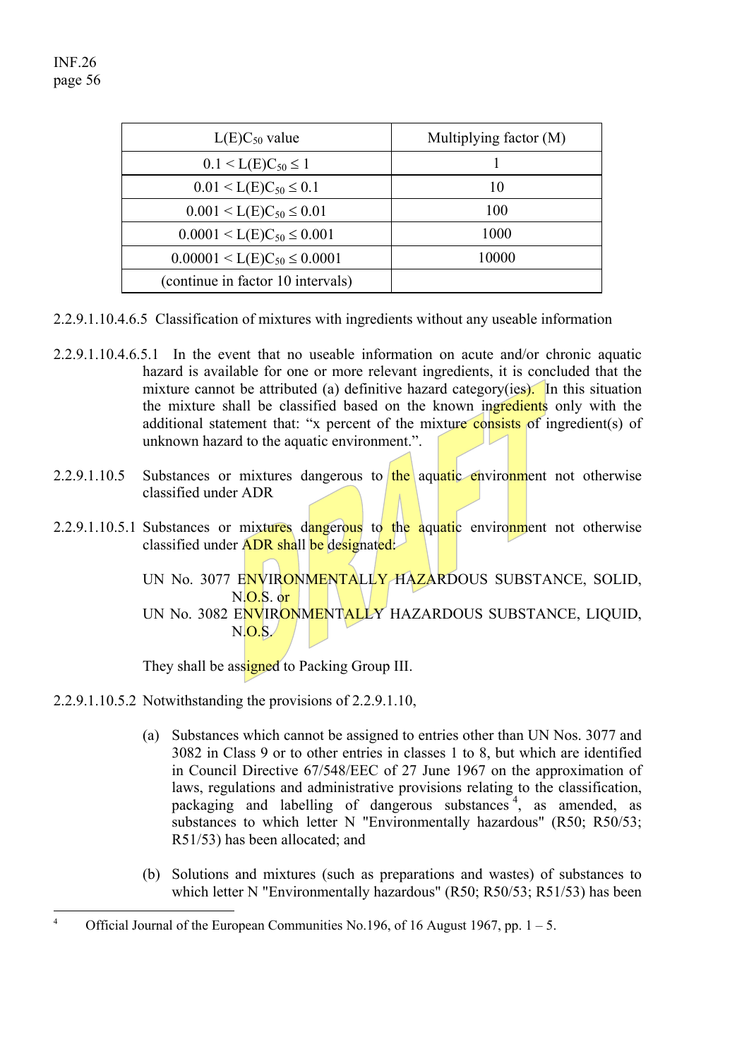| $L(E)C_{50}$ value | Multiplying factor (M) |
|---|---|
| $0.1 < L(E)C_{50} \leq 1$ | 1 |
| $0.01 < L(E)C_{50} \leq 0.1$ | 10 |
| $0.001 < L(E)C_{50} \leq 0.01$ | 100 |
| $0.0001 < L(E)C_{50} \leq 0.001$ | 1000 |
| $0.00001 < L(E)C_{50} \leq 0.0001$ | 10000 |
| (continue in factor 10 intervals) | |

2.2.9.1.10.4.6.5 Classification of mixtures with ingredients without any useable information

2.2.9.1.10.4.6.5.1 In the event that no useable information on acute and/or chronic aquatic hazard is available for one or more relevant ingredients, it is concluded that the mixture cannot be attributed (a) definitive hazard category(ies). In this situation the mixture shall be classified based on the known ingredients only with the additional statement that: "x percent of the mixture consists of ingredient(s) of unknown hazard to the aquatic environment.".

2.2.9.1.10.5 Substances or mixtures dangerous to the aquatic environment not otherwise classified under ADR

2.2.9.1.10.5.1 Substances or mixtures dangerous to the aquatic environment not otherwise classified under ADR shall be designated:

UN No. 3077 ENVIRONMENTALLY HAZARDOUS SUBSTANCE, SOLID, N.O.S. or
UN No. 3082 ENVIRONMENTALLY HAZARDOUS SUBSTANCE, LIQUID, N.O.S.

They shall be assigned to Packing Group III.

2.2.9.1.10.5.2 Notwithstanding the provisions of 2.2.9.1.10,

(a) Substances which cannot be assigned to entries other than UN Nos. 3077 and 3082 in Class 9 or to other entries in classes 1 to 8, but which are identified in Council Directive 67/548/EEC of 27 June 1967 on the approximation of laws, regulations and administrative provisions relating to the classification, packaging and labelling of dangerous substances [4], as amended, as substances to which letter N "Environmentally hazardous" (R50; R50/53; R51/53) has been allocated; and

(b) Solutions and mixtures (such as preparations and wastes) of substances to which letter N "Environmentally hazardous" (R50; R50/53; R51/53) has been

[4] Official Journal of the European Communities No.196, of 16 August 1967, pp. 1 – 5.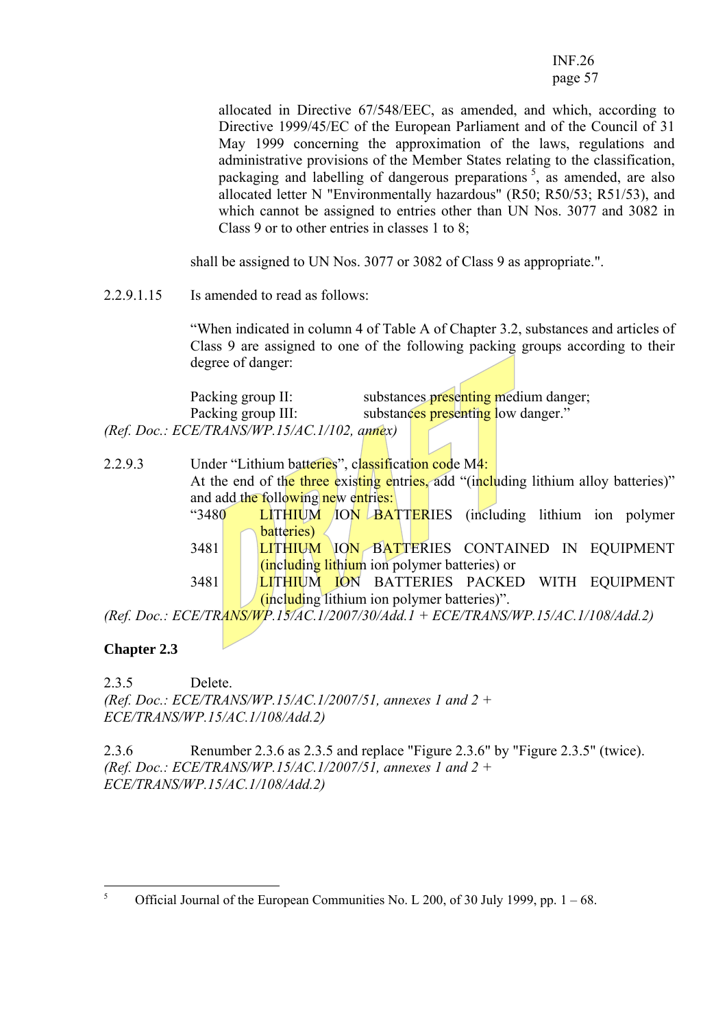allocated in Directive 67/548/EEC, as amended, and which, according to Directive 1999/45/EC of the European Parliament and of the Council of 31 May 1999 concerning the approximation of the laws, regulations and administrative provisions of the Member States relating to the classification, packaging and labelling of dangerous preparations [5], as amended, are also allocated letter N "Environmentally hazardous" (R50; R50/53; R51/53), and which cannot be assigned to entries other than UN Nos. 3077 and 3082 in Class 9 or to other entries in classes 1 to 8;

shall be assigned to UN Nos. 3077 or 3082 of Class 9 as appropriate.".

2.2.9.1.15 Is amended to read as follows:

"When indicated in column 4 of Table A of Chapter 3.2, substances and articles of Class 9 are assigned to one of the following packing groups according to their degree of danger:

Packing group II: substances presenting medium danger;
Packing group III: substances presenting low danger."

*(Ref. Doc.: ECE/TRANS/WP.15/AC.1/102, annex)*

2.2.9.3 Under "Lithium batteries", classification code M4:
At the end of the three existing entries, add "(including lithium alloy batteries)" and add the following new entries:

"3480 LITHIUM ION BATTERIES (including lithium ion polymer batteries)
3481 LITHIUM ION BATTERIES CONTAINED IN EQUIPMENT (including lithium ion polymer batteries) or
3481 LITHIUM ION BATTERIES PACKED WITH EQUIPMENT (including lithium ion polymer batteries)".

*(Ref. Doc.: ECE/TRANS/WP.15/AC.1/2007/30/Add.1 + ECE/TRANS/WP.15/AC.1/108/Add.2)*

## Chapter 2.3

2.3.5 Delete.
*(Ref. Doc.: ECE/TRANS/WP.15/AC.1/2007/51, annexes 1 and 2 + ECE/TRANS/WP.15/AC.1/108/Add.2)*

2.3.6 Renumber 2.3.6 as 2.3.5 and replace "Figure 2.3.6" by "Figure 2.3.5" (twice).
*(Ref. Doc.: ECE/TRANS/WP.15/AC.1/2007/51, annexes 1 and 2 + ECE/TRANS/WP.15/AC.1/108/Add.2)*

---

[5] Official Journal of the European Communities No. L 200, of 30 July 1999, pp. 1 – 68.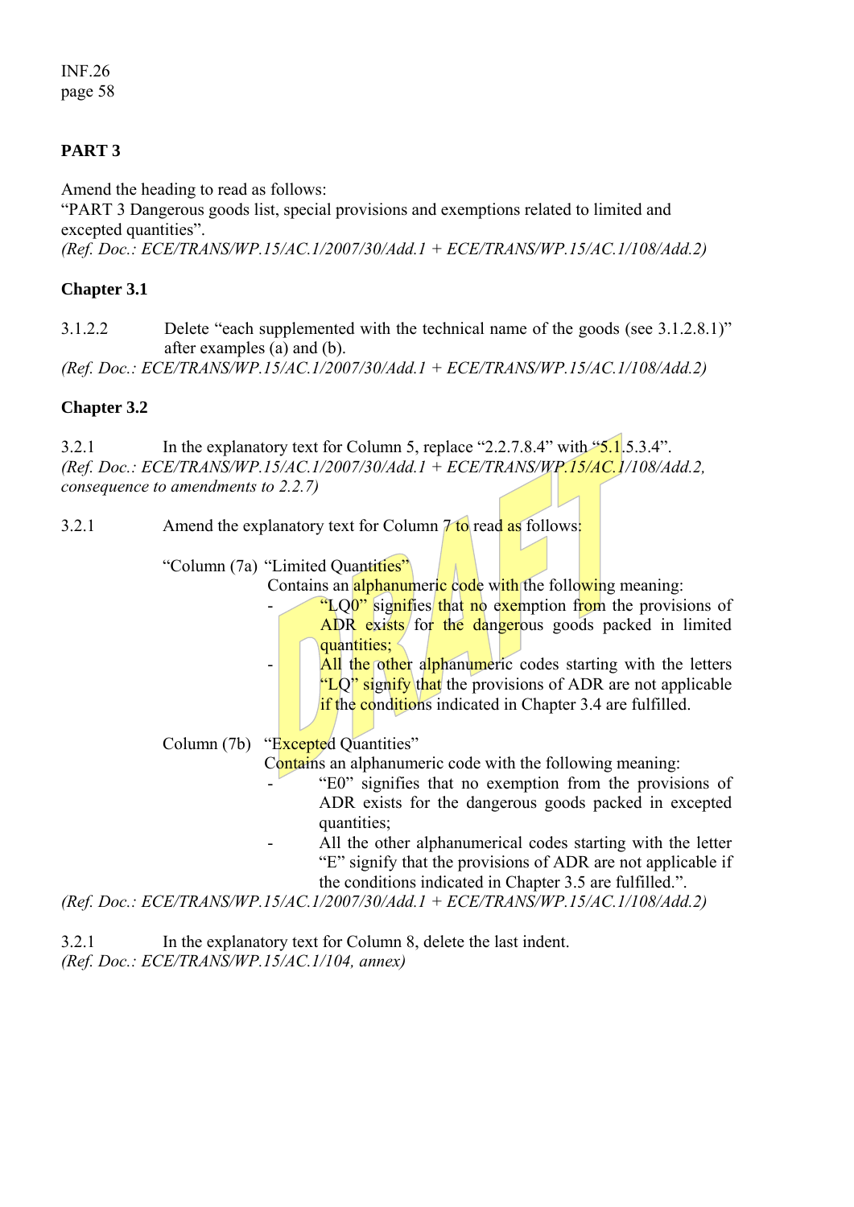## PART 3

Amend the heading to read as follows:
"PART 3 Dangerous goods list, special provisions and exemptions related to limited and excepted quantities".
*(Ref. Doc.: ECE/TRANS/WP.15/AC.1/2007/30/Add.1 + ECE/TRANS/WP.15/AC.1/108/Add.2)*

### Chapter 3.1

3.1.2.2 Delete "each supplemented with the technical name of the goods (see 3.1.2.8.1)" after examples (a) and (b).
*(Ref. Doc.: ECE/TRANS/WP.15/AC.1/2007/30/Add.1 + ECE/TRANS/WP.15/AC.1/108/Add.2)*

### Chapter 3.2

3.2.1 In the explanatory text for Column 5, replace "2.2.7.8.4" with "5.1.5.3.4".
*(Ref. Doc.: ECE/TRANS/WP.15/AC.1/2007/30/Add.1 + ECE/TRANS/WP.15/AC.1/108/Add.2, consequence to amendments to 2.2.7)*

3.2.1 Amend the explanatory text for Column 7 to read as follows:

"Column (7a) "Limited Quantities"
Contains an alphanumeric code with the following meaning:
- "LQ0" signifies that no exemption from the provisions of ADR exists for the dangerous goods packed in limited quantities;
- All the other alphanumeric codes starting with the letters "LQ" signify that the provisions of ADR are not applicable if the conditions indicated in Chapter 3.4 are fulfilled.

Column (7b) "Excepted Quantities"
Contains an alphanumeric code with the following meaning:
- "E0" signifies that no exemption from the provisions of ADR exists for the dangerous goods packed in excepted quantities;
- All the other alphanumerical codes starting with the letter "E" signify that the provisions of ADR are not applicable if the conditions indicated in Chapter 3.5 are fulfilled.".

*(Ref. Doc.: ECE/TRANS/WP.15/AC.1/2007/30/Add.1 + ECE/TRANS/WP.15/AC.1/108/Add.2)*

3.2.1 In the explanatory text for Column 8, delete the last indent.
*(Ref. Doc.: ECE/TRANS/WP.15/AC.1/104, annex)*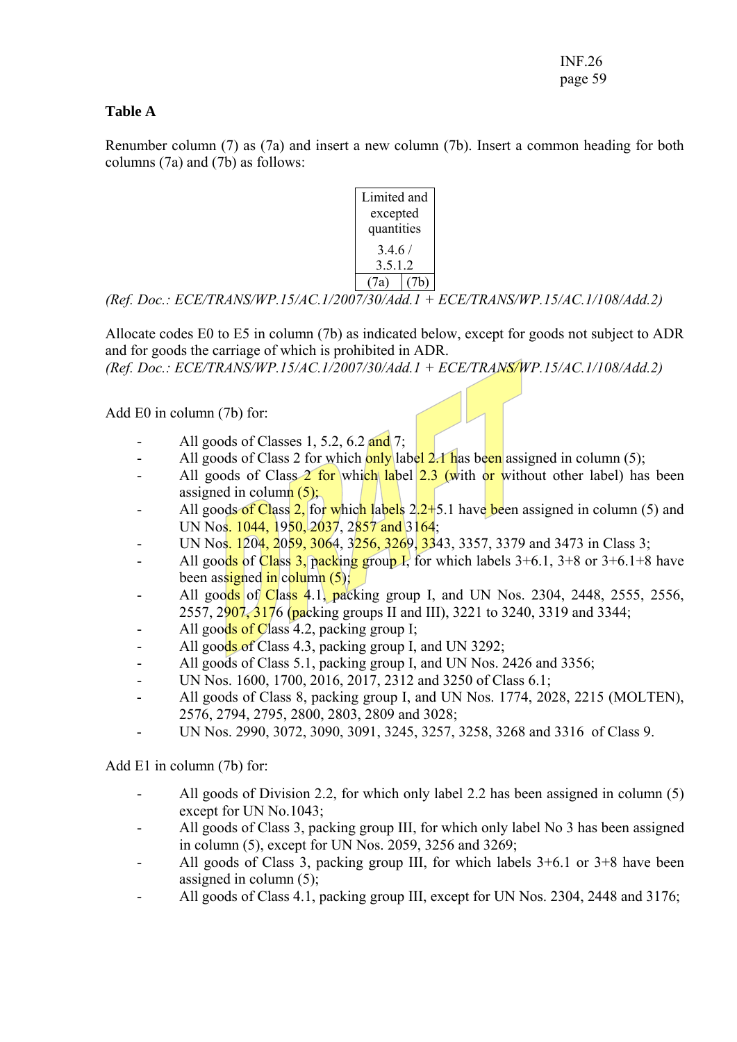**Table A**

Renumber column (7) as (7a) and insert a new column (7b). Insert a common heading for both columns (7a) and (7b) as follows:

| Limited and excepted quantities 3.4.6 / 3.5.1.2 | |
|---|---|
| (7a) | (7b) |

*(Ref. Doc.: ECE/TRANS/WP.15/AC.1/2007/30/Add.1 + ECE/TRANS/WP.15/AC.1/108/Add.2)*

Allocate codes E0 to E5 in column (7b) as indicated below, except for goods not subject to ADR and for goods the carriage of which is prohibited in ADR.
*(Ref. Doc.: ECE/TRANS/WP.15/AC.1/2007/30/Add.1 + ECE/TRANS/WP.15/AC.1/108/Add.2)*

Add E0 in column (7b) for:

- All goods of Classes 1, 5.2, 6.2 and 7;
- All goods of Class 2 for which only label 2.1 has been assigned in column (5);
- All goods of Class 2 for which label 2.3 (with or without other label) has been assigned in column (5);
- All goods of Class 2, for which labels 2.2+5.1 have been assigned in column (5) and UN Nos. 1044, 1950, 2037, 2857 and 3164;
- UN Nos. 1204, 2059, 3064, 3256, 3269, 3343, 3357, 3379 and 3473 in Class 3;
- All goods of Class 3, packing group I, for which labels 3+6.1, 3+8 or 3+6.1+8 have been assigned in column (5);
- All goods of Class 4.1, packing group I, and UN Nos. 2304, 2448, 2555, 2556, 2557, 2907, 3176 (packing groups II and III), 3221 to 3240, 3319 and 3344;
- All goods of Class 4.2, packing group I;
- All goods of Class 4.3, packing group I, and UN 3292;
- All goods of Class 5.1, packing group I, and UN Nos. 2426 and 3356;
- UN Nos. 1600, 1700, 2016, 2017, 2312 and 3250 of Class 6.1;
- All goods of Class 8, packing group I, and UN Nos. 1774, 2028, 2215 (MOLTEN), 2576, 2794, 2795, 2800, 2803, 2809 and 3028;
- UN Nos. 2990, 3072, 3090, 3091, 3245, 3257, 3258, 3268 and 3316 of Class 9.

Add E1 in column (7b) for:

- All goods of Division 2.2, for which only label 2.2 has been assigned in column (5) except for UN No.1043;
- All goods of Class 3, packing group III, for which only label No 3 has been assigned in column (5), except for UN Nos. 2059, 3256 and 3269;
- All goods of Class 3, packing group III, for which labels 3+6.1 or 3+8 have been assigned in column (5);
- All goods of Class 4.1, packing group III, except for UN Nos. 2304, 2448 and 3176;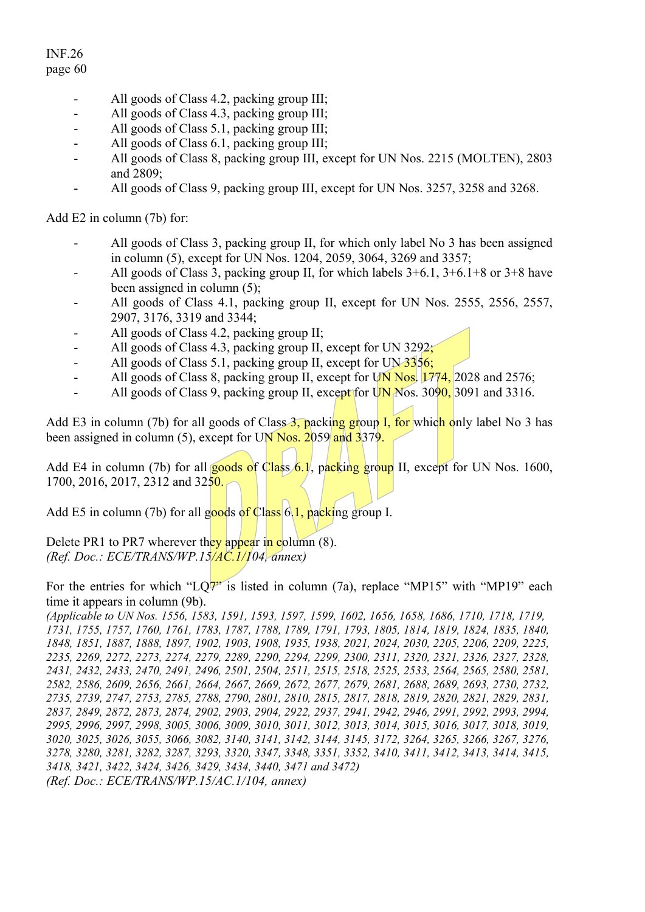- All goods of Class 4.2, packing group III;
- All goods of Class 4.3, packing group III;
- All goods of Class 5.1, packing group III;
- All goods of Class 6.1, packing group III;
- All goods of Class 8, packing group III, except for UN Nos. 2215 (MOLTEN), 2803 and 2809;
- All goods of Class 9, packing group III, except for UN Nos. 3257, 3258 and 3268.

Add E2 in column (7b) for:

- All goods of Class 3, packing group II, for which only label No 3 has been assigned in column (5), except for UN Nos. 1204, 2059, 3064, 3269 and 3357;
- All goods of Class 3, packing group II, for which labels 3+6.1, 3+6.1+8 or 3+8 have been assigned in column (5);
- All goods of Class 4.1, packing group II, except for UN Nos. 2555, 2556, 2557, 2907, 3176, 3319 and 3344;
- All goods of Class 4.2, packing group II;
- All goods of Class 4.3, packing group II, except for UN 3292;
- All goods of Class 5.1, packing group II, except for UN 3356;
- All goods of Class 8, packing group II, except for UN Nos. 1774, 2028 and 2576;
- All goods of Class 9, packing group II, except for UN Nos. 3090, 3091 and 3316.

Add E3 in column (7b) for all goods of Class 3, packing group I, for which only label No 3 has been assigned in column (5), except for UN Nos. 2059 and 3379.

Add E4 in column (7b) for all goods of Class 6.1, packing group II, except for UN Nos. 1600, 1700, 2016, 2017, 2312 and 3250.

Add E5 in column (7b) for all goods of Class 6.1, packing group I.

Delete PR1 to PR7 wherever they appear in column (8).
*(Ref. Doc.: ECE/TRANS/WP.15/AC.1/104, annex)*

For the entries for which "LQ7" is listed in column (7a), replace "MP15" with "MP19" each time it appears in column (9b).
*(Applicable to UN Nos. 1556, 1583, 1591, 1593, 1597, 1599, 1602, 1656, 1658, 1686, 1710, 1718, 1719, 1731, 1755, 1757, 1760, 1761, 1783, 1787, 1788, 1789, 1791, 1793, 1805, 1814, 1819, 1824, 1835, 1840, 1848, 1851, 1887, 1888, 1897, 1902, 1903, 1908, 1935, 1938, 2021, 2024, 2030, 2205, 2206, 2209, 2225, 2235, 2269, 2272, 2273, 2274, 2279, 2289, 2290, 2294, 2299, 2300, 2311, 2320, 2321, 2326, 2327, 2328, 2431, 2432, 2433, 2470, 2491, 2496, 2501, 2504, 2511, 2515, 2518, 2525, 2533, 2564, 2565, 2580, 2581, 2582, 2586, 2609, 2656, 2661, 2664, 2667, 2669, 2672, 2677, 2679, 2681, 2688, 2689, 2693, 2730, 2732, 2735, 2739, 2747, 2753, 2785, 2788, 2790, 2801, 2810, 2815, 2817, 2818, 2819, 2820, 2821, 2829, 2831, 2837, 2849, 2872, 2873, 2874, 2902, 2903, 2904, 2922, 2937, 2941, 2942, 2946, 2991, 2992, 2993, 2994, 2995, 2996, 2997, 2998, 3005, 3006, 3009, 3010, 3011, 3012, 3013, 3014, 3015, 3016, 3017, 3018, 3019, 3020, 3025, 3026, 3055, 3066, 3082, 3140, 3141, 3142, 3144, 3145, 3172, 3264, 3265, 3266, 3267, 3276, 3278, 3280, 3281, 3282, 3287, 3293, 3320, 3347, 3348, 3351, 3352, 3410, 3411, 3412, 3413, 3414, 3415, 3418, 3421, 3422, 3424, 3426, 3429, 3434, 3440, 3471 and 3472)*
*(Ref. Doc.: ECE/TRANS/WP.15/AC.1/104, annex)*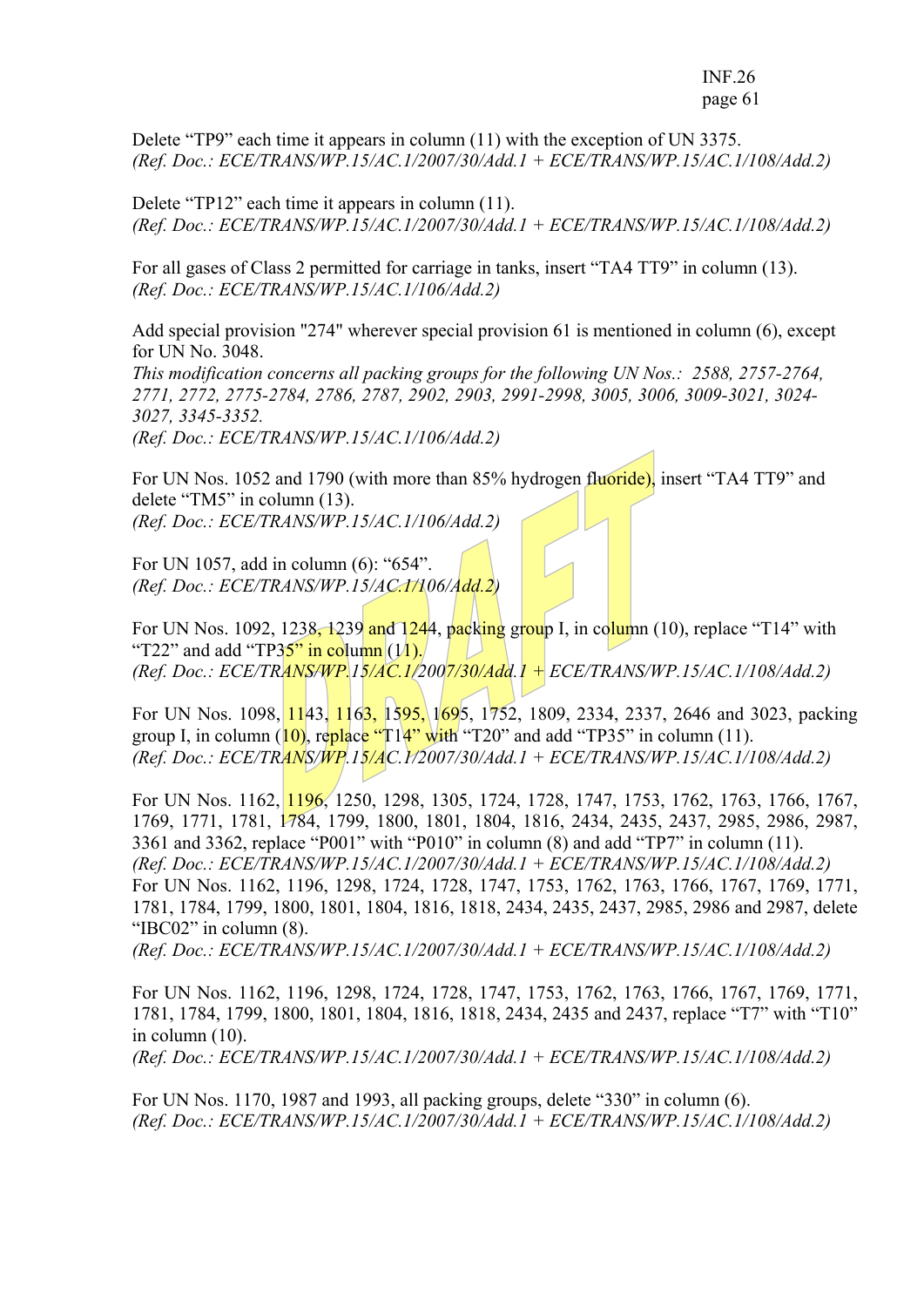Delete "TP9" each time it appears in column (11) with the exception of UN 3375.
*(Ref. Doc.: ECE/TRANS/WP.15/AC.1/2007/30/Add.1 + ECE/TRANS/WP.15/AC.1/108/Add.2)*

Delete "TP12" each time it appears in column (11).
*(Ref. Doc.: ECE/TRANS/WP.15/AC.1/2007/30/Add.1 + ECE/TRANS/WP.15/AC.1/108/Add.2)*

For all gases of Class 2 permitted for carriage in tanks, insert "TA4 TT9" in column (13).
*(Ref. Doc.: ECE/TRANS/WP.15/AC.1/106/Add.2)*

Add special provision "274" wherever special provision 61 is mentioned in column (6), except for UN No. 3048.
*This modification concerns all packing groups for the following UN Nos.: 2588, 2757-2764, 2771, 2772, 2775-2784, 2786, 2787, 2902, 2903, 2991-2998, 3005, 3006, 3009-3021, 3024-3027, 3345-3352.*
*(Ref. Doc.: ECE/TRANS/WP.15/AC.1/106/Add.2)*

For UN Nos. 1052 and 1790 (with more than 85% hydrogen fluoride), insert "TA4 TT9" and delete "TM5" in column (13).
*(Ref. Doc.: ECE/TRANS/WP.15/AC.1/106/Add.2)*

For UN 1057, add in column (6): "654".
*(Ref. Doc.: ECE/TRANS/WP.15/AC.1/106/Add.2)*

For UN Nos. 1092, 1238, 1239 and 1244, packing group I, in column (10), replace "T14" with "T22" and add "TP35" in column (11).
*(Ref. Doc.: ECE/TRANS/WP.15/AC.1/2007/30/Add.1 + ECE/TRANS/WP.15/AC.1/108/Add.2)*

For UN Nos. 1098, 1143, 1163, 1595, 1695, 1752, 1809, 2334, 2337, 2646 and 3023, packing group I, in column (10), replace "T14" with "T20" and add "TP35" in column (11).
*(Ref. Doc.: ECE/TRANS/WP.15/AC.1/2007/30/Add.1 + ECE/TRANS/WP.15/AC.1/108/Add.2)*

For UN Nos. 1162, 1196, 1250, 1298, 1305, 1724, 1728, 1747, 1753, 1762, 1763, 1766, 1767, 1769, 1771, 1781, 1784, 1799, 1800, 1801, 1804, 1816, 2434, 2435, 2437, 2985, 2986, 2987, 3361 and 3362, replace "P001" with "P010" in column (8) and add "TP7" in column (11).
*(Ref. Doc.: ECE/TRANS/WP.15/AC.1/2007/30/Add.1 + ECE/TRANS/WP.15/AC.1/108/Add.2)*
For UN Nos. 1162, 1196, 1298, 1724, 1728, 1747, 1753, 1762, 1763, 1766, 1767, 1769, 1771, 1781, 1784, 1799, 1800, 1801, 1804, 1816, 1818, 2434, 2435, 2437, 2985, 2986 and 2987, delete "IBC02" in column (8).
*(Ref. Doc.: ECE/TRANS/WP.15/AC.1/2007/30/Add.1 + ECE/TRANS/WP.15/AC.1/108/Add.2)*

For UN Nos. 1162, 1196, 1298, 1724, 1728, 1747, 1753, 1762, 1763, 1766, 1767, 1769, 1771, 1781, 1784, 1799, 1800, 1801, 1804, 1816, 1818, 2434, 2435 and 2437, replace "T7" with "T10" in column (10).
*(Ref. Doc.: ECE/TRANS/WP.15/AC.1/2007/30/Add.1 + ECE/TRANS/WP.15/AC.1/108/Add.2)*

For UN Nos. 1170, 1987 and 1993, all packing groups, delete "330" in column (6).
*(Ref. Doc.: ECE/TRANS/WP.15/AC.1/2007/30/Add.1 + ECE/TRANS/WP.15/AC.1/108/Add.2)*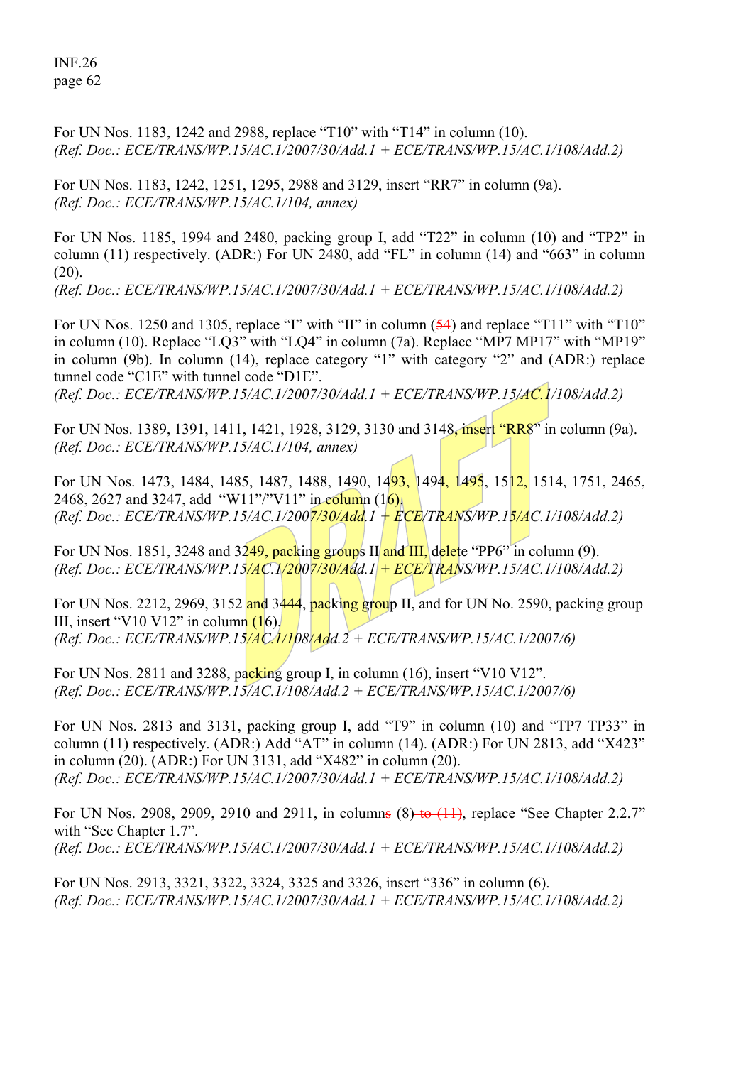For UN Nos. 1183, 1242 and 2988, replace “T10” with “T14” in column (10).
*(Ref. Doc.: ECE/TRANS/WP.15/AC.1/2007/30/Add.1 + ECE/TRANS/WP.15/AC.1/108/Add.2)*

For UN Nos. 1183, 1242, 1251, 1295, 2988 and 3129, insert “RR7” in column (9a).
*(Ref. Doc.: ECE/TRANS/WP.15/AC.1/104, annex)*

For UN Nos. 1185, 1994 and 2480, packing group I, add “T22” in column (10) and “TP2” in column (11) respectively. (ADR:) For UN 2480, add “FL” in column (14) and “663” in column (20).
*(Ref. Doc.: ECE/TRANS/WP.15/AC.1/2007/30/Add.1 + ECE/TRANS/WP.15/AC.1/108/Add.2)*

For UN Nos. 1250 and 1305, replace “I” with “II” in column (~~5~~4) and replace “T11” with “T10” in column (10). Replace “LQ3” with “LQ4” in column (7a). Replace “MP7 MP17” with “MP19” in column (9b). In column (14), replace category “1” with category “2” and (ADR:) replace tunnel code “C1E” with tunnel code “D1E”.
*(Ref. Doc.: ECE/TRANS/WP.15/AC.1/2007/30/Add.1 + ECE/TRANS/WP.15/AC.1/108/Add.2)*

For UN Nos. 1389, 1391, 1411, 1421, 1928, 3129, 3130 and 3148, insert “RR8” in column (9a).
*(Ref. Doc.: ECE/TRANS/WP.15/AC.1/104, annex)*

For UN Nos. 1473, 1484, 1485, 1487, 1488, 1490, 1493, 1494, 1495, 1512, 1514, 1751, 2465, 2468, 2627 and 3247, add “W11”/”V11” in column (16).
*(Ref. Doc.: ECE/TRANS/WP.15/AC.1/2007/30/Add.1 + ECE/TRANS/WP.15/AC.1/108/Add.2)*

For UN Nos. 1851, 3248 and 3249, packing groups II and III, delete “PP6” in column (9).
*(Ref. Doc.: ECE/TRANS/WP.15/AC.1/2007/30/Add.1 + ECE/TRANS/WP.15/AC.1/108/Add.2)*

For UN Nos. 2212, 2969, 3152 and 3444, packing group II, and for UN No. 2590, packing group III, insert “V10 V12” in column (16).
*(Ref. Doc.: ECE/TRANS/WP.15/AC.1/108/Add.2 + ECE/TRANS/WP.15/AC.1/2007/6)*

For UN Nos. 2811 and 3288, packing group I, in column (16), insert “V10 V12”.
*(Ref. Doc.: ECE/TRANS/WP.15/AC.1/108/Add.2 + ECE/TRANS/WP.15/AC.1/2007/6)*

For UN Nos. 2813 and 3131, packing group I, add “T9” in column (10) and “TP7 TP33” in column (11) respectively. (ADR:) Add “AT” in column (14). (ADR:) For UN 2813, add “X423” in column (20). (ADR:) For UN 3131, add “X482” in column (20).
*(Ref. Doc.: ECE/TRANS/WP.15/AC.1/2007/30/Add.1 + ECE/TRANS/WP.15/AC.1/108/Add.2)*

For UN Nos. 2908, 2909, 2910 and 2911, in columns (8) ~~to (11)~~, replace “See Chapter 2.2.7” with “See Chapter 1.7”.
*(Ref. Doc.: ECE/TRANS/WP.15/AC.1/2007/30/Add.1 + ECE/TRANS/WP.15/AC.1/108/Add.2)*

For UN Nos. 2913, 3321, 3322, 3324, 3325 and 3326, insert “336” in column (6).
*(Ref. Doc.: ECE/TRANS/WP.15/AC.1/2007/30/Add.1 + ECE/TRANS/WP.15/AC.1/108/Add.2)*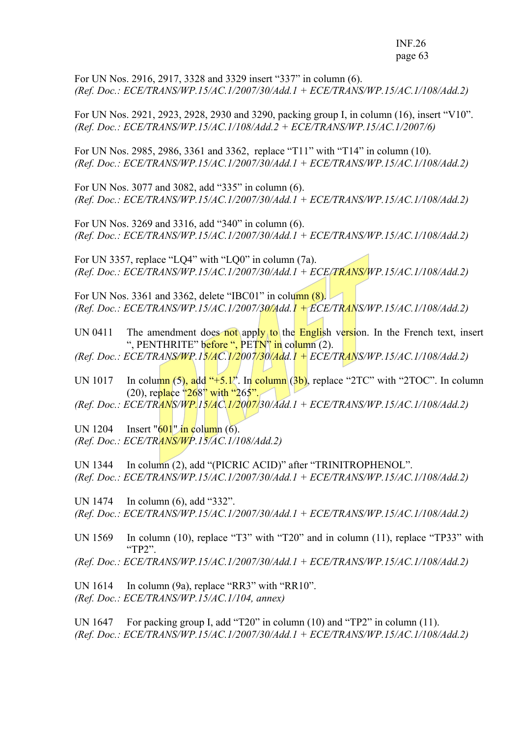For UN Nos. 2916, 2917, 3328 and 3329 insert “337” in column (6).
*(Ref. Doc.: ECE/TRANS/WP.15/AC.1/2007/30/Add.1 + ECE/TRANS/WP.15/AC.1/108/Add.2)*

For UN Nos. 2921, 2923, 2928, 2930 and 3290, packing group I, in column (16), insert “V10”.
*(Ref. Doc.: ECE/TRANS/WP.15/AC.1/108/Add.2 + ECE/TRANS/WP.15/AC.1/2007/6)*

For UN Nos. 2985, 2986, 3361 and 3362, replace “T11” with “T14” in column (10).
*(Ref. Doc.: ECE/TRANS/WP.15/AC.1/2007/30/Add.1 + ECE/TRANS/WP.15/AC.1/108/Add.2)*

For UN Nos. 3077 and 3082, add “335” in column (6).
*(Ref. Doc.: ECE/TRANS/WP.15/AC.1/2007/30/Add.1 + ECE/TRANS/WP.15/AC.1/108/Add.2)*

For UN Nos. 3269 and 3316, add “340” in column (6).
*(Ref. Doc.: ECE/TRANS/WP.15/AC.1/2007/30/Add.1 + ECE/TRANS/WP.15/AC.1/108/Add.2)*

For UN 3357, replace “LQ4” with “LQ0” in column (7a).
*(Ref. Doc.: ECE/TRANS/WP.15/AC.1/2007/30/Add.1 + ECE/TRANS/WP.15/AC.1/108/Add.2)*

For UN Nos. 3361 and 3362, delete “IBC01” in column (8).
*(Ref. Doc.: ECE/TRANS/WP.15/AC.1/2007/30/Add.1 + ECE/TRANS/WP.15/AC.1/108/Add.2)*

UN 0411 The amendment does not apply to the English version. In the French text, insert “, PENTHRITE” before “, PETN” in column (2).
*(Ref. Doc.: ECE/TRANS/WP.15/AC.1/2007/30/Add.1 + ECE/TRANS/WP.15/AC.1/108/Add.2)*

UN 1017 In column (5), add “+5.1”. In column (3b), replace “2TC” with “2TOC”. In column (20), replace “268” with “265”.
*(Ref. Doc.: ECE/TRANS/WP.15/AC.1/2007/30/Add.1 + ECE/TRANS/WP.15/AC.1/108/Add.2)*

UN 1204 Insert "601" in column (6).
*(Ref. Doc.: ECE/TRANS/WP.15/AC.1/108/Add.2)*

UN 1344 In column (2), add “(PICRIC ACID)” after “TRINITROPHENOL”.
*(Ref. Doc.: ECE/TRANS/WP.15/AC.1/2007/30/Add.1 + ECE/TRANS/WP.15/AC.1/108/Add.2)*

UN 1474 In column (6), add “332”.
*(Ref. Doc.: ECE/TRANS/WP.15/AC.1/2007/30/Add.1 + ECE/TRANS/WP.15/AC.1/108/Add.2)*

UN 1569 In column (10), replace “T3” with “T20” and in column (11), replace “TP33” with “TP2”.
*(Ref. Doc.: ECE/TRANS/WP.15/AC.1/2007/30/Add.1 + ECE/TRANS/WP.15/AC.1/108/Add.2)*

UN 1614 In column (9a), replace “RR3” with “RR10”.
*(Ref. Doc.: ECE/TRANS/WP.15/AC.1/104, annex)*

UN 1647 For packing group I, add “T20” in column (10) and “TP2” in column (11).
*(Ref. Doc.: ECE/TRANS/WP.15/AC.1/2007/30/Add.1 + ECE/TRANS/WP.15/AC.1/108/Add.2)*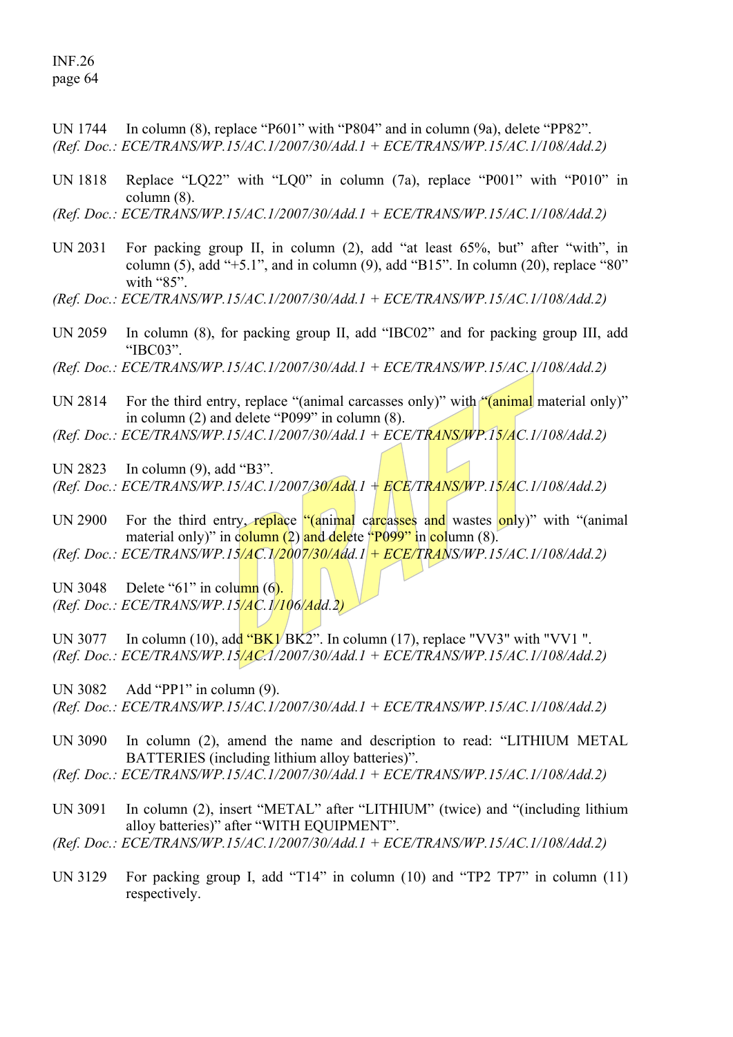UN 1744 In column (8), replace “P601” with “P804” and in column (9a), delete “PP82”.
*(Ref. Doc.: ECE/TRANS/WP.15/AC.1/2007/30/Add.1 + ECE/TRANS/WP.15/AC.1/108/Add.2)*

UN 1818 Replace “LQ22” with “LQ0” in column (7a), replace “P001” with “P010” in column (8).
*(Ref. Doc.: ECE/TRANS/WP.15/AC.1/2007/30/Add.1 + ECE/TRANS/WP.15/AC.1/108/Add.2)*

UN 2031 For packing group II, in column (2), add “at least 65%, but” after “with”, in column (5), add “+5.1”, and in column (9), add “B15”. In column (20), replace “80” with “85”.
*(Ref. Doc.: ECE/TRANS/WP.15/AC.1/2007/30/Add.1 + ECE/TRANS/WP.15/AC.1/108/Add.2)*

UN 2059 In column (8), for packing group II, add “IBC02” and for packing group III, add “IBC03”.
*(Ref. Doc.: ECE/TRANS/WP.15/AC.1/2007/30/Add.1 + ECE/TRANS/WP.15/AC.1/108/Add.2)*

UN 2814 For the third entry, replace “(animal carcasses only)” with “(animal material only)” in column (2) and delete “P099” in column (8).
*(Ref. Doc.: ECE/TRANS/WP.15/AC.1/2007/30/Add.1 + ECE/TRANS/WP.15/AC.1/108/Add.2)*

UN 2823 In column (9), add “B3”.
*(Ref. Doc.: ECE/TRANS/WP.15/AC.1/2007/30/Add.1 + ECE/TRANS/WP.15/AC.1/108/Add.2)*

UN 2900 For the third entry, replace “(animal carcasses and wastes only)” with “(animal material only)” in column (2) and delete “P099” in column (8).
*(Ref. Doc.: ECE/TRANS/WP.15/AC.1/2007/30/Add.1 + ECE/TRANS/WP.15/AC.1/108/Add.2)*

UN 3048 Delete “61” in column (6).
*(Ref. Doc.: ECE/TRANS/WP.15/AC.1/106/Add.2)*

UN 3077 In column (10), add “BK1 BK2”. In column (17), replace "VV3" with "VV1 ".
*(Ref. Doc.: ECE/TRANS/WP.15/AC.1/2007/30/Add.1 + ECE/TRANS/WP.15/AC.1/108/Add.2)*

UN 3082 Add “PP1” in column (9).
*(Ref. Doc.: ECE/TRANS/WP.15/AC.1/2007/30/Add.1 + ECE/TRANS/WP.15/AC.1/108/Add.2)*

UN 3090 In column (2), amend the name and description to read: “LITHIUM METAL BATTERIES (including lithium alloy batteries)”.
*(Ref. Doc.: ECE/TRANS/WP.15/AC.1/2007/30/Add.1 + ECE/TRANS/WP.15/AC.1/108/Add.2)*

UN 3091 In column (2), insert “METAL” after “LITHIUM” (twice) and “(including lithium alloy batteries)” after “WITH EQUIPMENT”.
*(Ref. Doc.: ECE/TRANS/WP.15/AC.1/2007/30/Add.1 + ECE/TRANS/WP.15/AC.1/108/Add.2)*

UN 3129 For packing group I, add “T14” in column (10) and “TP2 TP7” in column (11) respectively.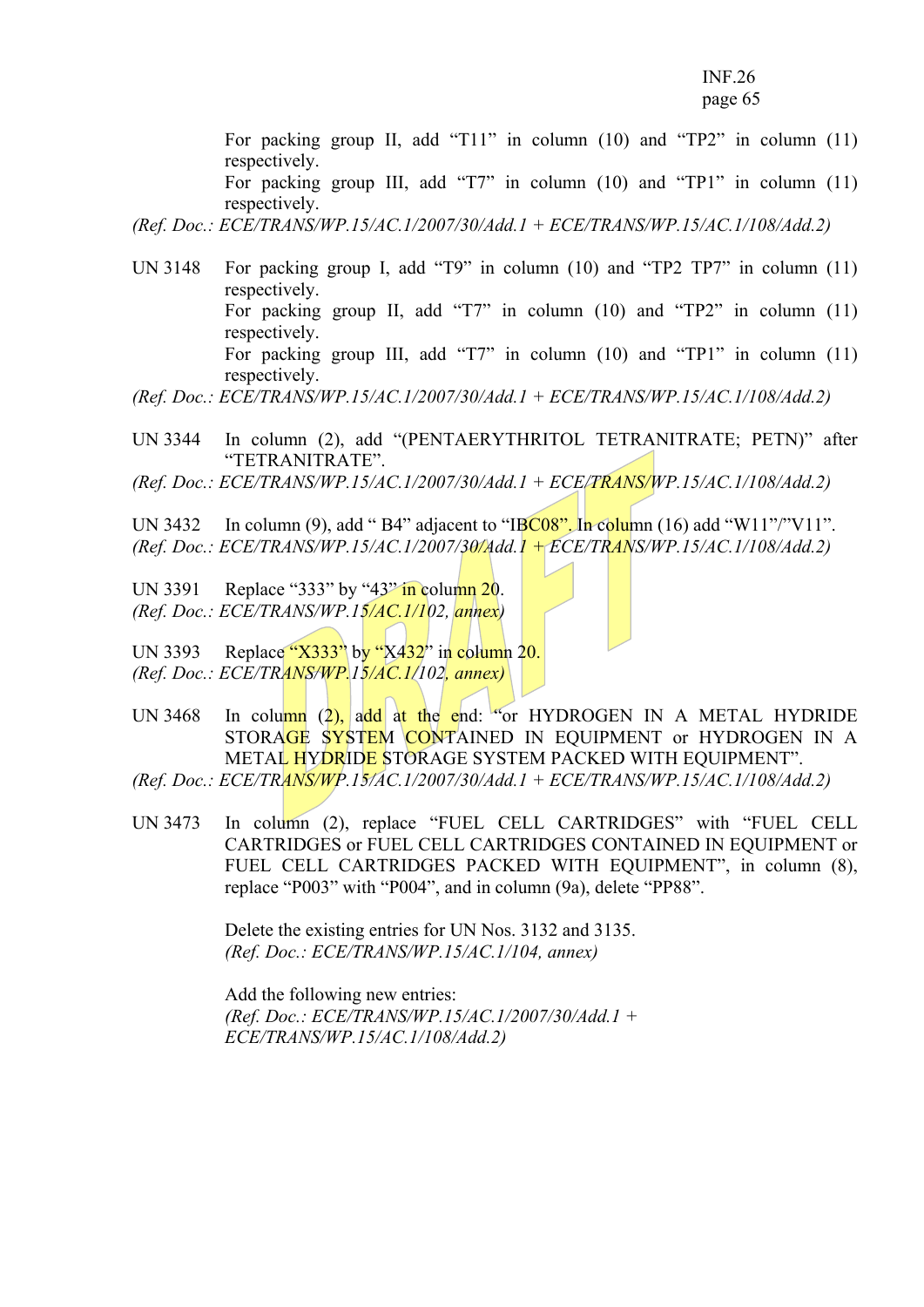For packing group II, add "T11" in column (10) and "TP2" in column (11) respectively.
For packing group III, add "T7" in column (10) and "TP1" in column (11) respectively.

*(Ref. Doc.: ECE/TRANS/WP.15/AC.1/2007/30/Add.1 + ECE/TRANS/WP.15/AC.1/108/Add.2)*

UN 3148 For packing group I, add "T9" in column (10) and "TP2 TP7" in column (11) respectively.
For packing group II, add "T7" in column (10) and "TP2" in column (11) respectively.
For packing group III, add "T7" in column (10) and "TP1" in column (11) respectively.

*(Ref. Doc.: ECE/TRANS/WP.15/AC.1/2007/30/Add.1 + ECE/TRANS/WP.15/AC.1/108/Add.2)*

UN 3344 In column (2), add "(PENTAERYTHRITOL TETRANITRATE; PETN)" after "TETRANITRATE".

*(Ref. Doc.: ECE/TRANS/WP.15/AC.1/2007/30/Add.1 + ECE/TRANS/WP.15/AC.1/108/Add.2)*

UN 3432 In column (9), add " B4" adjacent to "IBC08". In column (16) add "W11"/"V11".

*(Ref. Doc.: ECE/TRANS/WP.15/AC.1/2007/30/Add.1 + ECE/TRANS/WP.15/AC.1/108/Add.2)*

UN 3391 Replace "333" by "43" in column 20.

*(Ref. Doc.: ECE/TRANS/WP.15/AC.1/102, annex)*

UN 3393 Replace "X333" by "X432" in column 20.

*(Ref. Doc.: ECE/TRANS/WP.15/AC.1/102, annex)*

UN 3468 In column (2), add at the end: "or HYDROGEN IN A METAL HYDRIDE STORAGE SYSTEM CONTAINED IN EQUIPMENT or HYDROGEN IN A METAL HYDRIDE STORAGE SYSTEM PACKED WITH EQUIPMENT".

*(Ref. Doc.: ECE/TRANS/WP.15/AC.1/2007/30/Add.1 + ECE/TRANS/WP.15/AC.1/108/Add.2)*

UN 3473 In column (2), replace "FUEL CELL CARTRIDGES" with "FUEL CELL CARTRIDGES or FUEL CELL CARTRIDGES CONTAINED IN EQUIPMENT or FUEL CELL CARTRIDGES PACKED WITH EQUIPMENT", in column (8), replace "P003" with "P004", and in column (9a), delete "PP88".

Delete the existing entries for UN Nos. 3132 and 3135.
*(Ref. Doc.: ECE/TRANS/WP.15/AC.1/104, annex)*

Add the following new entries:
*(Ref. Doc.: ECE/TRANS/WP.15/AC.1/2007/30/Add.1 + ECE/TRANS/WP.15/AC.1/108/Add.2)*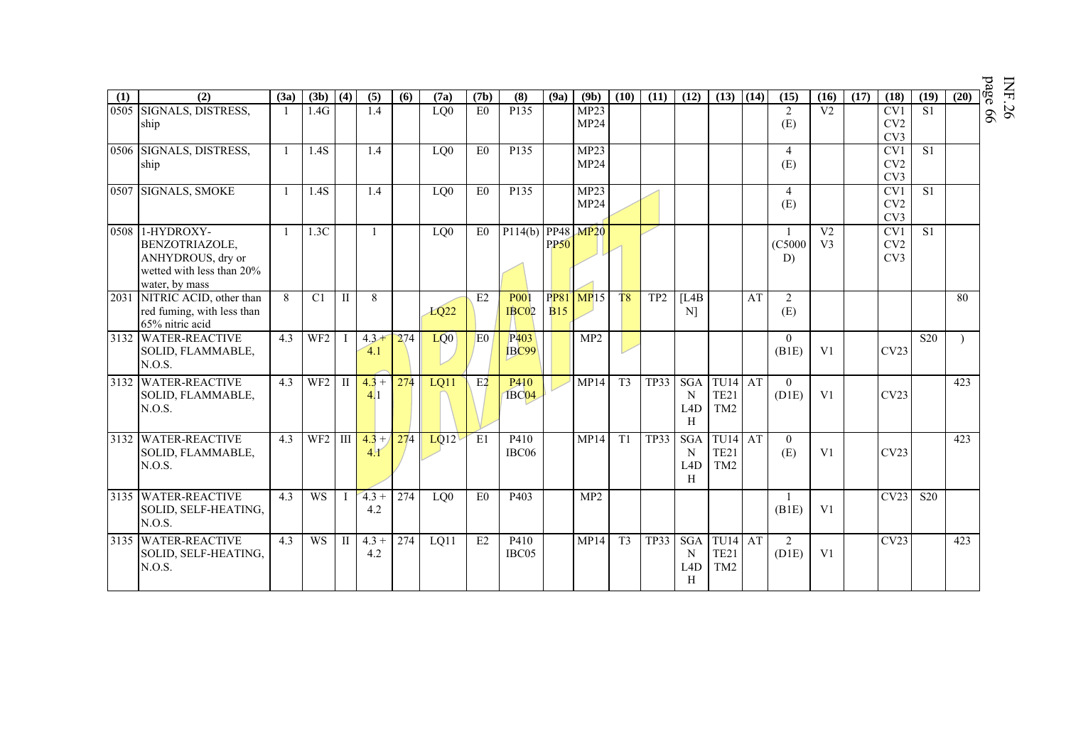| (1) | (2) | (3a) | (3b) | (4) | (5) | (6) | (7a) | (7b) | (8) | (9a) | (9b) | (10) | (11) | (12) | (13) | (14) | (15) | (16) | (17) | (18) | (19) | (20) |
|---|---|---|---|---|---|---|---|---|---|---|---|---|---|---|---|---|---|---|---|---|---|---|
| 0505 | SIGNALS, DISTRESS, ship | 1 | 1.4G | | 1.4 | | LQ0 | E0 | P135 | | MP23 MP24 | | | | | | 2 (E) | V2 | | CV1 CV2 CV3 | S1 | |
| 0506 | SIGNALS, DISTRESS, ship | 1 | 1.4S | | 1.4 | | LQ0 | E0 | P135 | | MP23 MP24 | | | | | | 4 (E) | | | CV1 CV2 CV3 | S1 | |
| 0507 | SIGNALS, SMOKE | 1 | 1.4S | | 1.4 | | LQ0 | E0 | P135 | | MP23 MP24 | | | | | | 4 (E) | | | CV1 CV2 CV3 | S1 | |
| 0508 | 1-HYDROXY-BENZOTRIAZOLE, ANHYDROUS, dry or wetted with less than 20% water, by mass | 1 | 1.3C | | 1 | | LQ0 | E0 | P114(b) | PP48 PP50 | MP20 | | | | | | 1 (C5000 D) | V2 V3 | | CV1 CV2 CV3 | S1 | |
| 2031 | NITRIC ACID, other than red fuming, with less than 65% nitric acid | 8 | C1 | II | 8 | | LQ22 | E2 | P001 IBC02 | PP81 B15 | MP15 | T8 | TP2 | [L4BN] | | AT | 2 (E) | | | | | 80 |
| 3132 | WATER-REACTIVE SOLID, FLAMMABLE, N.O.S. | 4.3 | WF2 | I | 4.3 + 4.1 | 274 | LQ0 | E0 | P403 IBC99 | | MP2 | | | | | | 0 (B1E) | V1 | | CV23 | S20 | ) |
| 3132 | WATER-REACTIVE SOLID, FLAMMABLE, N.O.S. | 4.3 | WF2 | II | 4.3 + 4.1 | 274 | LQ11 | E2 | P410 IBC04 | | MP14 | T3 | TP33 | SGAN L4DH | TU14 TE21 TM2 | AT | 0 (D1E) | V1 | | CV23 | | 423 |
| 3132 | WATER-REACTIVE SOLID, FLAMMABLE, N.O.S. | 4.3 | WF2 | III | 4.3 + 4.1 | 274 | LQ12 | E1 | P410 IBC06 | | MP14 | T1 | TP33 | SGAN L4DH | TU14 TE21 TM2 | AT | 0 (E) | V1 | | CV23 | | 423 |
| 3135 | WATER-REACTIVE SOLID, SELF-HEATING, N.O.S. | 4.3 | WS | I | 4.3 + 4.2 | 274 | LQ0 | E0 | P403 | | MP2 | | | | | | 1 (B1E) | V1 | | CV23 | S20 | |
| 3135 | WATER-REACTIVE SOLID, SELF-HEATING, N.O.S. | 4.3 | WS | II | 4.3 + 4.2 | 274 | LQ11 | E2 | P410 IBC05 | | MP14 | T3 | TP33 | SGAN L4DH | TU14 TE21 TM2 | AT | 2 (D1E) | V1 | | CV23 | | 423 |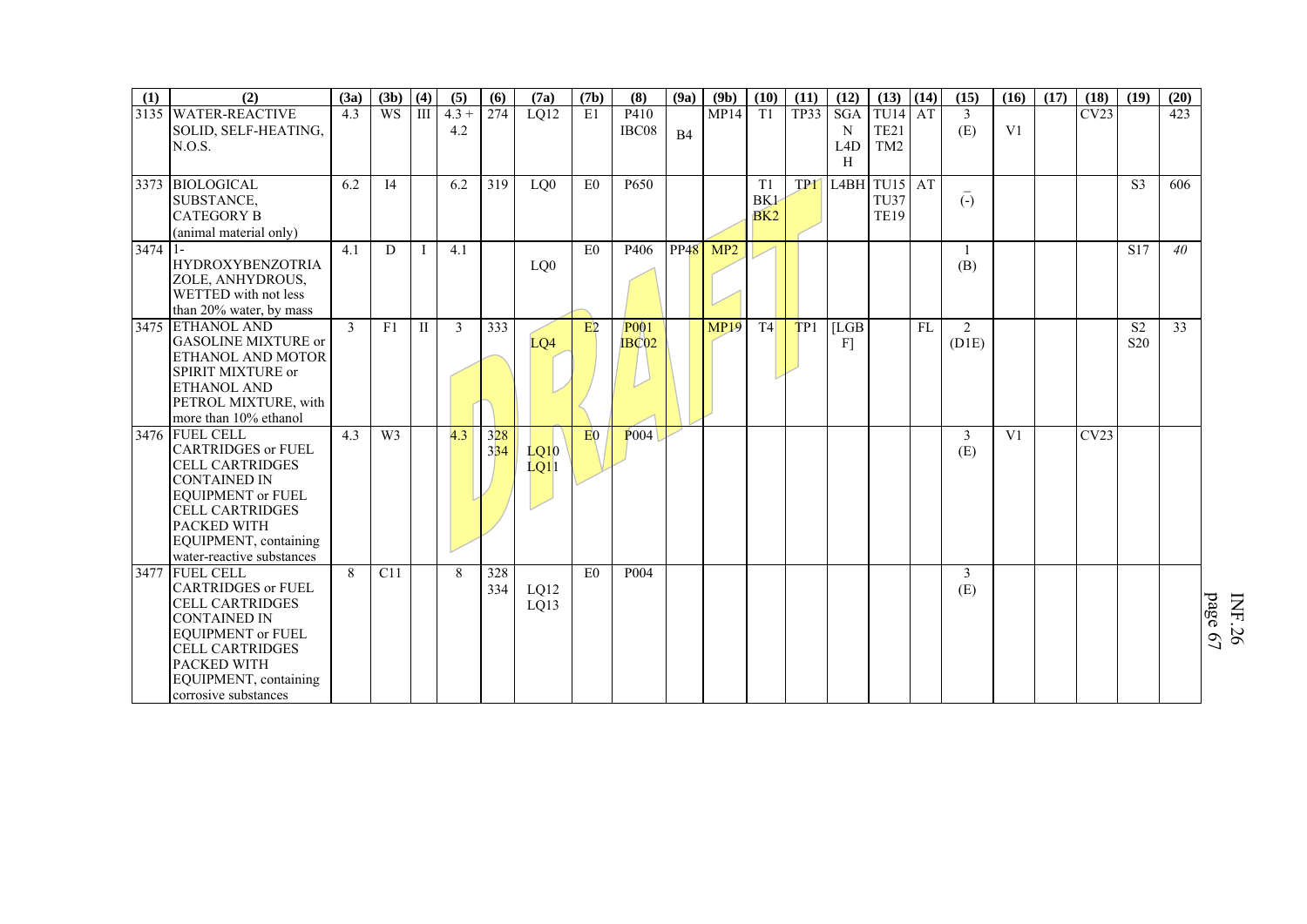| (1) | (2) | (3a) | (3b) | (4) | (5) | (6) | (7a) | (7b) | (8) | (9a) | (9b) | (10) | (11) | (12) | (13) | (14) | (15) | (16) | (17) | (18) | (19) | (20) |
|---|---|---|---|---|---|---|---|---|---|---|---|---|---|---|---|---|---|---|---|---|---|---|
| 3135 | WATER-REACTIVE SOLID, SELF-HEATING, N.O.S. | 4.3 | WS | III | 4.3 + 4.2 | 274 | LQ12 | E1 | P410 IBC08 | B4 | MP14 | T1 | TP33 | SGAN L4DH | TU14 TE21 TM2 | AT | 3 (E) | V1 | | CV23 | | 423 |
| 3373 | BIOLOGICAL SUBSTANCE, CATEGORY B (animal material only) | 6.2 | I4 | | 6.2 | 319 | LQ0 | E0 | P650 | | | T1 BK1 BK2 | TP1 | L4BH | TU15 TU37 TE19 | AT | _ (-) | | | | S3 | 606 |
| 3474 | 1-HYDROXYBENZOTRIAZOLE, ANHYDROUS, WETTED with not less than 20% water, by mass | 4.1 | D | I | 4.1 | | LQ0 | E0 | P406 | PP48 | MP2 | | | | | | 1 (B) | | | | S17 | *40* |
| 3475 | ETHANOL AND GASOLINE MIXTURE or ETHANOL AND MOTOR SPIRIT MIXTURE or ETHANOL AND PETROL MIXTURE, with more than 10% ethanol | 3 | F1 | II | 3 | 333 | LQ4 | E2 | P001 IBC02 | | MP19 | T4 | TP1 | [LGBF] | | FL | 2 (D1E) | | | | S2 S20 | 33 |
| 3476 | FUEL CELL CARTRIDGES or FUEL CELL CARTRIDGES CONTAINED IN EQUIPMENT or FUEL CELL CARTRIDGES PACKED WITH EQUIPMENT, containing water-reactive substances | 4.3 | W3 | | 4.3 | 328 334 | LQ10 LQ11 | E0 | P004 | | | | | | | | 3 (E) | V1 | | CV23 | | |
| 3477 | FUEL CELL CARTRIDGES or FUEL CELL CARTRIDGES CONTAINED IN EQUIPMENT or FUEL CELL CARTRIDGES PACKED WITH EQUIPMENT, containing corrosive substances | 8 | C11 | | 8 | 328 334 | LQ12 LQ13 | E0 | P004 | | | | | | | | 3 (E) | | | | | |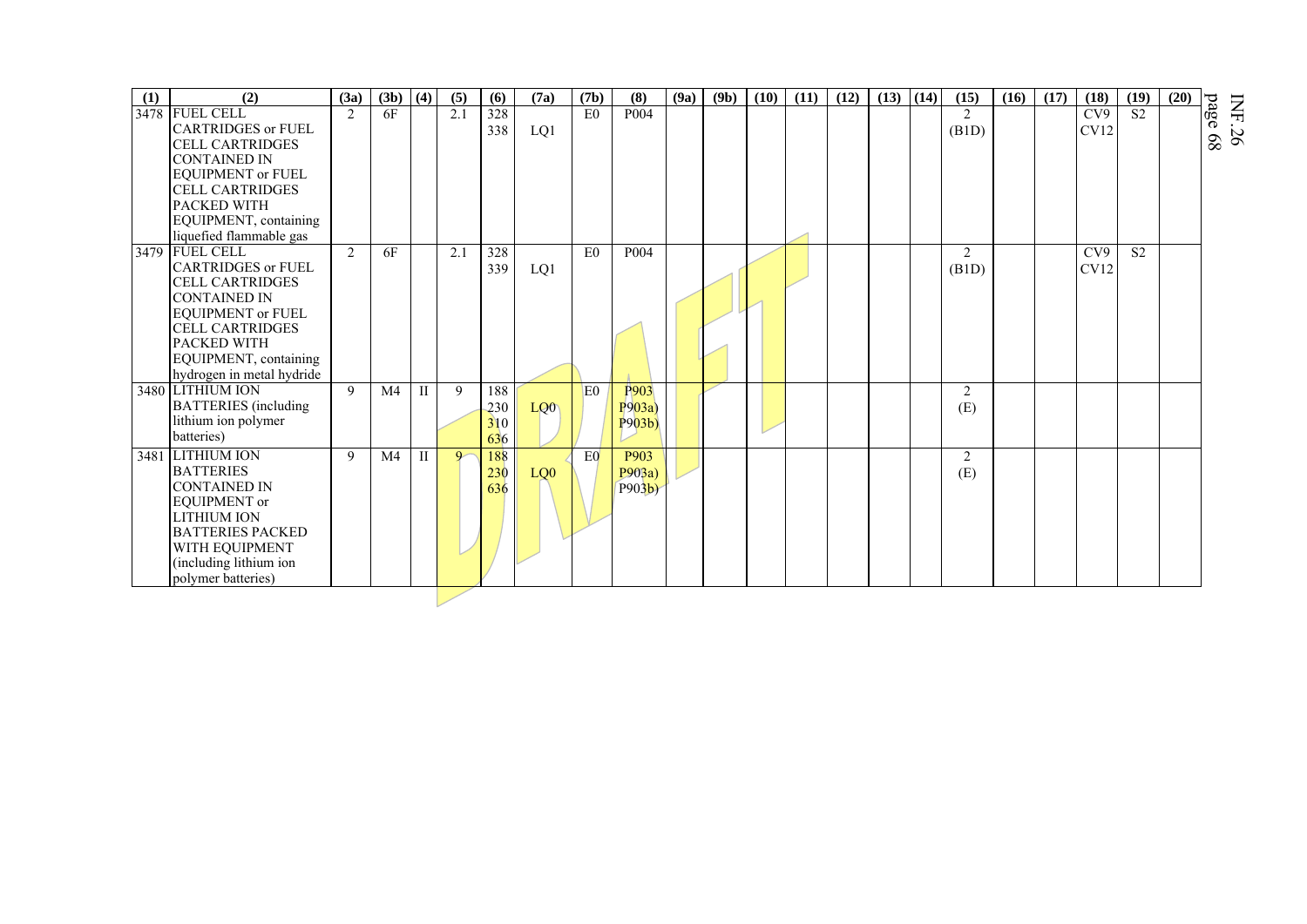| (1) | (2) | (3a) | (3b) | (4) | (5) | (6) | (7a) | (7b) | (8) | (9a) | (9b) | (10) | (11) | (12) | (13) | (14) | (15) | (16) | (17) | (18) | (19) | (20) |
|---|---|---|---|---|---|---|---|---|---|---|---|---|---|---|---|---|---|---|---|---|---|---|
| 3478 | FUEL CELL CARTRIDGES or FUEL CELL CARTRIDGES CONTAINED IN EQUIPMENT or FUEL CELL CARTRIDGES PACKED WITH EQUIPMENT, containing liquefied flammable gas | 2 | 6F | | 2.1 | 328 338 | LQ1 | E0 | P004 | | | | | | | | 2 (B1D) | | | CV9 CV12 | S2 | |
| 3479 | FUEL CELL CARTRIDGES or FUEL CELL CARTRIDGES CONTAINED IN EQUIPMENT or FUEL CELL CARTRIDGES PACKED WITH EQUIPMENT, containing hydrogen in metal hydride | 2 | 6F | | 2.1 | 328 339 | LQ1 | E0 | P004 | | | | | | | | 2 (B1D) | | | CV9 CV12 | S2 | |
| 3480 | LITHIUM ION BATTERIES (including lithium ion polymer batteries) | 9 | M4 | II | 9 | 188 230 310 636 | LQ0 | E0 | P903 P903a) P903b) | | | | | | | | 2 (E) | | | | | |
| 3481 | LITHIUM ION BATTERIES CONTAINED IN EQUIPMENT or LITHIUM ION BATTERIES PACKED WITH EQUIPMENT (including lithium ion polymer batteries) | 9 | M4 | II | 9 | 188 230 636 | LQ0 | E0 | P903 P903a) P903b) | | | | | | | | 2 (E) | | | | | |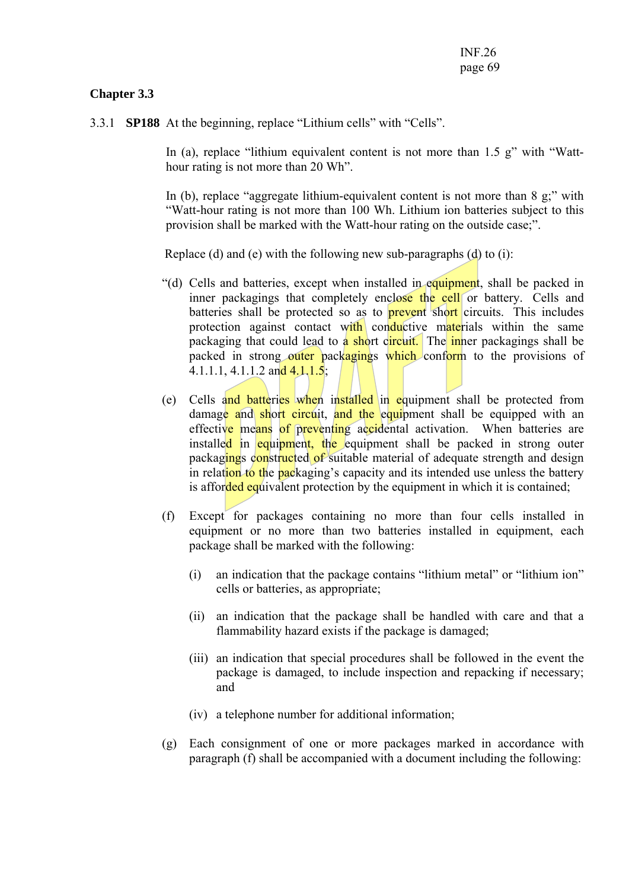**Chapter 3.3**

3.3.1 **SP188** At the beginning, replace "Lithium cells" with "Cells".

In (a), replace "lithium equivalent content is not more than 1.5 g" with "Watt-hour rating is not more than 20 Wh".

In (b), replace "aggregate lithium-equivalent content is not more than 8 g;" with "Watt-hour rating is not more than 100 Wh. Lithium ion batteries subject to this provision shall be marked with the Watt-hour rating on the outside case;".

Replace (d) and (e) with the following new sub-paragraphs (d) to (i):

"(d) Cells and batteries, except when installed in equipment, shall be packed in inner packagings that completely enclose the cell or battery. Cells and batteries shall be protected so as to prevent short circuits. This includes protection against contact with conductive materials within the same packaging that could lead to a short circuit. The inner packagings shall be packed in strong outer packagings which conform to the provisions of 4.1.1.1, 4.1.1.2 and 4.1.1.5;

(e) Cells and batteries when installed in equipment shall be protected from damage and short circuit, and the equipment shall be equipped with an effective means of preventing accidental activation. When batteries are installed in equipment, the equipment shall be packed in strong outer packagings constructed of suitable material of adequate strength and design in relation to the packaging's capacity and its intended use unless the battery is afforded equivalent protection by the equipment in which it is contained;

(f) Except for packages containing no more than four cells installed in equipment or no more than two batteries installed in equipment, each package shall be marked with the following:

(i) an indication that the package contains "lithium metal" or "lithium ion" cells or batteries, as appropriate;

(ii) an indication that the package shall be handled with care and that a flammability hazard exists if the package is damaged;

(iii) an indication that special procedures shall be followed in the event the package is damaged, to include inspection and repacking if necessary; and

(iv) a telephone number for additional information;

(g) Each consignment of one or more packages marked in accordance with paragraph (f) shall be accompanied with a document including the following: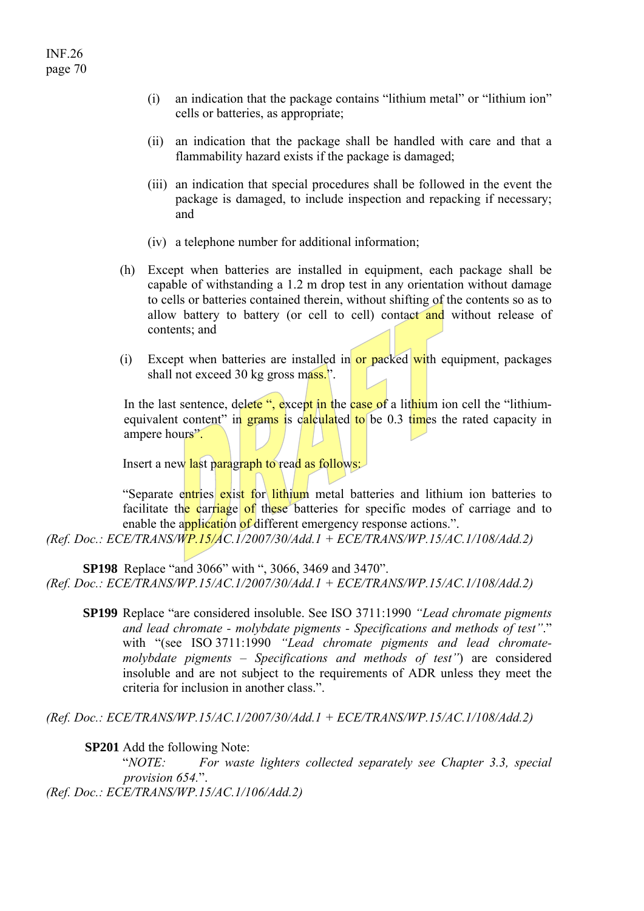(i) an indication that the package contains "lithium metal" or "lithium ion" cells or batteries, as appropriate;

(ii) an indication that the package shall be handled with care and that a flammability hazard exists if the package is damaged;

(iii) an indication that special procedures shall be followed in the event the package is damaged, to include inspection and repacking if necessary; and

(iv) a telephone number for additional information;

(h) Except when batteries are installed in equipment, each package shall be capable of withstanding a 1.2 m drop test in any orientation without damage to cells or batteries contained therein, without shifting of the contents so as to allow battery to battery (or cell to cell) contact and without release of contents; and

(i) Except when batteries are installed in or packed with equipment, packages shall not exceed 30 kg gross mass.".

In the last sentence, delete ", except in the case of a lithium ion cell the "lithium-equivalent content" in grams is calculated to be 0.3 times the rated capacity in ampere hours".

Insert a new last paragraph to read as follows:

"Separate entries exist for lithium metal batteries and lithium ion batteries to facilitate the carriage of these batteries for specific modes of carriage and to enable the application of different emergency response actions.".

*(Ref. Doc.: ECE/TRANS/WP.15/AC.1/2007/30/Add.1 + ECE/TRANS/WP.15/AC.1/108/Add.2)*

**SP198** Replace "and 3066" with ", 3066, 3469 and 3470".

*(Ref. Doc.: ECE/TRANS/WP.15/AC.1/2007/30/Add.1 + ECE/TRANS/WP.15/AC.1/108/Add.2)*

**SP199** Replace "are considered insoluble. See ISO 3711:1990 *"Lead chromate pigments and lead chromate - molybdate pigments - Specifications and methods of test"*." with "(see ISO 3711:1990 *"Lead chromate pigments and lead chromate-molybdate pigments – Specifications and methods of test"*) are considered insoluble and are not subject to the requirements of ADR unless they meet the criteria for inclusion in another class.".

*(Ref. Doc.: ECE/TRANS/WP.15/AC.1/2007/30/Add.1 + ECE/TRANS/WP.15/AC.1/108/Add.2)*

**SP201** Add the following Note:

"*NOTE: For waste lighters collected separately see Chapter 3.3, special provision 654.*".

*(Ref. Doc.: ECE/TRANS/WP.15/AC.1/106/Add.2)*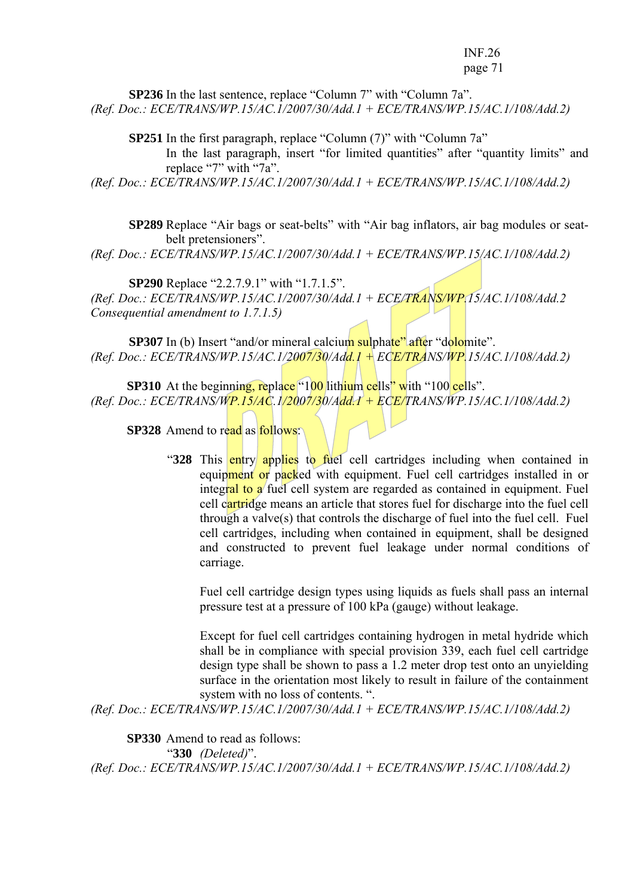**SP236** In the last sentence, replace "Column 7" with "Column 7a".

*(Ref. Doc.: ECE/TRANS/WP.15/AC.1/2007/30/Add.1 + ECE/TRANS/WP.15/AC.1/108/Add.2)*

**SP251** In the first paragraph, replace "Column (7)" with "Column 7a"
In the last paragraph, insert "for limited quantities" after "quantity limits" and replace "7" with "7a".

*(Ref. Doc.: ECE/TRANS/WP.15/AC.1/2007/30/Add.1 + ECE/TRANS/WP.15/AC.1/108/Add.2)*

**SP289** Replace "Air bags or seat-belts" with "Air bag inflators, air bag modules or seat-belt pretensioners".

*(Ref. Doc.: ECE/TRANS/WP.15/AC.1/2007/30/Add.1 + ECE/TRANS/WP.15/AC.1/108/Add.2)*

**SP290** Replace "2.2.7.9.1" with "1.7.1.5".

*(Ref. Doc.: ECE/TRANS/WP.15/AC.1/2007/30/Add.1 + ECE/TRANS/WP.15/AC.1/108/Add.2 Consequential amendment to 1.7.1.5)*

**SP307** In (b) Insert "and/or mineral calcium sulphate" after "dolomite".

*(Ref. Doc.: ECE/TRANS/WP.15/AC.1/2007/30/Add.1 + ECE/TRANS/WP.15/AC.1/108/Add.2)*

**SP310** At the beginning, replace "100 lithium cells" with "100 cells".

*(Ref. Doc.: ECE/TRANS/WP.15/AC.1/2007/30/Add.1 + ECE/TRANS/WP.15/AC.1/108/Add.2)*

**SP328** Amend to read as follows:

"**328** This entry applies to fuel cell cartridges including when contained in equipment or packed with equipment. Fuel cell cartridges installed in or integral to a fuel cell system are regarded as contained in equipment. Fuel cell cartridge means an article that stores fuel for discharge into the fuel cell through a valve(s) that controls the discharge of fuel into the fuel cell. Fuel cell cartridges, including when contained in equipment, shall be designed and constructed to prevent fuel leakage under normal conditions of carriage.

Fuel cell cartridge design types using liquids as fuels shall pass an internal pressure test at a pressure of 100 kPa (gauge) without leakage.

Except for fuel cell cartridges containing hydrogen in metal hydride which shall be in compliance with special provision 339, each fuel cell cartridge design type shall be shown to pass a 1.2 meter drop test onto an unyielding surface in the orientation most likely to result in failure of the containment system with no loss of contents. ".

*(Ref. Doc.: ECE/TRANS/WP.15/AC.1/2007/30/Add.1 + ECE/TRANS/WP.15/AC.1/108/Add.2)*

**SP330** Amend to read as follows:

"**330** *(Deleted)*".

*(Ref. Doc.: ECE/TRANS/WP.15/AC.1/2007/30/Add.1 + ECE/TRANS/WP.15/AC.1/108/Add.2)*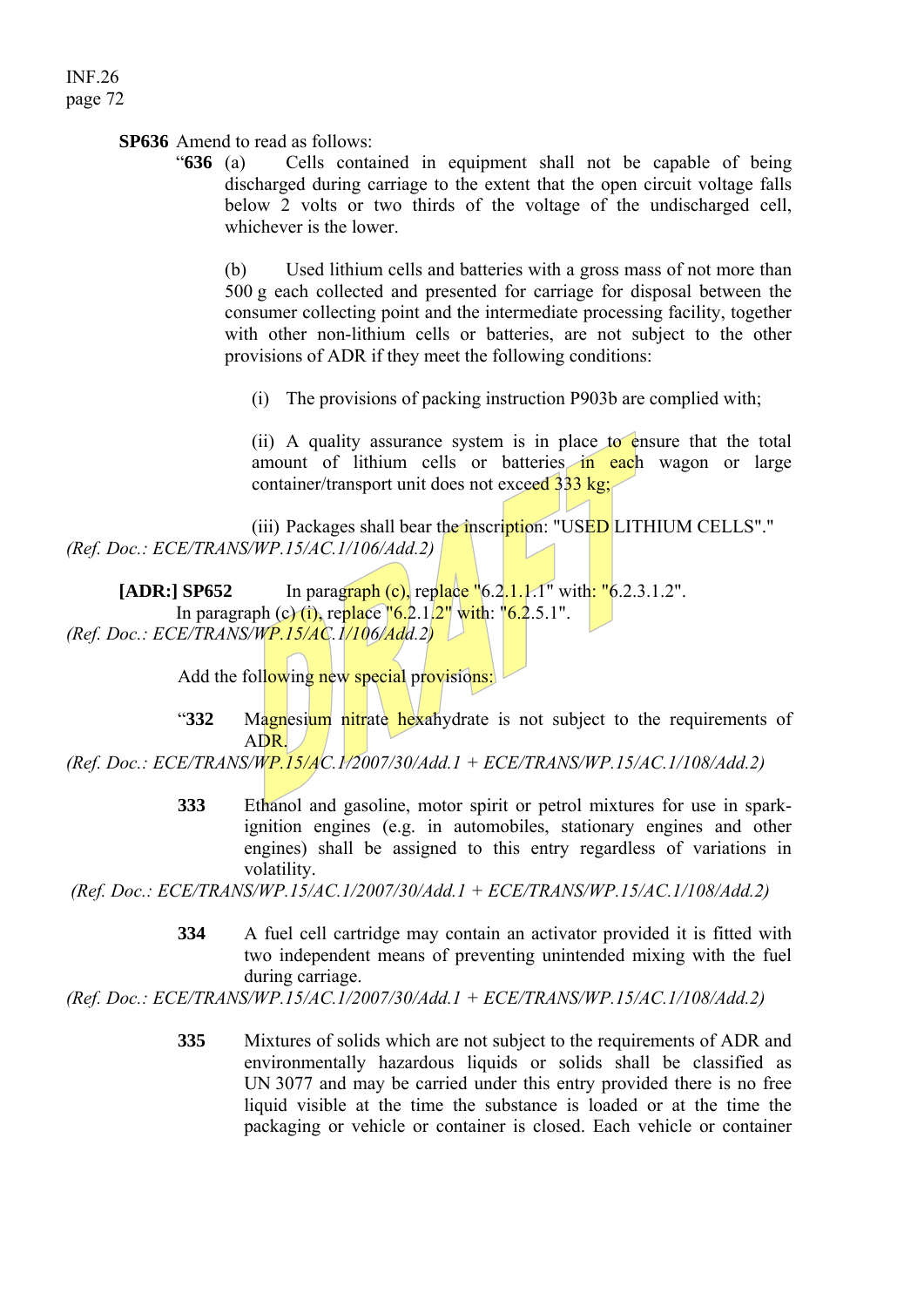**SP636** Amend to read as follows:

"**636** (a) Cells contained in equipment shall not be capable of being discharged during carriage to the extent that the open circuit voltage falls below 2 volts or two thirds of the voltage of the undischarged cell, whichever is the lower.

(b) Used lithium cells and batteries with a gross mass of not more than 500 g each collected and presented for carriage for disposal between the consumer collecting point and the intermediate processing facility, together with other non-lithium cells or batteries, are not subject to the other provisions of ADR if they meet the following conditions:

(i) The provisions of packing instruction P903b are complied with;

(ii) A quality assurance system is in place to ensure that the total amount of lithium cells or batteries in each wagon or large container/transport unit does not exceed 333 kg;

(iii) Packages shall bear the inscription: "USED LITHIUM CELLS"."

*(Ref. Doc.: ECE/TRANS/WP.15/AC.1/106/Add.2)*

**[ADR:] SP652** In paragraph (c), replace "6.2.1.1.1" with: "6.2.3.1.2".

In paragraph (c) (i), replace "6.2.1.2" with: "6.2.5.1".

*(Ref. Doc.: ECE/TRANS/WP.15/AC.1/106/Add.2)*

Add the following new special provisions:

"**332** Magnesium nitrate hexahydrate is not subject to the requirements of ADR.

*(Ref. Doc.: ECE/TRANS/WP.15/AC.1/2007/30/Add.1 + ECE/TRANS/WP.15/AC.1/108/Add.2)*

**333** Ethanol and gasoline, motor spirit or petrol mixtures for use in spark-ignition engines (e.g. in automobiles, stationary engines and other engines) shall be assigned to this entry regardless of variations in volatility.

*(Ref. Doc.: ECE/TRANS/WP.15/AC.1/2007/30/Add.1 + ECE/TRANS/WP.15/AC.1/108/Add.2)*

**334** A fuel cell cartridge may contain an activator provided it is fitted with two independent means of preventing unintended mixing with the fuel during carriage.

*(Ref. Doc.: ECE/TRANS/WP.15/AC.1/2007/30/Add.1 + ECE/TRANS/WP.15/AC.1/108/Add.2)*

**335** Mixtures of solids which are not subject to the requirements of ADR and environmentally hazardous liquids or solids shall be classified as UN 3077 and may be carried under this entry provided there is no free liquid visible at the time the substance is loaded or at the time the packaging or vehicle or container is closed. Each vehicle or container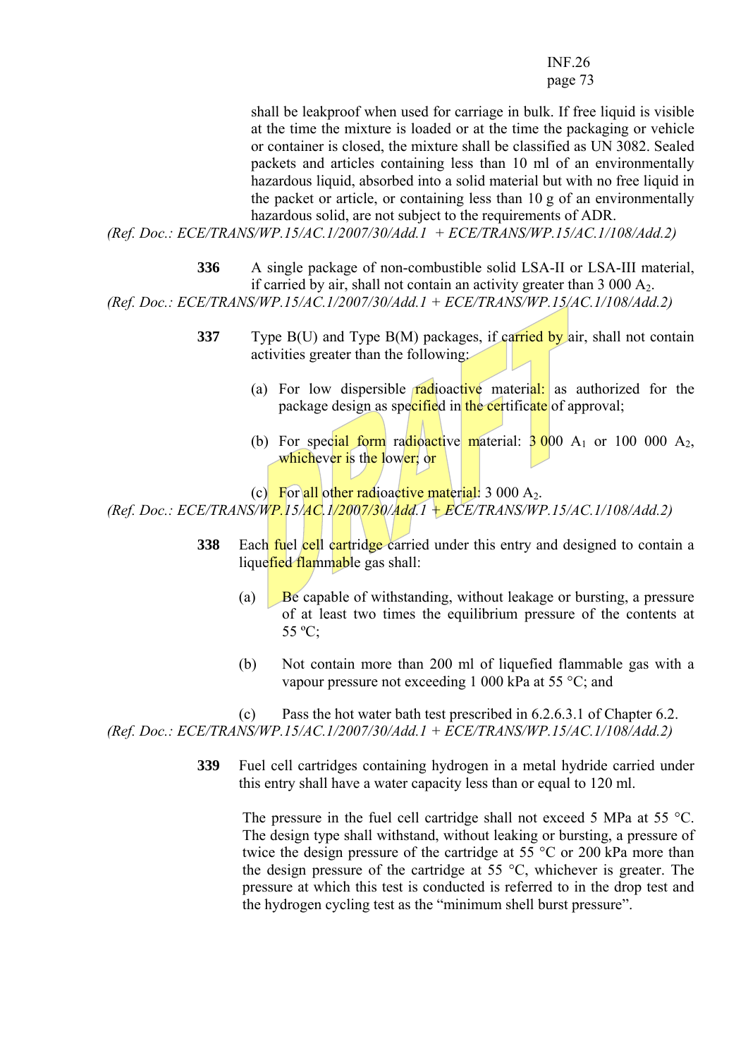shall be leakproof when used for carriage in bulk. If free liquid is visible at the time the mixture is loaded or at the time the packaging or vehicle or container is closed, the mixture shall be classified as UN 3082. Sealed packets and articles containing less than 10 ml of an environmentally hazardous liquid, absorbed into a solid material but with no free liquid in the packet or article, or containing less than 10 g of an environmentally hazardous solid, are not subject to the requirements of ADR.

*(Ref. Doc.: ECE/TRANS/WP.15/AC.1/2007/30/Add.1 + ECE/TRANS/WP.15/AC.1/108/Add.2)*

**336** A single package of non-combustible solid LSA-II or LSA-III material, if carried by air, shall not contain an activity greater than 3 000 $A_2$.

*(Ref. Doc.: ECE/TRANS/WP.15/AC.1/2007/30/Add.1 + ECE/TRANS/WP.15/AC.1/108/Add.2)*

**337** Type B(U) and Type B(M) packages, if carried by air, shall not contain activities greater than the following:

(a) For low dispersible radioactive material: as authorized for the package design as specified in the certificate of approval;

(b) For special form radioactive material: 3 000 $A_1$ or 100 000 $A_2$, whichever is the lower; or

(c) For all other radioactive material: 3 000 $A_2$.

*(Ref. Doc.: ECE/TRANS/WP.15/AC.1/2007/30/Add.1 + ECE/TRANS/WP.15/AC.1/108/Add.2)*

**338** Each fuel cell cartridge carried under this entry and designed to contain a liquefied flammable gas shall:

(a) Be capable of withstanding, without leakage or bursting, a pressure of at least two times the equilibrium pressure of the contents at 55 ºC;

(b) Not contain more than 200 ml of liquefied flammable gas with a vapour pressure not exceeding 1 000 kPa at 55 °C; and

(c) Pass the hot water bath test prescribed in 6.2.6.3.1 of Chapter 6.2.

*(Ref. Doc.: ECE/TRANS/WP.15/AC.1/2007/30/Add.1 + ECE/TRANS/WP.15/AC.1/108/Add.2)*

**339** Fuel cell cartridges containing hydrogen in a metal hydride carried under this entry shall have a water capacity less than or equal to 120 ml.

The pressure in the fuel cell cartridge shall not exceed 5 MPa at 55 °C. The design type shall withstand, without leaking or bursting, a pressure of twice the design pressure of the cartridge at 55 °C or 200 kPa more than the design pressure of the cartridge at 55 °C, whichever is greater. The pressure at which this test is conducted is referred to in the drop test and the hydrogen cycling test as the "minimum shell burst pressure".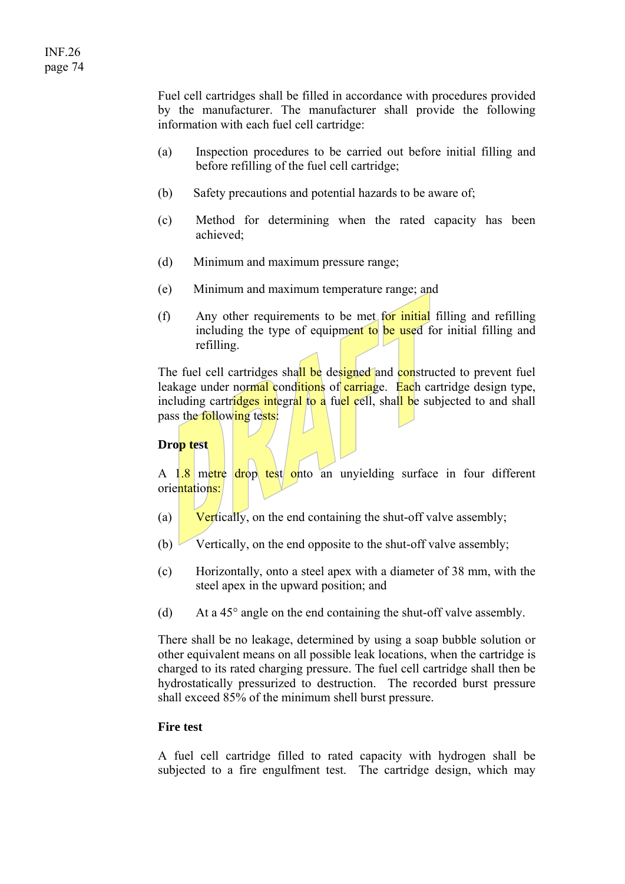Fuel cell cartridges shall be filled in accordance with procedures provided by the manufacturer. The manufacturer shall provide the following information with each fuel cell cartridge:

(a) Inspection procedures to be carried out before initial filling and before refilling of the fuel cell cartridge;

(b) Safety precautions and potential hazards to be aware of;

(c) Method for determining when the rated capacity has been achieved;

(d) Minimum and maximum pressure range;

(e) Minimum and maximum temperature range; and

(f) Any other requirements to be met for initial filling and refilling including the type of equipment to be used for initial filling and refilling.

The fuel cell cartridges shall be designed and constructed to prevent fuel leakage under normal conditions of carriage. Each cartridge design type, including cartridges integral to a fuel cell, shall be subjected to and shall pass the following tests:

**Drop test**

A 1.8 metre drop test onto an unyielding surface in four different orientations:

(a) Vertically, on the end containing the shut-off valve assembly;

(b) Vertically, on the end opposite to the shut-off valve assembly;

(c) Horizontally, onto a steel apex with a diameter of 38 mm, with the steel apex in the upward position; and

(d) At a 45° angle on the end containing the shut-off valve assembly.

There shall be no leakage, determined by using a soap bubble solution or other equivalent means on all possible leak locations, when the cartridge is charged to its rated charging pressure. The fuel cell cartridge shall then be hydrostatically pressurized to destruction. The recorded burst pressure shall exceed 85% of the minimum shell burst pressure.

**Fire test**

A fuel cell cartridge filled to rated capacity with hydrogen shall be subjected to a fire engulfment test. The cartridge design, which may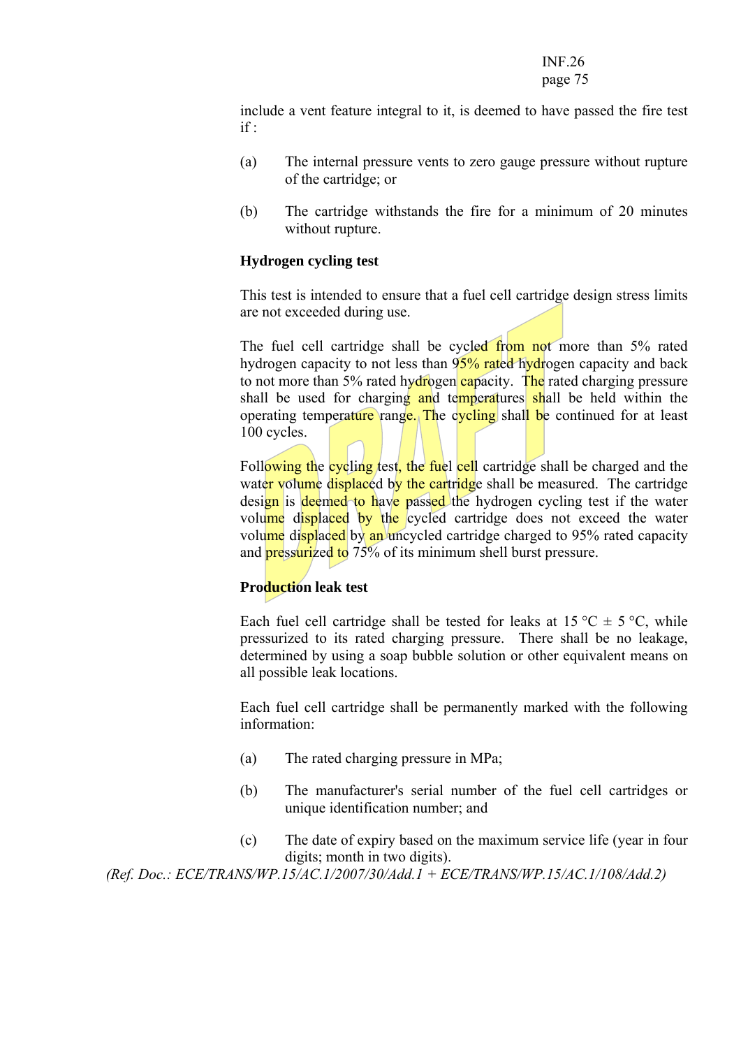include a vent feature integral to it, is deemed to have passed the fire test if :

(a) The internal pressure vents to zero gauge pressure without rupture of the cartridge; or

(b) The cartridge withstands the fire for a minimum of 20 minutes without rupture.

**Hydrogen cycling test**

This test is intended to ensure that a fuel cell cartridge design stress limits are not exceeded during use.

The fuel cell cartridge shall be cycled from not more than 5% rated hydrogen capacity to not less than 95% rated hydrogen capacity and back to not more than 5% rated hydrogen capacity. The rated charging pressure shall be used for charging and temperatures shall be held within the operating temperature range. The cycling shall be continued for at least 100 cycles.

Following the cycling test, the fuel cell cartridge shall be charged and the water volume displaced by the cartridge shall be measured. The cartridge design is deemed to have passed the hydrogen cycling test if the water volume displaced by the cycled cartridge does not exceed the water volume displaced by an uncycled cartridge charged to 95% rated capacity and pressurized to 75% of its minimum shell burst pressure.

**Production leak test**

Each fuel cell cartridge shall be tested for leaks at 15 °C ± 5 °C, while pressurized to its rated charging pressure. There shall be no leakage, determined by using a soap bubble solution or other equivalent means on all possible leak locations.

Each fuel cell cartridge shall be permanently marked with the following information:

(a) The rated charging pressure in MPa;

(b) The manufacturer's serial number of the fuel cell cartridges or unique identification number; and

(c) The date of expiry based on the maximum service life (year in four digits; month in two digits).

*(Ref. Doc.: ECE/TRANS/WP.15/AC.1/2007/30/Add.1 + ECE/TRANS/WP.15/AC.1/108/Add.2)*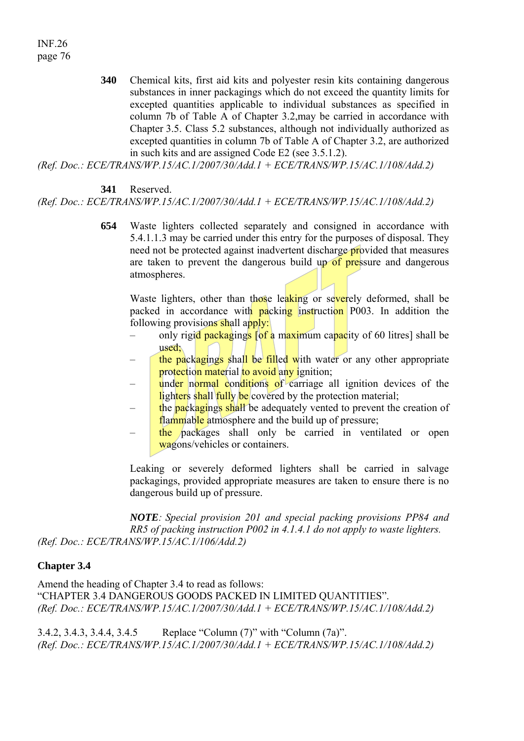**340** Chemical kits, first aid kits and polyester resin kits containing dangerous substances in inner packagings which do not exceed the quantity limits for excepted quantities applicable to individual substances as specified in column 7b of Table A of Chapter 3.2,may be carried in accordance with Chapter 3.5. Class 5.2 substances, although not individually authorized as excepted quantities in column 7b of Table A of Chapter 3.2, are authorized in such kits and are assigned Code E2 (see 3.5.1.2).

*(Ref. Doc.: ECE/TRANS/WP.15/AC.1/2007/30/Add.1 + ECE/TRANS/WP.15/AC.1/108/Add.2)*

**341** Reserved.

*(Ref. Doc.: ECE/TRANS/WP.15/AC.1/2007/30/Add.1 + ECE/TRANS/WP.15/AC.1/108/Add.2)*

**654** Waste lighters collected separately and consigned in accordance with 5.4.1.1.3 may be carried under this entry for the purposes of disposal. They need not be protected against inadvertent discharge provided that measures are taken to prevent the dangerous build up of pressure and dangerous atmospheres.

Waste lighters, other than those leaking or severely deformed, shall be packed in accordance with packing instruction P003. In addition the following provisions shall apply:

- only rigid packagings [of a maximum capacity of 60 litres] shall be used;
- the packagings shall be filled with water or any other appropriate protection material to avoid any ignition;
- under normal conditions of carriage all ignition devices of the lighters shall fully be covered by the protection material;
- the packagings shall be adequately vented to prevent the creation of flammable atmosphere and the build up of pressure;
- the packages shall only be carried in ventilated or open wagons/vehicles or containers.

Leaking or severely deformed lighters shall be carried in salvage packagings, provided appropriate measures are taken to ensure there is no dangerous build up of pressure.

***NOTE****: Special provision 201 and special packing provisions PP84 and RR5 of packing instruction P002 in 4.1.4.1 do not apply to waste lighters.*

*(Ref. Doc.: ECE/TRANS/WP.15/AC.1/106/Add.2)*

## Chapter 3.4

Amend the heading of Chapter 3.4 to read as follows:
"CHAPTER 3.4 DANGEROUS GOODS PACKED IN LIMITED QUANTITIES".

*(Ref. Doc.: ECE/TRANS/WP.15/AC.1/2007/30/Add.1 + ECE/TRANS/WP.15/AC.1/108/Add.2)*

3.4.2, 3.4.3, 3.4.4, 3.4.5 Replace "Column (7)" with "Column (7a)".

*(Ref. Doc.: ECE/TRANS/WP.15/AC.1/2007/30/Add.1 + ECE/TRANS/WP.15/AC.1/108/Add.2)*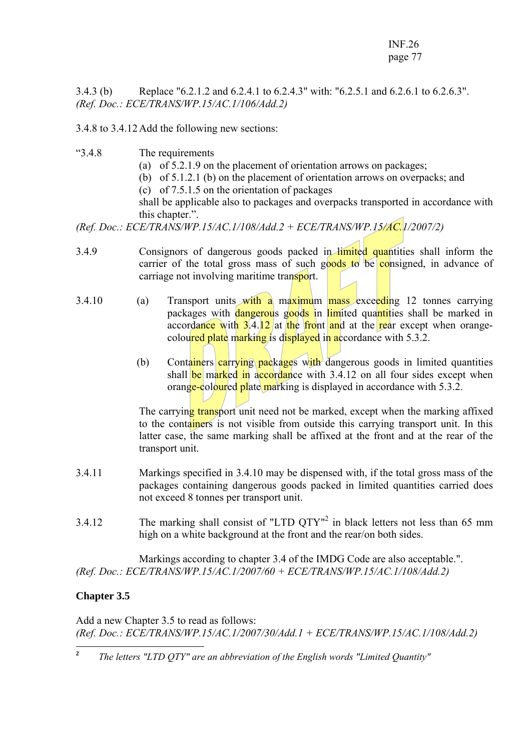3.4.3 (b) Replace "6.2.1.2 and 6.2.4.1 to 6.2.4.3" with: "6.2.5.1 and 6.2.6.1 to 6.2.6.3".
*(Ref. Doc.: ECE/TRANS/WP.15/AC.1/106/Add.2)*

3.4.8 to 3.4.12 Add the following new sections:

"3.4.8 The requirements

(a) of 5.2.1.9 on the placement of orientation arrows on packages;
(b) of 5.1.2.1 (b) on the placement of orientation arrows on overpacks; and
(c) of 7.5.1.5 on the orientation of packages

shall be applicable also to packages and overpacks transported in accordance with this chapter.".
*(Ref. Doc.: ECE/TRANS/WP.15/AC.1/108/Add.2 + ECE/TRANS/WP.15/AC.1/2007/2)*

3.4.9 Consignors of dangerous goods packed in limited quantities shall inform the carrier of the total gross mass of such goods to be consigned, in advance of carriage not involving maritime transport.

3.4.10 (a) Transport units with a maximum mass exceeding 12 tonnes carrying packages with dangerous goods in limited quantities shall be marked in accordance with 3.4.12 at the front and at the rear except when orange-coloured plate marking is displayed in accordance with 5.3.2.

(b) Containers carrying packages with dangerous goods in limited quantities shall be marked in accordance with 3.4.12 on all four sides except when orange-coloured plate marking is displayed in accordance with 5.3.2.

The carrying transport unit need not be marked, except when the marking affixed to the containers is not visible from outside this carrying transport unit. In this latter case, the same marking shall be affixed at the front and at the rear of the transport unit.

3.4.11 Markings specified in 3.4.10 may be dispensed with, if the total gross mass of the packages containing dangerous goods packed in limited quantities carried does not exceed 8 tonnes per transport unit.

3.4.12 The marking shall consist of "LTD QTY"[2] in black letters not less than 65 mm high on a white background at the front and the rear/on both sides.

Markings according to chapter 3.4 of the IMDG Code are also acceptable.".
*(Ref. Doc.: ECE/TRANS/WP.15/AC.1/2007/60 + ECE/TRANS/WP.15/AC.1/108/Add.2)*

**Chapter 3.5**

Add a new Chapter 3.5 to read as follows:
*(Ref. Doc.: ECE/TRANS/WP.15/AC.1/2007/30/Add.1 + ECE/TRANS/WP.15/AC.1/108/Add.2)*

---

[2] *The letters "LTD QTY" are an abbreviation of the English words "Limited Quantity"*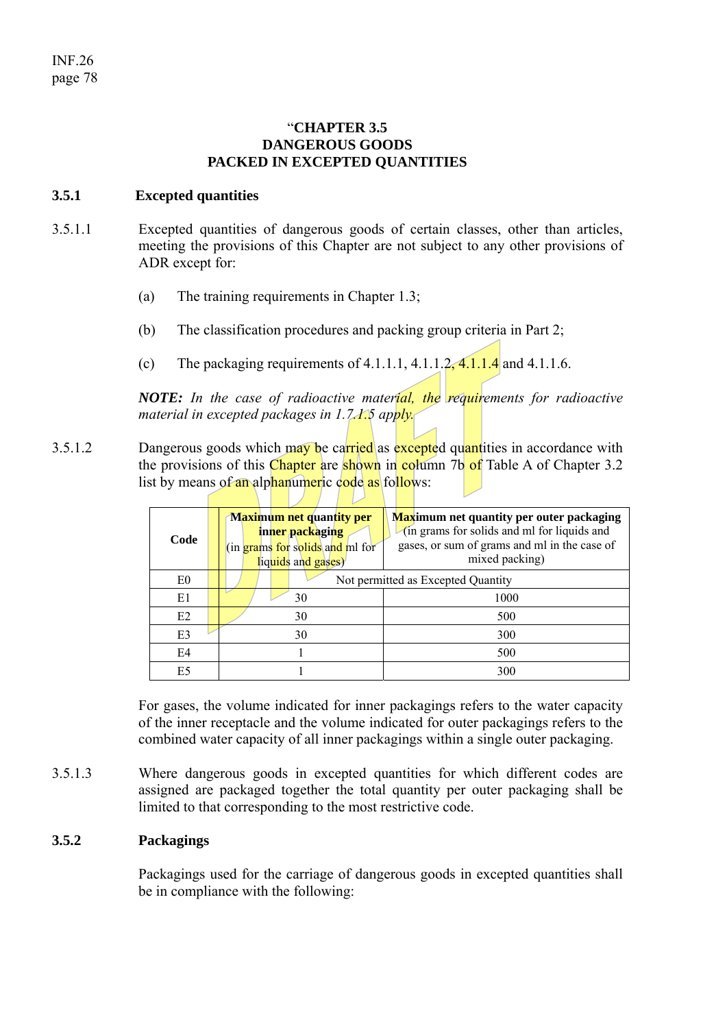“**CHAPTER 3.5**
**DANGEROUS GOODS**
**PACKED IN EXCEPTED QUANTITIES**

## 3.5.1 Excepted quantities

3.5.1.1 Excepted quantities of dangerous goods of certain classes, other than articles, meeting the provisions of this Chapter are not subject to any other provisions of ADR except for:

(a) The training requirements in Chapter 1.3;

(b) The classification procedures and packing group criteria in Part 2;

(c) The packaging requirements of 4.1.1.1, 4.1.1.2, 4.1.1.4 and 4.1.1.6.

***NOTE:*** *In the case of radioactive material, the requirements for radioactive material in excepted packages in 1.7.1.5 apply.*

3.5.1.2 Dangerous goods which may be carried as excepted quantities in accordance with the provisions of this Chapter are shown in column 7b of Table A of Chapter 3.2 list by means of an alphanumeric code as follows:

| Code | **Maximum net quantity per inner packaging** (in grams for solids and ml for liquids and gases) | **Maximum net quantity per outer packaging** (in grams for solids and ml for liquids and gases, or sum of grams and ml in the case of mixed packing) |
|---|---|---|
| E0 | Not permitted as Excepted Quantity | |
| E1 | 30 | 1000 |
| E2 | 30 | 500 |
| E3 | 30 | 300 |
| E4 | 1 | 500 |
| E5 | 1 | 300 |

For gases, the volume indicated for inner packagings refers to the water capacity of the inner receptacle and the volume indicated for outer packagings refers to the combined water capacity of all inner packagings within a single outer packaging.

3.5.1.3 Where dangerous goods in excepted quantities for which different codes are assigned are packaged together the total quantity per outer packaging shall be limited to that corresponding to the most restrictive code.

## 3.5.2 Packagings

Packagings used for the carriage of dangerous goods in excepted quantities shall be in compliance with the following: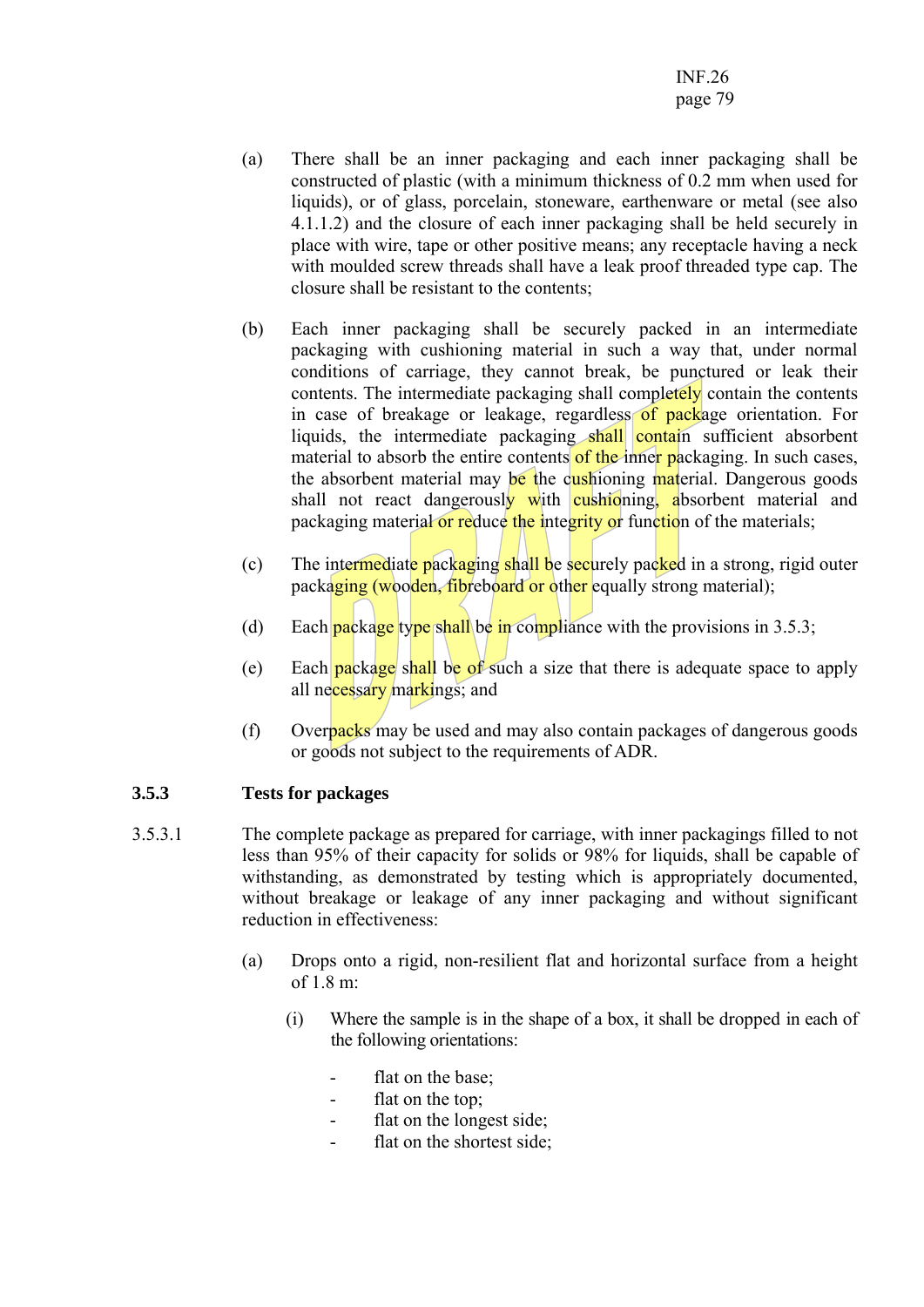(a) There shall be an inner packaging and each inner packaging shall be constructed of plastic (with a minimum thickness of 0.2 mm when used for liquids), or of glass, porcelain, stoneware, earthenware or metal (see also 4.1.1.2) and the closure of each inner packaging shall be held securely in place with wire, tape or other positive means; any receptacle having a neck with moulded screw threads shall have a leak proof threaded type cap. The closure shall be resistant to the contents;

(b) Each inner packaging shall be securely packed in an intermediate packaging with cushioning material in such a way that, under normal conditions of carriage, they cannot break, be punctured or leak their contents. The intermediate packaging shall completely contain the contents in case of breakage or leakage, regardless of package orientation. For liquids, the intermediate packaging shall contain sufficient absorbent material to absorb the entire contents of the inner packaging. In such cases, the absorbent material may be the cushioning material. Dangerous goods shall not react dangerously with cushioning, absorbent material and packaging material or reduce the integrity or function of the materials;

(c) The intermediate packaging shall be securely packed in a strong, rigid outer packaging (wooden, fibreboard or other equally strong material);

(d) Each package type shall be in compliance with the provisions in 3.5.3;

(e) Each package shall be of such a size that there is adequate space to apply all necessary markings; and

(f) Overpacks may be used and may also contain packages of dangerous goods or goods not subject to the requirements of ADR.

### 3.5.3 Tests for packages

3.5.3.1 The complete package as prepared for carriage, with inner packagings filled to not less than 95% of their capacity for solids or 98% for liquids, shall be capable of withstanding, as demonstrated by testing which is appropriately documented, without breakage or leakage of any inner packaging and without significant reduction in effectiveness:

(a) Drops onto a rigid, non-resilient flat and horizontal surface from a height of 1.8 m:

(i) Where the sample is in the shape of a box, it shall be dropped in each of the following orientations:

- flat on the base;
- flat on the top;
- flat on the longest side;
- flat on the shortest side;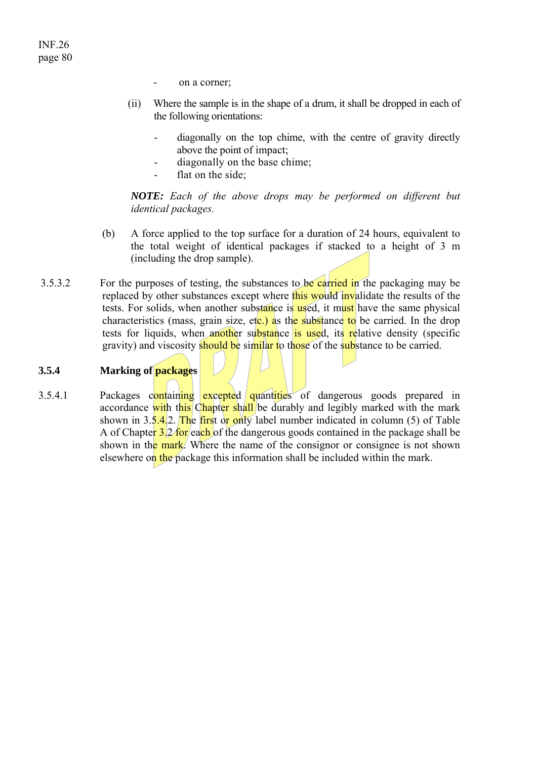- on a corner;

(ii) Where the sample is in the shape of a drum, it shall be dropped in each of the following orientations:

- diagonally on the top chime, with the centre of gravity directly above the point of impact;
- diagonally on the base chime;
- flat on the side;

***NOTE:*** *Each of the above drops may be performed on different but identical packages.*

(b) A force applied to the top surface for a duration of 24 hours, equivalent to the total weight of identical packages if stacked to a height of 3 m (including the drop sample).

3.5.3.2 For the purposes of testing, the substances to be carried in the packaging may be replaced by other substances except where this would invalidate the results of the tests. For solids, when another substance is used, it must have the same physical characteristics (mass, grain size, etc.) as the substance to be carried. In the drop tests for liquids, when another substance is used, its relative density (specific gravity) and viscosity should be similar to those of the substance to be carried.

### 3.5.4 Marking of packages

3.5.4.1 Packages containing excepted quantities of dangerous goods prepared in accordance with this Chapter shall be durably and legibly marked with the mark shown in 3.5.4.2. The first or only label number indicated in column (5) of Table A of Chapter 3.2 for each of the dangerous goods contained in the package shall be shown in the mark. Where the name of the consignor or consignee is not shown elsewhere on the package this information shall be included within the mark.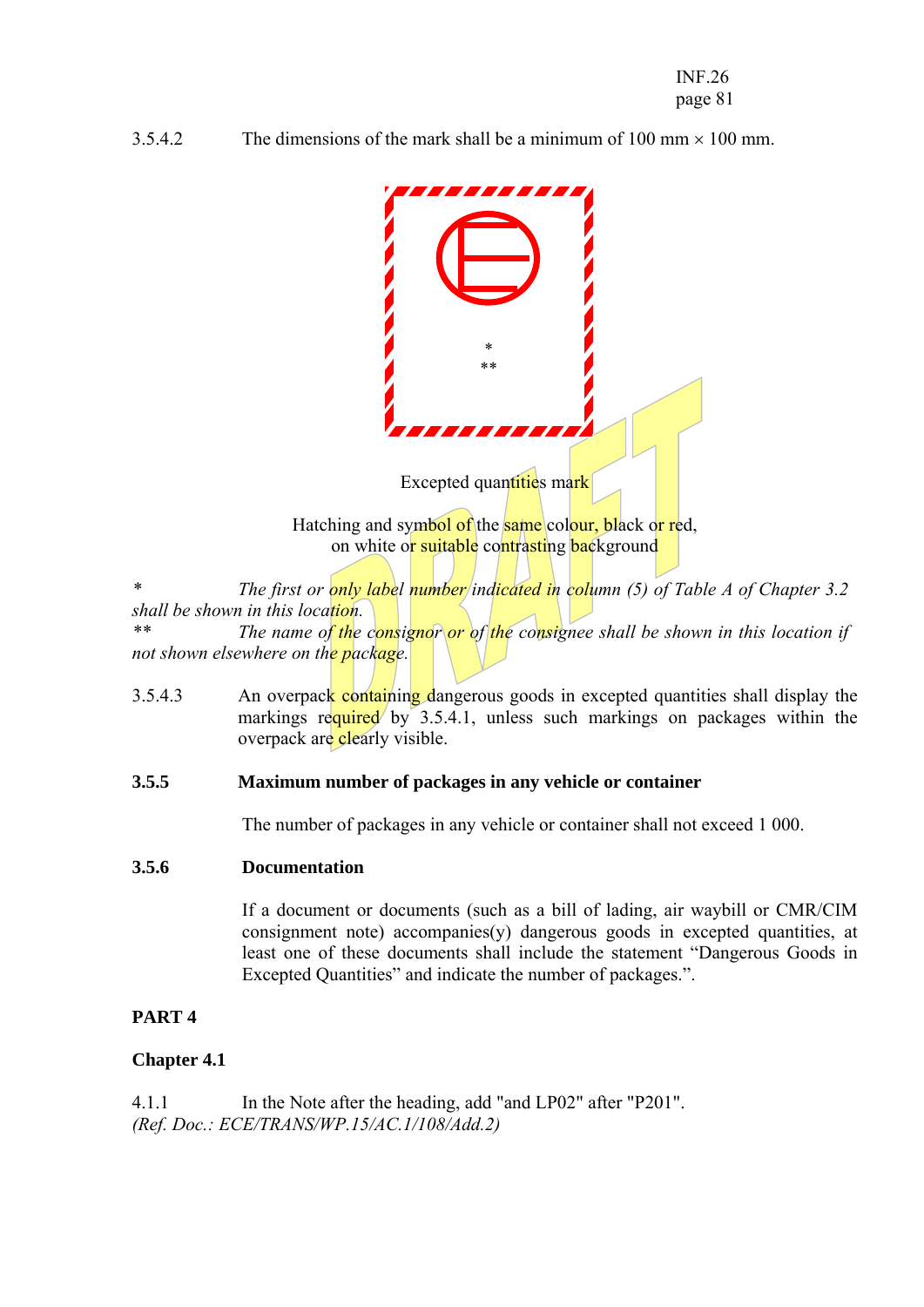3.5.4.2 The dimensions of the mark shall be a minimum of 100 mm × 100 mm.

Excepted quantities mark

Hatching and symbol of the same colour, black or red, on white or suitable contrasting background

\* *The first or only label number indicated in column (5) of Table A of Chapter 3.2 shall be shown in this location.*

\*\* *The name of the consignor or of the consignee shall be shown in this location if not shown elsewhere on the package.*

3.5.4.3 An overpack containing dangerous goods in excepted quantities shall display the markings required by 3.5.4.1, unless such markings on packages within the overpack are clearly visible.

**3.5.5 Maximum number of packages in any vehicle or container**

The number of packages in any vehicle or container shall not exceed 1 000.

**3.5.6 Documentation**

If a document or documents (such as a bill of lading, air waybill or CMR/CIM consignment note) accompanies(y) dangerous goods in excepted quantities, at least one of these documents shall include the statement "Dangerous Goods in Excepted Quantities" and indicate the number of packages.".

**PART 4**

**Chapter 4.1**

4.1.1 In the Note after the heading, add "and LP02" after "P201".
*(Ref. Doc.: ECE/TRANS/WP.15/AC.1/108/Add.2)*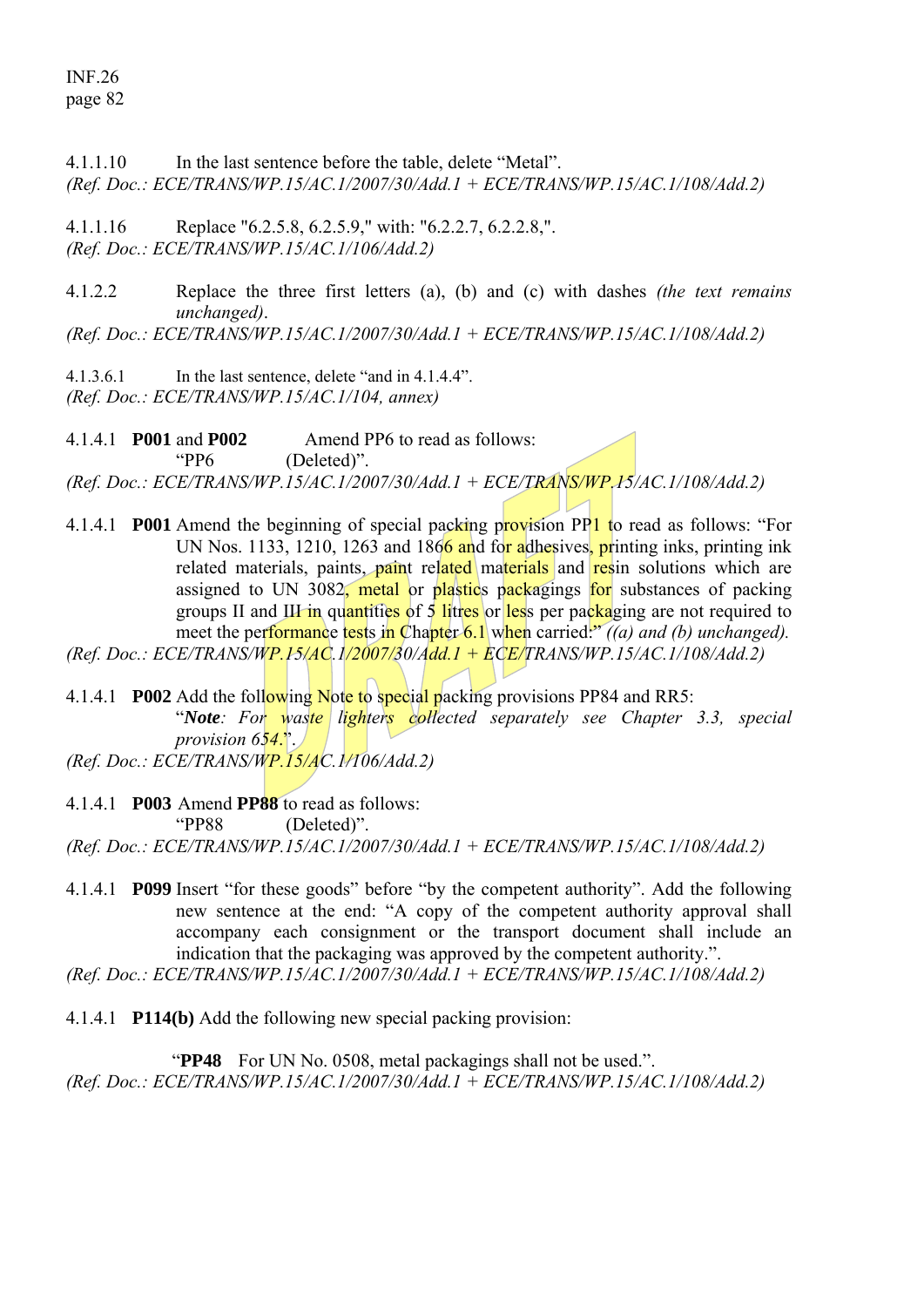4.1.1.10 In the last sentence before the table, delete "Metal".
*(Ref. Doc.: ECE/TRANS/WP.15/AC.1/2007/30/Add.1 + ECE/TRANS/WP.15/AC.1/108/Add.2)*

4.1.1.16 Replace "6.2.5.8, 6.2.5.9," with: "6.2.2.7, 6.2.2.8,".
*(Ref. Doc.: ECE/TRANS/WP.15/AC.1/106/Add.2)*

4.1.2.2 Replace the three first letters (a), (b) and (c) with dashes *(the text remains unchanged)*.
*(Ref. Doc.: ECE/TRANS/WP.15/AC.1/2007/30/Add.1 + ECE/TRANS/WP.15/AC.1/108/Add.2)*

4.1.3.6.1 In the last sentence, delete "and in 4.1.4.4".
*(Ref. Doc.: ECE/TRANS/WP.15/AC.1/104, annex)*

4.1.4.1 **P001** and **P002** Amend PP6 to read as follows:
"PP6 (Deleted)".
*(Ref. Doc.: ECE/TRANS/WP.15/AC.1/2007/30/Add.1 + ECE/TRANS/WP.15/AC.1/108/Add.2)*

4.1.4.1 **P001** Amend the beginning of special packing provision PP1 to read as follows: "For UN Nos. 1133, 1210, 1263 and 1866 and for adhesives, printing inks, printing ink related materials, paints, paint related materials and resin solutions which are assigned to UN 3082, metal or plastics packagings for substances of packing groups II and III in quantities of 5 litres or less per packaging are not required to meet the performance tests in Chapter 6.1 when carried:" *((a) and (b) unchanged).*
*(Ref. Doc.: ECE/TRANS/WP.15/AC.1/2007/30/Add.1 + ECE/TRANS/WP.15/AC.1/108/Add.2)*

4.1.4.1 **P002** Add the following Note to special packing provisions PP84 and RR5:
"***Note**: For waste lighters collected separately see Chapter 3.3, special provision 654.*".
*(Ref. Doc.: ECE/TRANS/WP.15/AC.1/106/Add.2)*

4.1.4.1 **P003** Amend **PP88** to read as follows:
"PP88 (Deleted)".
*(Ref. Doc.: ECE/TRANS/WP.15/AC.1/2007/30/Add.1 + ECE/TRANS/WP.15/AC.1/108/Add.2)*

4.1.4.1 **P099** Insert "for these goods" before "by the competent authority". Add the following new sentence at the end: "A copy of the competent authority approval shall accompany each consignment or the transport document shall include an indication that the packaging was approved by the competent authority.".
*(Ref. Doc.: ECE/TRANS/WP.15/AC.1/2007/30/Add.1 + ECE/TRANS/WP.15/AC.1/108/Add.2)*

4.1.4.1 **P114(b)** Add the following new special packing provision:

"**PP48** For UN No. 0508, metal packagings shall not be used.".
*(Ref. Doc.: ECE/TRANS/WP.15/AC.1/2007/30/Add.1 + ECE/TRANS/WP.15/AC.1/108/Add.2)*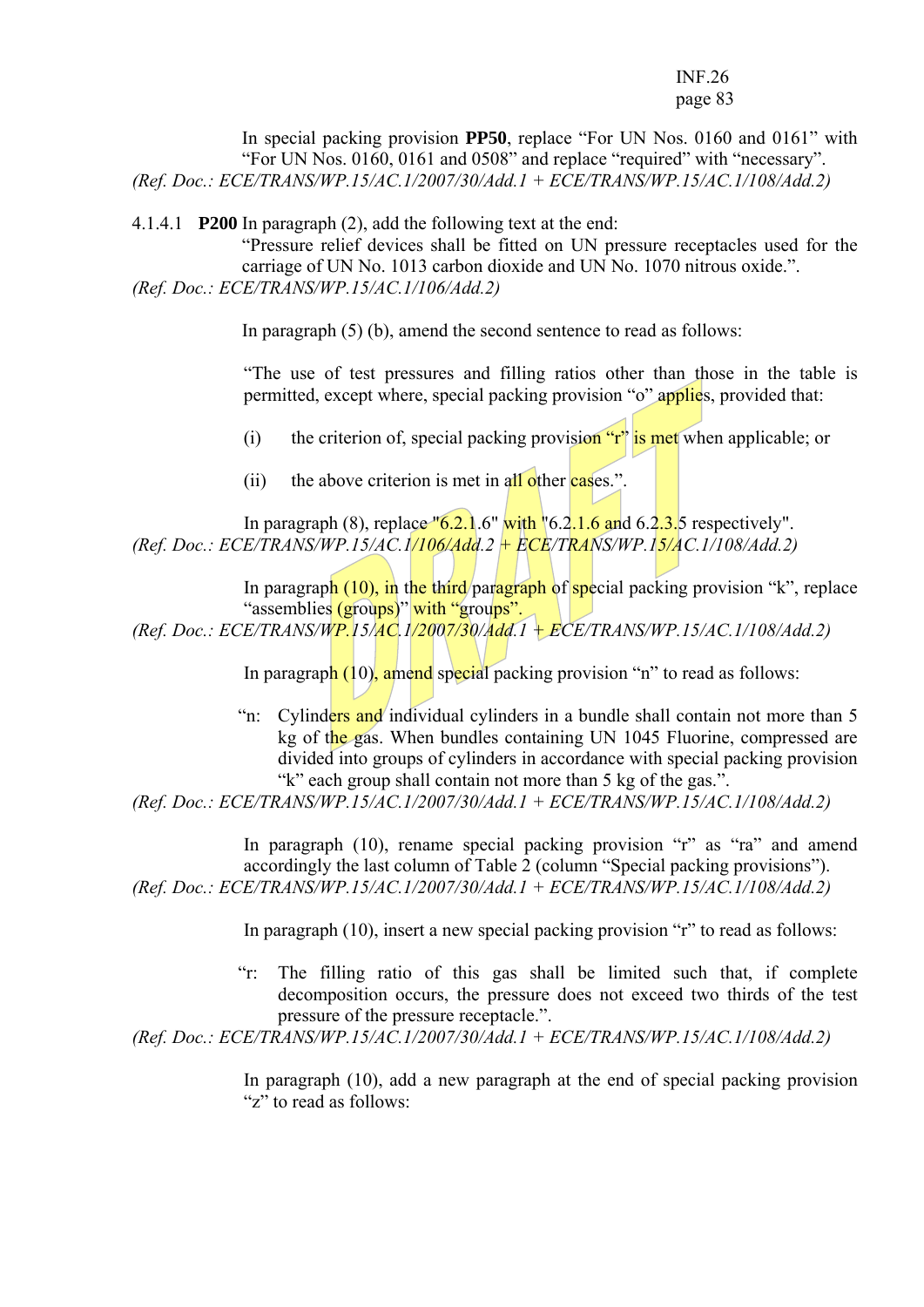In special packing provision **PP50**, replace "For UN Nos. 0160 and 0161" with "For UN Nos. 0160, 0161 and 0508" and replace "required" with "necessary".
*(Ref. Doc.: ECE/TRANS/WP.15/AC.1/2007/30/Add.1 + ECE/TRANS/WP.15/AC.1/108/Add.2)*

4.1.4.1 **P200** In paragraph (2), add the following text at the end:

"Pressure relief devices shall be fitted on UN pressure receptacles used for the carriage of UN No. 1013 carbon dioxide and UN No. 1070 nitrous oxide.".
*(Ref. Doc.: ECE/TRANS/WP.15/AC.1/106/Add.2)*

In paragraph (5) (b), amend the second sentence to read as follows:

"The use of test pressures and filling ratios other than those in the table is permitted, except where, special packing provision "o" applies, provided that:

(i) the criterion of, special packing provision "r" is met when applicable; or

(ii) the above criterion is met in all other cases.".

In paragraph (8), replace "6.2.1.6" with "6.2.1.6 and 6.2.3.5 respectively".
*(Ref. Doc.: ECE/TRANS/WP.15/AC.1/106/Add.2 + ECE/TRANS/WP.15/AC.1/108/Add.2)*

In paragraph (10), in the third paragraph of special packing provision "k", replace "assemblies (groups)" with "groups".
*(Ref. Doc.: ECE/TRANS/WP.15/AC.1/2007/30/Add.1 + ECE/TRANS/WP.15/AC.1/108/Add.2)*

In paragraph (10), amend special packing provision "n" to read as follows:

"n: Cylinders and individual cylinders in a bundle shall contain not more than 5 kg of the gas. When bundles containing UN 1045 Fluorine, compressed are divided into groups of cylinders in accordance with special packing provision "k" each group shall contain not more than 5 kg of the gas.".
*(Ref. Doc.: ECE/TRANS/WP.15/AC.1/2007/30/Add.1 + ECE/TRANS/WP.15/AC.1/108/Add.2)*

In paragraph (10), rename special packing provision "r" as "ra" and amend accordingly the last column of Table 2 (column "Special packing provisions").
*(Ref. Doc.: ECE/TRANS/WP.15/AC.1/2007/30/Add.1 + ECE/TRANS/WP.15/AC.1/108/Add.2)*

In paragraph (10), insert a new special packing provision "r" to read as follows:

"r: The filling ratio of this gas shall be limited such that, if complete decomposition occurs, the pressure does not exceed two thirds of the test pressure of the pressure receptacle.".
*(Ref. Doc.: ECE/TRANS/WP.15/AC.1/2007/30/Add.1 + ECE/TRANS/WP.15/AC.1/108/Add.2)*

In paragraph (10), add a new paragraph at the end of special packing provision "z" to read as follows: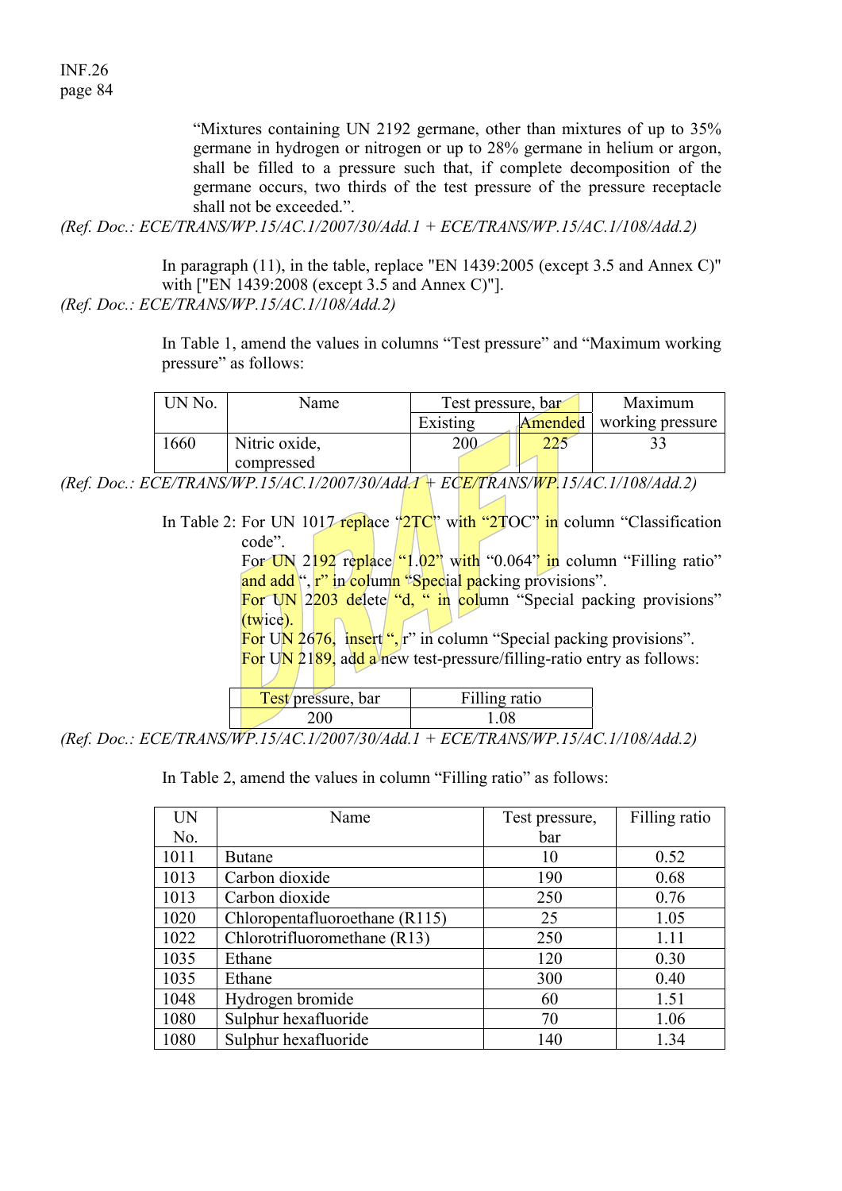"Mixtures containing UN 2192 germane, other than mixtures of up to 35% germane in hydrogen or nitrogen or up to 28% germane in helium or argon, shall be filled to a pressure such that, if complete decomposition of the germane occurs, two thirds of the test pressure of the pressure receptacle shall not be exceeded.".

*(Ref. Doc.: ECE/TRANS/WP.15/AC.1/2007/30/Add.1 + ECE/TRANS/WP.15/AC.1/108/Add.2)*

In paragraph (11), in the table, replace "EN 1439:2005 (except 3.5 and Annex C)" with ["EN 1439:2008 (except 3.5 and Annex C)"].

*(Ref. Doc.: ECE/TRANS/WP.15/AC.1/108/Add.2)*

In Table 1, amend the values in columns "Test pressure" and "Maximum working pressure" as follows:

| UN No. | Name | Test pressure, bar | | Maximum working pressure |
|---|---|---|---|---|
| | | Existing | Amended | |
| 1660 | Nitric oxide, compressed | 200 | 225 | 33 |

*(Ref. Doc.: ECE/TRANS/WP.15/AC.1/2007/30/Add.1 + ECE/TRANS/WP.15/AC.1/108/Add.2)*

In Table 2: For UN 1017 replace "2TC" with "2TOC" in column "Classification code".

For UN 2192 replace "1.02" with "0.064" in column "Filling ratio" and add ", r" in column "Special packing provisions".

For UN 2203 delete "d, " in column "Special packing provisions" (twice).

For UN 2676, insert ", r" in column "Special packing provisions".

For UN 2189, add a new test-pressure/filling-ratio entry as follows:

| Test pressure, bar | Filling ratio |
|---|---|
| 200 | 1.08 |

*(Ref. Doc.: ECE/TRANS/WP.15/AC.1/2007/30/Add.1 + ECE/TRANS/WP.15/AC.1/108/Add.2)*

In Table 2, amend the values in column "Filling ratio" as follows:

| UN No. | Name | Test pressure, bar | Filling ratio |
|---|---|---|---|
| 1011 | Butane | 10 | 0.52 |
| 1013 | Carbon dioxide | 190 | 0.68 |
| 1013 | Carbon dioxide | 250 | 0.76 |
| 1020 | Chloropentafluoroethane (R115) | 25 | 1.05 |
| 1022 | Chlorotrifluoromethane (R13) | 250 | 1.11 |
| 1035 | Ethane | 120 | 0.30 |
| 1035 | Ethane | 300 | 0.40 |
| 1048 | Hydrogen bromide | 60 | 1.51 |
| 1080 | Sulphur hexafluoride | 70 | 1.06 |
| 1080 | Sulphur hexafluoride | 140 | 1.34 |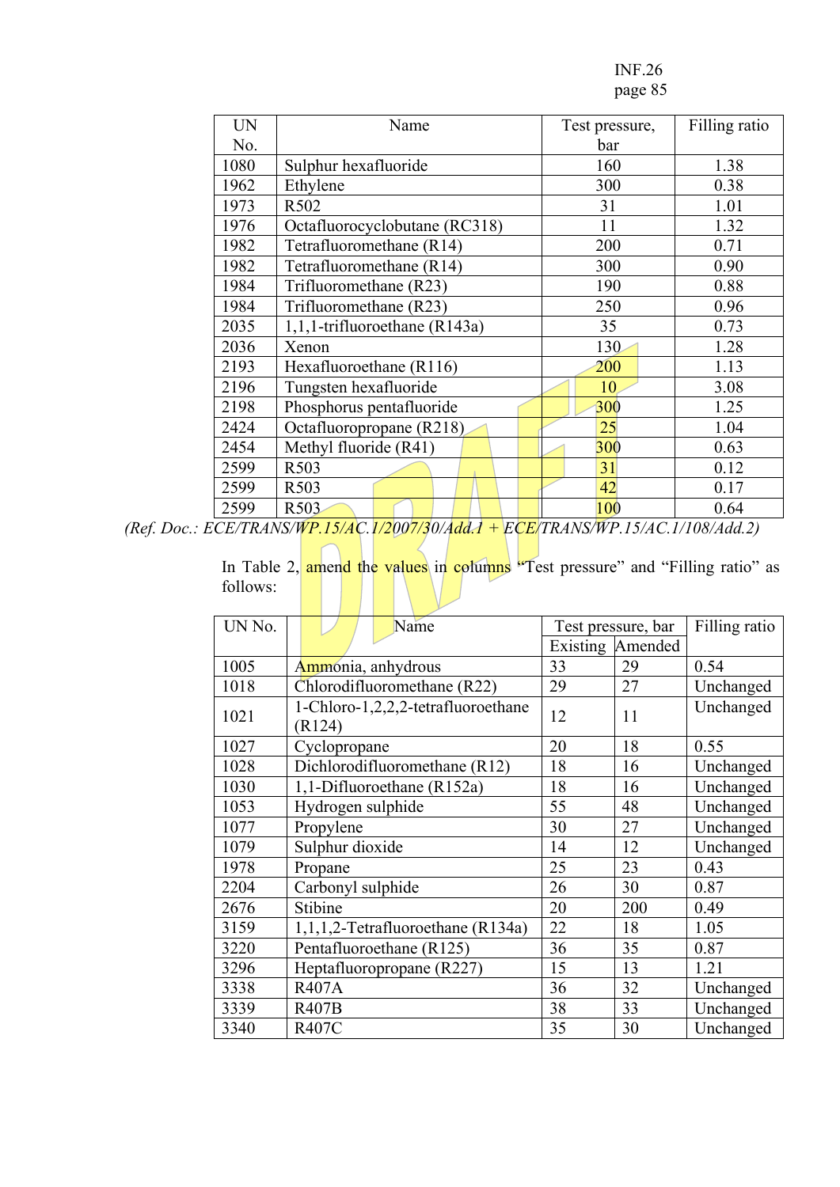| UN No. | Name | Test pressure, bar | Filling ratio |
|---|---|---|---|
| 1080 | Sulphur hexafluoride | 160 | 1.38 |
| 1962 | Ethylene | 300 | 0.38 |
| 1973 | R502 | 31 | 1.01 |
| 1976 | Octafluorocyclobutane (RC318) | 11 | 1.32 |
| 1982 | Tetrafluoromethane (R14) | 200 | 0.71 |
| 1982 | Tetrafluoromethane (R14) | 300 | 0.90 |
| 1984 | Trifluoromethane (R23) | 190 | 0.88 |
| 1984 | Trifluoromethane (R23) | 250 | 0.96 |
| 2035 | 1,1,1-trifluoroethane (R143a) | 35 | 0.73 |
| 2036 | Xenon | 130 | 1.28 |
| 2193 | Hexafluoroethane (R116) | 200 | 1.13 |
| 2196 | Tungsten hexafluoride | 10 | 3.08 |
| 2198 | Phosphorus pentafluoride | 300 | 1.25 |
| 2424 | Octafluoropropane (R218) | 25 | 1.04 |
| 2454 | Methyl fluoride (R41) | 300 | 0.63 |
| 2599 | R503 | 31 | 0.12 |
| 2599 | R503 | 42 | 0.17 |
| 2599 | R503 | 100 | 0.64 |

*(Ref. Doc.: ECE/TRANS/WP.15/AC.1/2007/30/Add.1 + ECE/TRANS/WP.15/AC.1/108/Add.2)*

In Table 2, amend the values in columns "Test pressure" and "Filling ratio" as follows:

| UN No. | Name | Test pressure, bar | | Filling ratio |
|---|---|---|---|---|
| | | Existing | Amended | |
| 1005 | Ammonia, anhydrous | 33 | 29 | 0.54 |
| 1018 | Chlorodifluoromethane (R22) | 29 | 27 | Unchanged |
| 1021 | 1-Chloro-1,2,2,2-tetrafluoroethane (R124) | 12 | 11 | Unchanged |
| 1027 | Cyclopropane | 20 | 18 | 0.55 |
| 1028 | Dichlorodifluoromethane (R12) | 18 | 16 | Unchanged |
| 1030 | 1,1-Difluoroethane (R152a) | 18 | 16 | Unchanged |
| 1053 | Hydrogen sulphide | 55 | 48 | Unchanged |
| 1077 | Propylene | 30 | 27 | Unchanged |
| 1079 | Sulphur dioxide | 14 | 12 | Unchanged |
| 1978 | Propane | 25 | 23 | 0.43 |
| 2204 | Carbonyl sulphide | 26 | 30 | 0.87 |
| 2676 | Stibine | 20 | 200 | 0.49 |
| 3159 | 1,1,1,2-Tetrafluoroethane (R134a) | 22 | 18 | 1.05 |
| 3220 | Pentafluoroethane (R125) | 36 | 35 | 0.87 |
| 3296 | Heptafluoropropane (R227) | 15 | 13 | 1.21 |
| 3338 | R407A | 36 | 32 | Unchanged |
| 3339 | R407B | 38 | 33 | Unchanged |
| 3340 | R407C | 35 | 30 | Unchanged |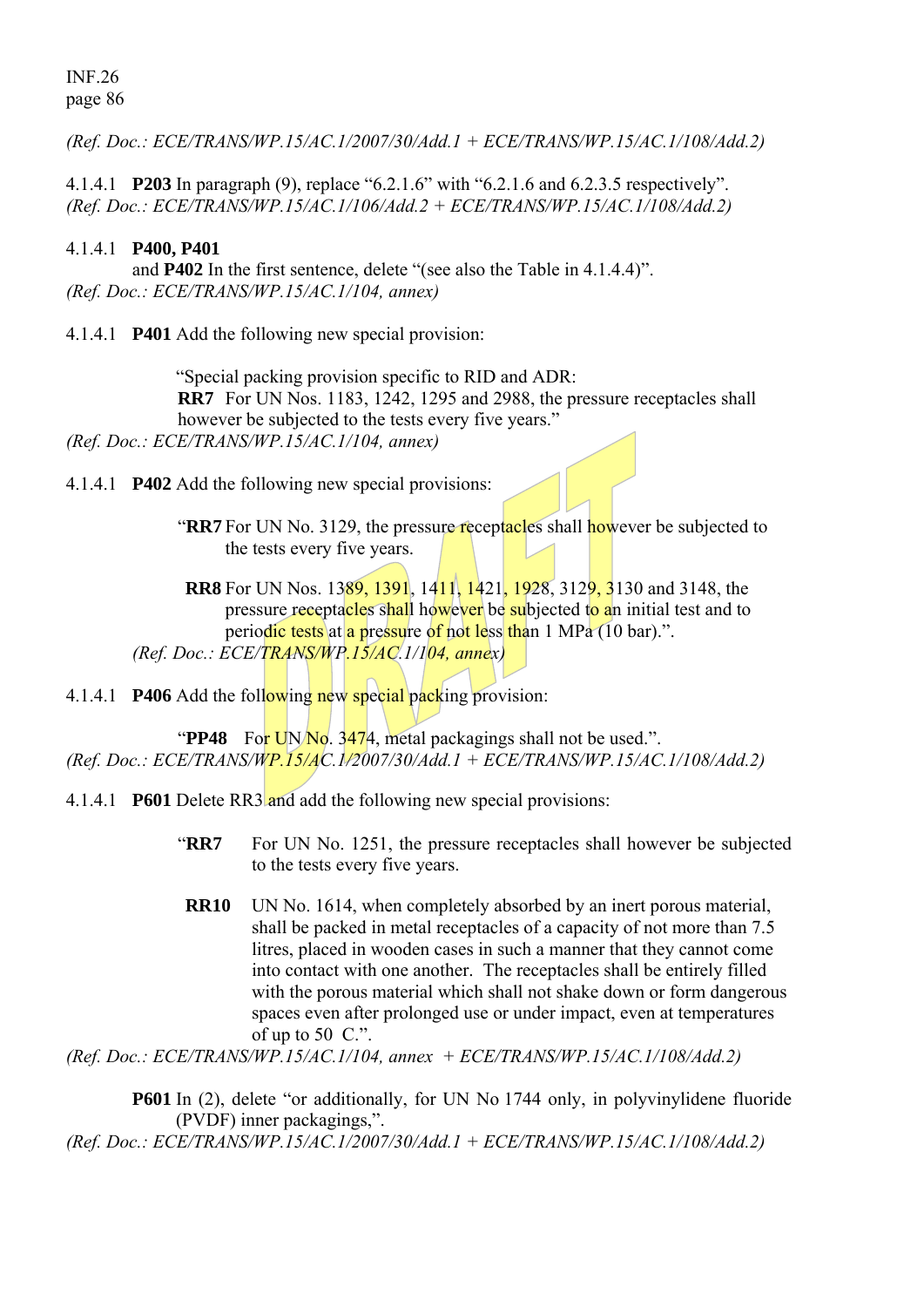*(Ref. Doc.: ECE/TRANS/WP.15/AC.1/2007/30/Add.1 + ECE/TRANS/WP.15/AC.1/108/Add.2)*

4.1.4.1 **P203** In paragraph (9), replace “6.2.1.6” with “6.2.1.6 and 6.2.3.5 respectively”.
*(Ref. Doc.: ECE/TRANS/WP.15/AC.1/106/Add.2 + ECE/TRANS/WP.15/AC.1/108/Add.2)*

4.1.4.1 **P400, P401**
and **P402** In the first sentence, delete “(see also the Table in 4.1.4.4)”.
*(Ref. Doc.: ECE/TRANS/WP.15/AC.1/104, annex)*

4.1.4.1 **P401** Add the following new special provision:

“Special packing provision specific to RID and ADR:
**RR7** For UN Nos. 1183, 1242, 1295 and 2988, the pressure receptacles shall however be subjected to the tests every five years.”
*(Ref. Doc.: ECE/TRANS/WP.15/AC.1/104, annex)*

4.1.4.1 **P402** Add the following new special provisions:

“**RR7** For UN No. 3129, the pressure receptacles shall however be subjected to the tests every five years.

**RR8** For UN Nos. 1389, 1391, 1411, 1421, 1928, 3129, 3130 and 3148, the pressure receptacles shall however be subjected to an initial test and to periodic tests at a pressure of not less than 1 MPa (10 bar).”.
*(Ref. Doc.: ECE/TRANS/WP.15/AC.1/104, annex)*

4.1.4.1 **P406** Add the following new special packing provision:

“**PP48** For UN No. 3474, metal packagings shall not be used.”.
*(Ref. Doc.: ECE/TRANS/WP.15/AC.1/2007/30/Add.1 + ECE/TRANS/WP.15/AC.1/108/Add.2)*

4.1.4.1 **P601** Delete RR3 and add the following new special provisions:

“**RR7** For UN No. 1251, the pressure receptacles shall however be subjected to the tests every five years.

**RR10** UN No. 1614, when completely absorbed by an inert porous material, shall be packed in metal receptacles of a capacity of not more than 7.5 litres, placed in wooden cases in such a manner that they cannot come into contact with one another. The receptacles shall be entirely filled with the porous material which shall not shake down or form dangerous spaces even after prolonged use or under impact, even at temperatures of up to 50 C.”.
*(Ref. Doc.: ECE/TRANS/WP.15/AC.1/104, annex + ECE/TRANS/WP.15/AC.1/108/Add.2)*

**P601** In (2), delete “or additionally, for UN No 1744 only, in polyvinylidene fluoride (PVDF) inner packagings,”.
*(Ref. Doc.: ECE/TRANS/WP.15/AC.1/2007/30/Add.1 + ECE/TRANS/WP.15/AC.1/108/Add.2)*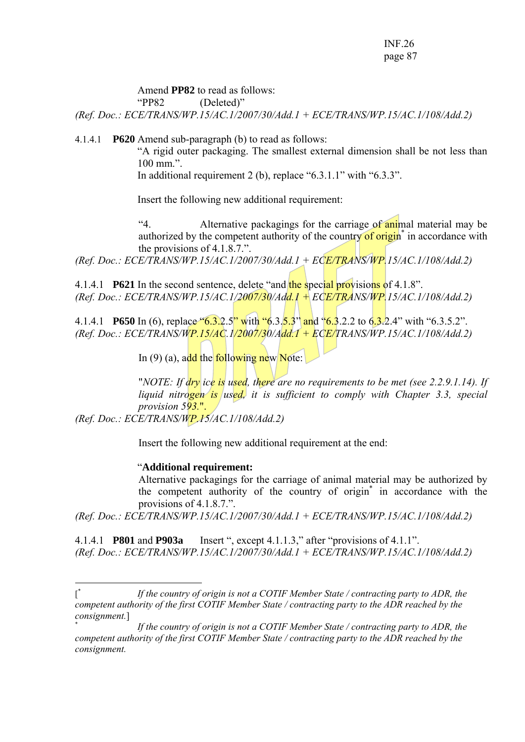Amend **PP82** to read as follows:

"PP82 (Deleted)"

*(Ref. Doc.: ECE/TRANS/WP.15/AC.1/2007/30/Add.1 + ECE/TRANS/WP.15/AC.1/108/Add.2)*

4.1.4.1 **P620** Amend sub-paragraph (b) to read as follows:

"A rigid outer packaging. The smallest external dimension shall be not less than 100 mm.".

In additional requirement 2 (b), replace "6.3.1.1" with "6.3.3".

Insert the following new additional requirement:

"4. Alternative packagings for the carriage of animal material may be authorized by the competent authority of the country of origin* in accordance with the provisions of 4.1.8.7.".

*(Ref. Doc.: ECE/TRANS/WP.15/AC.1/2007/30/Add.1 + ECE/TRANS/WP.15/AC.1/108/Add.2)*

4.1.4.1 **P621** In the second sentence, delete "and the special provisions of 4.1.8".

*(Ref. Doc.: ECE/TRANS/WP.15/AC.1/2007/30/Add.1 + ECE/TRANS/WP.15/AC.1/108/Add.2)*

4.1.4.1 **P650** In (6), replace "6.3.2.5" with "6.3.5.3" and "6.3.2.2 to 6.3.2.4" with "6.3.5.2".

*(Ref. Doc.: ECE/TRANS/WP.15/AC.1/2007/30/Add.1 + ECE/TRANS/WP.15/AC.1/108/Add.2)*

In (9) (a), add the following new Note:

"*NOTE: If dry ice is used, there are no requirements to be met (see 2.2.9.1.14). If liquid nitrogen is used, it is sufficient to comply with Chapter 3.3, special provision 593.*".

*(Ref. Doc.: ECE/TRANS/WP.15/AC.1/108/Add.2)*

Insert the following new additional requirement at the end:

"**Additional requirement:**

Alternative packagings for the carriage of animal material may be authorized by the competent authority of the country of origin* in accordance with the provisions of 4.1.8.7.".

*(Ref. Doc.: ECE/TRANS/WP.15/AC.1/2007/30/Add.1 + ECE/TRANS/WP.15/AC.1/108/Add.2)*

4.1.4.1 **P801** and **P903a** Insert ", except 4.1.1.3," after "provisions of 4.1.1".

*(Ref. Doc.: ECE/TRANS/WP.15/AC.1/2007/30/Add.1 + ECE/TRANS/WP.15/AC.1/108/Add.2)*

---

[* *If the country of origin is not a COTIF Member State / contracting party to ADR, the competent authority of the first COTIF Member State / contracting party to the ADR reached by the consignment.*]

\* *If the country of origin is not a COTIF Member State / contracting party to ADR, the competent authority of the first COTIF Member State / contracting party to the ADR reached by the consignment.*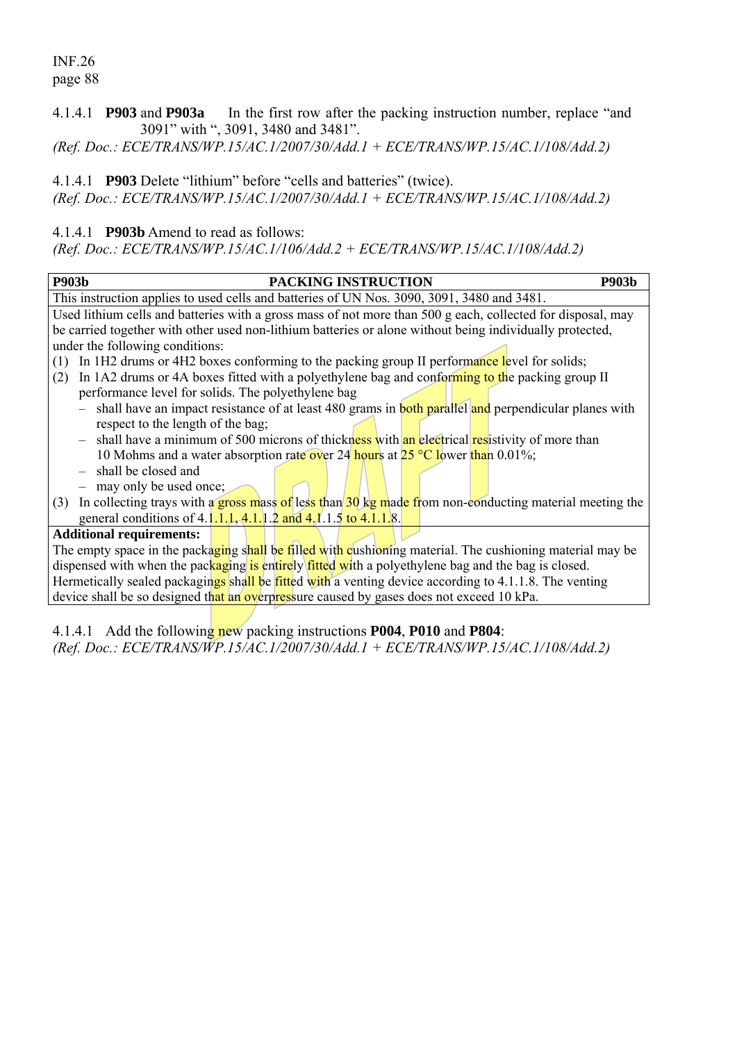4.1.4.1 **P903** and **P903a** In the first row after the packing instruction number, replace "and 3091" with ", 3091, 3480 and 3481".
*(Ref. Doc.: ECE/TRANS/WP.15/AC.1/2007/30/Add.1 + ECE/TRANS/WP.15/AC.1/108/Add.2)*

4.1.4.1 **P903** Delete "lithium" before "cells and batteries" (twice).
*(Ref. Doc.: ECE/TRANS/WP.15/AC.1/2007/30/Add.1 + ECE/TRANS/WP.15/AC.1/108/Add.2)*

4.1.4.1 **P903b** Amend to read as follows:
*(Ref. Doc.: ECE/TRANS/WP.15/AC.1/106/Add.2 + ECE/TRANS/WP.15/AC.1/108/Add.2)*

| **P903b** | **PACKING INSTRUCTION** | **P903b** |
|---|---|---|
| This instruction applies to used cells and batteries of UN Nos. 3090, 3091, 3480 and 3481. | | |
| Used lithium cells and batteries with a gross mass of not more than 500 g each, collected for disposal, may be carried together with other used non-lithium batteries or alone without being individually protected, under the following conditions:<br>(1) In 1H2 drums or 4H2 boxes conforming to the packing group II performance level for solids;<br>(2) In 1A2 drums or 4A boxes fitted with a polyethylene bag and conforming to the packing group II performance level for solids. The polyethylene bag<br>– shall have an impact resistance of at least 480 grams in both parallel and perpendicular planes with respect to the length of the bag;<br>– shall have a minimum of 500 microns of thickness with an electrical resistivity of more than 10 Mohms and a water absorption rate over 24 hours at 25 °C lower than 0.01%;<br>– shall be closed and<br>– may only be used once;<br>(3) In collecting trays with a gross mass of less than 30 kg made from non-conducting material meeting the general conditions of 4.1.1.1, 4.1.1.2 and 4.1.1.5 to 4.1.1.8. | | |
| **Additional requirements:**<br>The empty space in the packaging shall be filled with cushioning material. The cushioning material may be dispensed with when the packaging is entirely fitted with a polyethylene bag and the bag is closed.<br>Hermetically sealed packagings shall be fitted with a venting device according to 4.1.1.8. The venting device shall be so designed that an overpressure caused by gases does not exceed 10 kPa. | | |

4.1.4.1 Add the following new packing instructions **P004**, **P010** and **P804**:
*(Ref. Doc.: ECE/TRANS/WP.15/AC.1/2007/30/Add.1 + ECE/TRANS/WP.15/AC.1/108/Add.2)*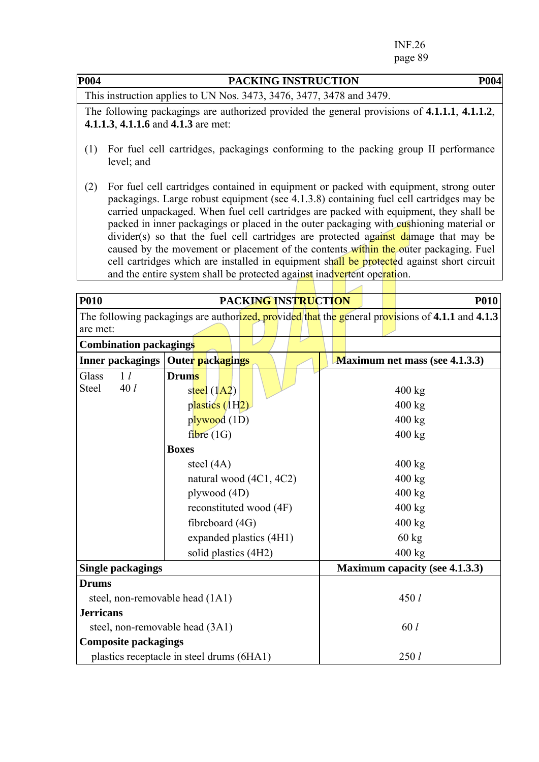| P004 | PACKING INSTRUCTION | P004 |
|---|---|---|
| This instruction applies to UN Nos. 3473, 3476, 3477, 3478 and 3479. | | |
| The following packagings are authorized provided the general provisions of **4.1.1.1**, **4.1.1.2**, **4.1.1.3**, **4.1.1.6** and **4.1.3** are met:<br><br>(1) For fuel cell cartridges, packagings conforming to the packing group II performance level; and<br><br>(2) For fuel cell cartridges contained in equipment or packed with equipment, strong outer packagings. Large robust equipment (see 4.1.3.8) containing fuel cell cartridges may be carried unpackaged. When fuel cell cartridges are packed with equipment, they shall be packed in inner packagings or placed in the outer packaging with cushioning material or divider(s) so that the fuel cell cartridges are protected against damage that may be caused by the movement or placement of the contents within the outer packaging. Fuel cell cartridges which are installed in equipment shall be protected against short circuit and the entire system shall be protected against inadvertent operation. | | |

| P010 | PACKING INSTRUCTION | P010 |
|---|---|---|
| The following packagings are authorized, provided that the general provisions of **4.1.1** and **4.1.3** are met: | | |
| **Combination packagings** | | |
| **Inner packagings** | **Outer packagings** | **Maximum net mass (see 4.1.3.3)** |
| Glass 1 *l*<br>Steel 40 *l* | **Drums** | |
| | steel (1A2) | 400 kg |
| | plastics (1H2) | 400 kg |
| | plywood (1D) | 400 kg |
| | fibre (1G) | 400 kg |
| | **Boxes** | |
| | steel (4A) | 400 kg |
| | natural wood (4C1, 4C2) | 400 kg |
| | plywood (4D) | 400 kg |
| | reconstituted wood (4F) | 400 kg |
| | fibreboard (4G) | 400 kg |
| | expanded plastics (4H1) | 60 kg |
| | solid plastics (4H2) | 400 kg |
| **Single packagings** | | **Maximum capacity (see 4.1.3.3)** |
| **Drums** | | |
| steel, non-removable head (1A1) | | 450 *l* |
| **Jerricans** | | |
| steel, non-removable head (3A1) | | 60 *l* |
| **Composite packagings** | | |
| plastics receptacle in steel drums (6HA1) | | 250 *l* |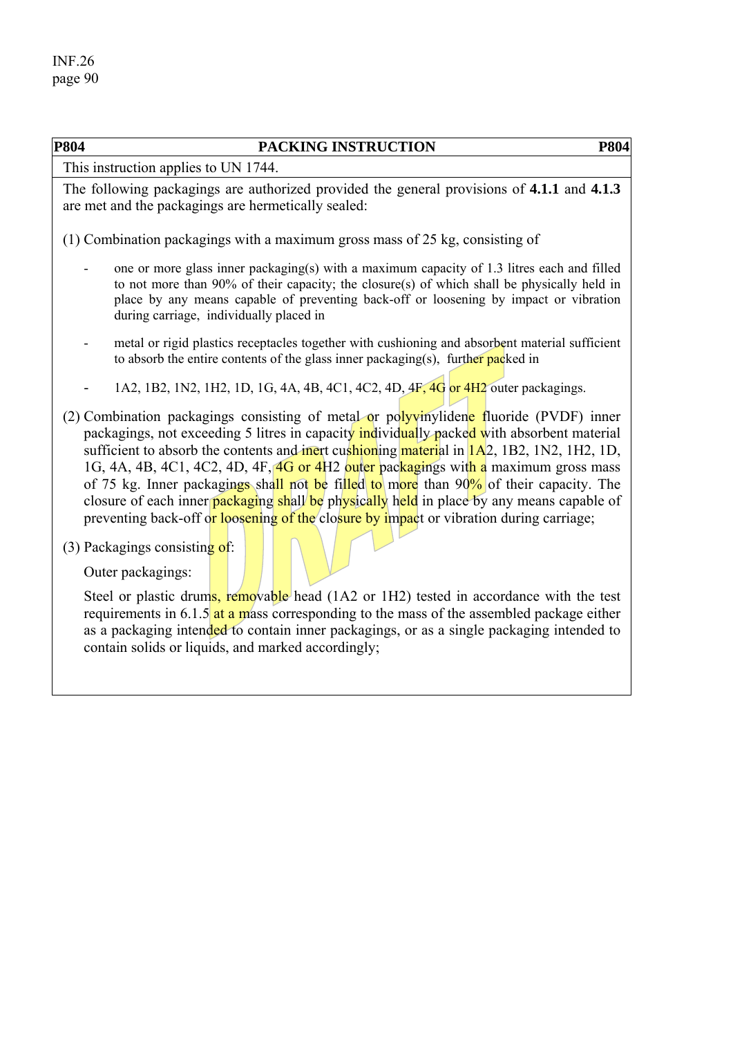| P804 | PACKING INSTRUCTION | P804 |
|---|---|---|
| This instruction applies to UN 1744. | | |
| The following packagings are authorized provided the general provisions of **4.1.1** and **4.1.3** are met and the packagings are hermetically sealed:<br><br>(1) Combination packagings with a maximum gross mass of 25 kg, consisting of<br><br>- one or more glass inner packaging(s) with a maximum capacity of 1.3 litres each and filled to not more than 90% of their capacity; the closure(s) of which shall be physically held in place by any means capable of preventing back-off or loosening by impact or vibration during carriage, individually placed in<br>- metal or rigid plastics receptacles together with cushioning and absorbent material sufficient to absorb the entire contents of the glass inner packaging(s), further packed in<br>- 1A2, 1B2, 1N2, 1H2, 1D, 1G, 4A, 4B, 4C1, 4C2, 4D, 4F, 4G or 4H2 outer packagings.<br><br>(2) Combination packagings consisting of metal or polyvinylidene fluoride (PVDF) inner packagings, not exceeding 5 litres in capacity individually packed with absorbent material sufficient to absorb the contents and inert cushioning material in 1A2, 1B2, 1N2, 1H2, 1D, 1G, 4A, 4B, 4C1, 4C2, 4D, 4F, 4G or 4H2 outer packagings with a maximum gross mass of 75 kg. Inner packagings shall not be filled to more than 90% of their capacity. The closure of each inner packaging shall be physically held in place by any means capable of preventing back-off or loosening of the closure by impact or vibration during carriage;<br><br>(3) Packagings consisting of:<br><br>Outer packagings:<br><br>Steel or plastic drums, removable head (1A2 or 1H2) tested in accordance with the test requirements in 6.1.5 at a mass corresponding to the mass of the assembled package either as a packaging intended to contain inner packagings, or as a single packaging intended to contain solids or liquids, and marked accordingly; | | |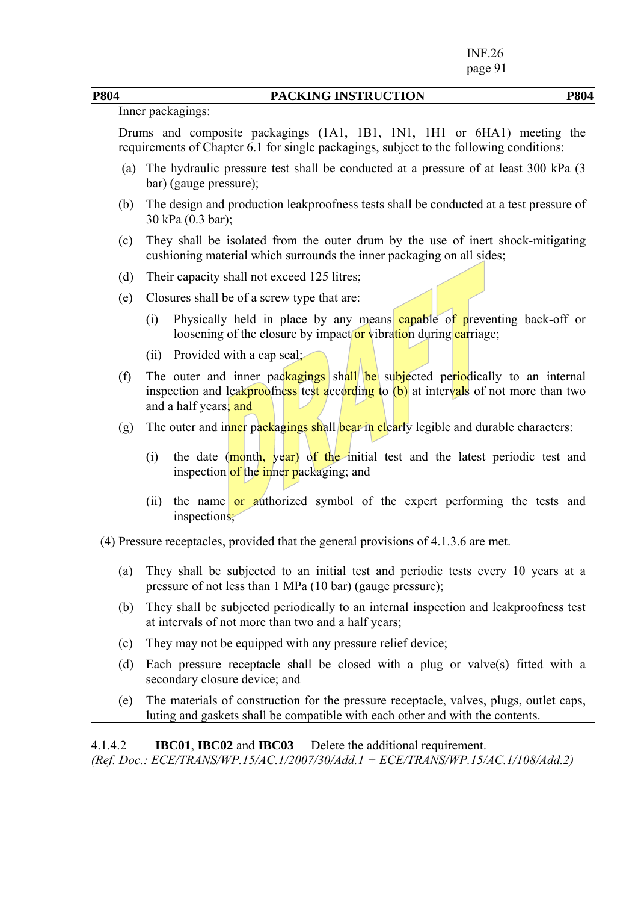| P804 | PACKING INSTRUCTION | P804 |
|---|---|---|
| | Inner packagings:<br><br>Drums and composite packagings (1A1, 1B1, 1N1, 1H1 or 6HA1) meeting the requirements of Chapter 6.1 for single packagings, subject to the following conditions:<br><br>(a) The hydraulic pressure test shall be conducted at a pressure of at least 300 kPa (3 bar) (gauge pressure);<br><br>(b) The design and production leakproofness tests shall be conducted at a test pressure of 30 kPa (0.3 bar);<br><br>(c) They shall be isolated from the outer drum by the use of inert shock-mitigating cushioning material which surrounds the inner packaging on all sides;<br><br>(d) Their capacity shall not exceed 125 litres;<br><br>(e) Closures shall be of a screw type that are:<br><br>(i) Physically held in place by any means capable of preventing back-off or loosening of the closure by impact or vibration during carriage;<br><br>(ii) Provided with a cap seal;<br><br>(f) The outer and inner packagings shall be subjected periodically to an internal inspection and leakproofness test according to (b) at intervals of not more than two and a half years; and<br><br>(g) The outer and inner packagings shall bear in clearly legible and durable characters:<br><br>(i) the date (month, year) of the initial test and the latest periodic test and inspection of the inner packaging; and<br><br>(ii) the name or authorized symbol of the expert performing the tests and inspections;<br><br>(4) Pressure receptacles, provided that the general provisions of 4.1.3.6 are met.<br><br>(a) They shall be subjected to an initial test and periodic tests every 10 years at a pressure of not less than 1 MPa (10 bar) (gauge pressure);<br><br>(b) They shall be subjected periodically to an internal inspection and leakproofness test at intervals of not more than two and a half years;<br><br>(c) They may not be equipped with any pressure relief device;<br><br>(d) Each pressure receptacle shall be closed with a plug or valve(s) fitted with a secondary closure device; and<br><br>(e) The materials of construction for the pressure receptacle, valves, plugs, outlet caps, luting and gaskets shall be compatible with each other and with the contents. | |

4.1.4.2 **IBC01**, **IBC02** and **IBC03** Delete the additional requirement.
*(Ref. Doc.: ECE/TRANS/WP.15/AC.1/2007/30/Add.1 + ECE/TRANS/WP.15/AC.1/108/Add.2)*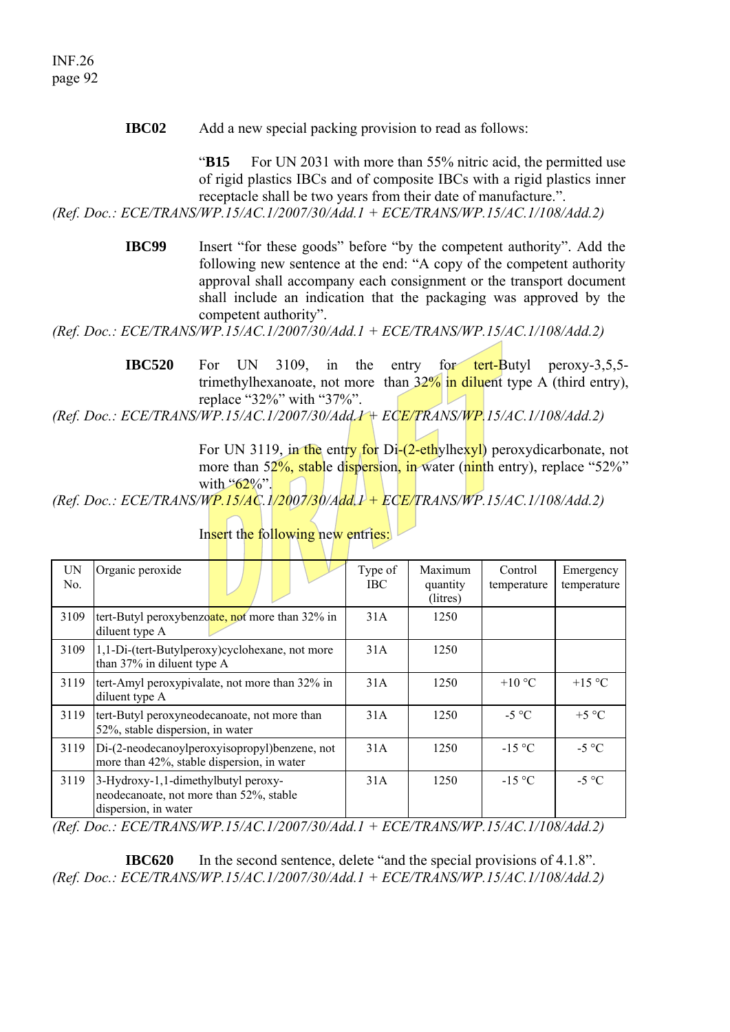**IBC02** Add a new special packing provision to read as follows:

"**B15** For UN 2031 with more than 55% nitric acid, the permitted use of rigid plastics IBCs and of composite IBCs with a rigid plastics inner receptacle shall be two years from their date of manufacture.".

*(Ref. Doc.: ECE/TRANS/WP.15/AC.1/2007/30/Add.1 + ECE/TRANS/WP.15/AC.1/108/Add.2)*

**IBC99** Insert "for these goods" before "by the competent authority". Add the following new sentence at the end: "A copy of the competent authority approval shall accompany each consignment or the transport document shall include an indication that the packaging was approved by the competent authority".

*(Ref. Doc.: ECE/TRANS/WP.15/AC.1/2007/30/Add.1 + ECE/TRANS/WP.15/AC.1/108/Add.2)*

**IBC520** For UN 3109, in the entry for tert-Butyl peroxy-3,5,5-trimethylhexanoate, not more than 32% in diluent type A (third entry), replace "32%" with "37%".

*(Ref. Doc.: ECE/TRANS/WP.15/AC.1/2007/30/Add.1 + ECE/TRANS/WP.15/AC.1/108/Add.2)*

For UN 3119, in the entry for Di-(2-ethylhexyl) peroxydicarbonate, not more than 52%, stable dispersion, in water (ninth entry), replace "52%" with "62%".

*(Ref. Doc.: ECE/TRANS/WP.15/AC.1/2007/30/Add.1 + ECE/TRANS/WP.15/AC.1/108/Add.2)*

Insert the following new entries:

| UN No. | Organic peroxide | Type of IBC | Maximum quantity (litres) | Control temperature | Emergency temperature |
|---|---|---|---|---|---|
| 3109 | tert-Butyl peroxybenzoate, not more than 32% in diluent type A | 31A | 1250 | | |
| 3109 | 1,1-Di-(tert-Butylperoxy)cyclohexane, not more than 37% in diluent type A | 31A | 1250 | | |
| 3119 | tert-Amyl peroxypivalate, not more than 32% in diluent type A | 31A | 1250 | +10 °C | +15 °C |
| 3119 | tert-Butyl peroxyneodecanoate, not more than 52%, stable dispersion, in water | 31A | 1250 | -5 °C | +5 °C |
| 3119 | Di-(2-neodecanoylperoxyisopropyl)benzene, not more than 42%, stable dispersion, in water | 31A | 1250 | -15 °C | -5 °C |
| 3119 | 3-Hydroxy-1,1-dimethylbutyl peroxy-neodecanoate, not more than 52%, stable dispersion, in water | 31A | 1250 | -15 °C | -5 °C |

*(Ref. Doc.: ECE/TRANS/WP.15/AC.1/2007/30/Add.1 + ECE/TRANS/WP.15/AC.1/108/Add.2)*

**IBC620** In the second sentence, delete "and the special provisions of 4.1.8".

*(Ref. Doc.: ECE/TRANS/WP.15/AC.1/2007/30/Add.1 + ECE/TRANS/WP.15/AC.1/108/Add.2)*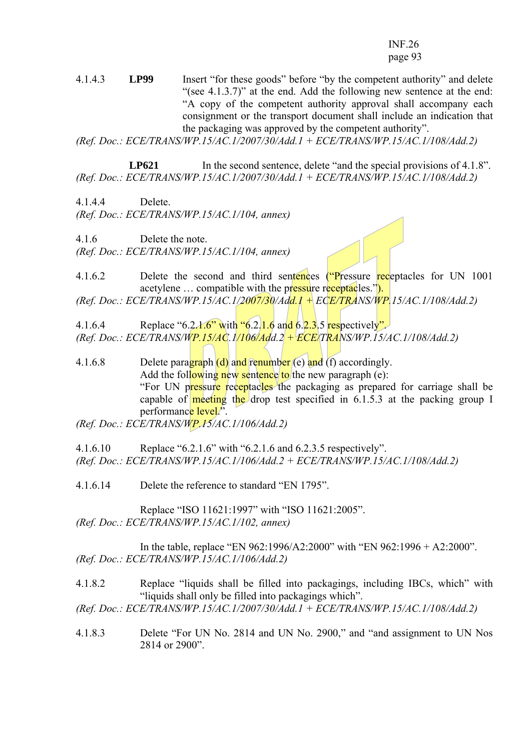4.1.4.3 **LP99** Insert "for these goods" before "by the competent authority" and delete "(see 4.1.3.7)" at the end. Add the following new sentence at the end: "A copy of the competent authority approval shall accompany each consignment or the transport document shall include an indication that the packaging was approved by the competent authority".

*(Ref. Doc.: ECE/TRANS/WP.15/AC.1/2007/30/Add.1 + ECE/TRANS/WP.15/AC.1/108/Add.2)*

**LP621** In the second sentence, delete "and the special provisions of 4.1.8".

*(Ref. Doc.: ECE/TRANS/WP.15/AC.1/2007/30/Add.1 + ECE/TRANS/WP.15/AC.1/108/Add.2)*

4.1.4.4 Delete.

*(Ref. Doc.: ECE/TRANS/WP.15/AC.1/104, annex)*

4.1.6 Delete the note.

*(Ref. Doc.: ECE/TRANS/WP.15/AC.1/104, annex)*

4.1.6.2 Delete the second and third sentences ("Pressure receptacles for UN 1001 acetylene … compatible with the pressure receptacles.").

*(Ref. Doc.: ECE/TRANS/WP.15/AC.1/2007/30/Add.1 + ECE/TRANS/WP.15/AC.1/108/Add.2)*

4.1.6.4 Replace "6.2.1.6" with "6.2.1.6 and 6.2.3.5 respectively".

*(Ref. Doc.: ECE/TRANS/WP.15/AC.1/106/Add.2 + ECE/TRANS/WP.15/AC.1/108/Add.2)*

4.1.6.8 Delete paragraph (d) and renumber (e) and (f) accordingly.
Add the following new sentence to the new paragraph (e):
"For UN pressure receptacles the packaging as prepared for carriage shall be capable of meeting the drop test specified in 6.1.5.3 at the packing group I performance level.".

*(Ref. Doc.: ECE/TRANS/WP.15/AC.1/106/Add.2)*

4.1.6.10 Replace "6.2.1.6" with "6.2.1.6 and 6.2.3.5 respectively".

*(Ref. Doc.: ECE/TRANS/WP.15/AC.1/106/Add.2 + ECE/TRANS/WP.15/AC.1/108/Add.2)*

4.1.6.14 Delete the reference to standard "EN 1795".

Replace "ISO 11621:1997" with "ISO 11621:2005".

*(Ref. Doc.: ECE/TRANS/WP.15/AC.1/102, annex)*

In the table, replace "EN 962:1996/A2:2000" with "EN 962:1996 + A2:2000".

*(Ref. Doc.: ECE/TRANS/WP.15/AC.1/106/Add.2)*

4.1.8.2 Replace "liquids shall be filled into packagings, including IBCs, which" with "liquids shall only be filled into packagings which".

*(Ref. Doc.: ECE/TRANS/WP.15/AC.1/2007/30/Add.1 + ECE/TRANS/WP.15/AC.1/108/Add.2)*

4.1.8.3 Delete "For UN No. 2814 and UN No. 2900," and "and assignment to UN Nos 2814 or 2900".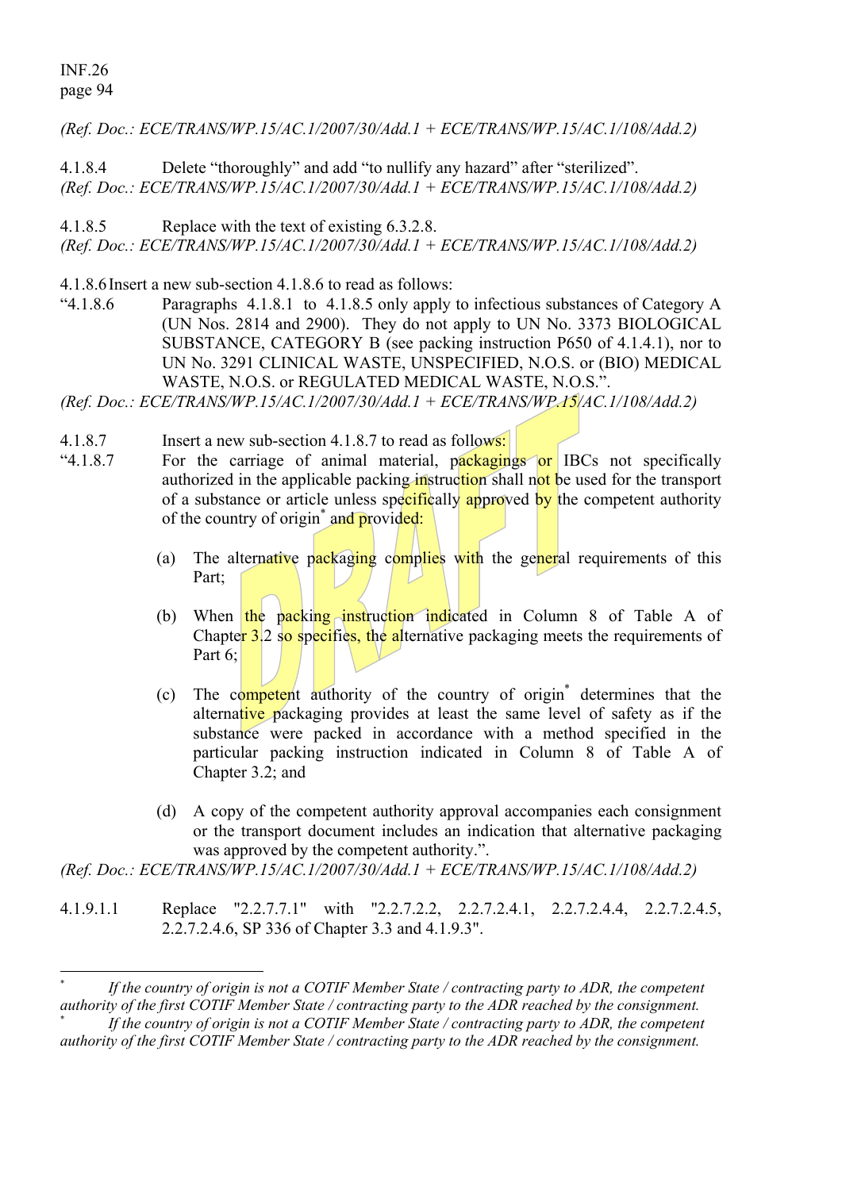*(Ref. Doc.: ECE/TRANS/WP.15/AC.1/2007/30/Add.1 + ECE/TRANS/WP.15/AC.1/108/Add.2)*

4.1.8.4 Delete "thoroughly" and add "to nullify any hazard" after "sterilized".
*(Ref. Doc.: ECE/TRANS/WP.15/AC.1/2007/30/Add.1 + ECE/TRANS/WP.15/AC.1/108/Add.2)*

4.1.8.5 Replace with the text of existing 6.3.2.8.
*(Ref. Doc.: ECE/TRANS/WP.15/AC.1/2007/30/Add.1 + ECE/TRANS/WP.15/AC.1/108/Add.2)*

4.1.8.6 Insert a new sub-section 4.1.8.6 to read as follows:

"4.1.8.6 Paragraphs 4.1.8.1 to 4.1.8.5 only apply to infectious substances of Category A (UN Nos. 2814 and 2900). They do not apply to UN No. 3373 BIOLOGICAL SUBSTANCE, CATEGORY B (see packing instruction P650 of 4.1.4.1), nor to UN No. 3291 CLINICAL WASTE, UNSPECIFIED, N.O.S. or (BIO) MEDICAL WASTE, N.O.S. or REGULATED MEDICAL WASTE, N.O.S.".
*(Ref. Doc.: ECE/TRANS/WP.15/AC.1/2007/30/Add.1 + ECE/TRANS/WP.15/AC.1/108/Add.2)*

4.1.8.7 Insert a new sub-section 4.1.8.7 to read as follows:

"4.1.8.7 For the carriage of animal material, packagings or IBCs not specifically authorized in the applicable packing instruction shall not be used for the transport of a substance or article unless specifically approved by the competent authority of the country of origin* and provided:

(a) The alternative packaging complies with the general requirements of this Part;

(b) When the packing instruction indicated in Column 8 of Table A of Chapter 3.2 so specifies, the alternative packaging meets the requirements of Part 6;

(c) The competent authority of the country of origin* determines that the alternative packaging provides at least the same level of safety as if the substance were packed in accordance with a method specified in the particular packing instruction indicated in Column 8 of Table A of Chapter 3.2; and

(d) A copy of the competent authority approval accompanies each consignment or the transport document includes an indication that alternative packaging was approved by the competent authority.".

*(Ref. Doc.: ECE/TRANS/WP.15/AC.1/2007/30/Add.1 + ECE/TRANS/WP.15/AC.1/108/Add.2)*

4.1.9.1.1 Replace "2.2.7.7.1" with "2.2.7.2.2, 2.2.7.2.4.1, 2.2.7.2.4.4, 2.2.7.2.4.5, 2.2.7.2.4.6, SP 336 of Chapter 3.3 and 4.1.9.3".

---

\* *If the country of origin is not a COTIF Member State / contracting party to ADR, the competent authority of the first COTIF Member State / contracting party to the ADR reached by the consignment.*

\* *If the country of origin is not a COTIF Member State / contracting party to ADR, the competent authority of the first COTIF Member State / contracting party to the ADR reached by the consignment.*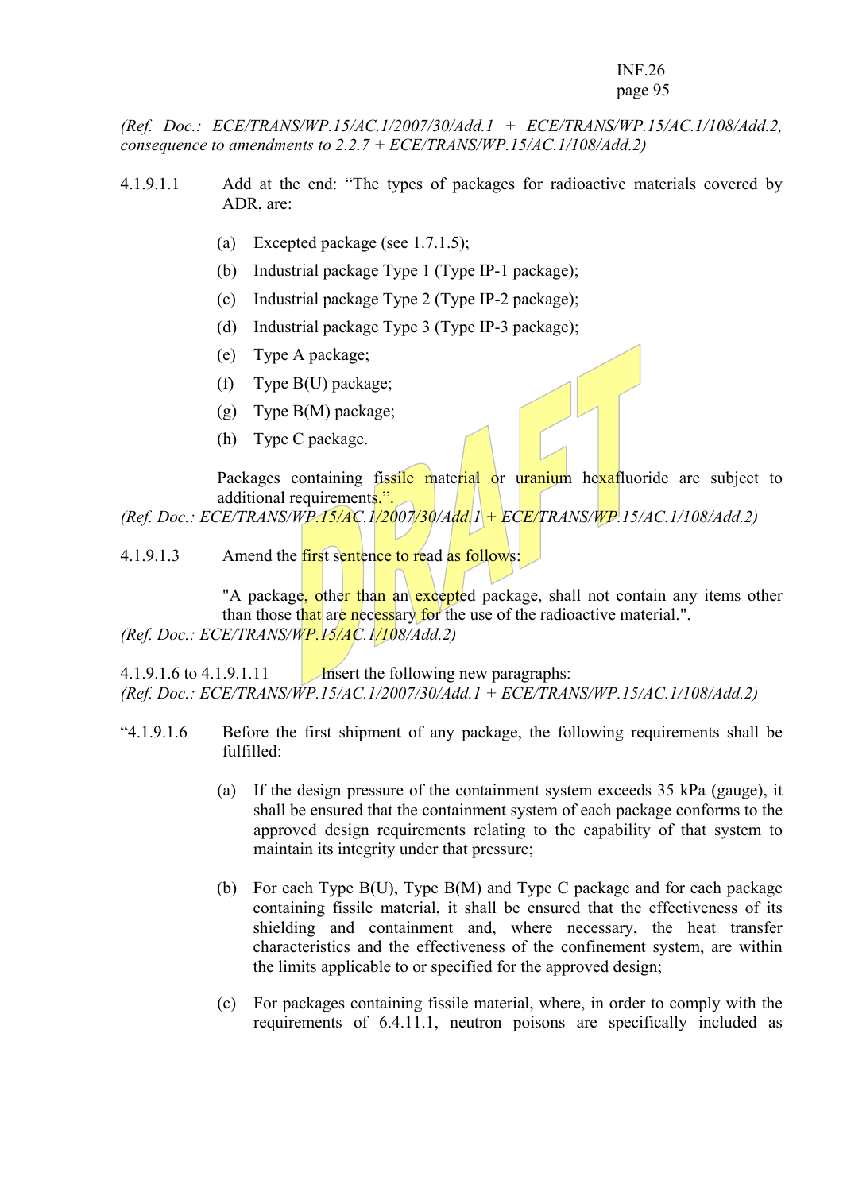*(Ref. Doc.: ECE/TRANS/WP.15/AC.1/2007/30/Add.1 + ECE/TRANS/WP.15/AC.1/108/Add.2, consequence to amendments to 2.2.7 + ECE/TRANS/WP.15/AC.1/108/Add.2)*

4.1.9.1.1 Add at the end: "The types of packages for radioactive materials covered by ADR, are:

(a) Excepted package (see 1.7.1.5);

(b) Industrial package Type 1 (Type IP-1 package);

(c) Industrial package Type 2 (Type IP-2 package);

(d) Industrial package Type 3 (Type IP-3 package);

(e) Type A package;

(f) Type B(U) package;

(g) Type B(M) package;

(h) Type C package.

Packages containing fissile material or uranium hexafluoride are subject to additional requirements.".

*(Ref. Doc.: ECE/TRANS/WP.15/AC.1/2007/30/Add.1 + ECE/TRANS/WP.15/AC.1/108/Add.2)*

4.1.9.1.3 Amend the first sentence to read as follows:

"A package, other than an excepted package, shall not contain any items other than those that are necessary for the use of the radioactive material.".

*(Ref. Doc.: ECE/TRANS/WP.15/AC.1/108/Add.2)*

4.1.9.1.6 to 4.1.9.1.11 Insert the following new paragraphs:

*(Ref. Doc.: ECE/TRANS/WP.15/AC.1/2007/30/Add.1 + ECE/TRANS/WP.15/AC.1/108/Add.2)*

"4.1.9.1.6 Before the first shipment of any package, the following requirements shall be fulfilled:

(a) If the design pressure of the containment system exceeds 35 kPa (gauge), it shall be ensured that the containment system of each package conforms to the approved design requirements relating to the capability of that system to maintain its integrity under that pressure;

(b) For each Type B(U), Type B(M) and Type C package and for each package containing fissile material, it shall be ensured that the effectiveness of its shielding and containment and, where necessary, the heat transfer characteristics and the effectiveness of the confinement system, are within the limits applicable to or specified for the approved design;

(c) For packages containing fissile material, where, in order to comply with the requirements of 6.4.11.1, neutron poisons are specifically included as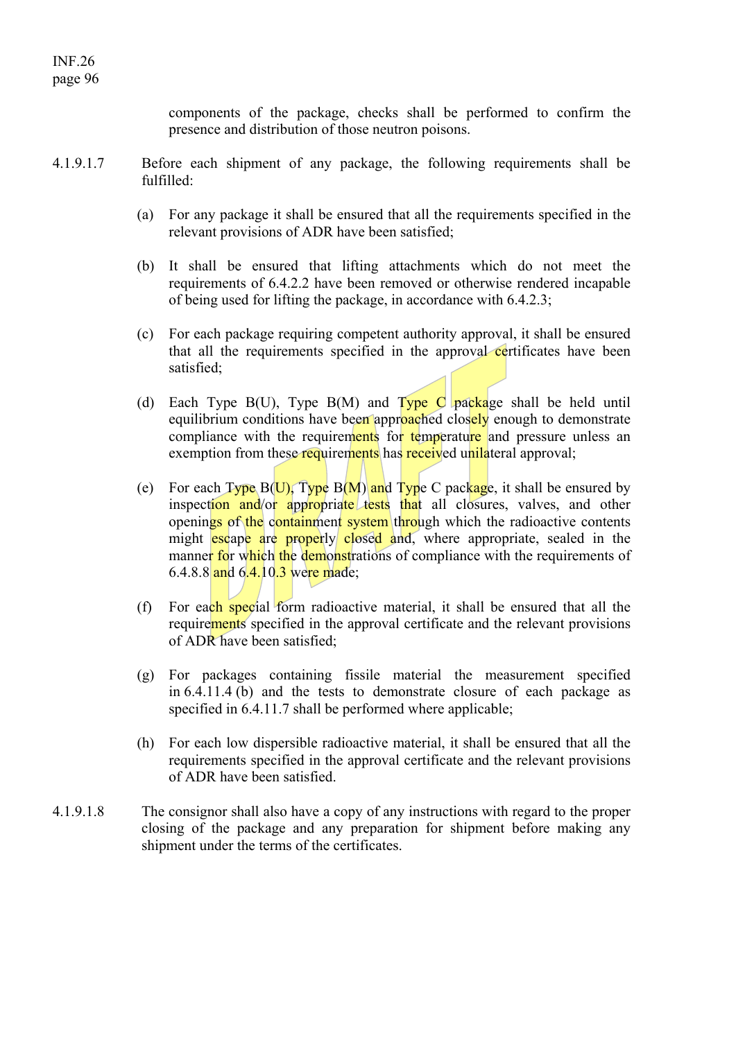components of the package, checks shall be performed to confirm the presence and distribution of those neutron poisons.

4.1.9.1.7 Before each shipment of any package, the following requirements shall be fulfilled:

(a) For any package it shall be ensured that all the requirements specified in the relevant provisions of ADR have been satisfied;

(b) It shall be ensured that lifting attachments which do not meet the requirements of 6.4.2.2 have been removed or otherwise rendered incapable of being used for lifting the package, in accordance with 6.4.2.3;

(c) For each package requiring competent authority approval, it shall be ensured that all the requirements specified in the approval certificates have been satisfied;

(d) Each Type B(U), Type B(M) and Type C package shall be held until equilibrium conditions have been approached closely enough to demonstrate compliance with the requirements for temperature and pressure unless an exemption from these requirements has received unilateral approval;

(e) For each Type B(U), Type B(M) and Type C package, it shall be ensured by inspection and/or appropriate tests that all closures, valves, and other openings of the containment system through which the radioactive contents might escape are properly closed and, where appropriate, sealed in the manner for which the demonstrations of compliance with the requirements of 6.4.8.8 and 6.4.10.3 were made;

(f) For each special form radioactive material, it shall be ensured that all the requirements specified in the approval certificate and the relevant provisions of ADR have been satisfied;

(g) For packages containing fissile material the measurement specified in 6.4.11.4 (b) and the tests to demonstrate closure of each package as specified in 6.4.11.7 shall be performed where applicable;

(h) For each low dispersible radioactive material, it shall be ensured that all the requirements specified in the approval certificate and the relevant provisions of ADR have been satisfied.

4.1.9.1.8 The consignor shall also have a copy of any instructions with regard to the proper closing of the package and any preparation for shipment before making any shipment under the terms of the certificates.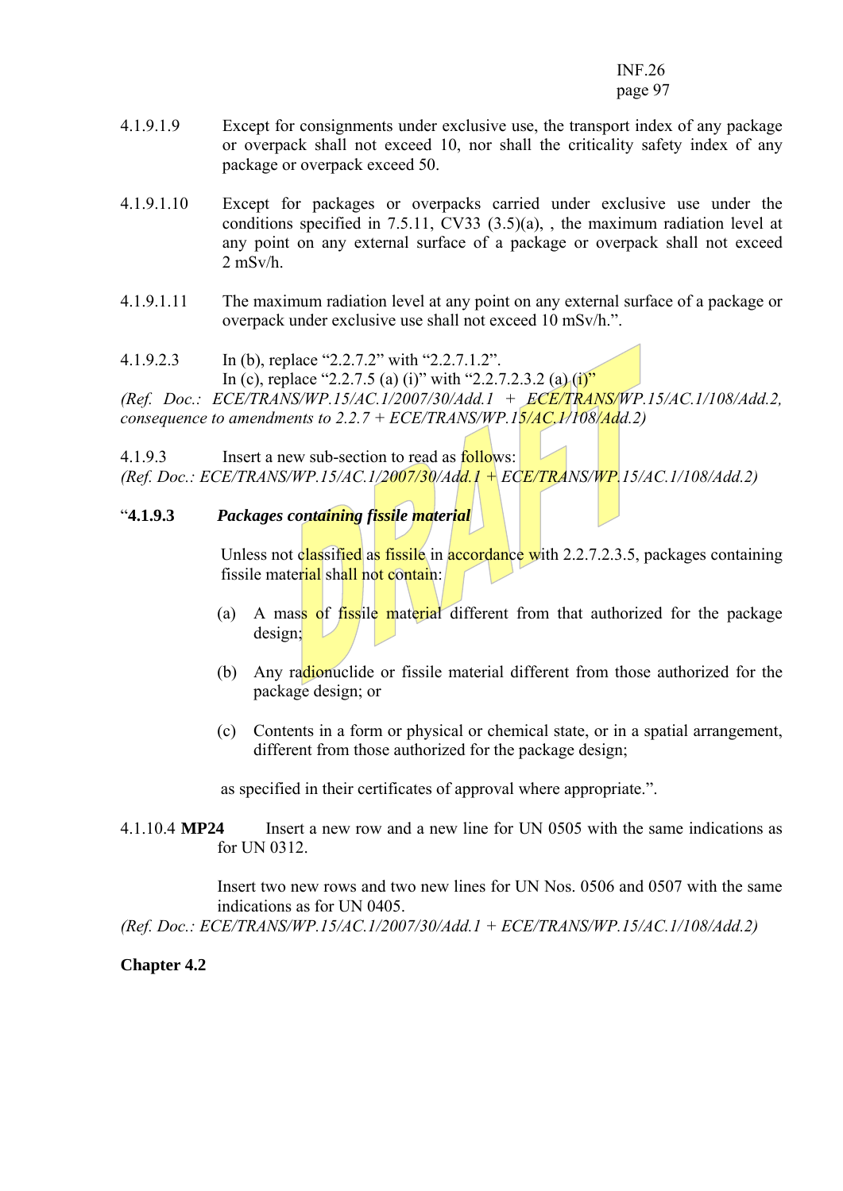4.1.9.1.9 Except for consignments under exclusive use, the transport index of any package or overpack shall not exceed 10, nor shall the criticality safety index of any package or overpack exceed 50.

4.1.9.1.10 Except for packages or overpacks carried under exclusive use under the conditions specified in 7.5.11, CV33 (3.5)(a), , the maximum radiation level at any point on any external surface of a package or overpack shall not exceed 2 mSv/h.

4.1.9.1.11 The maximum radiation level at any point on any external surface of a package or overpack under exclusive use shall not exceed 10 mSv/h.".

4.1.9.2.3 In (b), replace "2.2.7.2" with "2.2.7.1.2".
In (c), replace "2.2.7.5 (a) (i)" with "2.2.7.2.3.2 (a) (i)"

*(Ref. Doc.: ECE/TRANS/WP.15/AC.1/2007/30/Add.1 + ECE/TRANS/WP.15/AC.1/108/Add.2, consequence to amendments to 2.2.7 + ECE/TRANS/WP.15/AC.1/108/Add.2)*

4.1.9.3 Insert a new sub-section to read as follows:
*(Ref. Doc.: ECE/TRANS/WP.15/AC.1/2007/30/Add.1 + ECE/TRANS/WP.15/AC.1/108/Add.2)*

"**4.1.9.3** ***Packages containing fissile material***

Unless not classified as fissile in accordance with 2.2.7.2.3.5, packages containing fissile material shall not contain:

(a) A mass of fissile material different from that authorized for the package design;

(b) Any radionuclide or fissile material different from those authorized for the package design; or

(c) Contents in a form or physical or chemical state, or in a spatial arrangement, different from those authorized for the package design;

as specified in their certificates of approval where appropriate.".

4.1.10.4 **MP24** Insert a new row and a new line for UN 0505 with the same indications as for UN 0312.

Insert two new rows and two new lines for UN Nos. 0506 and 0507 with the same indications as for UN 0405.

*(Ref. Doc.: ECE/TRANS/WP.15/AC.1/2007/30/Add.1 + ECE/TRANS/WP.15/AC.1/108/Add.2)*

**Chapter 4.2**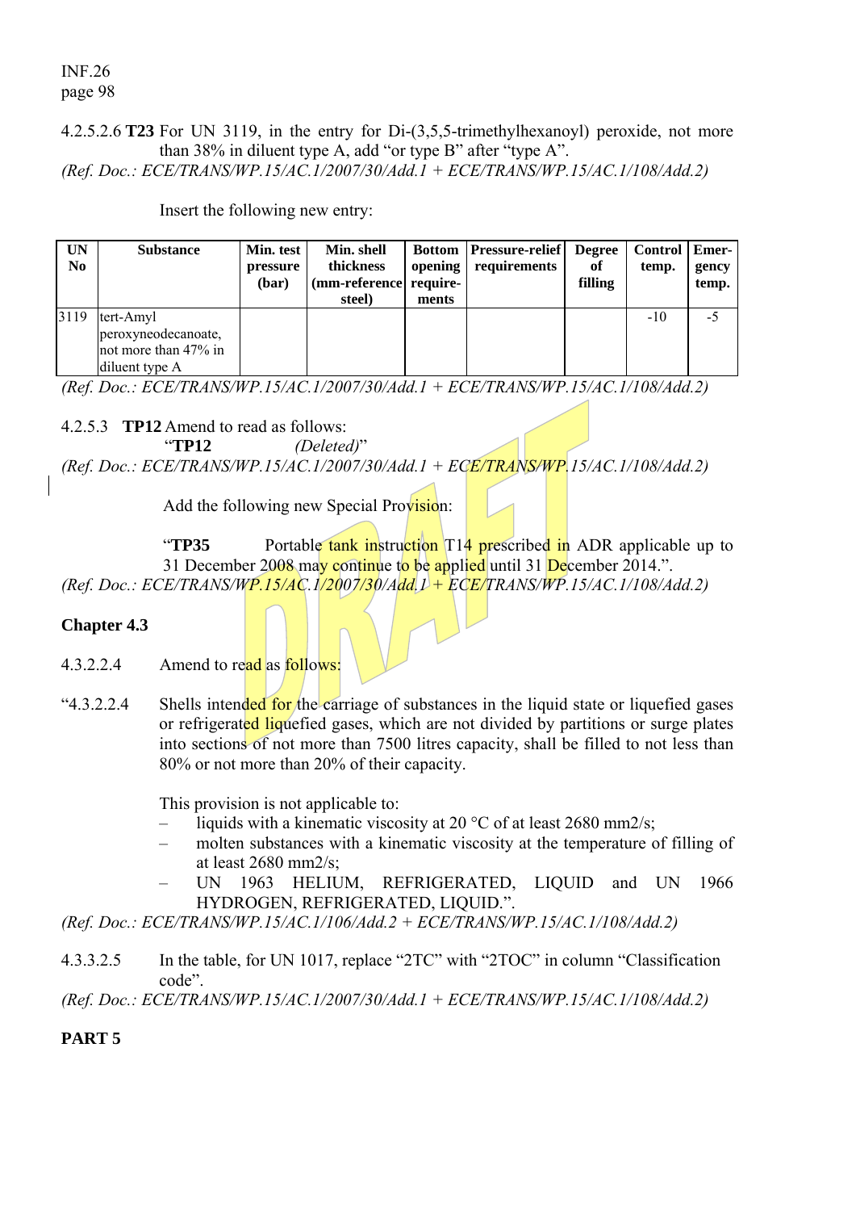4.2.5.2.6 **T23** For UN 3119, in the entry for Di-(3,5,5-trimethylhexanoyl) peroxide, not more than 38% in diluent type A, add "or type B" after "type A".

*(Ref. Doc.: ECE/TRANS/WP.15/AC.1/2007/30/Add.1 + ECE/TRANS/WP.15/AC.1/108/Add.2)*

Insert the following new entry:

| UN No | Substance | Min. test pressure (bar) | Min. shell thickness (mm-reference steel) | Bottom opening require-ments | Pressure-relief requirements | Degree of filling | Control temp. | Emer-gency temp. |
|---|---|---|---|---|---|---|---|---|
| 3119 | tert-Amyl peroxyneodecanoate, not more than 47% in diluent type A | | | | | | -10 | -5 |

*(Ref. Doc.: ECE/TRANS/WP.15/AC.1/2007/30/Add.1 + ECE/TRANS/WP.15/AC.1/108/Add.2)*

4.2.5.3 **TP12** Amend to read as follows:

"**TP12** *(Deleted)*"

*(Ref. Doc.: ECE/TRANS/WP.15/AC.1/2007/30/Add.1 + ECE/TRANS/WP.15/AC.1/108/Add.2)*

Add the following new Special Provision:

"**TP35** Portable tank instruction T14 prescribed in ADR applicable up to 31 December 2008 may continue to be applied until 31 December 2014.".

*(Ref. Doc.: ECE/TRANS/WP.15/AC.1/2007/30/Add.1 + ECE/TRANS/WP.15/AC.1/108/Add.2)*

## Chapter 4.3

4.3.2.2.4 Amend to read as follows:

"4.3.2.2.4 Shells intended for the carriage of substances in the liquid state or liquefied gases or refrigerated liquefied gases, which are not divided by partitions or surge plates into sections of not more than 7500 litres capacity, shall be filled to not less than 80% or not more than 20% of their capacity.

This provision is not applicable to:

- liquids with a kinematic viscosity at 20 °C of at least 2680 mm2/s;
- molten substances with a kinematic viscosity at the temperature of filling of at least 2680 mm2/s;
- UN 1963 HELIUM, REFRIGERATED, LIQUID and UN 1966 HYDROGEN, REFRIGERATED, LIQUID.".

*(Ref. Doc.: ECE/TRANS/WP.15/AC.1/106/Add.2 + ECE/TRANS/WP.15/AC.1/108/Add.2)*

4.3.3.2.5 In the table, for UN 1017, replace "2TC" with "2TOC" in column "Classification code".

*(Ref. Doc.: ECE/TRANS/WP.15/AC.1/2007/30/Add.1 + ECE/TRANS/WP.15/AC.1/108/Add.2)*

## PART 5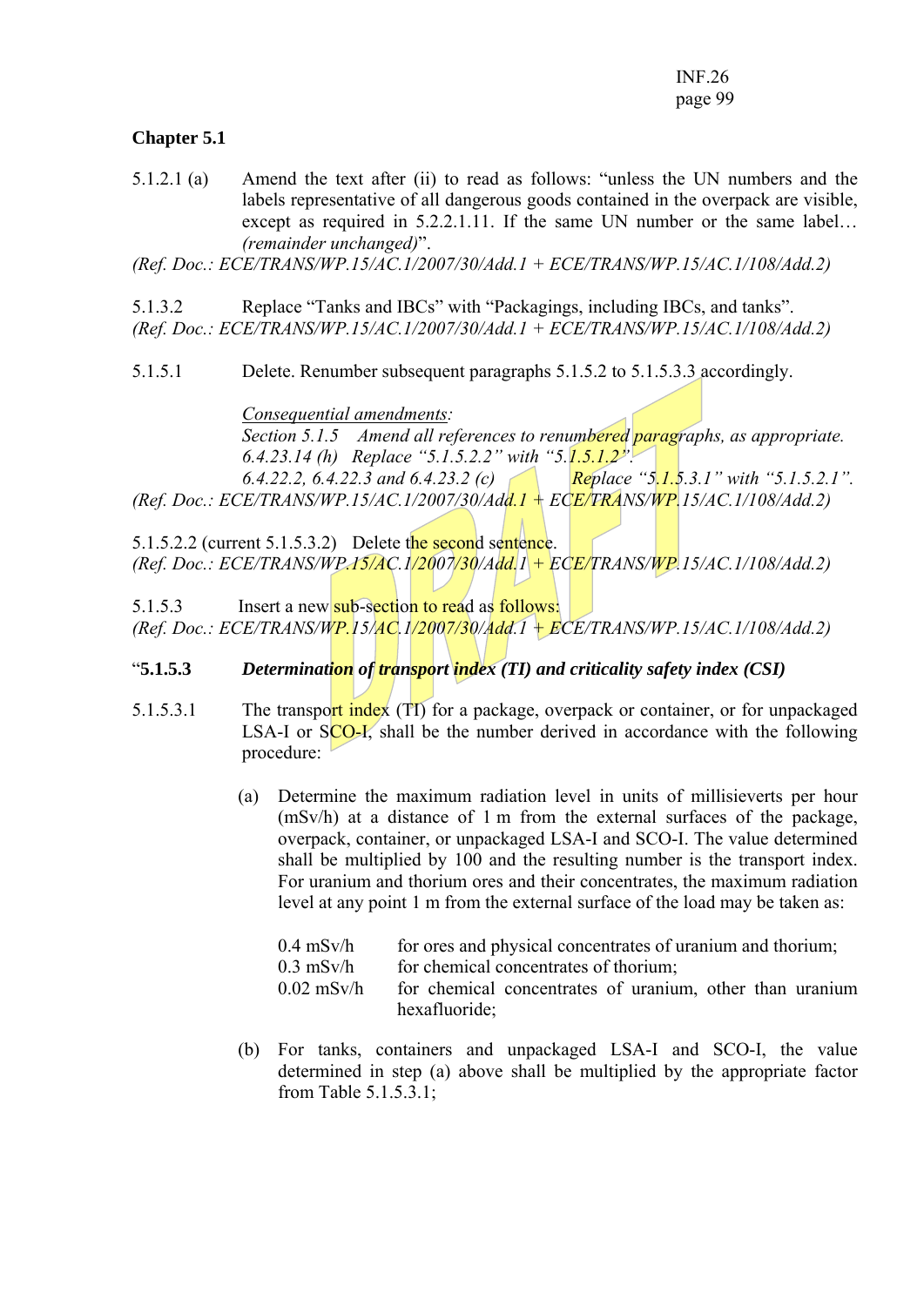## Chapter 5.1

5.1.2.1 (a) Amend the text after (ii) to read as follows: "unless the UN numbers and the labels representative of all dangerous goods contained in the overpack are visible, except as required in 5.2.2.1.11. If the same UN number or the same label… *(remainder unchanged)*".

*(Ref. Doc.: ECE/TRANS/WP.15/AC.1/2007/30/Add.1 + ECE/TRANS/WP.15/AC.1/108/Add.2)*

5.1.3.2 Replace "Tanks and IBCs" with "Packagings, including IBCs, and tanks".

*(Ref. Doc.: ECE/TRANS/WP.15/AC.1/2007/30/Add.1 + ECE/TRANS/WP.15/AC.1/108/Add.2)*

5.1.5.1 Delete. Renumber subsequent paragraphs 5.1.5.2 to 5.1.5.3.3 accordingly.

<u>Consequential amendments</u>:

*Section 5.1.5 Amend all references to renumbered paragraphs, as appropriate.*

*6.4.23.14 (h) Replace "5.1.5.2.2" with "5.1.5.1.2".*

*6.4.22.2, 6.4.22.3 and 6.4.23.2 (c) Replace "5.1.5.3.1" with "5.1.5.2.1".*

*(Ref. Doc.: ECE/TRANS/WP.15/AC.1/2007/30/Add.1 + ECE/TRANS/WP.15/AC.1/108/Add.2)*

5.1.5.2.2 (current 5.1.5.3.2) Delete the second sentence.

*(Ref. Doc.: ECE/TRANS/WP.15/AC.1/2007/30/Add.1 + ECE/TRANS/WP.15/AC.1/108/Add.2)*

5.1.5.3 Insert a new sub-section to read as follows:

*(Ref. Doc.: ECE/TRANS/WP.15/AC.1/2007/30/Add.1 + ECE/TRANS/WP.15/AC.1/108/Add.2)*

"**5.1.5.3** ***Determination of transport index (TI) and criticality safety index (CSI)***

5.1.5.3.1 The transport index (TI) for a package, overpack or container, or for unpackaged LSA-I or SCO-I, shall be the number derived in accordance with the following procedure:

(a) Determine the maximum radiation level in units of millisieverts per hour (mSv/h) at a distance of 1 m from the external surfaces of the package, overpack, container, or unpackaged LSA-I and SCO-I. The value determined shall be multiplied by 100 and the resulting number is the transport index. For uranium and thorium ores and their concentrates, the maximum radiation level at any point 1 m from the external surface of the load may be taken as:

| | |
|---|---|
| 0.4 mSv/h | for ores and physical concentrates of uranium and thorium; |
| 0.3 mSv/h | for chemical concentrates of thorium; |
| 0.02 mSv/h | for chemical concentrates of uranium, other than uranium hexafluoride; |

(b) For tanks, containers and unpackaged LSA-I and SCO-I, the value determined in step (a) above shall be multiplied by the appropriate factor from Table 5.1.5.3.1;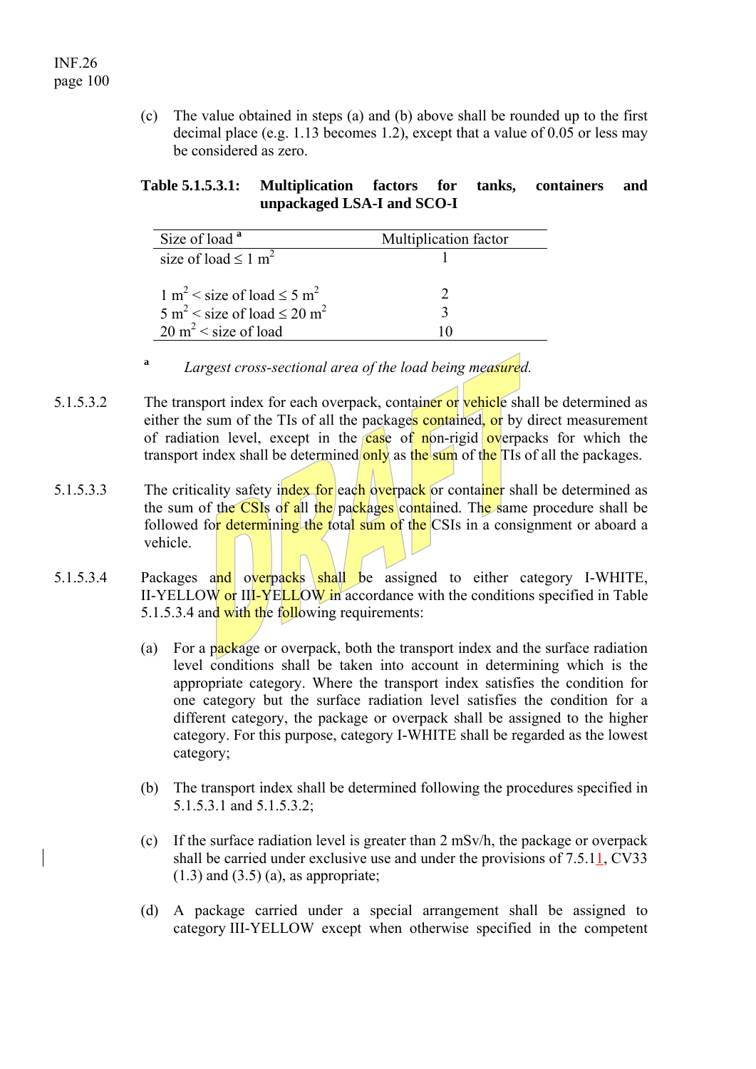(c) The value obtained in steps (a) and (b) above shall be rounded up to the first decimal place (e.g. 1.13 becomes 1.2), except that a value of 0.05 or less may be considered as zero.

**Table 5.1.5.3.1: Multiplication factors for tanks, containers and unpackaged LSA-I and SCO-I**

| Size of load [a] | Multiplication factor |
|---|---|
| size of load ≤ 1 $m^2$ | 1 |
| 1 $m^2$ < size of load ≤ 5 $m^2$ | 2 |
| 5 $m^2$ < size of load ≤ 20 $m^2$ | 3 |
| 20 $m^2$ < size of load | 10 |

[a] *Largest cross-sectional area of the load being measured.*

5.1.5.3.2 The transport index for each overpack, container or vehicle shall be determined as either the sum of the TIs of all the packages contained, or by direct measurement of radiation level, except in the case of non-rigid overpacks for which the transport index shall be determined only as the sum of the TIs of all the packages.

5.1.5.3.3 The criticality safety index for each overpack or container shall be determined as the sum of the CSIs of all the packages contained. The same procedure shall be followed for determining the total sum of the CSIs in a consignment or aboard a vehicle.

5.1.5.3.4 Packages and overpacks shall be assigned to either category I-WHITE, II-YELLOW or III-YELLOW in accordance with the conditions specified in Table 5.1.5.3.4 and with the following requirements:

(a) For a package or overpack, both the transport index and the surface radiation level conditions shall be taken into account in determining which is the appropriate category. Where the transport index satisfies the condition for one category but the surface radiation level satisfies the condition for a different category, the package or overpack shall be assigned to the higher category. For this purpose, category I-WHITE shall be regarded as the lowest category;

(b) The transport index shall be determined following the procedures specified in 5.1.5.3.1 and 5.1.5.3.2;

(c) If the surface radiation level is greater than 2 mSv/h, the package or overpack shall be carried under exclusive use and under the provisions of 7.5.11, CV33 (1.3) and (3.5) (a), as appropriate;

(d) A package carried under a special arrangement shall be assigned to category III-YELLOW except when otherwise specified in the competent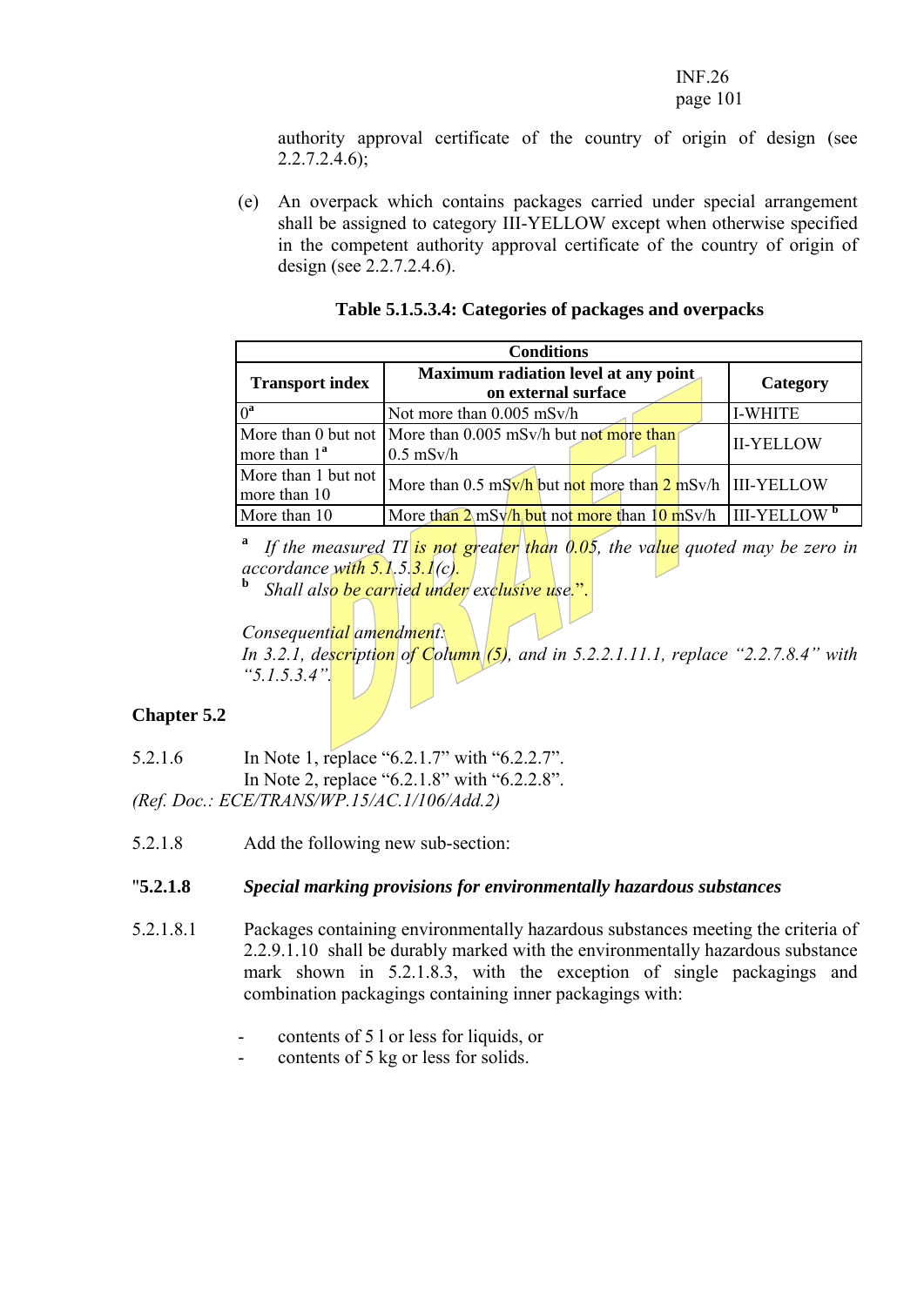authority approval certificate of the country of origin of design (see 2.2.7.2.4.6);

(e) An overpack which contains packages carried under special arrangement shall be assigned to category III-YELLOW except when otherwise specified in the competent authority approval certificate of the country of origin of design (see 2.2.7.2.4.6).

**Table 5.1.5.3.4: Categories of packages and overpacks**

| Conditions | | |
|---|---|---|
| **Transport index** | **Maximum radiation level at any point on external surface** | **Category** |
| 0[a] | Not more than 0.005 mSv/h | I-WHITE |
| More than 0 but not more than 1[a] | More than 0.005 mSv/h but not more than 0.5 mSv/h | II-YELLOW |
| More than 1 but not more than 10 | More than 0.5 mSv/h but not more than 2 mSv/h | III-YELLOW |
| More than 10 | More than 2 mSv/h but not more than 10 mSv/h | III-YELLOW [b] |

[a] *If the measured TI is not greater than 0.05, the value quoted may be zero in accordance with 5.1.5.3.1(c).*

[b] *Shall also be carried under exclusive use.*".

*Consequential amendment:*
*In 3.2.1, description of Column (5), and in 5.2.2.1.11.1, replace "2.2.7.8.4" with "5.1.5.3.4".*

## Chapter 5.2

5.2.1.6 In Note 1, replace "6.2.1.7" with "6.2.2.7".
In Note 2, replace "6.2.1.8" with "6.2.2.8".
*(Ref. Doc.: ECE/TRANS/WP.15/AC.1/106/Add.2)*

5.2.1.8 Add the following new sub-section:

"**5.2.1.8** ***Special marking provisions for environmentally hazardous substances***

5.2.1.8.1 Packages containing environmentally hazardous substances meeting the criteria of 2.2.9.1.10 shall be durably marked with the environmentally hazardous substance mark shown in 5.2.1.8.3, with the exception of single packagings and combination packagings containing inner packagings with:

- contents of 5 l or less for liquids, or
- contents of 5 kg or less for solids.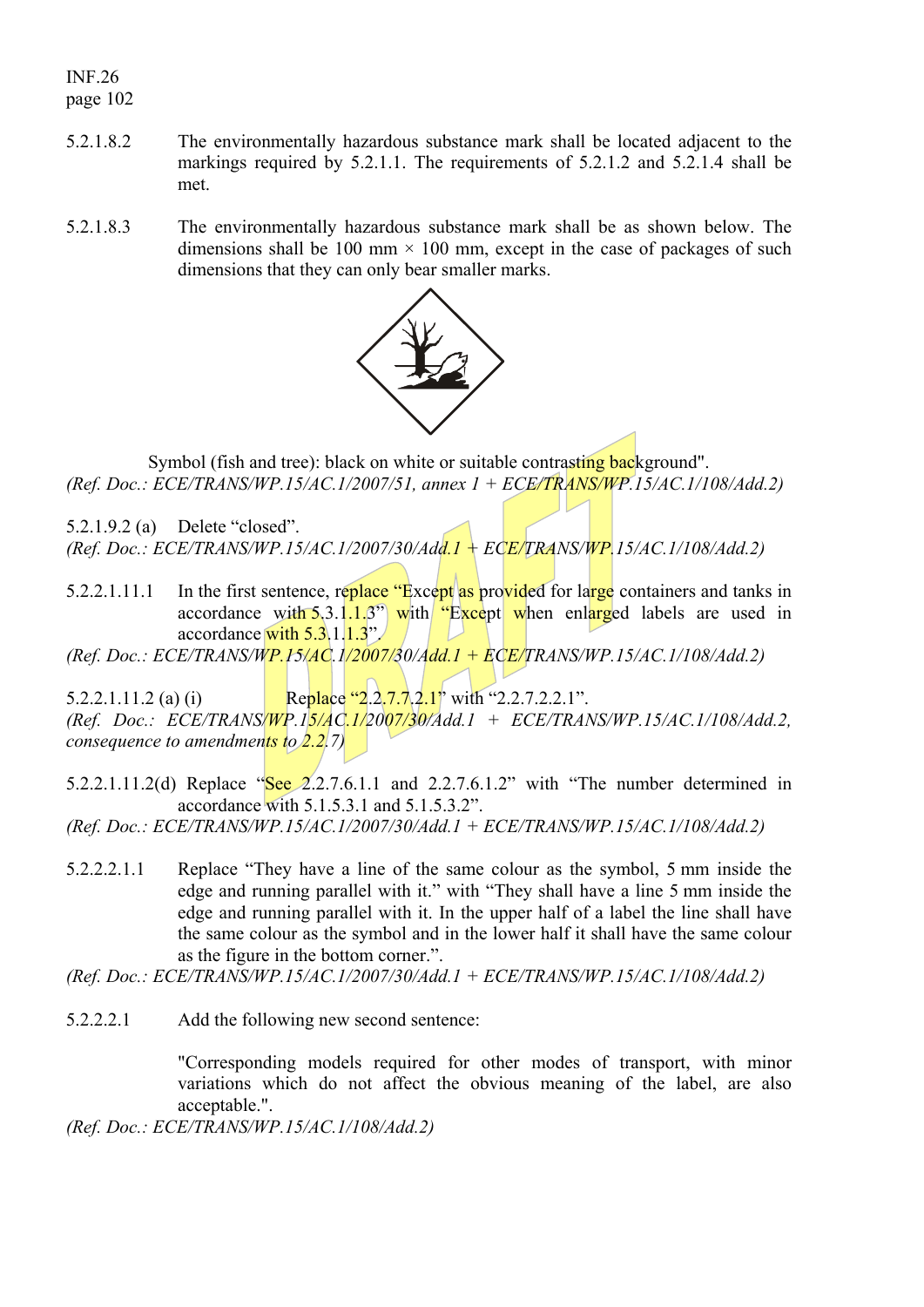5.2.1.8.2 The environmentally hazardous substance mark shall be located adjacent to the markings required by 5.2.1.1. The requirements of 5.2.1.2 and 5.2.1.4 shall be met.

5.2.1.8.3 The environmentally hazardous substance mark shall be as shown below. The dimensions shall be 100 mm × 100 mm, except in the case of packages of such dimensions that they can only bear smaller marks.

Symbol (fish and tree): black on white or suitable contrasting background".
*(Ref. Doc.: ECE/TRANS/WP.15/AC.1/2007/51, annex 1 + ECE/TRANS/WP.15/AC.1/108/Add.2)*

5.2.1.9.2 (a) Delete "closed".
*(Ref. Doc.: ECE/TRANS/WP.15/AC.1/2007/30/Add.1 + ECE/TRANS/WP.15/AC.1/108/Add.2)*

5.2.2.1.11.1 In the first sentence, replace "Except as provided for large containers and tanks in accordance with 5.3.1.1.3" with "Except when enlarged labels are used in accordance with 5.3.1.1.3".
*(Ref. Doc.: ECE/TRANS/WP.15/AC.1/2007/30/Add.1 + ECE/TRANS/WP.15/AC.1/108/Add.2)*

5.2.2.1.11.2 (a) (i) Replace "2.2.7.7.2.1" with "2.2.7.2.2.1".
*(Ref. Doc.: ECE/TRANS/WP.15/AC.1/2007/30/Add.1 + ECE/TRANS/WP.15/AC.1/108/Add.2, consequence to amendments to 2.2.7)*

5.2.2.1.11.2(d) Replace "See 2.2.7.6.1.1 and 2.2.7.6.1.2" with "The number determined in accordance with 5.1.5.3.1 and 5.1.5.3.2".
*(Ref. Doc.: ECE/TRANS/WP.15/AC.1/2007/30/Add.1 + ECE/TRANS/WP.15/AC.1/108/Add.2)*

5.2.2.2.1.1 Replace "They have a line of the same colour as the symbol, 5 mm inside the edge and running parallel with it." with "They shall have a line 5 mm inside the edge and running parallel with it. In the upper half of a label the line shall have the same colour as the symbol and in the lower half it shall have the same colour as the figure in the bottom corner.".
*(Ref. Doc.: ECE/TRANS/WP.15/AC.1/2007/30/Add.1 + ECE/TRANS/WP.15/AC.1/108/Add.2)*

5.2.2.2.1 Add the following new second sentence:

"Corresponding models required for other modes of transport, with minor variations which do not affect the obvious meaning of the label, are also acceptable.".
*(Ref. Doc.: ECE/TRANS/WP.15/AC.1/108/Add.2)*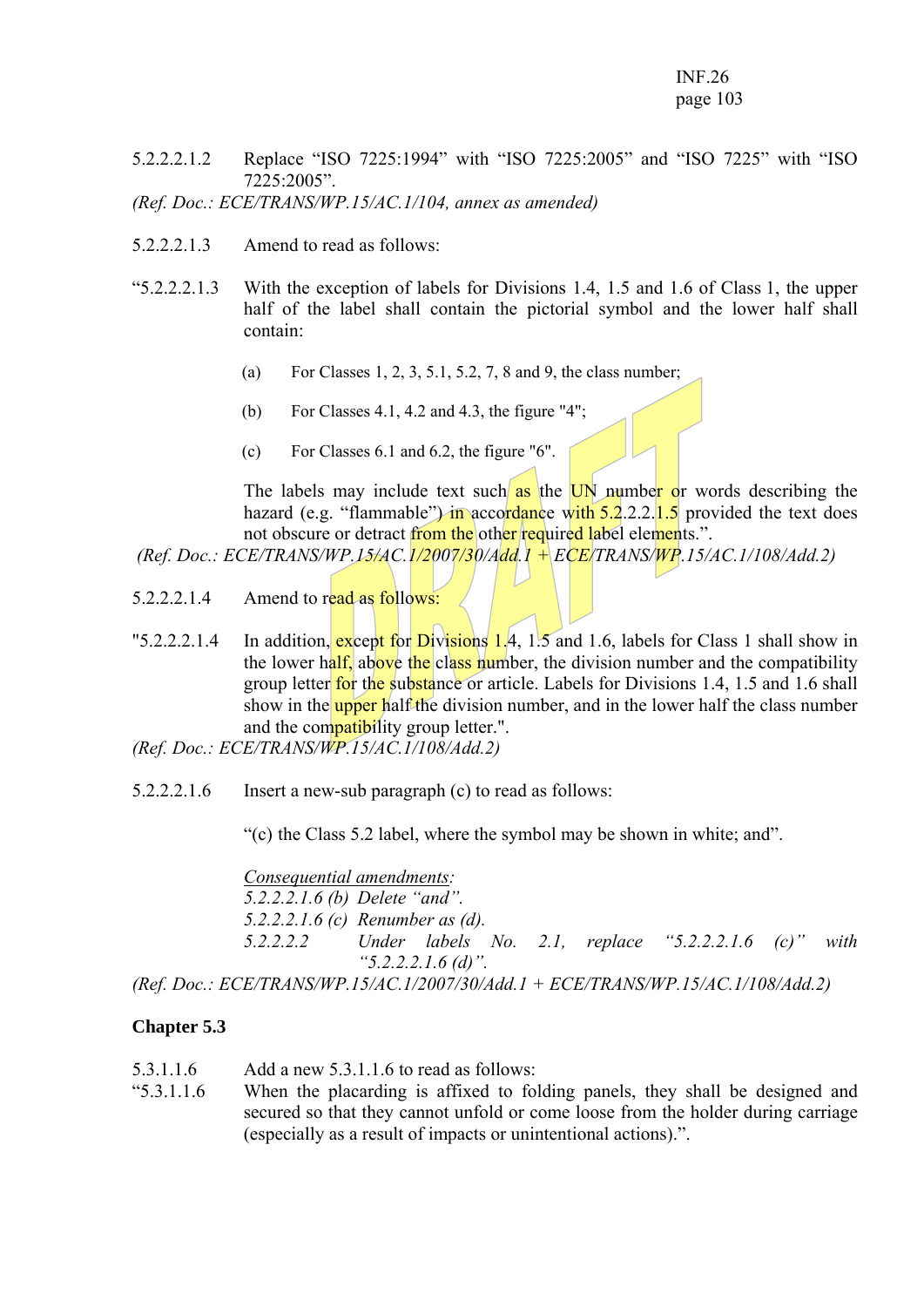5.2.2.2.1.2 Replace "ISO 7225:1994" with "ISO 7225:2005" and "ISO 7225" with "ISO 7225:2005".

*(Ref. Doc.: ECE/TRANS/WP.15/AC.1/104, annex as amended)*

5.2.2.2.1.3 Amend to read as follows:

"5.2.2.2.1.3 With the exception of labels for Divisions 1.4, 1.5 and 1.6 of Class 1, the upper half of the label shall contain the pictorial symbol and the lower half shall contain:

(a) For Classes 1, 2, 3, 5.1, 5.2, 7, 8 and 9, the class number;

(b) For Classes 4.1, 4.2 and 4.3, the figure "4";

(c) For Classes 6.1 and 6.2, the figure "6".

The labels may include text such as the UN number or words describing the hazard (e.g. "flammable") in accordance with 5.2.2.2.1.5 provided the text does not obscure or detract from the other required label elements.".

*(Ref. Doc.: ECE/TRANS/WP.15/AC.1/2007/30/Add.1 + ECE/TRANS/WP.15/AC.1/108/Add.2)*

5.2.2.2.1.4 Amend to read as follows:

"5.2.2.2.1.4 In addition, except for Divisions 1.4, 1.5 and 1.6, labels for Class 1 shall show in the lower half, above the class number, the division number and the compatibility group letter for the substance or article. Labels for Divisions 1.4, 1.5 and 1.6 shall show in the upper half the division number, and in the lower half the class number and the compatibility group letter.".

*(Ref. Doc.: ECE/TRANS/WP.15/AC.1/108/Add.2)*

5.2.2.2.1.6 Insert a new-sub paragraph (c) to read as follows:

"(c) the Class 5.2 label, where the symbol may be shown in white; and".

<u>*Consequential amendments*</u>*:*

*5.2.2.2.1.6 (b) Delete "and".*

*5.2.2.2.1.6 (c) Renumber as (d).*

*5.2.2.2.2 Under labels No. 2.1, replace "5.2.2.2.1.6 (c)" with "5.2.2.2.1.6 (d)".*

*(Ref. Doc.: ECE/TRANS/WP.15/AC.1/2007/30/Add.1 + ECE/TRANS/WP.15/AC.1/108/Add.2)*

**Chapter 5.3**

5.3.1.1.6 Add a new 5.3.1.1.6 to read as follows:

"5.3.1.1.6 When the placarding is affixed to folding panels, they shall be designed and secured so that they cannot unfold or come loose from the holder during carriage (especially as a result of impacts or unintentional actions).".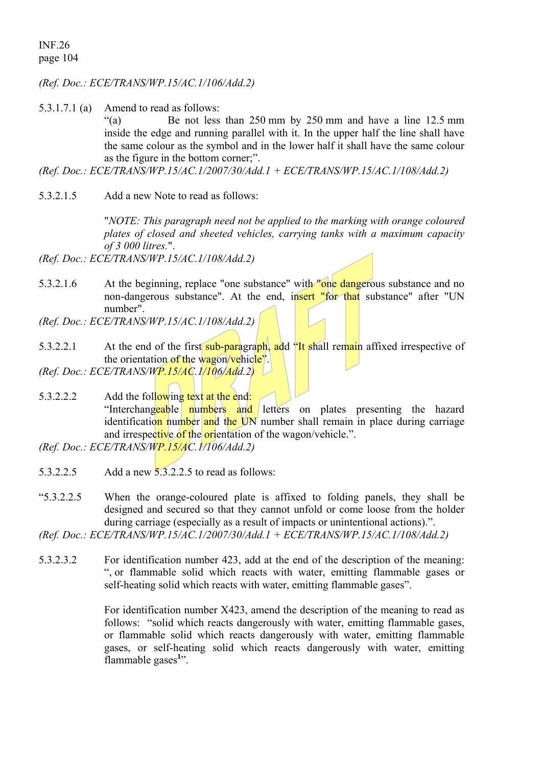*(Ref. Doc.: ECE/TRANS/WP.15/AC.1/106/Add.2)*

5.3.1.7.1 (a) Amend to read as follows:

"(a) Be not less than 250 mm by 250 mm and have a line 12.5 mm inside the edge and running parallel with it. In the upper half the line shall have the same colour as the symbol and in the lower half it shall have the same colour as the figure in the bottom corner;".

*(Ref. Doc.: ECE/TRANS/WP.15/AC.1/2007/30/Add.1 + ECE/TRANS/WP.15/AC.1/108/Add.2)*

5.3.2.1.5 Add a new Note to read as follows:

"*NOTE: This paragraph need not be applied to the marking with orange coloured plates of closed and sheeted vehicles, carrying tanks with a maximum capacity of 3 000 litres.*".

*(Ref. Doc.: ECE/TRANS/WP.15/AC.1/108/Add.2)*

5.3.2.1.6 At the beginning, replace "one substance" with "one dangerous substance and no non-dangerous substance". At the end, insert "for that substance" after "UN number".

*(Ref. Doc.: ECE/TRANS/WP.15/AC.1/108/Add.2)*

5.3.2.2.1 At the end of the first sub-paragraph, add "It shall remain affixed irrespective of the orientation of the wagon/vehicle".

*(Ref. Doc.: ECE/TRANS/WP.15/AC.1/106/Add.2)*

5.3.2.2.2 Add the following text at the end:

"Interchangeable numbers and letters on plates presenting the hazard identification number and the UN number shall remain in place during carriage and irrespective of the orientation of the wagon/vehicle.".

*(Ref. Doc.: ECE/TRANS/WP.15/AC.1/106/Add.2)*

5.3.2.2.5 Add a new 5.3.2.2.5 to read as follows:

"5.3.2.2.5 When the orange-coloured plate is affixed to folding panels, they shall be designed and secured so that they cannot unfold or come loose from the holder during carriage (especially as a result of impacts or unintentional actions).".

*(Ref. Doc.: ECE/TRANS/WP.15/AC.1/2007/30/Add.1 + ECE/TRANS/WP.15/AC.1/108/Add.2)*

5.3.2.3.2 For identification number 423, add at the end of the description of the meaning: ", or flammable solid which reacts with water, emitting flammable gases or self-heating solid which reacts with water, emitting flammable gases".

For identification number X423, amend the description of the meaning to read as follows: "solid which reacts dangerously with water, emitting flammable gases, or flammable solid which reacts dangerously with water, emitting flammable gases, or self-heating solid which reacts dangerously with water, emitting flammable gases[1]".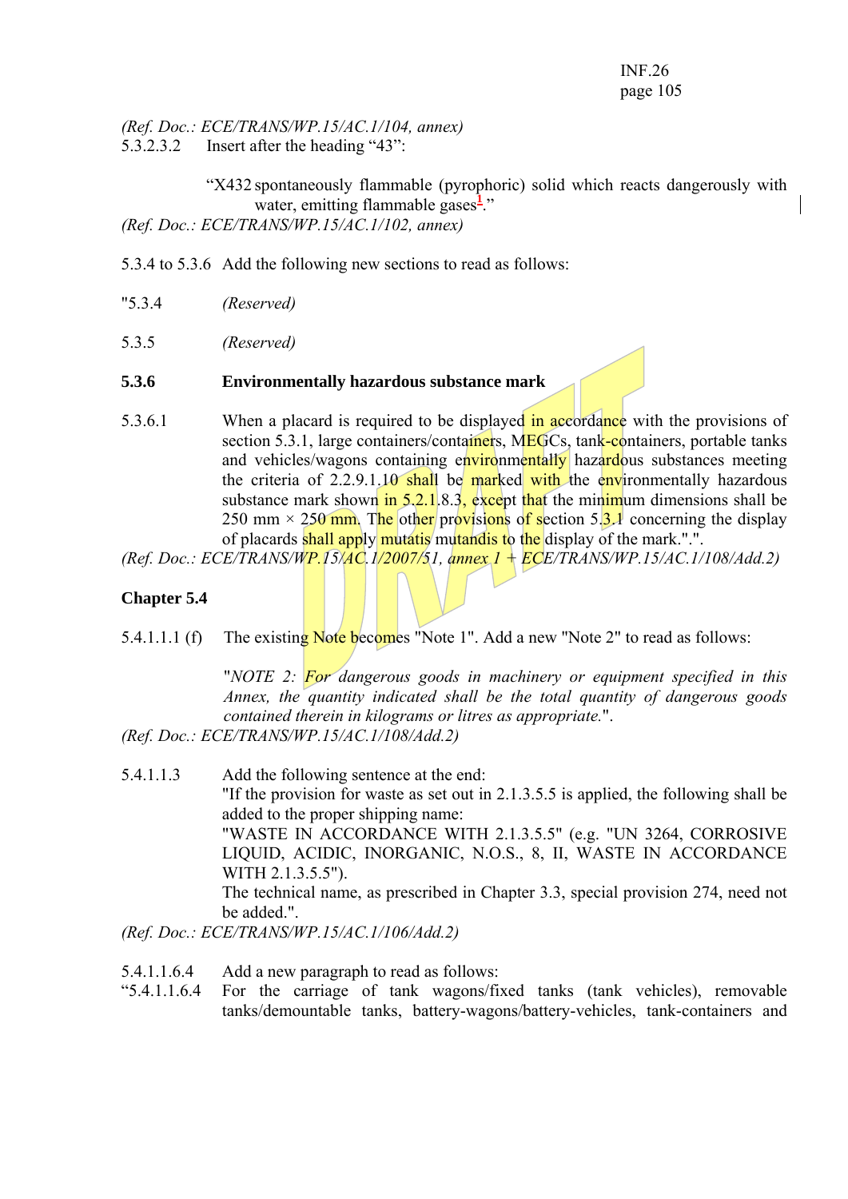*(Ref. Doc.: ECE/TRANS/WP.15/AC.1/104, annex)*

5.3.2.3.2 Insert after the heading "43":

"X432 spontaneously flammable (pyrophoric) solid which reacts dangerously with water, emitting flammable gases[1]."

*(Ref. Doc.: ECE/TRANS/WP.15/AC.1/102, annex)*

5.3.4 to 5.3.6 Add the following new sections to read as follows:

"5.3.4 *(Reserved)*

5.3.5 *(Reserved)*

**5.3.6 Environmentally hazardous substance mark**

5.3.6.1 When a placard is required to be displayed in accordance with the provisions of section 5.3.1, large containers/containers, MEGCs, tank-containers, portable tanks and vehicles/wagons containing environmentally hazardous substances meeting the criteria of 2.2.9.1.10 shall be marked with the environmentally hazardous substance mark shown in 5.2.1.8.3, except that the minimum dimensions shall be 250 mm × 250 mm. The other provisions of section 5.3.1 concerning the display of placards shall apply mutatis mutandis to the display of the mark.".".

*(Ref. Doc.: ECE/TRANS/WP.15/AC.1/2007/51, annex 1 + ECE/TRANS/WP.15/AC.1/108/Add.2)*

**Chapter 5.4**

5.4.1.1.1 (f) The existing Note becomes "Note 1". Add a new "Note 2" to read as follows:

"*NOTE 2: For dangerous goods in machinery or equipment specified in this Annex, the quantity indicated shall be the total quantity of dangerous goods contained therein in kilograms or litres as appropriate.*".

*(Ref. Doc.: ECE/TRANS/WP.15/AC.1/108/Add.2)*

5.4.1.1.3 Add the following sentence at the end:
"If the provision for waste as set out in 2.1.3.5.5 is applied, the following shall be added to the proper shipping name:
"WASTE IN ACCORDANCE WITH 2.1.3.5.5" (e.g. "UN 3264, CORROSIVE LIQUID, ACIDIC, INORGANIC, N.O.S., 8, II, WASTE IN ACCORDANCE WITH 2.1.3.5.5").
The technical name, as prescribed in Chapter 3.3, special provision 274, need not be added.".

*(Ref. Doc.: ECE/TRANS/WP.15/AC.1/106/Add.2)*

5.4.1.1.6.4 Add a new paragraph to read as follows:

"5.4.1.1.6.4 For the carriage of tank wagons/fixed tanks (tank vehicles), removable tanks/demountable tanks, battery-wagons/battery-vehicles, tank-containers and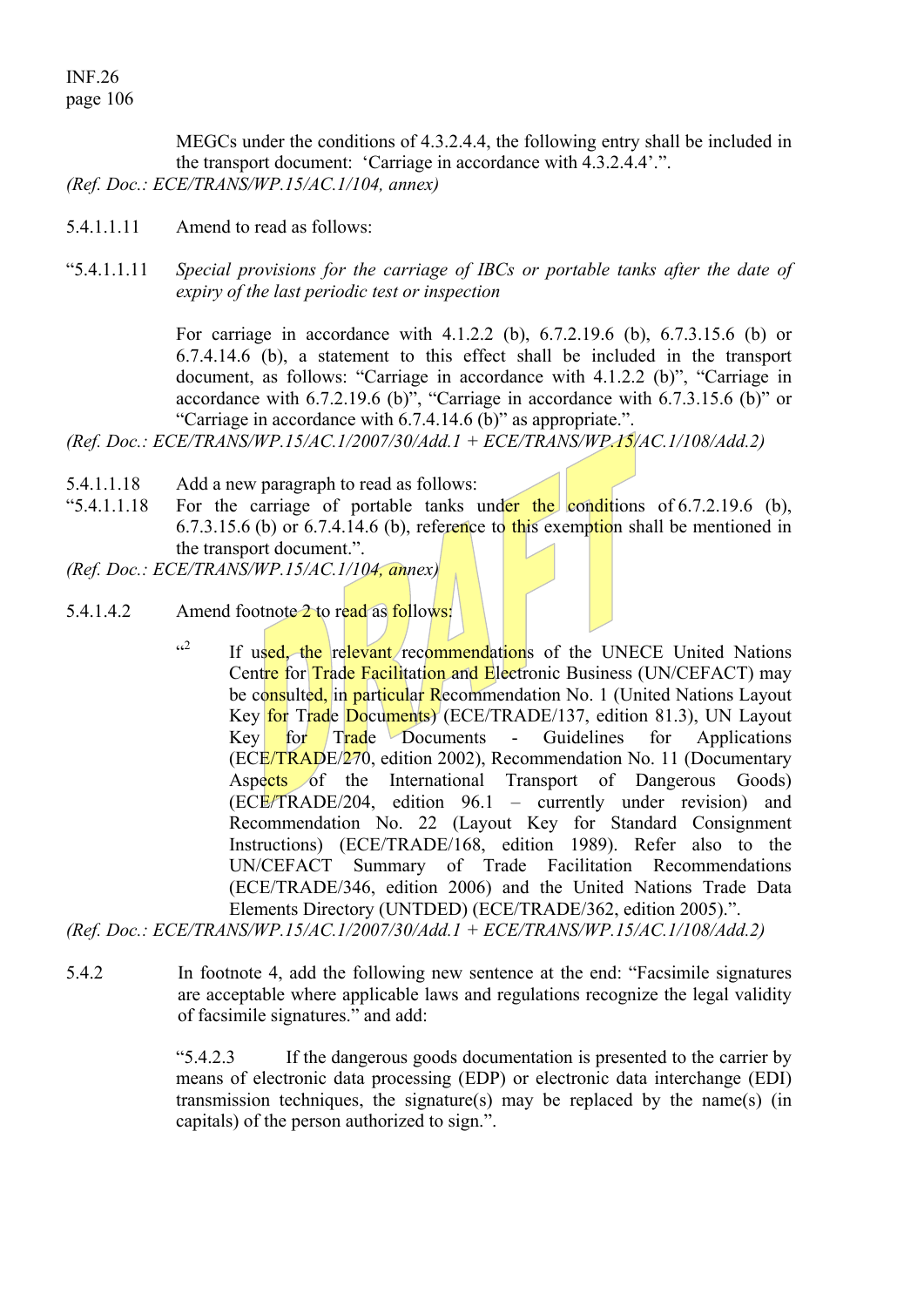MEGCs under the conditions of 4.3.2.4.4, the following entry shall be included in the transport document: 'Carriage in accordance with 4.3.2.4.4'.".

*(Ref. Doc.: ECE/TRANS/WP.15/AC.1/104, annex)*

5.4.1.1.11 Amend to read as follows:

"5.4.1.1.11 *Special provisions for the carriage of IBCs or portable tanks after the date of expiry of the last periodic test or inspection*

For carriage in accordance with 4.1.2.2 (b), 6.7.2.19.6 (b), 6.7.3.15.6 (b) or 6.7.4.14.6 (b), a statement to this effect shall be included in the transport document, as follows: "Carriage in accordance with 4.1.2.2 (b)", "Carriage in accordance with 6.7.2.19.6 (b)", "Carriage in accordance with 6.7.3.15.6 (b)" or "Carriage in accordance with 6.7.4.14.6 (b)" as appropriate.".

*(Ref. Doc.: ECE/TRANS/WP.15/AC.1/2007/30/Add.1 + ECE/TRANS/WP.15/AC.1/108/Add.2)*

5.4.1.1.18 Add a new paragraph to read as follows:

"5.4.1.1.18 For the carriage of portable tanks under the conditions of 6.7.2.19.6 (b), 6.7.3.15.6 (b) or 6.7.4.14.6 (b), reference to this exemption shall be mentioned in the transport document.".

*(Ref. Doc.: ECE/TRANS/WP.15/AC.1/104, annex)*

5.4.1.4.2 Amend footnote 2 to read as follows:

"[2] If used, the relevant recommendations of the UNECE United Nations Centre for Trade Facilitation and Electronic Business (UN/CEFACT) may be consulted, in particular Recommendation No. 1 (United Nations Layout Key for Trade Documents) (ECE/TRADE/137, edition 81.3), UN Layout Key for Trade Documents - Guidelines for Applications (ECE/TRADE/270, edition 2002), Recommendation No. 11 (Documentary Aspects of the International Transport of Dangerous Goods) (ECE/TRADE/204, edition 96.1 – currently under revision) and Recommendation No. 22 (Layout Key for Standard Consignment Instructions) (ECE/TRADE/168, edition 1989). Refer also to the UN/CEFACT Summary of Trade Facilitation Recommendations (ECE/TRADE/346, edition 2006) and the United Nations Trade Data Elements Directory (UNTDED) (ECE/TRADE/362, edition 2005).".

*(Ref. Doc.: ECE/TRANS/WP.15/AC.1/2007/30/Add.1 + ECE/TRANS/WP.15/AC.1/108/Add.2)*

5.4.2 In footnote 4, add the following new sentence at the end: "Facsimile signatures are acceptable where applicable laws and regulations recognize the legal validity of facsimile signatures." and add:

"5.4.2.3 If the dangerous goods documentation is presented to the carrier by means of electronic data processing (EDP) or electronic data interchange (EDI) transmission techniques, the signature(s) may be replaced by the name(s) (in capitals) of the person authorized to sign.".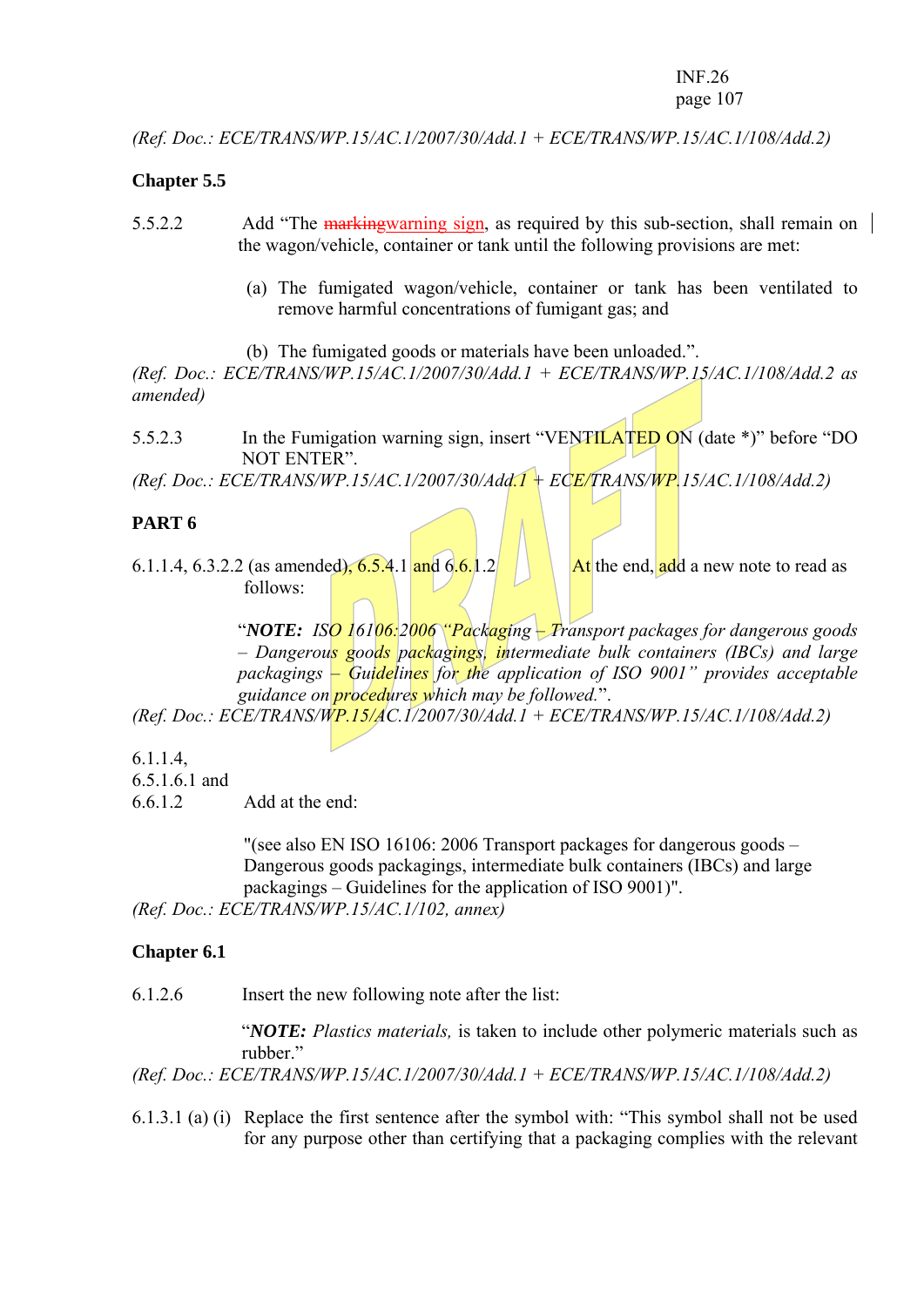(Ref. Doc.: ECE/TRANS/WP.15/AC.1/2007/30/Add.1 + ECE/TRANS/WP.15/AC.1/108/Add.2)*

**Chapter 5.5**

5.5.2.2 Add "The ~~marking~~warning sign, as required by this sub-section, shall remain on the wagon/vehicle, container or tank until the following provisions are met:

(a) The fumigated wagon/vehicle, container or tank has been ventilated to remove harmful concentrations of fumigant gas; and

(b) The fumigated goods or materials have been unloaded.".

*(Ref. Doc.: ECE/TRANS/WP.15/AC.1/2007/30/Add.1 + ECE/TRANS/WP.15/AC.1/108/Add.2 as amended)*

5.5.2.3 In the Fumigation warning sign, insert "VENTILATED ON (date *)" before "DO NOT ENTER".

*(Ref. Doc.: ECE/TRANS/WP.15/AC.1/2007/30/Add.1 + ECE/TRANS/WP.15/AC.1/108/Add.2)*

**PART 6**

6.1.1.4, 6.3.2.2 (as amended), 6.5.4.1 and 6.6.1.2 At the end, add a new note to read as follows:

"***NOTE:*** *ISO 16106:2006 "Packaging – Transport packages for dangerous goods – Dangerous goods packagings, intermediate bulk containers (IBCs) and large packagings – Guidelines for the application of ISO 9001" provides acceptable guidance on procedures which may be followed.*".

*(Ref. Doc.: ECE/TRANS/WP.15/AC.1/2007/30/Add.1 + ECE/TRANS/WP.15/AC.1/108/Add.2)*

6.1.1.4,
6.5.1.6.1 and
6.6.1.2 Add at the end:

"(see also EN ISO 16106: 2006 Transport packages for dangerous goods – Dangerous goods packagings, intermediate bulk containers (IBCs) and large packagings – Guidelines for the application of ISO 9001)".

*(Ref. Doc.: ECE/TRANS/WP.15/AC.1/102, annex)*

**Chapter 6.1**

6.1.2.6 Insert the new following note after the list:

"***NOTE:*** *Plastics materials,* is taken to include other polymeric materials such as rubber."

*(Ref. Doc.: ECE/TRANS/WP.15/AC.1/2007/30/Add.1 + ECE/TRANS/WP.15/AC.1/108/Add.2)*

6.1.3.1 (a) (i) Replace the first sentence after the symbol with: "This symbol shall not be used for any purpose other than certifying that a packaging complies with the relevant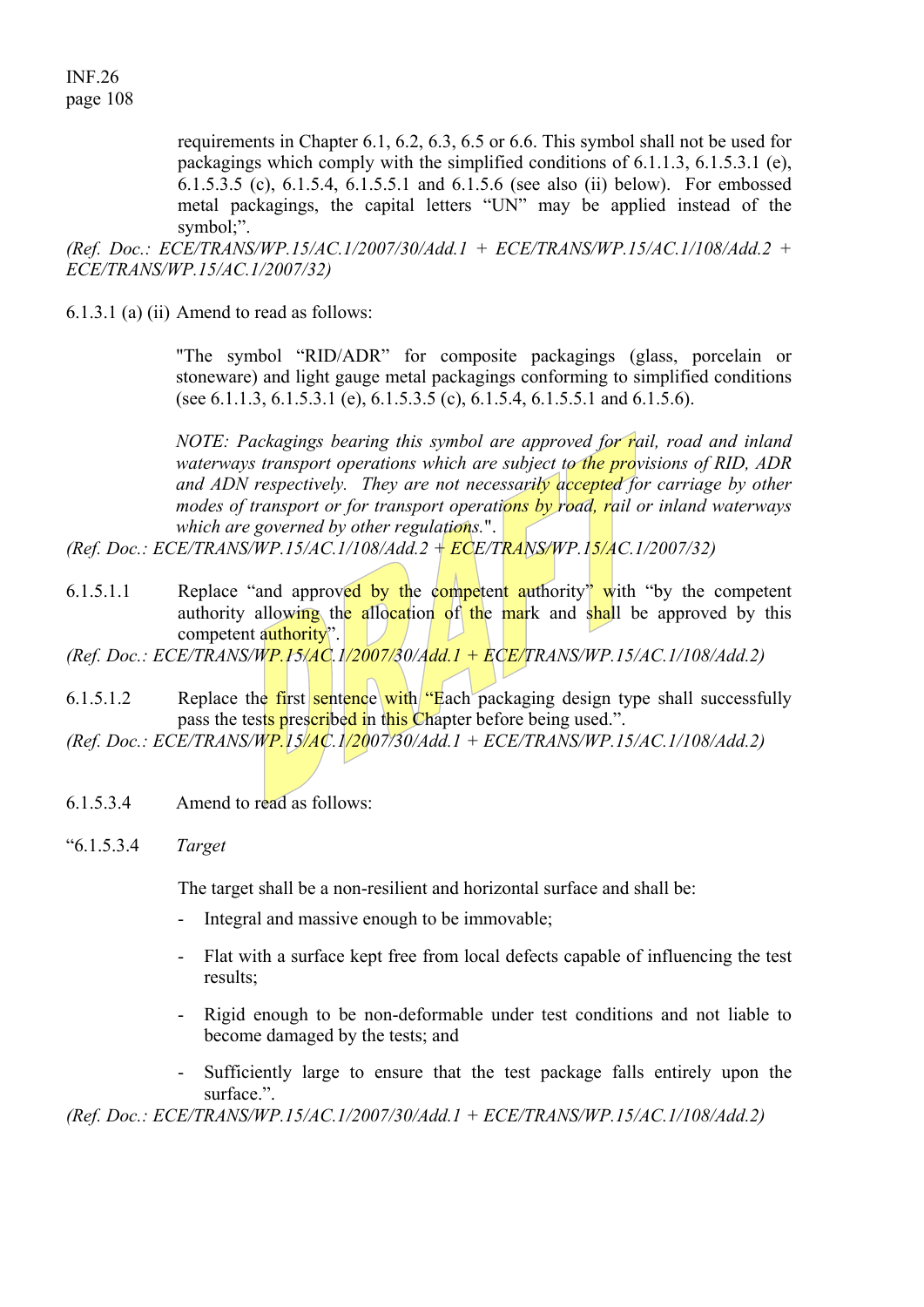requirements in Chapter 6.1, 6.2, 6.3, 6.5 or 6.6. This symbol shall not be used for packagings which comply with the simplified conditions of 6.1.1.3, 6.1.5.3.1 (e), 6.1.5.3.5 (c), 6.1.5.4, 6.1.5.5.1 and 6.1.5.6 (see also (ii) below). For embossed metal packagings, the capital letters "UN" may be applied instead of the symbol;".

*(Ref. Doc.: ECE/TRANS/WP.15/AC.1/2007/30/Add.1 + ECE/TRANS/WP.15/AC.1/108/Add.2 + ECE/TRANS/WP.15/AC.1/2007/32)*

6.1.3.1 (a) (ii) Amend to read as follows:

"The symbol "RID/ADR" for composite packagings (glass, porcelain or stoneware) and light gauge metal packagings conforming to simplified conditions (see 6.1.1.3, 6.1.5.3.1 (e), 6.1.5.3.5 (c), 6.1.5.4, 6.1.5.5.1 and 6.1.5.6).

*NOTE: Packagings bearing this symbol are approved for rail, road and inland waterways transport operations which are subject to the provisions of RID, ADR and ADN respectively. They are not necessarily accepted for carriage by other modes of transport or for transport operations by road, rail or inland waterways which are governed by other regulations.*".

*(Ref. Doc.: ECE/TRANS/WP.15/AC.1/108/Add.2 + ECE/TRANS/WP.15/AC.1/2007/32)*

6.1.5.1.1 Replace "and approved by the competent authority" with "by the competent authority allowing the allocation of the mark and shall be approved by this competent authority".

*(Ref. Doc.: ECE/TRANS/WP.15/AC.1/2007/30/Add.1 + ECE/TRANS/WP.15/AC.1/108/Add.2)*

6.1.5.1.2 Replace the first sentence with "Each packaging design type shall successfully pass the tests prescribed in this Chapter before being used.".

*(Ref. Doc.: ECE/TRANS/WP.15/AC.1/2007/30/Add.1 + ECE/TRANS/WP.15/AC.1/108/Add.2)*

6.1.5.3.4 Amend to read as follows:

"6.1.5.3.4 *Target*

The target shall be a non-resilient and horizontal surface and shall be:

- Integral and massive enough to be immovable;
- Flat with a surface kept free from local defects capable of influencing the test results;
- Rigid enough to be non-deformable under test conditions and not liable to become damaged by the tests; and
- Sufficiently large to ensure that the test package falls entirely upon the surface.".

*(Ref. Doc.: ECE/TRANS/WP.15/AC.1/2007/30/Add.1 + ECE/TRANS/WP.15/AC.1/108/Add.2)*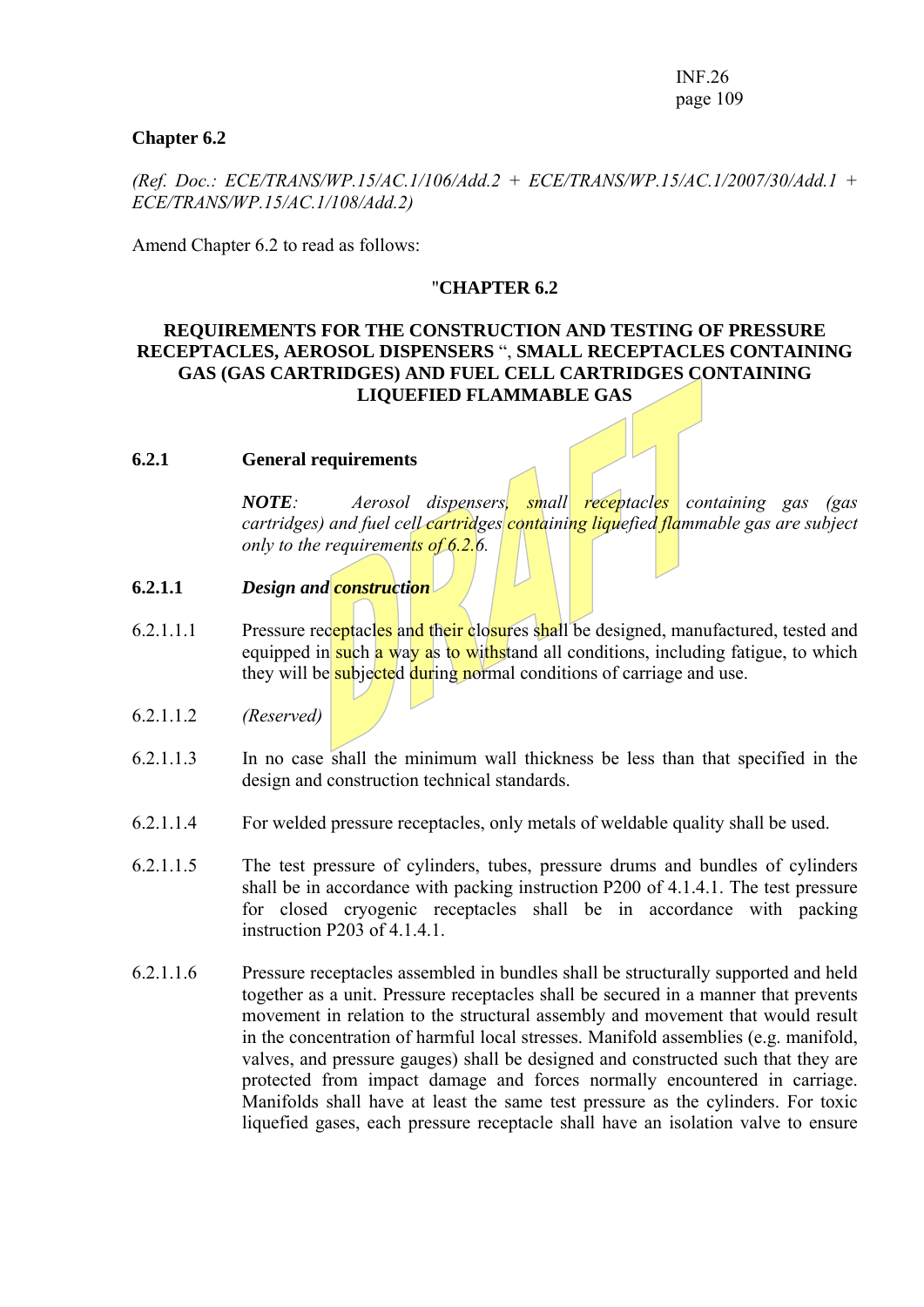**Chapter 6.2**

*(Ref. Doc.: ECE/TRANS/WP.15/AC.1/106/Add.2 + ECE/TRANS/WP.15/AC.1/2007/30/Add.1 + ECE/TRANS/WP.15/AC.1/108/Add.2)*

Amend Chapter 6.2 to read as follows:

# "CHAPTER 6.2

## REQUIREMENTS FOR THE CONSTRUCTION AND TESTING OF PRESSURE RECEPTACLES, AEROSOL DISPENSERS ", SMALL RECEPTACLES CONTAINING GAS (GAS CARTRIDGES) AND FUEL CELL CARTRIDGES CONTAINING LIQUEFIED FLAMMABLE GAS

### 6.2.1 General requirements

***NOTE**: Aerosol dispensers, small receptacles containing gas (gas cartridges) and fuel cell cartridges containing liquefied flammable gas are subject only to the requirements of 6.2.6.*

#### 6.2.1.1 *Design and construction*

6.2.1.1.1 Pressure receptacles and their closures shall be designed, manufactured, tested and equipped in such a way as to withstand all conditions, including fatigue, to which they will be subjected during normal conditions of carriage and use.

6.2.1.1.2 *(Reserved)*

6.2.1.1.3 In no case shall the minimum wall thickness be less than that specified in the design and construction technical standards.

6.2.1.1.4 For welded pressure receptacles, only metals of weldable quality shall be used.

6.2.1.1.5 The test pressure of cylinders, tubes, pressure drums and bundles of cylinders shall be in accordance with packing instruction P200 of 4.1.4.1. The test pressure for closed cryogenic receptacles shall be in accordance with packing instruction P203 of 4.1.4.1.

6.2.1.1.6 Pressure receptacles assembled in bundles shall be structurally supported and held together as a unit. Pressure receptacles shall be secured in a manner that prevents movement in relation to the structural assembly and movement that would result in the concentration of harmful local stresses. Manifold assemblies (e.g. manifold, valves, and pressure gauges) shall be designed and constructed such that they are protected from impact damage and forces normally encountered in carriage. Manifolds shall have at least the same test pressure as the cylinders. For toxic liquefied gases, each pressure receptacle shall have an isolation valve to ensure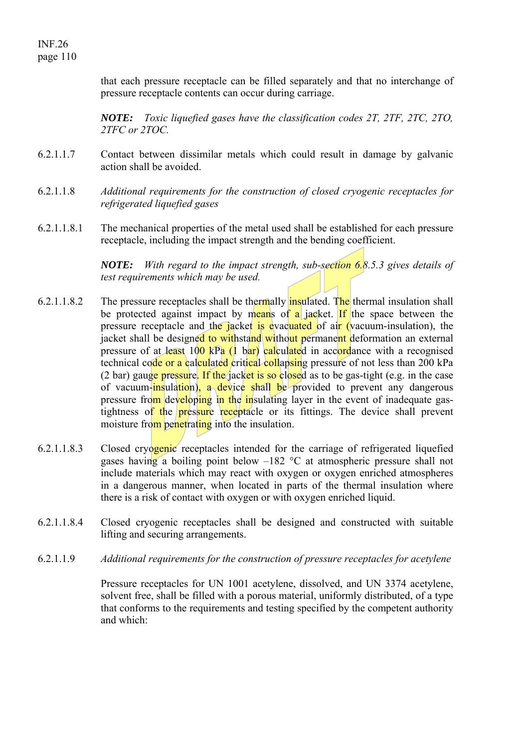that each pressure receptacle can be filled separately and that no interchange of pressure receptacle contents can occur during carriage.

***NOTE:*** *Toxic liquefied gases have the classification codes 2T, 2TF, 2TC, 2TO, 2TFC or 2TOC.*

6.2.1.1.7 Contact between dissimilar metals which could result in damage by galvanic action shall be avoided.

6.2.1.1.8 *Additional requirements for the construction of closed cryogenic receptacles for refrigerated liquefied gases*

6.2.1.1.8.1 The mechanical properties of the metal used shall be established for each pressure receptacle, including the impact strength and the bending coefficient.

***NOTE:*** *With regard to the impact strength, sub-section 6.8.5.3 gives details of test requirements which may be used.*

6.2.1.1.8.2 The pressure receptacles shall be thermally insulated. The thermal insulation shall be protected against impact by means of a jacket. If the space between the pressure receptacle and the jacket is evacuated of air (vacuum-insulation), the jacket shall be designed to withstand without permanent deformation an external pressure of at least 100 kPa (1 bar) calculated in accordance with a recognised technical code or a calculated critical collapsing pressure of not less than 200 kPa (2 bar) gauge pressure. If the jacket is so closed as to be gas-tight (e.g. in the case of vacuum-insulation), a device shall be provided to prevent any dangerous pressure from developing in the insulating layer in the event of inadequate gas-tightness of the pressure receptacle or its fittings. The device shall prevent moisture from penetrating into the insulation.

6.2.1.1.8.3 Closed cryogenic receptacles intended for the carriage of refrigerated liquefied gases having a boiling point below –182 °C at atmospheric pressure shall not include materials which may react with oxygen or oxygen enriched atmospheres in a dangerous manner, when located in parts of the thermal insulation where there is a risk of contact with oxygen or with oxygen enriched liquid.

6.2.1.1.8.4 Closed cryogenic receptacles shall be designed and constructed with suitable lifting and securing arrangements.

6.2.1.1.9 *Additional requirements for the construction of pressure receptacles for acetylene*

Pressure receptacles for UN 1001 acetylene, dissolved, and UN 3374 acetylene, solvent free, shall be filled with a porous material, uniformly distributed, of a type that conforms to the requirements and testing specified by the competent authority and which: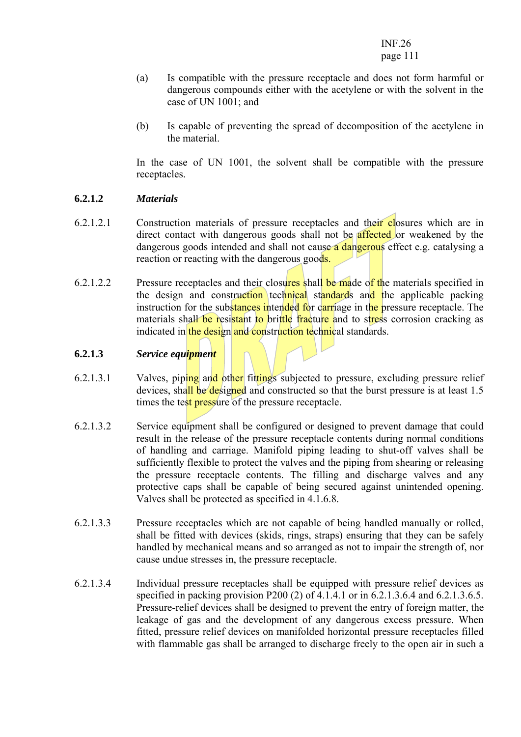(a) Is compatible with the pressure receptacle and does not form harmful or dangerous compounds either with the acetylene or with the solvent in the case of UN 1001; and

(b) Is capable of preventing the spread of decomposition of the acetylene in the material.

In the case of UN 1001, the solvent shall be compatible with the pressure receptacles.

### 6.2.1.2 *Materials*

6.2.1.2.1 Construction materials of pressure receptacles and their closures which are in direct contact with dangerous goods shall not be affected or weakened by the dangerous goods intended and shall not cause a dangerous effect e.g. catalysing a reaction or reacting with the dangerous goods.

6.2.1.2.2 Pressure receptacles and their closures shall be made of the materials specified in the design and construction technical standards and the applicable packing instruction for the substances intended for carriage in the pressure receptacle. The materials shall be resistant to brittle fracture and to stress corrosion cracking as indicated in the design and construction technical standards.

### 6.2.1.3 *Service equipment*

6.2.1.3.1 Valves, piping and other fittings subjected to pressure, excluding pressure relief devices, shall be designed and constructed so that the burst pressure is at least 1.5 times the test pressure of the pressure receptacle.

6.2.1.3.2 Service equipment shall be configured or designed to prevent damage that could result in the release of the pressure receptacle contents during normal conditions of handling and carriage. Manifold piping leading to shut-off valves shall be sufficiently flexible to protect the valves and the piping from shearing or releasing the pressure receptacle contents. The filling and discharge valves and any protective caps shall be capable of being secured against unintended opening. Valves shall be protected as specified in 4.1.6.8.

6.2.1.3.3 Pressure receptacles which are not capable of being handled manually or rolled, shall be fitted with devices (skids, rings, straps) ensuring that they can be safely handled by mechanical means and so arranged as not to impair the strength of, nor cause undue stresses in, the pressure receptacle.

6.2.1.3.4 Individual pressure receptacles shall be equipped with pressure relief devices as specified in packing provision P200 (2) of 4.1.4.1 or in 6.2.1.3.6.4 and 6.2.1.3.6.5. Pressure-relief devices shall be designed to prevent the entry of foreign matter, the leakage of gas and the development of any dangerous excess pressure. When fitted, pressure relief devices on manifolded horizontal pressure receptacles filled with flammable gas shall be arranged to discharge freely to the open air in such a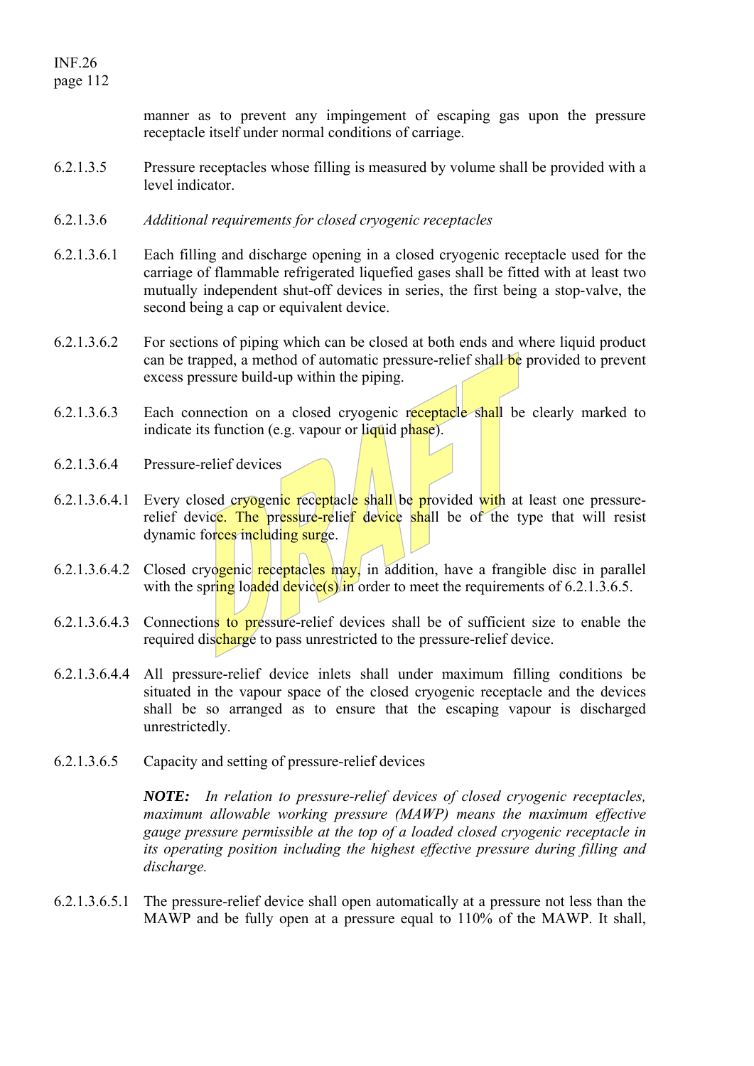manner as to prevent any impingement of escaping gas upon the pressure receptacle itself under normal conditions of carriage.

6.2.1.3.5 Pressure receptacles whose filling is measured by volume shall be provided with a level indicator.

6.2.1.3.6 *Additional requirements for closed cryogenic receptacles*

6.2.1.3.6.1 Each filling and discharge opening in a closed cryogenic receptacle used for the carriage of flammable refrigerated liquefied gases shall be fitted with at least two mutually independent shut-off devices in series, the first being a stop-valve, the second being a cap or equivalent device.

6.2.1.3.6.2 For sections of piping which can be closed at both ends and where liquid product can be trapped, a method of automatic pressure-relief shall be provided to prevent excess pressure build-up within the piping.

6.2.1.3.6.3 Each connection on a closed cryogenic receptacle shall be clearly marked to indicate its function (e.g. vapour or liquid phase).

6.2.1.3.6.4 Pressure-relief devices

6.2.1.3.6.4.1 Every closed cryogenic receptacle shall be provided with at least one pressure-relief device. The pressure-relief device shall be of the type that will resist dynamic forces including surge.

6.2.1.3.6.4.2 Closed cryogenic receptacles may, in addition, have a frangible disc in parallel with the spring loaded device(s) in order to meet the requirements of 6.2.1.3.6.5.

6.2.1.3.6.4.3 Connections to pressure-relief devices shall be of sufficient size to enable the required discharge to pass unrestricted to the pressure-relief device.

6.2.1.3.6.4.4 All pressure-relief device inlets shall under maximum filling conditions be situated in the vapour space of the closed cryogenic receptacle and the devices shall be so arranged as to ensure that the escaping vapour is discharged unrestrictedly.

6.2.1.3.6.5 Capacity and setting of pressure-relief devices

***NOTE:*** *In relation to pressure-relief devices of closed cryogenic receptacles, maximum allowable working pressure (MAWP) means the maximum effective gauge pressure permissible at the top of a loaded closed cryogenic receptacle in its operating position including the highest effective pressure during filling and discharge.*

6.2.1.3.6.5.1 The pressure-relief device shall open automatically at a pressure not less than the MAWP and be fully open at a pressure equal to 110% of the MAWP. It shall,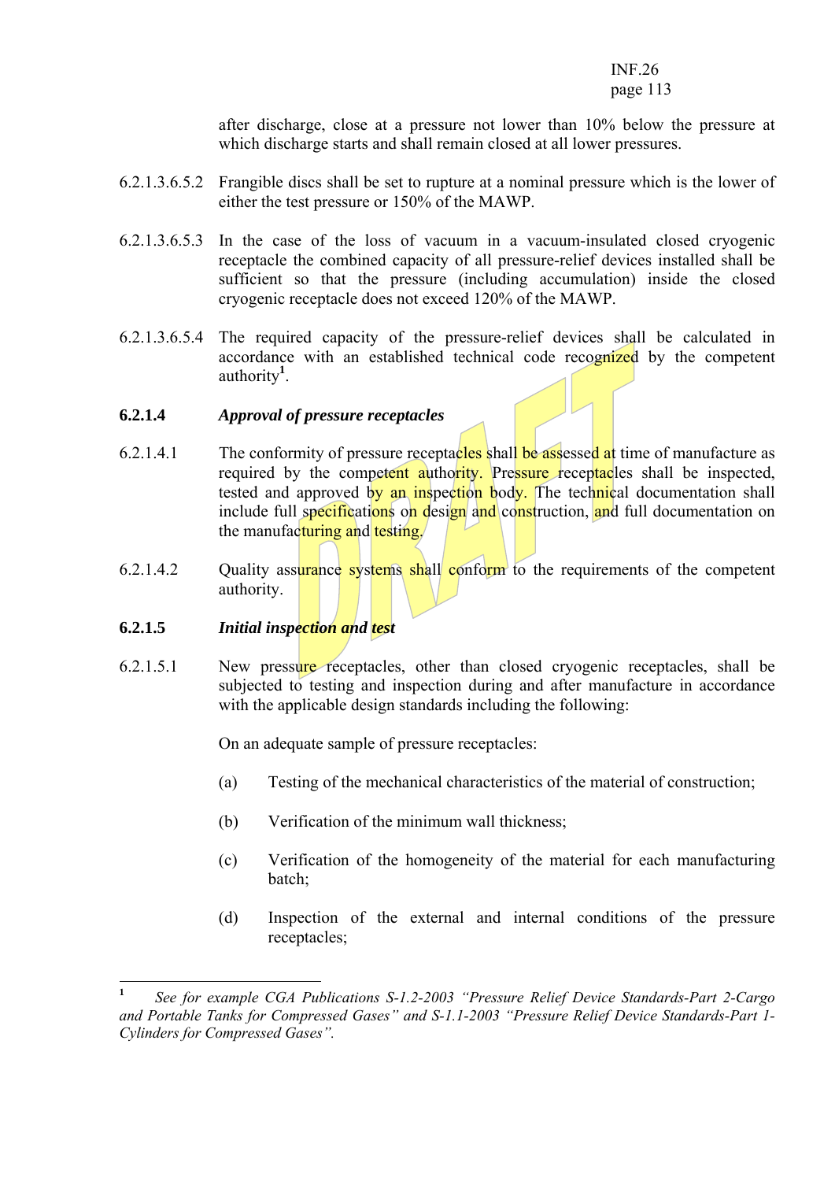after discharge, close at a pressure not lower than 10% below the pressure at which discharge starts and shall remain closed at all lower pressures.

6.2.1.3.6.5.2 Frangible discs shall be set to rupture at a nominal pressure which is the lower of either the test pressure or 150% of the MAWP.

6.2.1.3.6.5.3 In the case of the loss of vacuum in a vacuum-insulated closed cryogenic receptacle the combined capacity of all pressure-relief devices installed shall be sufficient so that the pressure (including accumulation) inside the closed cryogenic receptacle does not exceed 120% of the MAWP.

6.2.1.3.6.5.4 The required capacity of the pressure-relief devices shall be calculated in accordance with an established technical code recognized by the competent authority[1].

**6.2.1.4** ***Approval of pressure receptacles***

6.2.1.4.1 The conformity of pressure receptacles shall be assessed at time of manufacture as required by the competent authority. Pressure receptacles shall be inspected, tested and approved by an inspection body. The technical documentation shall include full specifications on design and construction, and full documentation on the manufacturing and testing.

6.2.1.4.2 Quality assurance systems shall conform to the requirements of the competent authority.

**6.2.1.5** ***Initial inspection and test***

6.2.1.5.1 New pressure receptacles, other than closed cryogenic receptacles, shall be subjected to testing and inspection during and after manufacture in accordance with the applicable design standards including the following:

On an adequate sample of pressure receptacles:

(a) Testing of the mechanical characteristics of the material of construction;

(b) Verification of the minimum wall thickness;

(c) Verification of the homogeneity of the material for each manufacturing batch;

(d) Inspection of the external and internal conditions of the pressure receptacles;

---

[1] *See for example CGA Publications S-1.2-2003 "Pressure Relief Device Standards-Part 2-Cargo and Portable Tanks for Compressed Gases" and S-1.1-2003 "Pressure Relief Device Standards-Part 1-Cylinders for Compressed Gases".*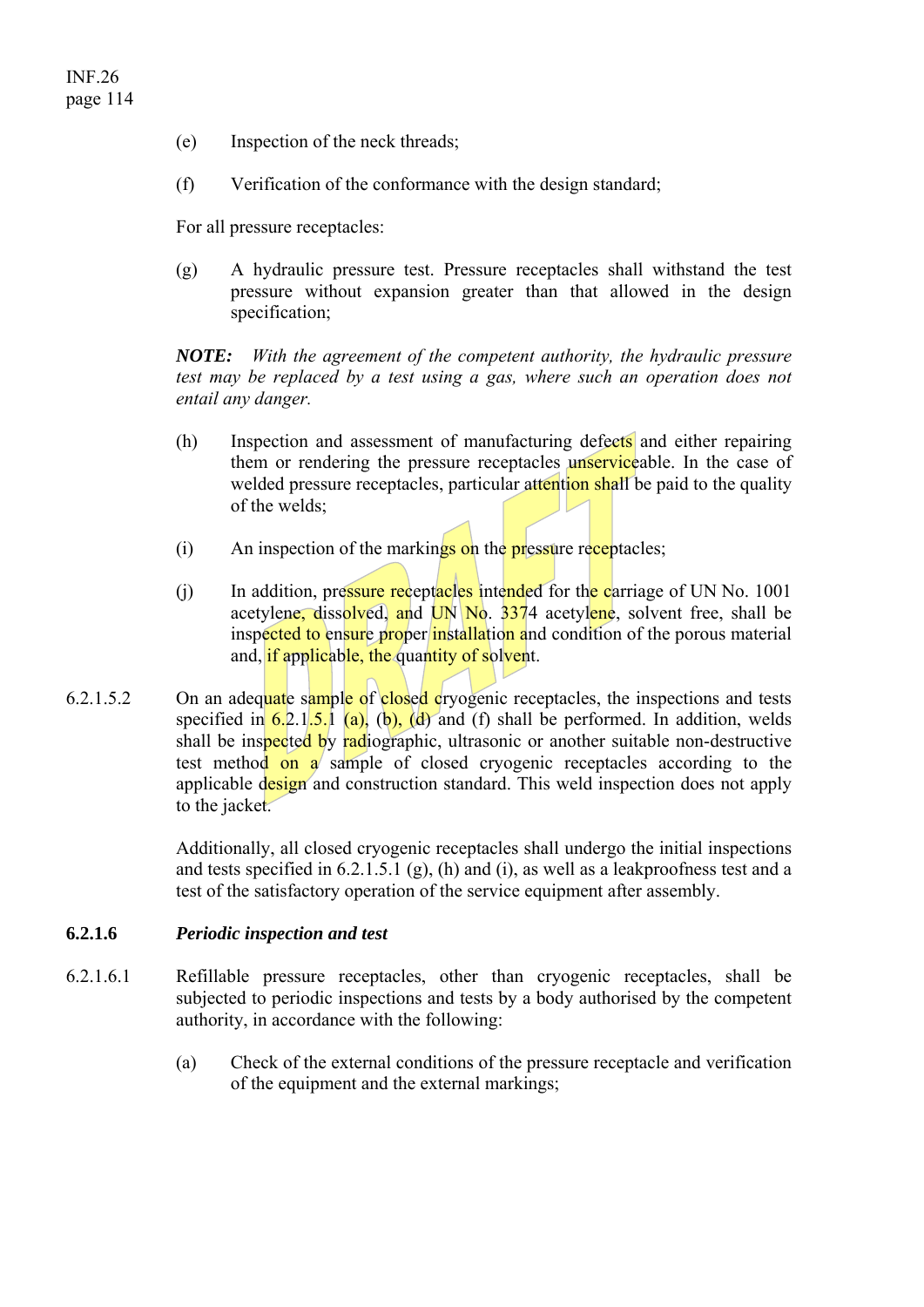(e) Inspection of the neck threads;

(f) Verification of the conformance with the design standard;

For all pressure receptacles:

(g) A hydraulic pressure test. Pressure receptacles shall withstand the test pressure without expansion greater than that allowed in the design specification;

***NOTE:*** *With the agreement of the competent authority, the hydraulic pressure test may be replaced by a test using a gas, where such an operation does not entail any danger.*

(h) Inspection and assessment of manufacturing defects and either repairing them or rendering the pressure receptacles unserviceable. In the case of welded pressure receptacles, particular attention shall be paid to the quality of the welds;

(i) An inspection of the markings on the pressure receptacles;

(j) In addition, pressure receptacles intended for the carriage of UN No. 1001 acetylene, dissolved, and UN No. 3374 acetylene, solvent free, shall be inspected to ensure proper installation and condition of the porous material and, if applicable, the quantity of solvent.

6.2.1.5.2 On an adequate sample of closed cryogenic receptacles, the inspections and tests specified in 6.2.1.5.1 (a), (b), (d) and (f) shall be performed. In addition, welds shall be inspected by radiographic, ultrasonic or another suitable non-destructive test method on a sample of closed cryogenic receptacles according to the applicable design and construction standard. This weld inspection does not apply to the jacket.

Additionally, all closed cryogenic receptacles shall undergo the initial inspections and tests specified in 6.2.1.5.1 (g), (h) and (i), as well as a leakproofness test and a test of the satisfactory operation of the service equipment after assembly.

### 6.2.1.6 *Periodic inspection and test*

6.2.1.6.1 Refillable pressure receptacles, other than cryogenic receptacles, shall be subjected to periodic inspections and tests by a body authorised by the competent authority, in accordance with the following:

(a) Check of the external conditions of the pressure receptacle and verification of the equipment and the external markings;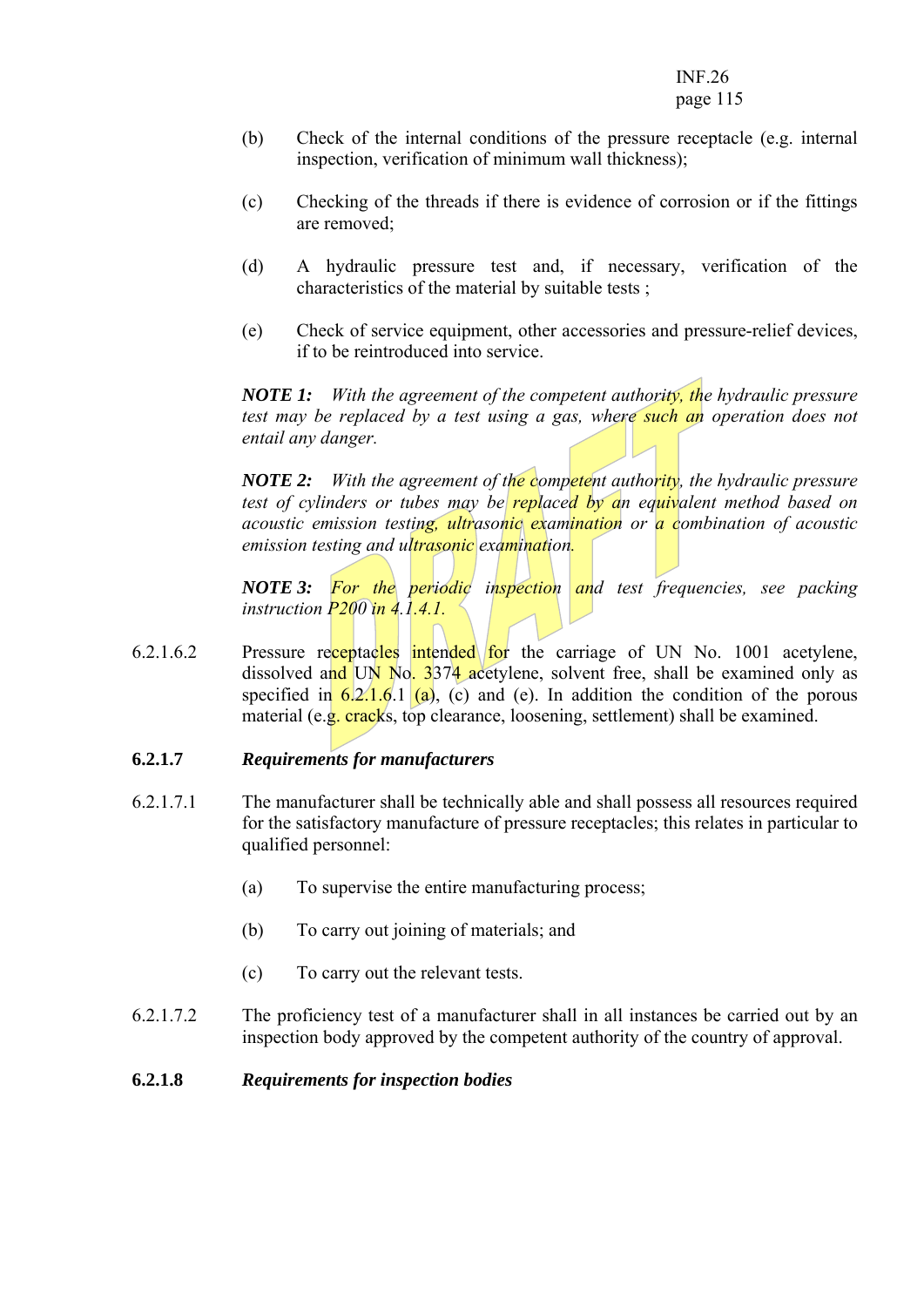(b) Check of the internal conditions of the pressure receptacle (e.g. internal inspection, verification of minimum wall thickness);

(c) Checking of the threads if there is evidence of corrosion or if the fittings are removed;

(d) A hydraulic pressure test and, if necessary, verification of the characteristics of the material by suitable tests ;

(e) Check of service equipment, other accessories and pressure-relief devices, if to be reintroduced into service.

***NOTE 1:*** *With the agreement of the competent authority, the hydraulic pressure test may be replaced by a test using a gas, where such an operation does not entail any danger.*

***NOTE 2:*** *With the agreement of the competent authority, the hydraulic pressure test of cylinders or tubes may be replaced by an equivalent method based on acoustic emission testing, ultrasonic examination or a combination of acoustic emission testing and ultrasonic examination.*

***NOTE 3:*** *For the periodic inspection and test frequencies, see packing instruction P200 in 4.1.4.1.*

6.2.1.6.2 Pressure receptacles intended for the carriage of UN No. 1001 acetylene, dissolved and UN No. 3374 acetylene, solvent free, shall be examined only as specified in 6.2.1.6.1 (a), (c) and (e). In addition the condition of the porous material (e.g. cracks, top clearance, loosening, settlement) shall be examined.

### 6.2.1.7 *Requirements for manufacturers*

6.2.1.7.1 The manufacturer shall be technically able and shall possess all resources required for the satisfactory manufacture of pressure receptacles; this relates in particular to qualified personnel:

(a) To supervise the entire manufacturing process;

(b) To carry out joining of materials; and

(c) To carry out the relevant tests.

6.2.1.7.2 The proficiency test of a manufacturer shall in all instances be carried out by an inspection body approved by the competent authority of the country of approval.

### 6.2.1.8 *Requirements for inspection bodies*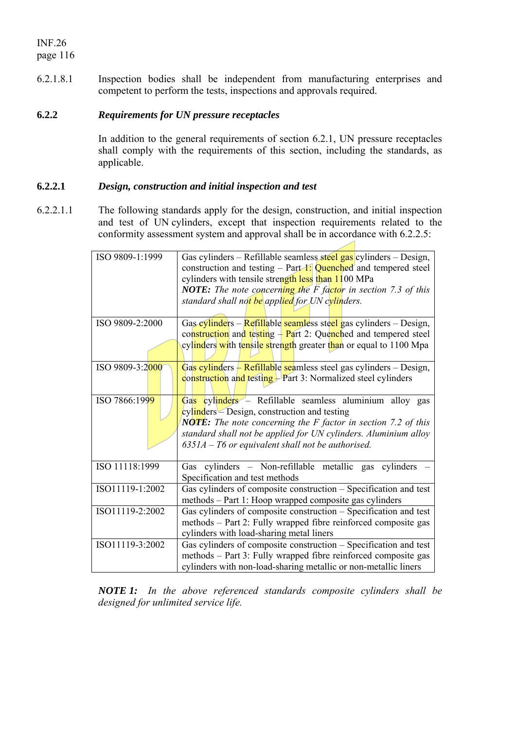6.2.1.8.1 Inspection bodies shall be independent from manufacturing enterprises and competent to perform the tests, inspections and approvals required.

### 6.2.2 *Requirements for UN pressure receptacles*

In addition to the general requirements of section 6.2.1, UN pressure receptacles shall comply with the requirements of this section, including the standards, as applicable.

### 6.2.2.1 *Design, construction and initial inspection and test*

6.2.2.1.1 The following standards apply for the design, construction, and initial inspection and test of UN cylinders, except that inspection requirements related to the conformity assessment system and approval shall be in accordance with 6.2.2.5:

| | |
|---|---|
| ISO 9809-1:1999 | Gas cylinders – Refillable seamless steel gas cylinders – Design, construction and testing – Part 1: Quenched and tempered steel cylinders with tensile strength less than 1100 MPa<br>***NOTE:*** *The note concerning the F factor in section 7.3 of this standard shall not be applied for UN cylinders.* |
| ISO 9809-2:2000 | Gas cylinders – Refillable seamless steel gas cylinders – Design, construction and testing – Part 2: Quenched and tempered steel cylinders with tensile strength greater than or equal to 1100 Mpa |
| ISO 9809-3:2000 | Gas cylinders – Refillable seamless steel gas cylinders – Design, construction and testing – Part 3: Normalized steel cylinders |
| ISO 7866:1999 | Gas cylinders – Refillable seamless aluminium alloy gas cylinders – Design, construction and testing<br>***NOTE:*** *The note concerning the F factor in section 7.2 of this standard shall not be applied for UN cylinders. Aluminium alloy 6351A – T6 or equivalent shall not be authorised.* |
| ISO 11118:1999 | Gas cylinders – Non-refillable metallic gas cylinders – Specification and test methods |
| ISO11119-1:2002 | Gas cylinders of composite construction – Specification and test methods – Part 1: Hoop wrapped composite gas cylinders |
| ISO11119-2:2002 | Gas cylinders of composite construction – Specification and test methods – Part 2: Fully wrapped fibre reinforced composite gas cylinders with load-sharing metal liners |
| ISO11119-3:2002 | Gas cylinders of composite construction – Specification and test methods – Part 3: Fully wrapped fibre reinforced composite gas cylinders with non-load-sharing metallic or non-metallic liners |

***NOTE 1:*** *In the above referenced standards composite cylinders shall be designed for unlimited service life.*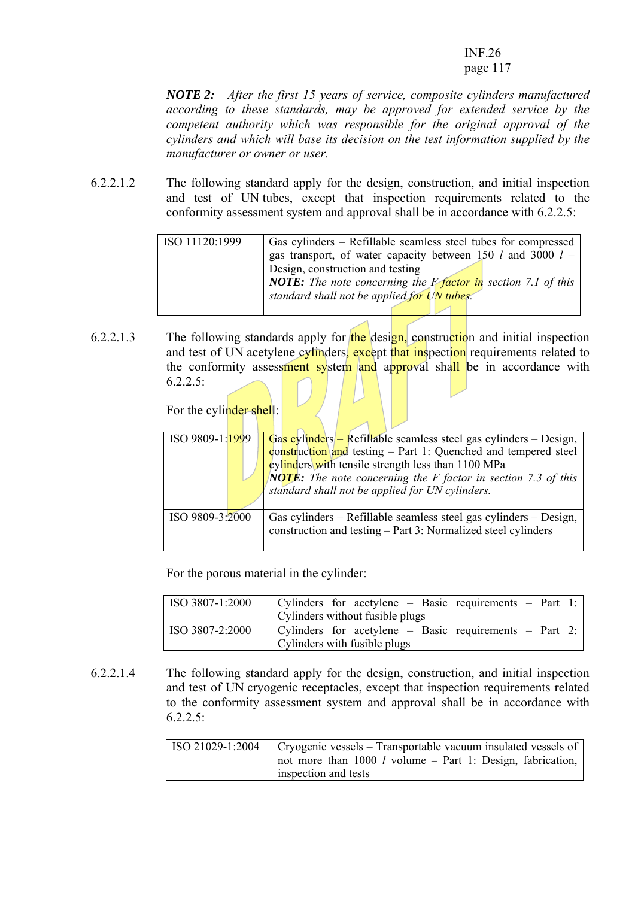*NOTE 2: After the first 15 years of service, composite cylinders manufactured according to these standards, may be approved for extended service by the competent authority which was responsible for the original approval of the cylinders and which will base its decision on the test information supplied by the manufacturer or owner or user.*

6.2.2.1.2 The following standard apply for the design, construction, and initial inspection and test of UN tubes, except that inspection requirements related to the conformity assessment system and approval shall be in accordance with 6.2.2.5:

| | |
|---|---|
| ISO 11120:1999 | Gas cylinders – Refillable seamless steel tubes for compressed gas transport, of water capacity between 150 *l* and 3000 *l* – Design, construction and testing<br>***NOTE:*** *The note concerning the F factor in section 7.1 of this standard shall not be applied for UN tubes.* |

6.2.2.1.3 The following standards apply for the design, construction and initial inspection and test of UN acetylene cylinders, except that inspection requirements related to the conformity assessment system and approval shall be in accordance with 6.2.2.5:

For the cylinder shell:

| | |
|---|---|
| ISO 9809-1:1999 | Gas cylinders – Refillable seamless steel gas cylinders – Design, construction and testing – Part 1: Quenched and tempered steel cylinders with tensile strength less than 1100 MPa<br>***NOTE:*** *The note concerning the F factor in section 7.3 of this standard shall not be applied for UN cylinders.* |
| ISO 9809-3:2000 | Gas cylinders – Refillable seamless steel gas cylinders – Design, construction and testing – Part 3: Normalized steel cylinders |

For the porous material in the cylinder:

| | |
|---|---|
| ISO 3807-1:2000 | Cylinders for acetylene – Basic requirements – Part 1: Cylinders without fusible plugs |
| ISO 3807-2:2000 | Cylinders for acetylene – Basic requirements – Part 2: Cylinders with fusible plugs |

6.2.2.1.4 The following standard apply for the design, construction, and initial inspection and test of UN cryogenic receptacles, except that inspection requirements related to the conformity assessment system and approval shall be in accordance with 6.2.2.5:

| | |
|---|---|
| ISO 21029-1:2004 | Cryogenic vessels – Transportable vacuum insulated vessels of not more than 1000 *l* volume – Part 1: Design, fabrication, inspection and tests |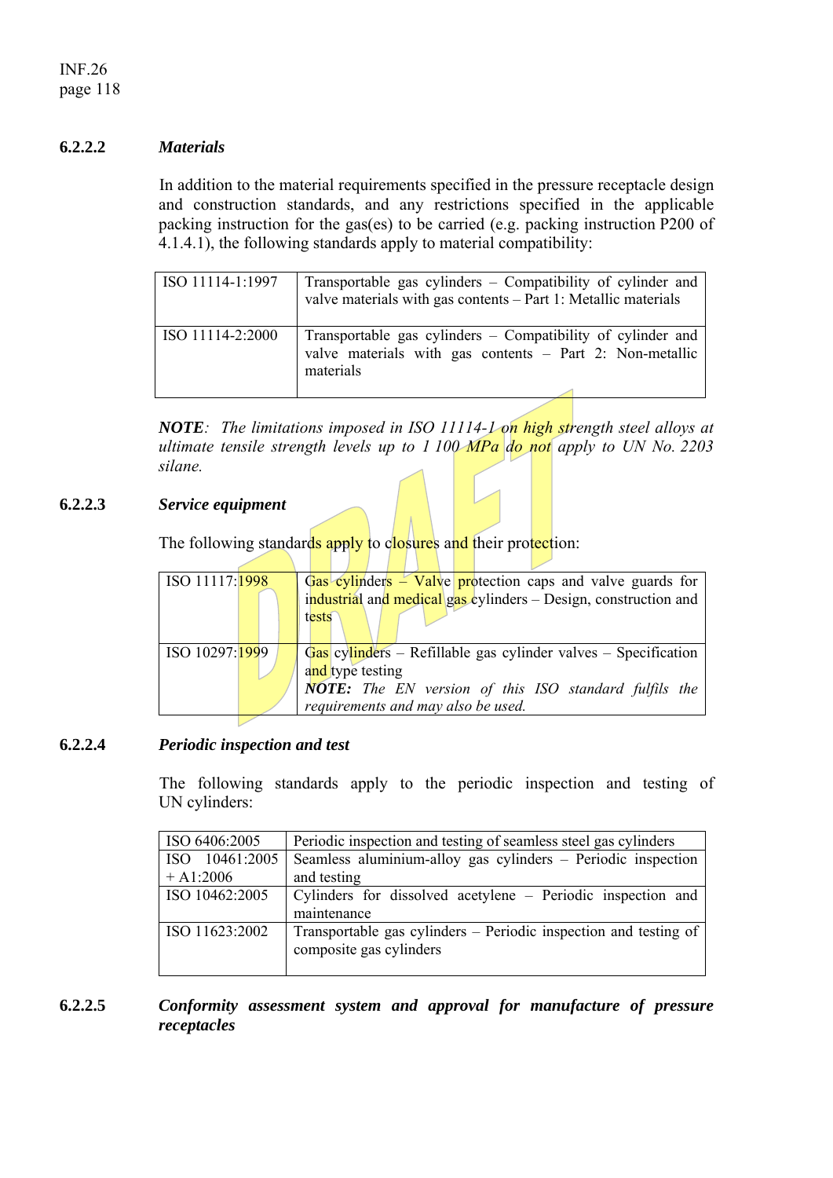### 6.2.2.2 *Materials*

In addition to the material requirements specified in the pressure receptacle design and construction standards, and any restrictions specified in the applicable packing instruction for the gas(es) to be carried (e.g. packing instruction P200 of 4.1.4.1), the following standards apply to material compatibility:

| | |
|---|---|
| ISO 11114-1:1997 | Transportable gas cylinders – Compatibility of cylinder and valve materials with gas contents – Part 1: Metallic materials |
| ISO 11114-2:2000 | Transportable gas cylinders – Compatibility of cylinder and valve materials with gas contents – Part 2: Non-metallic materials |

***NOTE**: The limitations imposed in ISO 11114-1 on high strength steel alloys at ultimate tensile strength levels up to 1 100 MPa do not apply to UN No. 2203 silane.*

### 6.2.2.3 *Service equipment*

The following standards apply to closures and their protection:

| | |
|---|---|
| ISO 11117:1998 | Gas cylinders – Valve protection caps and valve guards for industrial and medical gas cylinders – Design, construction and tests |
| ISO 10297:1999 | Gas cylinders – Refillable gas cylinder valves – Specification and type testing<br>***NOTE:** The EN version of this ISO standard fulfils the requirements and may also be used.* |

### 6.2.2.4 *Periodic inspection and test*

The following standards apply to the periodic inspection and testing of UN cylinders:

| | |
|---|---|
| ISO 6406:2005 | Periodic inspection and testing of seamless steel gas cylinders |
| ISO 10461:2005 + A1:2006 | Seamless aluminium-alloy gas cylinders – Periodic inspection and testing |
| ISO 10462:2005 | Cylinders for dissolved acetylene – Periodic inspection and maintenance |
| ISO 11623:2002 | Transportable gas cylinders – Periodic inspection and testing of composite gas cylinders |

### 6.2.2.5 *Conformity assessment system and approval for manufacture of pressure receptacles*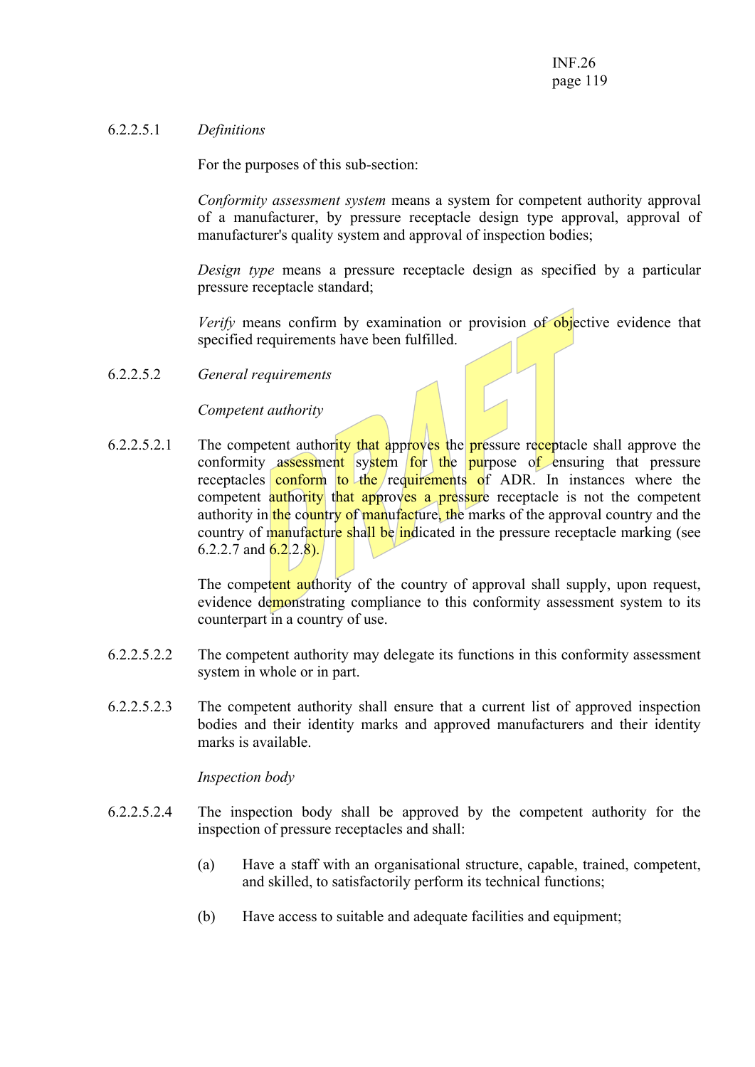6.2.2.5.1 *Definitions*

For the purposes of this sub-section:

*Conformity assessment system* means a system for competent authority approval of a manufacturer, by pressure receptacle design type approval, approval of manufacturer's quality system and approval of inspection bodies;

*Design type* means a pressure receptacle design as specified by a particular pressure receptacle standard;

*Verify* means confirm by examination or provision of objective evidence that specified requirements have been fulfilled.

6.2.2.5.2 *General requirements*

*Competent authority*

6.2.2.5.2.1 The competent authority that approves the pressure receptacle shall approve the conformity assessment system for the purpose of ensuring that pressure receptacles conform to the requirements of ADR. In instances where the competent authority that approves a pressure receptacle is not the competent authority in the country of manufacture, the marks of the approval country and the country of manufacture shall be indicated in the pressure receptacle marking (see 6.2.2.7 and 6.2.2.8).

The competent authority of the country of approval shall supply, upon request, evidence demonstrating compliance to this conformity assessment system to its counterpart in a country of use.

6.2.2.5.2.2 The competent authority may delegate its functions in this conformity assessment system in whole or in part.

6.2.2.5.2.3 The competent authority shall ensure that a current list of approved inspection bodies and their identity marks and approved manufacturers and their identity marks is available.

*Inspection body*

6.2.2.5.2.4 The inspection body shall be approved by the competent authority for the inspection of pressure receptacles and shall:

(a) Have a staff with an organisational structure, capable, trained, competent, and skilled, to satisfactorily perform its technical functions;

(b) Have access to suitable and adequate facilities and equipment;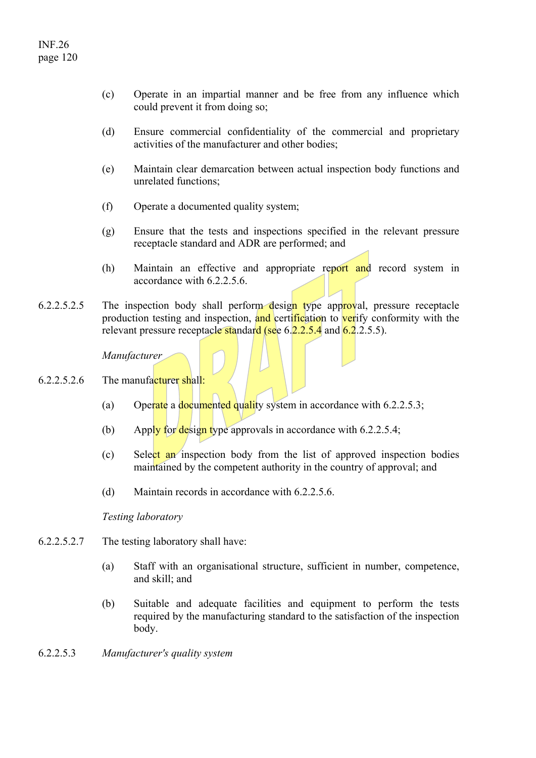(c) Operate in an impartial manner and be free from any influence which could prevent it from doing so;

(d) Ensure commercial confidentiality of the commercial and proprietary activities of the manufacturer and other bodies;

(e) Maintain clear demarcation between actual inspection body functions and unrelated functions;

(f) Operate a documented quality system;

(g) Ensure that the tests and inspections specified in the relevant pressure receptacle standard and ADR are performed; and

(h) Maintain an effective and appropriate report and record system in accordance with 6.2.2.5.6.

6.2.2.5.2.5 The inspection body shall perform design type approval, pressure receptacle production testing and inspection, and certification to verify conformity with the relevant pressure receptacle standard (see 6.2.2.5.4 and 6.2.2.5.5).

*Manufacturer*

6.2.2.5.2.6 The manufacturer shall:

(a) Operate a documented quality system in accordance with 6.2.2.5.3;

(b) Apply for design type approvals in accordance with 6.2.2.5.4;

(c) Select an inspection body from the list of approved inspection bodies maintained by the competent authority in the country of approval; and

(d) Maintain records in accordance with 6.2.2.5.6.

*Testing laboratory*

6.2.2.5.2.7 The testing laboratory shall have:

(a) Staff with an organisational structure, sufficient in number, competence, and skill; and

(b) Suitable and adequate facilities and equipment to perform the tests required by the manufacturing standard to the satisfaction of the inspection body.

6.2.2.5.3 *Manufacturer's quality system*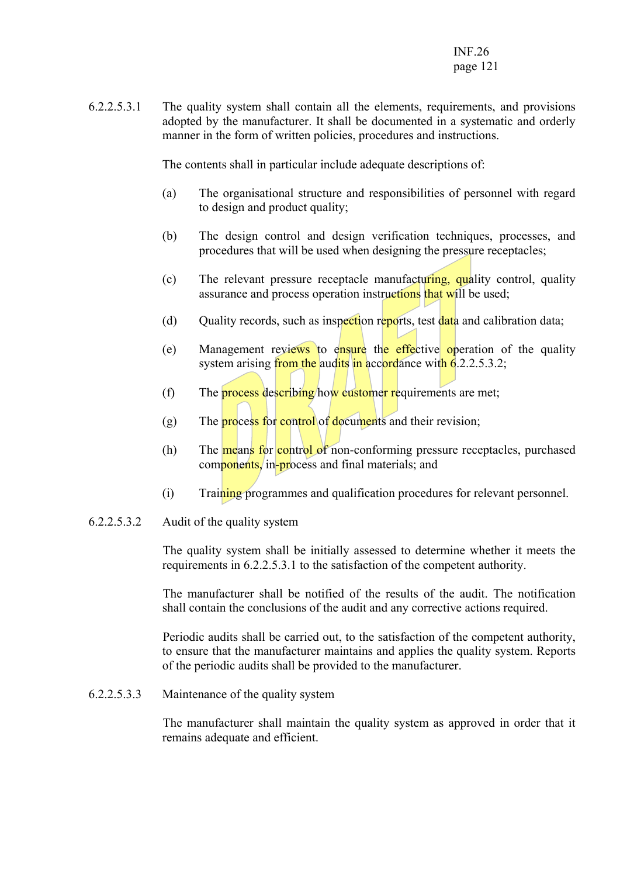6.2.2.5.3.1 The quality system shall contain all the elements, requirements, and provisions adopted by the manufacturer. It shall be documented in a systematic and orderly manner in the form of written policies, procedures and instructions.

The contents shall in particular include adequate descriptions of:

(a) The organisational structure and responsibilities of personnel with regard to design and product quality;

(b) The design control and design verification techniques, processes, and procedures that will be used when designing the pressure receptacles;

(c) The relevant pressure receptacle manufacturing, quality control, quality assurance and process operation instructions that will be used;

(d) Quality records, such as inspection reports, test data and calibration data;

(e) Management reviews to ensure the effective operation of the quality system arising from the audits in accordance with 6.2.2.5.3.2;

(f) The process describing how customer requirements are met;

(g) The process for control of documents and their revision;

(h) The means for control of non-conforming pressure receptacles, purchased components, in-process and final materials; and

(i) Training programmes and qualification procedures for relevant personnel.

6.2.2.5.3.2 Audit of the quality system

The quality system shall be initially assessed to determine whether it meets the requirements in 6.2.2.5.3.1 to the satisfaction of the competent authority.

The manufacturer shall be notified of the results of the audit. The notification shall contain the conclusions of the audit and any corrective actions required.

Periodic audits shall be carried out, to the satisfaction of the competent authority, to ensure that the manufacturer maintains and applies the quality system. Reports of the periodic audits shall be provided to the manufacturer.

6.2.2.5.3.3 Maintenance of the quality system

The manufacturer shall maintain the quality system as approved in order that it remains adequate and efficient.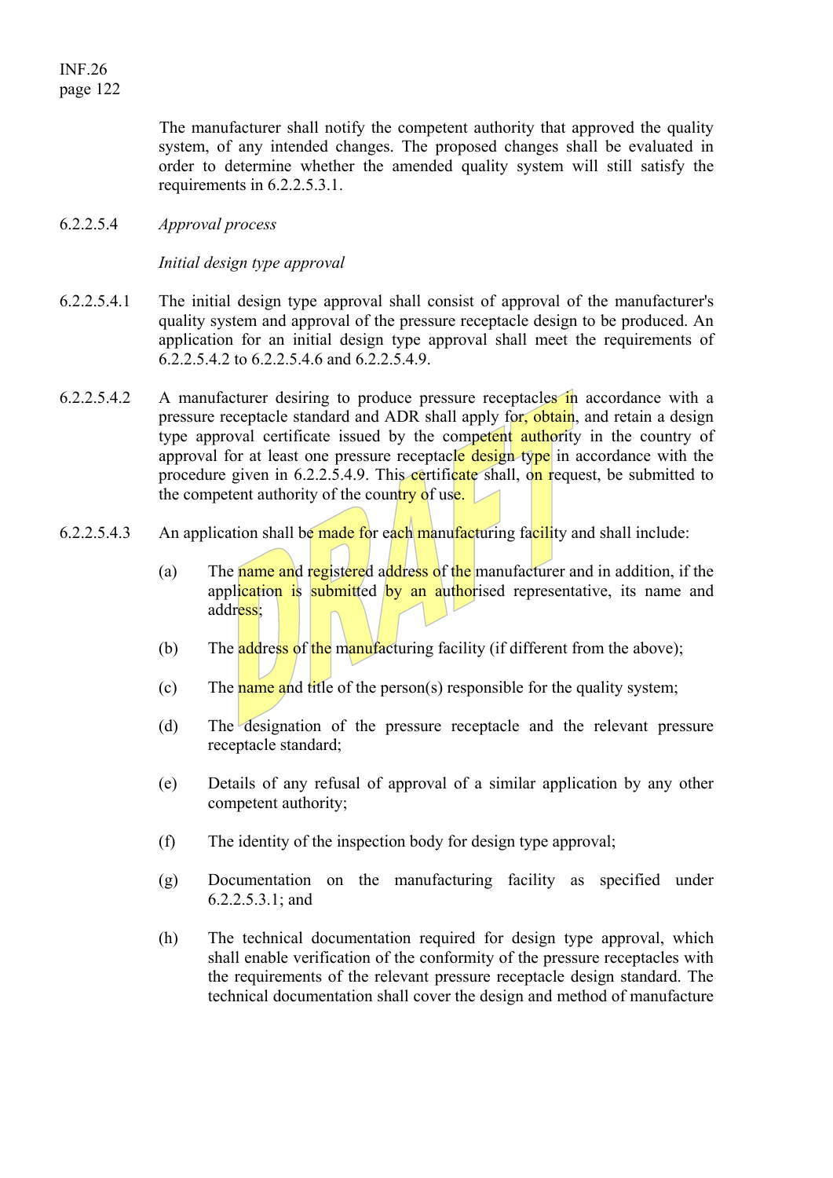The manufacturer shall notify the competent authority that approved the quality system, of any intended changes. The proposed changes shall be evaluated in order to determine whether the amended quality system will still satisfy the requirements in 6.2.2.5.3.1.

6.2.2.5.4 *Approval process*

*Initial design type approval*

6.2.2.5.4.1 The initial design type approval shall consist of approval of the manufacturer's quality system and approval of the pressure receptacle design to be produced. An application for an initial design type approval shall meet the requirements of 6.2.2.5.4.2 to 6.2.2.5.4.6 and 6.2.2.5.4.9.

6.2.2.5.4.2 A manufacturer desiring to produce pressure receptacles in accordance with a pressure receptacle standard and ADR shall apply for, obtain, and retain a design type approval certificate issued by the competent authority in the country of approval for at least one pressure receptacle design type in accordance with the procedure given in 6.2.2.5.4.9. This certificate shall, on request, be submitted to the competent authority of the country of use.

6.2.2.5.4.3 An application shall be made for each manufacturing facility and shall include:

(a) The name and registered address of the manufacturer and in addition, if the application is submitted by an authorised representative, its name and address;

(b) The address of the manufacturing facility (if different from the above);

(c) The name and title of the person(s) responsible for the quality system;

(d) The designation of the pressure receptacle and the relevant pressure receptacle standard;

(e) Details of any refusal of approval of a similar application by any other competent authority;

(f) The identity of the inspection body for design type approval;

(g) Documentation on the manufacturing facility as specified under 6.2.2.5.3.1; and

(h) The technical documentation required for design type approval, which shall enable verification of the conformity of the pressure receptacles with the requirements of the relevant pressure receptacle design standard. The technical documentation shall cover the design and method of manufacture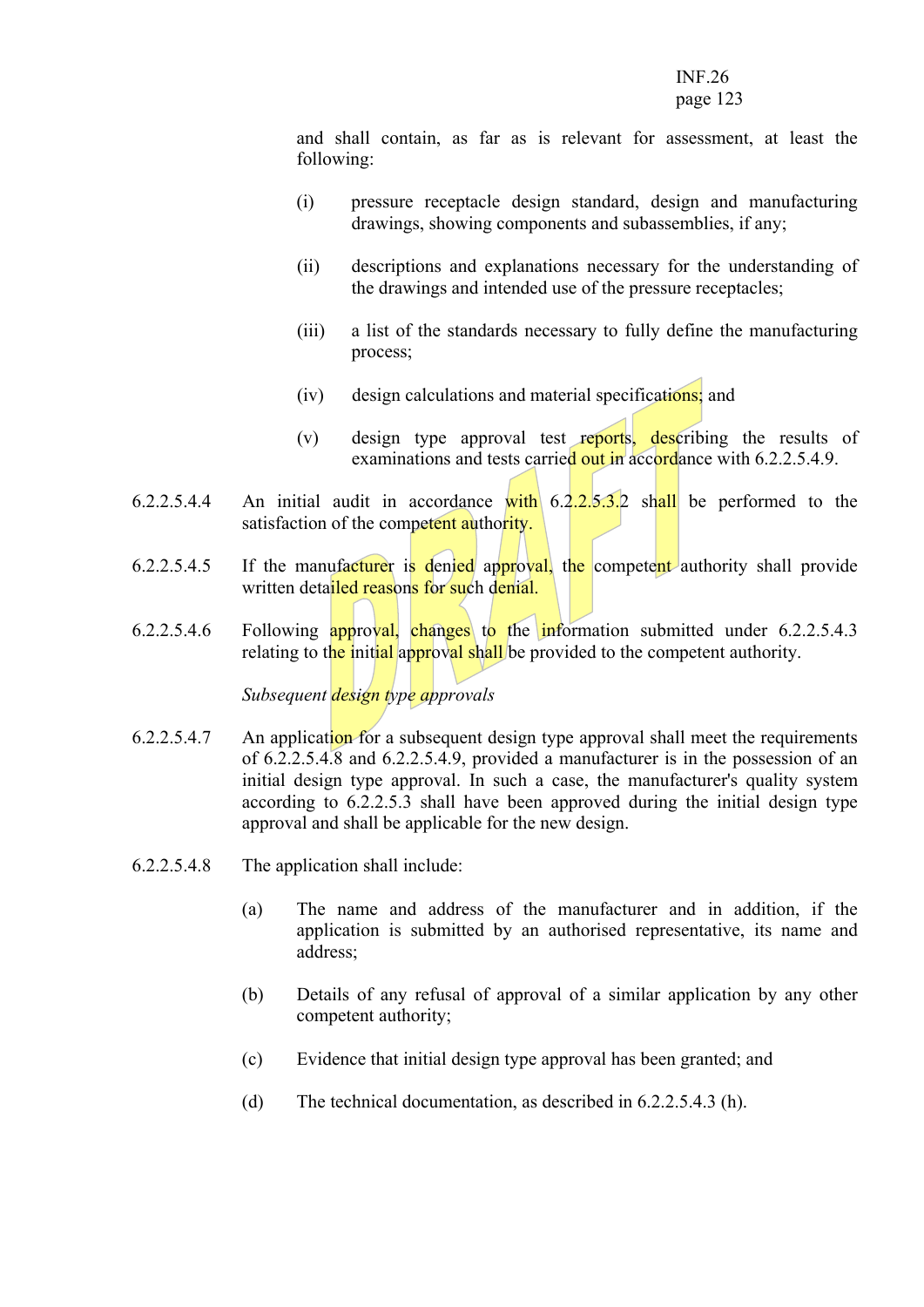and shall contain, as far as is relevant for assessment, at least the following:

(i) pressure receptacle design standard, design and manufacturing drawings, showing components and subassemblies, if any;

(ii) descriptions and explanations necessary for the understanding of the drawings and intended use of the pressure receptacles;

(iii) a list of the standards necessary to fully define the manufacturing process;

(iv) design calculations and material specifications; and

(v) design type approval test reports, describing the results of examinations and tests carried out in accordance with 6.2.2.5.4.9.

6.2.2.5.4.4 An initial audit in accordance with 6.2.2.5.3.2 shall be performed to the satisfaction of the competent authority.

6.2.2.5.4.5 If the manufacturer is denied approval, the competent authority shall provide written detailed reasons for such denial.

6.2.2.5.4.6 Following approval, changes to the information submitted under 6.2.2.5.4.3 relating to the initial approval shall be provided to the competent authority.

*Subsequent design type approvals*

6.2.2.5.4.7 An application for a subsequent design type approval shall meet the requirements of 6.2.2.5.4.8 and 6.2.2.5.4.9, provided a manufacturer is in the possession of an initial design type approval. In such a case, the manufacturer's quality system according to 6.2.2.5.3 shall have been approved during the initial design type approval and shall be applicable for the new design.

6.2.2.5.4.8 The application shall include:

(a) The name and address of the manufacturer and in addition, if the application is submitted by an authorised representative, its name and address;

(b) Details of any refusal of approval of a similar application by any other competent authority;

(c) Evidence that initial design type approval has been granted; and

(d) The technical documentation, as described in 6.2.2.5.4.3 (h).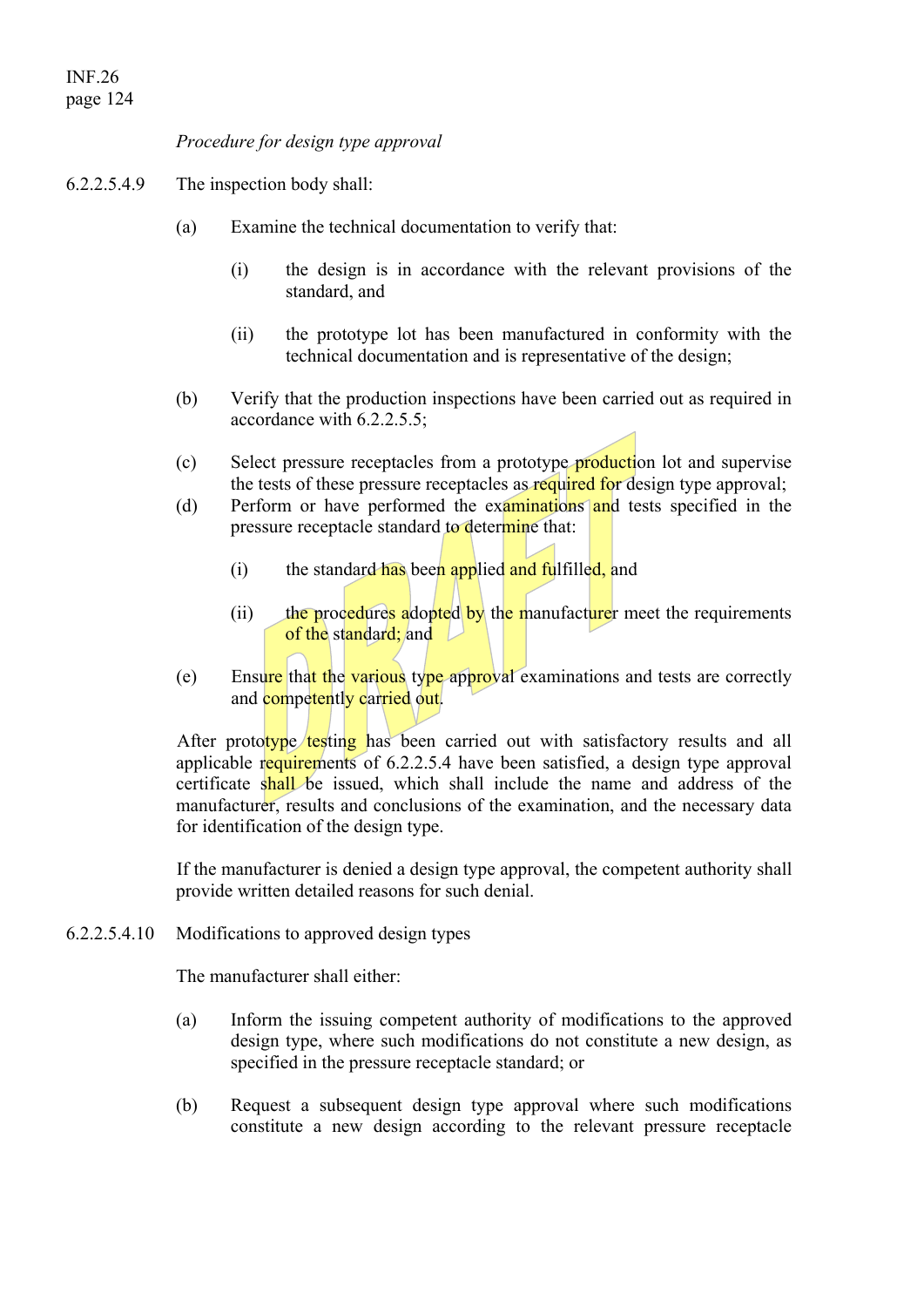*Procedure for design type approval*

6.2.2.5.4.9 The inspection body shall:

(a) Examine the technical documentation to verify that:

(i) the design is in accordance with the relevant provisions of the standard, and

(ii) the prototype lot has been manufactured in conformity with the technical documentation and is representative of the design;

(b) Verify that the production inspections have been carried out as required in accordance with 6.2.2.5.5;

(c) Select pressure receptacles from a prototype production lot and supervise the tests of these pressure receptacles as required for design type approval;

(d) Perform or have performed the examinations and tests specified in the pressure receptacle standard to determine that:

(i) the standard has been applied and fulfilled, and

(ii) the procedures adopted by the manufacturer meet the requirements of the standard; and

(e) Ensure that the various type approval examinations and tests are correctly and competently carried out.

After prototype testing has been carried out with satisfactory results and all applicable requirements of 6.2.2.5.4 have been satisfied, a design type approval certificate shall be issued, which shall include the name and address of the manufacturer, results and conclusions of the examination, and the necessary data for identification of the design type.

If the manufacturer is denied a design type approval, the competent authority shall provide written detailed reasons for such denial.

6.2.2.5.4.10 Modifications to approved design types

The manufacturer shall either:

(a) Inform the issuing competent authority of modifications to the approved design type, where such modifications do not constitute a new design, as specified in the pressure receptacle standard; or

(b) Request a subsequent design type approval where such modifications constitute a new design according to the relevant pressure receptacle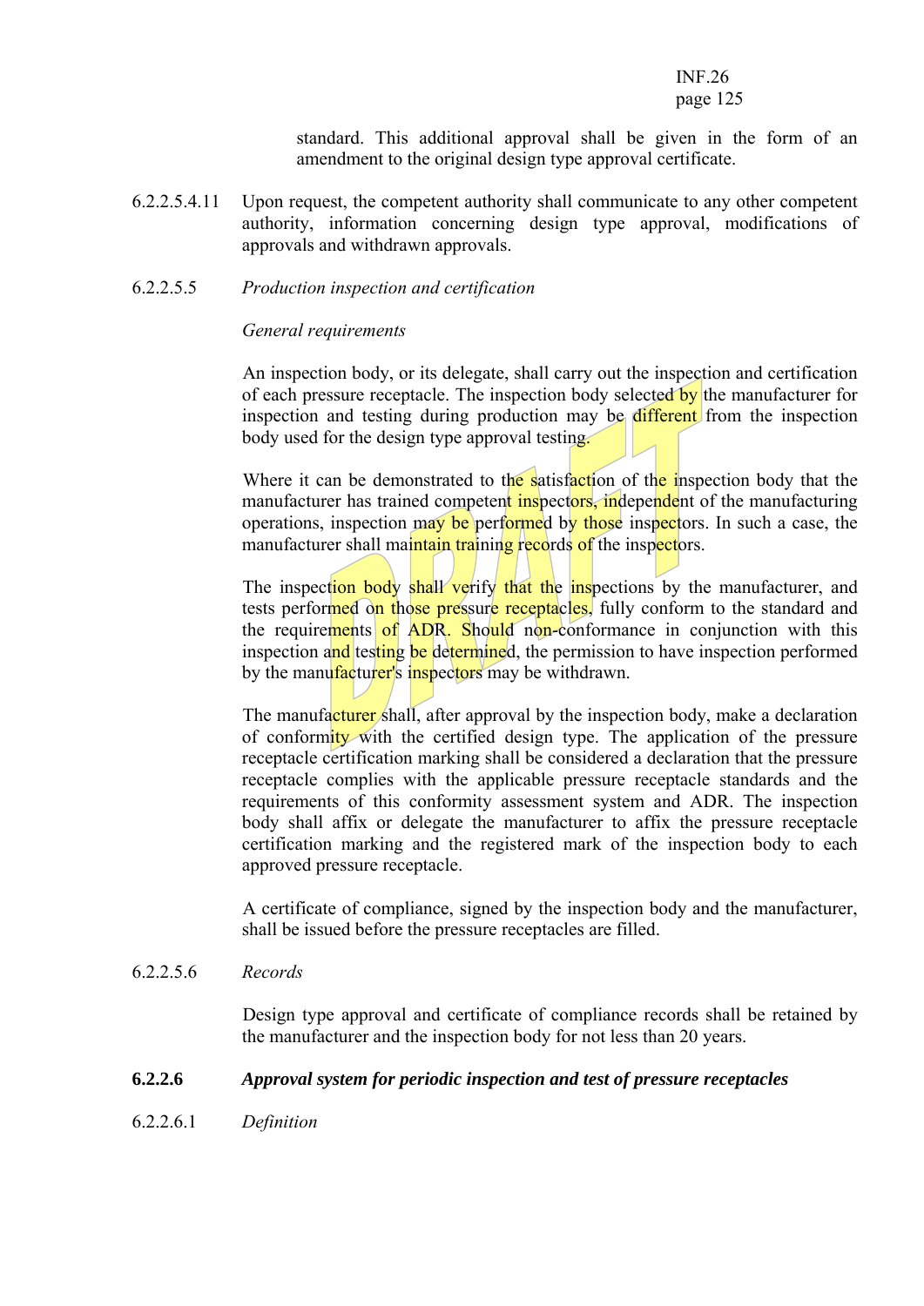standard. This additional approval shall be given in the form of an amendment to the original design type approval certificate.

6.2.2.5.4.11 Upon request, the competent authority shall communicate to any other competent authority, information concerning design type approval, modifications of approvals and withdrawn approvals.

6.2.2.5.5 *Production inspection and certification*

*General requirements*

An inspection body, or its delegate, shall carry out the inspection and certification of each pressure receptacle. The inspection body selected by the manufacturer for inspection and testing during production may be different from the inspection body used for the design type approval testing.

Where it can be demonstrated to the satisfaction of the inspection body that the manufacturer has trained competent inspectors, independent of the manufacturing operations, inspection may be performed by those inspectors. In such a case, the manufacturer shall maintain training records of the inspectors.

The inspection body shall verify that the inspections by the manufacturer, and tests performed on those pressure receptacles, fully conform to the standard and the requirements of ADR. Should non-conformance in conjunction with this inspection and testing be determined, the permission to have inspection performed by the manufacturer's inspectors may be withdrawn.

The manufacturer shall, after approval by the inspection body, make a declaration of conformity with the certified design type. The application of the pressure receptacle certification marking shall be considered a declaration that the pressure receptacle complies with the applicable pressure receptacle standards and the requirements of this conformity assessment system and ADR. The inspection body shall affix or delegate the manufacturer to affix the pressure receptacle certification marking and the registered mark of the inspection body to each approved pressure receptacle.

A certificate of compliance, signed by the inspection body and the manufacturer, shall be issued before the pressure receptacles are filled.

6.2.2.5.6 *Records*

Design type approval and certificate of compliance records shall be retained by the manufacturer and the inspection body for not less than 20 years.

**6.2.2.6** ***Approval system for periodic inspection and test of pressure receptacles***

6.2.2.6.1 *Definition*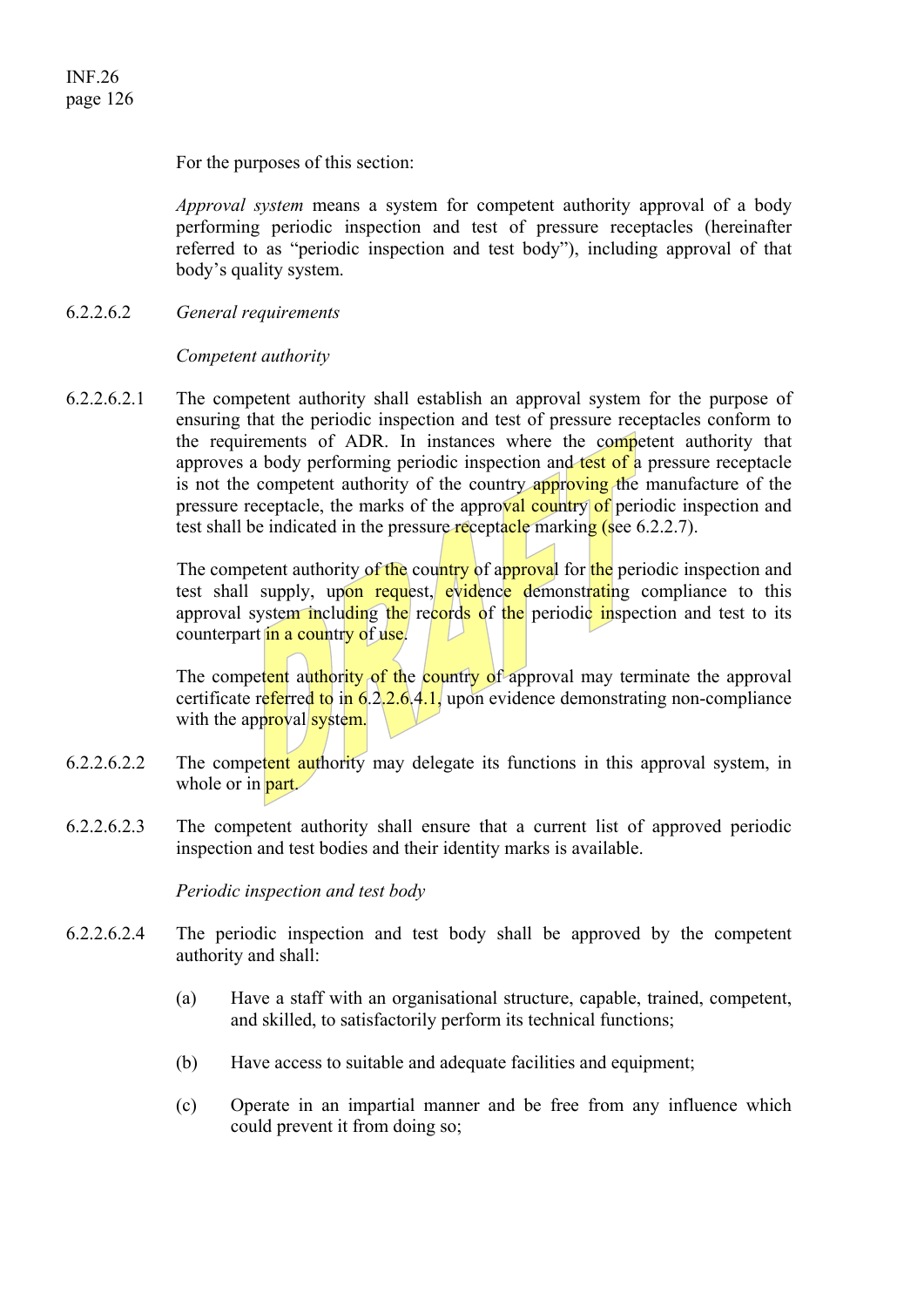For the purposes of this section:

*Approval system* means a system for competent authority approval of a body performing periodic inspection and test of pressure receptacles (hereinafter referred to as "periodic inspection and test body"), including approval of that body's quality system.

6.2.2.6.2 *General requirements*

*Competent authority*

6.2.2.6.2.1 The competent authority shall establish an approval system for the purpose of ensuring that the periodic inspection and test of pressure receptacles conform to the requirements of ADR. In instances where the competent authority that approves a body performing periodic inspection and test of a pressure receptacle is not the competent authority of the country approving the manufacture of the pressure receptacle, the marks of the approval country of periodic inspection and test shall be indicated in the pressure receptacle marking (see 6.2.2.7).

The competent authority of the country of approval for the periodic inspection and test shall supply, upon request, evidence demonstrating compliance to this approval system including the records of the periodic inspection and test to its counterpart in a country of use.

The competent authority of the country of approval may terminate the approval certificate referred to in 6.2.2.6.4.1, upon evidence demonstrating non-compliance with the approval system.

6.2.2.6.2.2 The competent authority may delegate its functions in this approval system, in whole or in part.

6.2.2.6.2.3 The competent authority shall ensure that a current list of approved periodic inspection and test bodies and their identity marks is available.

*Periodic inspection and test body*

6.2.2.6.2.4 The periodic inspection and test body shall be approved by the competent authority and shall:

(a) Have a staff with an organisational structure, capable, trained, competent, and skilled, to satisfactorily perform its technical functions;

(b) Have access to suitable and adequate facilities and equipment;

(c) Operate in an impartial manner and be free from any influence which could prevent it from doing so;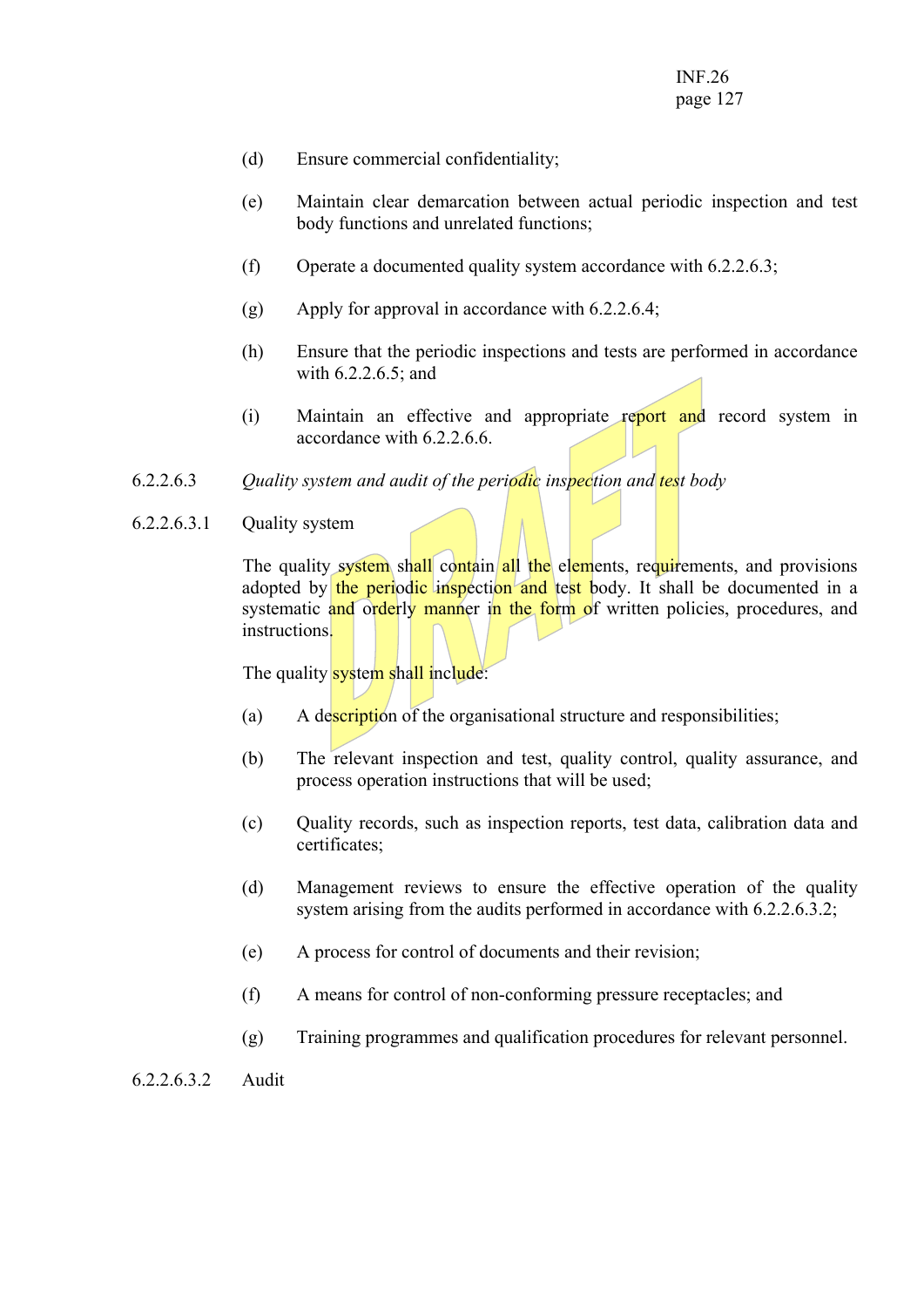(d) Ensure commercial confidentiality;

(e) Maintain clear demarcation between actual periodic inspection and test body functions and unrelated functions;

(f) Operate a documented quality system accordance with 6.2.2.6.3;

(g) Apply for approval in accordance with 6.2.2.6.4;

(h) Ensure that the periodic inspections and tests are performed in accordance with 6.2.2.6.5; and

(i) Maintain an effective and appropriate report and record system in accordance with 6.2.2.6.6.

6.2.2.6.3 *Quality system and audit of the periodic inspection and test body*

6.2.2.6.3.1 Quality system

The quality system shall contain all the elements, requirements, and provisions adopted by the periodic inspection and test body. It shall be documented in a systematic and orderly manner in the form of written policies, procedures, and instructions.

The quality system shall include:

(a) A description of the organisational structure and responsibilities;

(b) The relevant inspection and test, quality control, quality assurance, and process operation instructions that will be used;

(c) Quality records, such as inspection reports, test data, calibration data and certificates;

(d) Management reviews to ensure the effective operation of the quality system arising from the audits performed in accordance with 6.2.2.6.3.2;

(e) A process for control of documents and their revision;

(f) A means for control of non-conforming pressure receptacles; and

(g) Training programmes and qualification procedures for relevant personnel.

6.2.2.6.3.2 Audit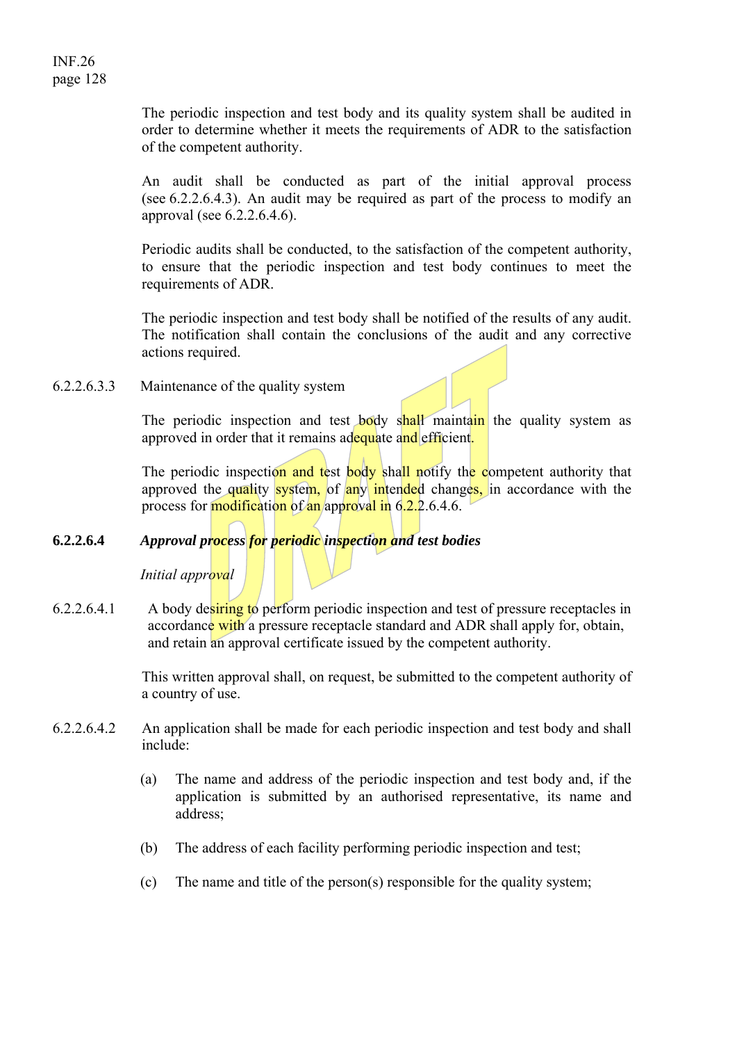The periodic inspection and test body and its quality system shall be audited in order to determine whether it meets the requirements of ADR to the satisfaction of the competent authority.

An audit shall be conducted as part of the initial approval process (see 6.2.2.6.4.3). An audit may be required as part of the process to modify an approval (see 6.2.2.6.4.6).

Periodic audits shall be conducted, to the satisfaction of the competent authority, to ensure that the periodic inspection and test body continues to meet the requirements of ADR.

The periodic inspection and test body shall be notified of the results of any audit. The notification shall contain the conclusions of the audit and any corrective actions required.

6.2.2.6.3.3 Maintenance of the quality system

The periodic inspection and test body shall maintain the quality system as approved in order that it remains adequate and efficient.

The periodic inspection and test body shall notify the competent authority that approved the quality system, of any intended changes, in accordance with the process for modification of an approval in 6.2.2.6.4.6.

**6.2.2.6.4** ***Approval process for periodic inspection and test bodies***

*Initial approval*

6.2.2.6.4.1 A body desiring to perform periodic inspection and test of pressure receptacles in accordance with a pressure receptacle standard and ADR shall apply for, obtain, and retain an approval certificate issued by the competent authority.

This written approval shall, on request, be submitted to the competent authority of a country of use.

6.2.2.6.4.2 An application shall be made for each periodic inspection and test body and shall include:

(a) The name and address of the periodic inspection and test body and, if the application is submitted by an authorised representative, its name and address;

(b) The address of each facility performing periodic inspection and test;

(c) The name and title of the person(s) responsible for the quality system;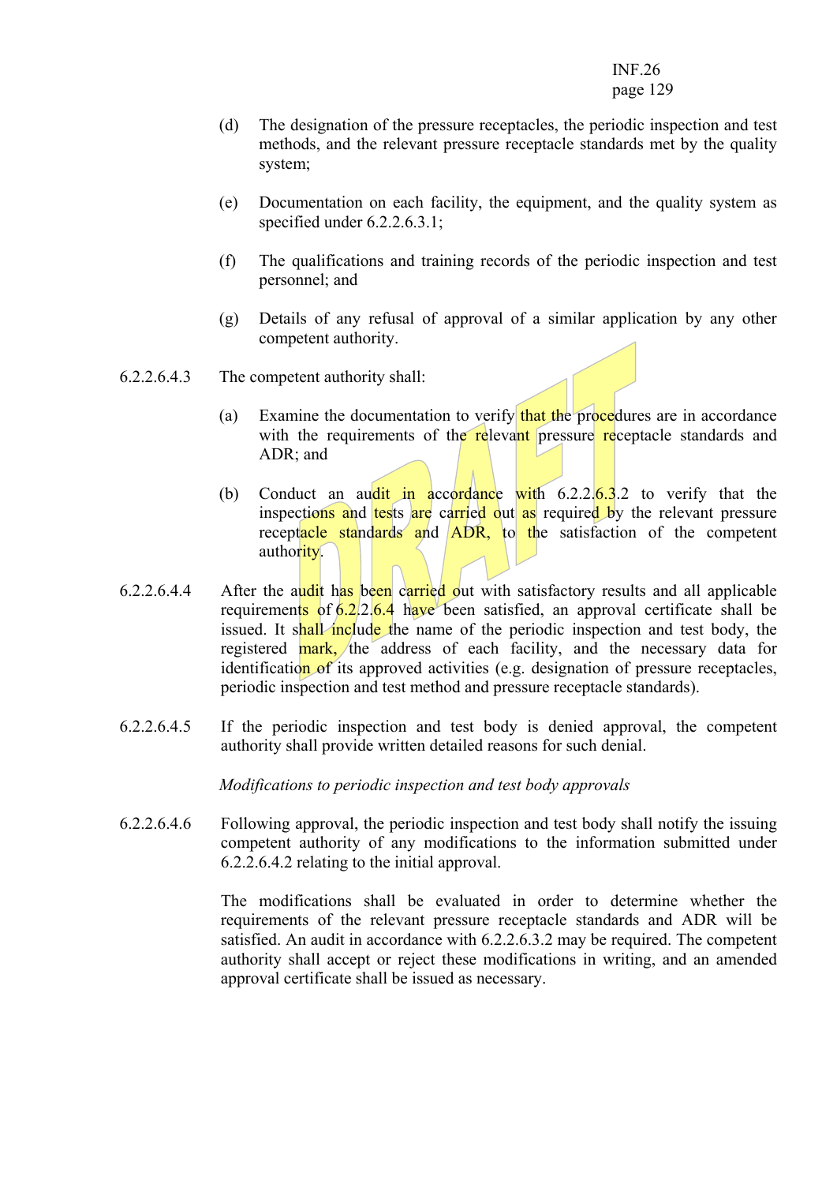(d) The designation of the pressure receptacles, the periodic inspection and test methods, and the relevant pressure receptacle standards met by the quality system;

(e) Documentation on each facility, the equipment, and the quality system as specified under 6.2.2.6.3.1;

(f) The qualifications and training records of the periodic inspection and test personnel; and

(g) Details of any refusal of approval of a similar application by any other competent authority.

6.2.2.6.4.3 The competent authority shall:

(a) Examine the documentation to verify that the procedures are in accordance with the requirements of the relevant pressure receptacle standards and ADR; and

(b) Conduct an audit in accordance with 6.2.2.6.3.2 to verify that the inspections and tests are carried out as required by the relevant pressure receptacle standards and ADR, to the satisfaction of the competent authority.

6.2.2.6.4.4 After the audit has been carried out with satisfactory results and all applicable requirements of 6.2.2.6.4 have been satisfied, an approval certificate shall be issued. It shall include the name of the periodic inspection and test body, the registered mark, the address of each facility, and the necessary data for identification of its approved activities (e.g. designation of pressure receptacles, periodic inspection and test method and pressure receptacle standards).

6.2.2.6.4.5 If the periodic inspection and test body is denied approval, the competent authority shall provide written detailed reasons for such denial.

*Modifications to periodic inspection and test body approvals*

6.2.2.6.4.6 Following approval, the periodic inspection and test body shall notify the issuing competent authority of any modifications to the information submitted under 6.2.2.6.4.2 relating to the initial approval.

The modifications shall be evaluated in order to determine whether the requirements of the relevant pressure receptacle standards and ADR will be satisfied. An audit in accordance with 6.2.2.6.3.2 may be required. The competent authority shall accept or reject these modifications in writing, and an amended approval certificate shall be issued as necessary.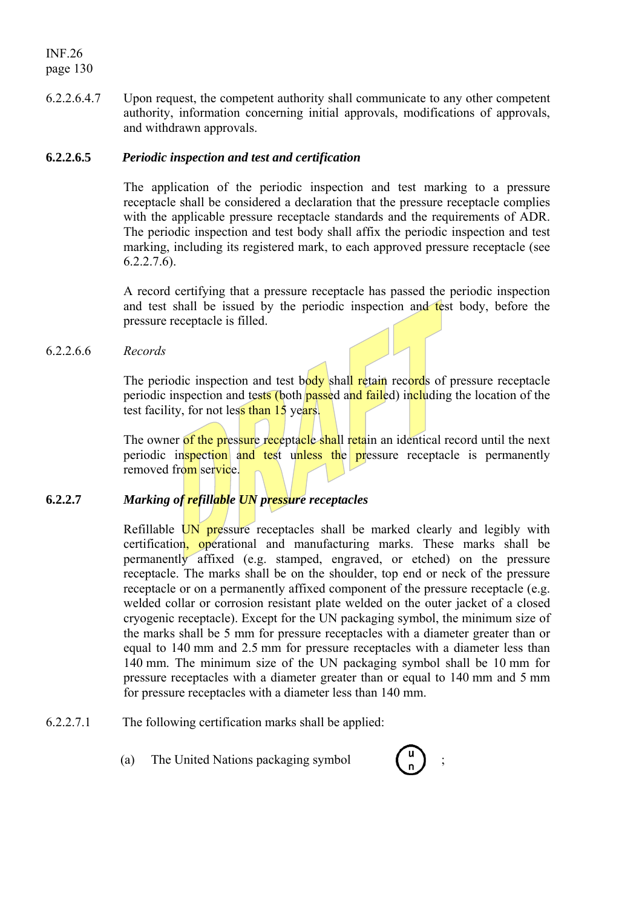6.2.2.6.4.7 Upon request, the competent authority shall communicate to any other competent authority, information concerning initial approvals, modifications of approvals, and withdrawn approvals.

**6.2.2.6.5** ***Periodic inspection and test and certification***

The application of the periodic inspection and test marking to a pressure receptacle shall be considered a declaration that the pressure receptacle complies with the applicable pressure receptacle standards and the requirements of ADR. The periodic inspection and test body shall affix the periodic inspection and test marking, including its registered mark, to each approved pressure receptacle (see 6.2.2.7.6).

A record certifying that a pressure receptacle has passed the periodic inspection and test shall be issued by the periodic inspection and test body, before the pressure receptacle is filled.

6.2.2.6.6 *Records*

The periodic inspection and test body shall retain records of pressure receptacle periodic inspection and tests (both passed and failed) including the location of the test facility, for not less than 15 years.

The owner of the pressure receptacle shall retain an identical record until the next periodic inspection and test unless the pressure receptacle is permanently removed from service.

**6.2.2.7** ***Marking of refillable UN pressure receptacles***

Refillable UN pressure receptacles shall be marked clearly and legibly with certification, operational and manufacturing marks. These marks shall be permanently affixed (e.g. stamped, engraved, or etched) on the pressure receptacle. The marks shall be on the shoulder, top end or neck of the pressure receptacle or on a permanently affixed component of the pressure receptacle (e.g. welded collar or corrosion resistant plate welded on the outer jacket of a closed cryogenic receptacle). Except for the UN packaging symbol, the minimum size of the marks shall be 5 mm for pressure receptacles with a diameter greater than or equal to 140 mm and 2.5 mm for pressure receptacles with a diameter less than 140 mm. The minimum size of the UN packaging symbol shall be 10 mm for pressure receptacles with a diameter greater than or equal to 140 mm and 5 mm for pressure receptacles with a diameter less than 140 mm.

6.2.2.7.1 The following certification marks shall be applied:

(a) The United Nations packaging symbol (u/n) ;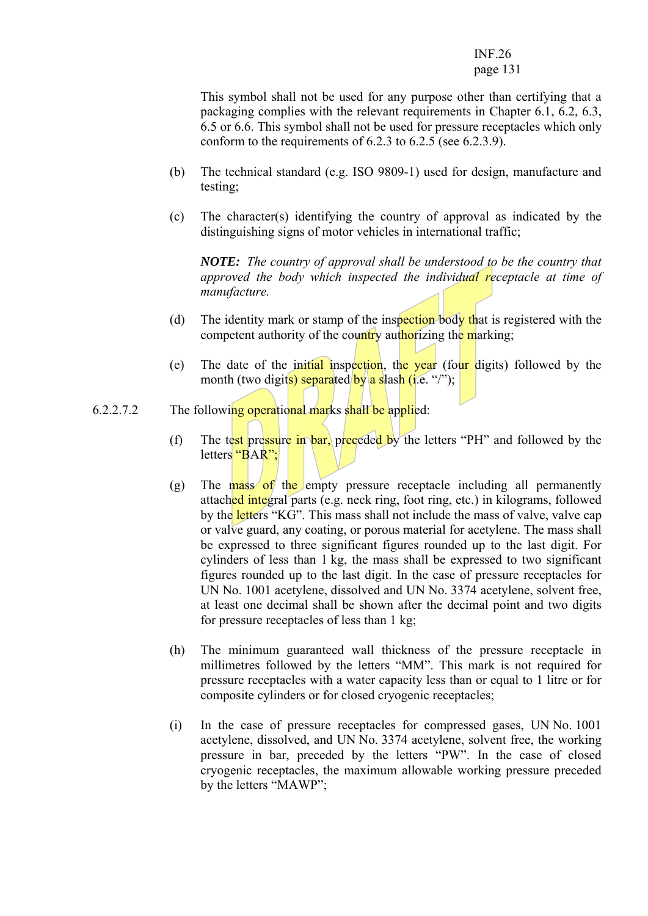This symbol shall not be used for any purpose other than certifying that a packaging complies with the relevant requirements in Chapter 6.1, 6.2, 6.3, 6.5 or 6.6. This symbol shall not be used for pressure receptacles which only conform to the requirements of 6.2.3 to 6.2.5 (see 6.2.3.9).

(b) The technical standard (e.g. ISO 9809-1) used for design, manufacture and testing;

(c) The character(s) identifying the country of approval as indicated by the distinguishing signs of motor vehicles in international traffic;

***NOTE:*** *The country of approval shall be understood to be the country that approved the body which inspected the individual receptacle at time of manufacture.*

(d) The identity mark or stamp of the inspection body that is registered with the competent authority of the country authorizing the marking;

(e) The date of the initial inspection, the year (four digits) followed by the month (two digits) separated by a slash (i.e. "/");

6.2.2.7.2 The following operational marks shall be applied:

(f) The test pressure in bar, preceded by the letters "PH" and followed by the letters "BAR";

(g) The mass of the empty pressure receptacle including all permanently attached integral parts (e.g. neck ring, foot ring, etc.) in kilograms, followed by the letters "KG". This mass shall not include the mass of valve, valve cap or valve guard, any coating, or porous material for acetylene. The mass shall be expressed to three significant figures rounded up to the last digit. For cylinders of less than 1 kg, the mass shall be expressed to two significant figures rounded up to the last digit. In the case of pressure receptacles for UN No. 1001 acetylene, dissolved and UN No. 3374 acetylene, solvent free, at least one decimal shall be shown after the decimal point and two digits for pressure receptacles of less than 1 kg;

(h) The minimum guaranteed wall thickness of the pressure receptacle in millimetres followed by the letters "MM". This mark is not required for pressure receptacles with a water capacity less than or equal to 1 litre or for composite cylinders or for closed cryogenic receptacles;

(i) In the case of pressure receptacles for compressed gases, UN No. 1001 acetylene, dissolved, and UN No. 3374 acetylene, solvent free, the working pressure in bar, preceded by the letters "PW". In the case of closed cryogenic receptacles, the maximum allowable working pressure preceded by the letters "MAWP";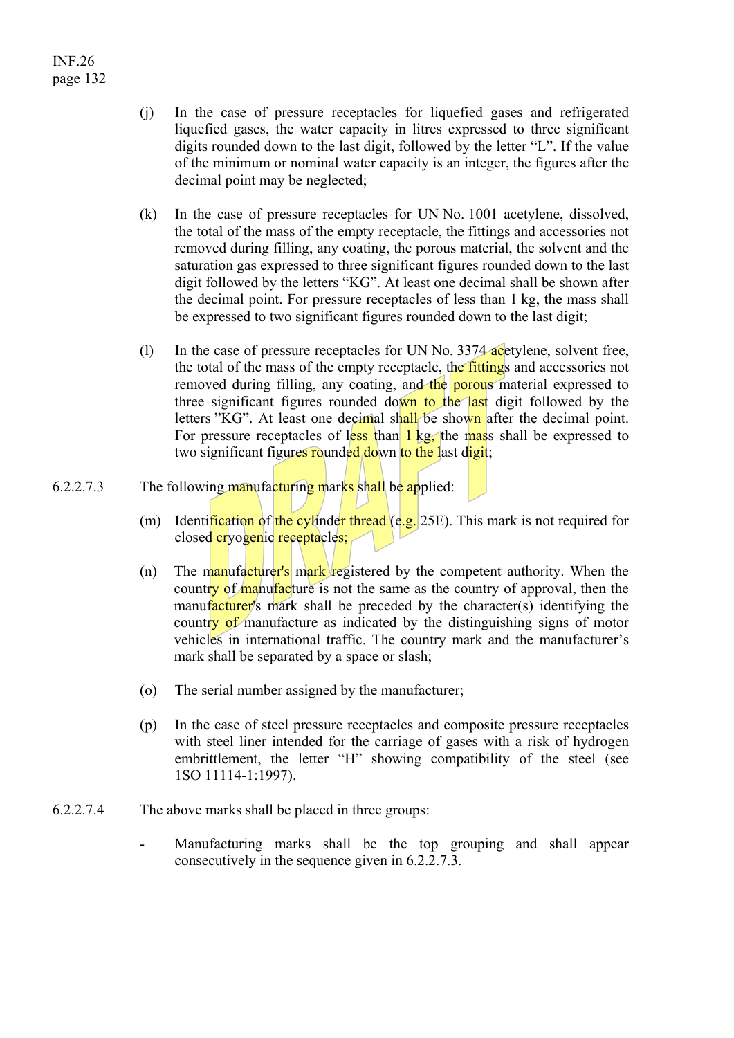(j) In the case of pressure receptacles for liquefied gases and refrigerated liquefied gases, the water capacity in litres expressed to three significant digits rounded down to the last digit, followed by the letter "L". If the value of the minimum or nominal water capacity is an integer, the figures after the decimal point may be neglected;

(k) In the case of pressure receptacles for UN No. 1001 acetylene, dissolved, the total of the mass of the empty receptacle, the fittings and accessories not removed during filling, any coating, the porous material, the solvent and the saturation gas expressed to three significant figures rounded down to the last digit followed by the letters "KG". At least one decimal shall be shown after the decimal point. For pressure receptacles of less than 1 kg, the mass shall be expressed to two significant figures rounded down to the last digit;

(l) In the case of pressure receptacles for UN No. 3374 acetylene, solvent free, the total of the mass of the empty receptacle, the fittings and accessories not removed during filling, any coating, and the porous material expressed to three significant figures rounded down to the last digit followed by the letters "KG". At least one decimal shall be shown after the decimal point. For pressure receptacles of less than 1 kg, the mass shall be expressed to two significant figures rounded down to the last digit;

6.2.2.7.3 The following manufacturing marks shall be applied:

(m) Identification of the cylinder thread (e.g. 25E). This mark is not required for closed cryogenic receptacles;

(n) The manufacturer's mark registered by the competent authority. When the country of manufacture is not the same as the country of approval, then the manufacturer's mark shall be preceded by the character(s) identifying the country of manufacture as indicated by the distinguishing signs of motor vehicles in international traffic. The country mark and the manufacturer's mark shall be separated by a space or slash;

(o) The serial number assigned by the manufacturer;

(p) In the case of steel pressure receptacles and composite pressure receptacles with steel liner intended for the carriage of gases with a risk of hydrogen embrittlement, the letter "H" showing compatibility of the steel (see 1SO 11114-1:1997).

6.2.2.7.4 The above marks shall be placed in three groups:

- Manufacturing marks shall be the top grouping and shall appear consecutively in the sequence given in 6.2.2.7.3.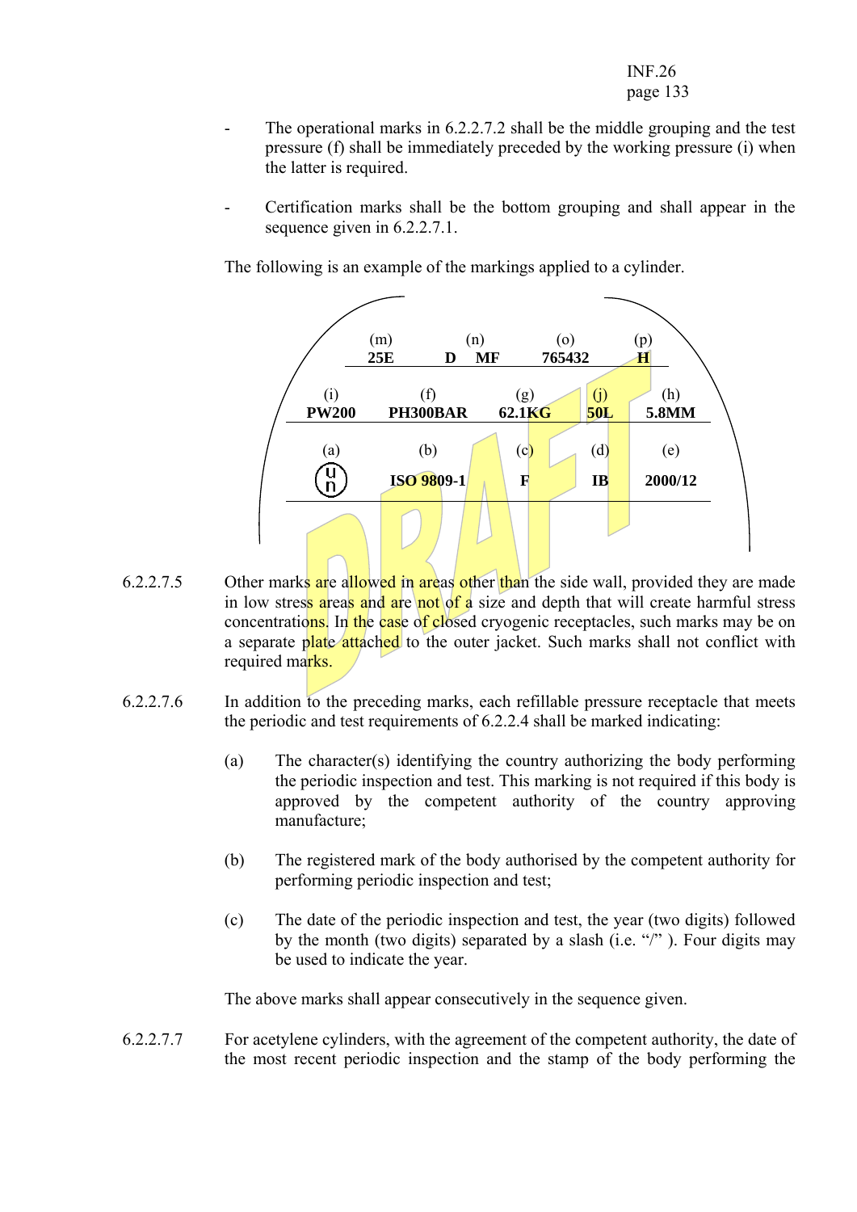- The operational marks in 6.2.2.7.2 shall be the middle grouping and the test pressure (f) shall be immediately preceded by the working pressure (i) when the latter is required.

- Certification marks shall be the bottom grouping and shall appear in the sequence given in 6.2.2.7.1.

The following is an example of the markings applied to a cylinder.

| | (m) | | (n) | (o) | (p) | |
|---|---|---|---|---|---|---|
| | **25E** | **D** | **MF** | **765432** | **H** | |

| (i) | (f) | (g) | (j) | (h) |
|---|---|---|---|---|
| **PW200** | **PH300BAR** | **62.1KG** | **50L** | **5.8MM** |

| (a) | (b) | (c) | (d) | (e) |
|---|---|---|---|---|
| UN | **ISO 9809-1** | **F** | **IB** | **2000/12** |

6.2.2.7.5 Other marks are allowed in areas other than the side wall, provided they are made in low stress areas and are not of a size and depth that will create harmful stress concentrations. In the case of closed cryogenic receptacles, such marks may be on a separate plate attached to the outer jacket. Such marks shall not conflict with required marks.

6.2.2.7.6 In addition to the preceding marks, each refillable pressure receptacle that meets the periodic and test requirements of 6.2.2.4 shall be marked indicating:

(a) The character(s) identifying the country authorizing the body performing the periodic inspection and test. This marking is not required if this body is approved by the competent authority of the country approving manufacture;

(b) The registered mark of the body authorised by the competent authority for performing periodic inspection and test;

(c) The date of the periodic inspection and test, the year (two digits) followed by the month (two digits) separated by a slash (i.e. "/" ). Four digits may be used to indicate the year.

The above marks shall appear consecutively in the sequence given.

6.2.2.7.7 For acetylene cylinders, with the agreement of the competent authority, the date of the most recent periodic inspection and the stamp of the body performing the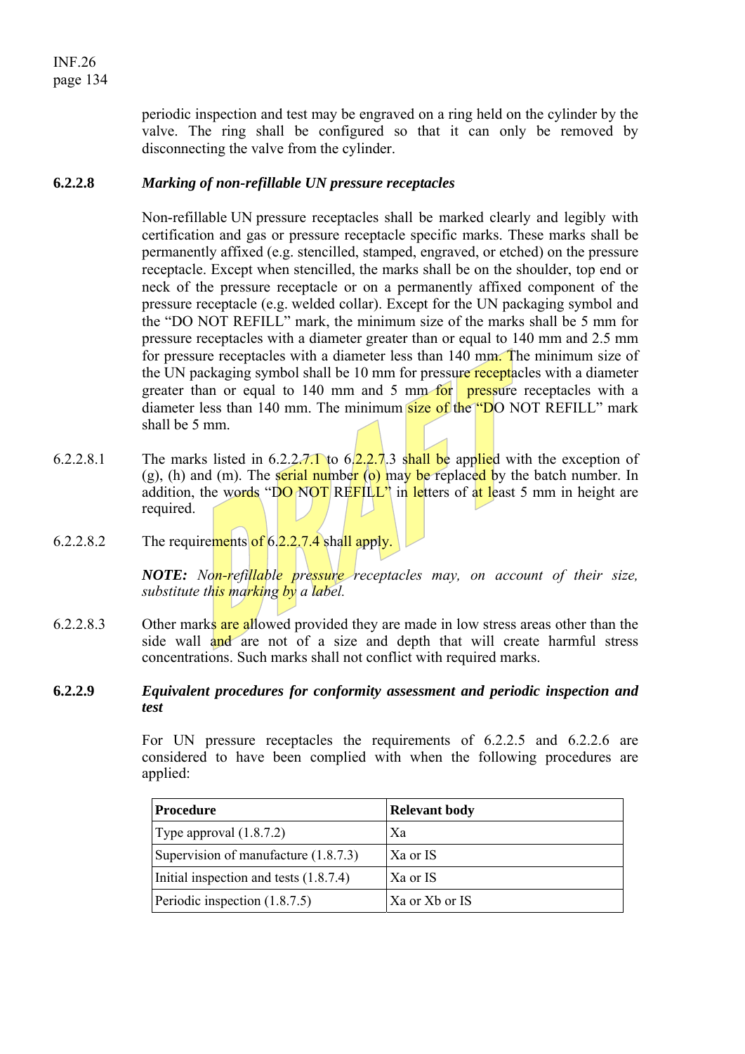periodic inspection and test may be engraved on a ring held on the cylinder by the valve. The ring shall be configured so that it can only be removed by disconnecting the valve from the cylinder.

**6.2.2.8** ***Marking of non-refillable UN pressure receptacles***

Non-refillable UN pressure receptacles shall be marked clearly and legibly with certification and gas or pressure receptacle specific marks. These marks shall be permanently affixed (e.g. stencilled, stamped, engraved, or etched) on the pressure receptacle. Except when stencilled, the marks shall be on the shoulder, top end or neck of the pressure receptacle or on a permanently affixed component of the pressure receptacle (e.g. welded collar). Except for the UN packaging symbol and the "DO NOT REFILL" mark, the minimum size of the marks shall be 5 mm for pressure receptacles with a diameter greater than or equal to 140 mm and 2.5 mm for pressure receptacles with a diameter less than 140 mm. The minimum size of the UN packaging symbol shall be 10 mm for pressure receptacles with a diameter greater than or equal to 140 mm and 5 mm for pressure receptacles with a diameter less than 140 mm. The minimum size of the "DO NOT REFILL" mark shall be 5 mm.

6.2.2.8.1 The marks listed in 6.2.2.7.1 to 6.2.2.7.3 shall be applied with the exception of (g), (h) and (m). The serial number (o) may be replaced by the batch number. In addition, the words "DO NOT REFILL" in letters of at least 5 mm in height are required.

6.2.2.8.2 The requirements of 6.2.2.7.4 shall apply.

***NOTE:*** *Non-refillable pressure receptacles may, on account of their size, substitute this marking by a label.*

6.2.2.8.3 Other marks are allowed provided they are made in low stress areas other than the side wall and are not of a size and depth that will create harmful stress concentrations. Such marks shall not conflict with required marks.

**6.2.2.9** ***Equivalent procedures for conformity assessment and periodic inspection and test***

For UN pressure receptacles the requirements of 6.2.2.5 and 6.2.2.6 are considered to have been complied with when the following procedures are applied:

| **Procedure** | **Relevant body** |
|---|---|
| Type approval (1.8.7.2) | Xa |
| Supervision of manufacture (1.8.7.3) | Xa or IS |
| Initial inspection and tests (1.8.7.4) | Xa or IS |
| Periodic inspection (1.8.7.5) | Xa or Xb or IS |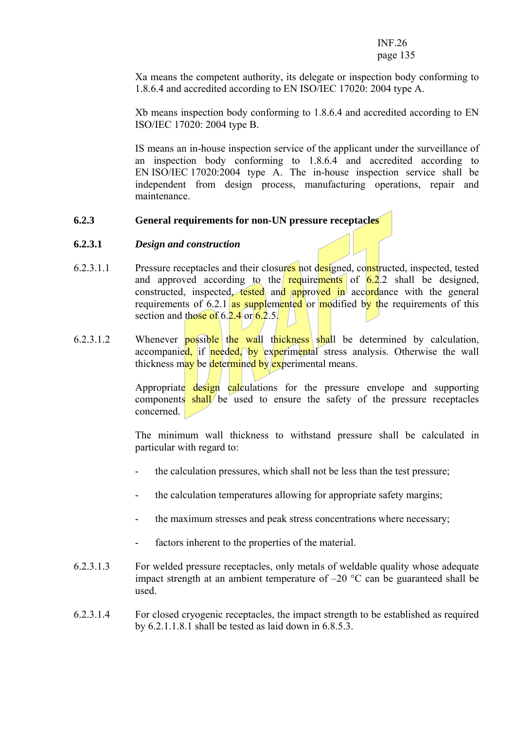Xa means the competent authority, its delegate or inspection body conforming to 1.8.6.4 and accredited according to EN ISO/IEC 17020: 2004 type A.

Xb means inspection body conforming to 1.8.6.4 and accredited according to EN ISO/IEC 17020: 2004 type B.

IS means an in-house inspection service of the applicant under the surveillance of an inspection body conforming to 1.8.6.4 and accredited according to EN ISO/IEC 17020:2004 type A. The in-house inspection service shall be independent from design process, manufacturing operations, repair and maintenance.

### 6.2.3 General requirements for non-UN pressure receptacles

#### 6.2.3.1 *Design and construction*

6.2.3.1.1 Pressure receptacles and their closures not designed, constructed, inspected, tested and approved according to the requirements of 6.2.2 shall be designed, constructed, inspected, tested and approved in accordance with the general requirements of 6.2.1 as supplemented or modified by the requirements of this section and those of 6.2.4 or 6.2.5.

6.2.3.1.2 Whenever possible the wall thickness shall be determined by calculation, accompanied, if needed, by experimental stress analysis. Otherwise the wall thickness may be determined by experimental means.

Appropriate design calculations for the pressure envelope and supporting components shall be used to ensure the safety of the pressure receptacles concerned.

The minimum wall thickness to withstand pressure shall be calculated in particular with regard to:

- the calculation pressures, which shall not be less than the test pressure;
- the calculation temperatures allowing for appropriate safety margins;
- the maximum stresses and peak stress concentrations where necessary;
- factors inherent to the properties of the material.

6.2.3.1.3 For welded pressure receptacles, only metals of weldable quality whose adequate impact strength at an ambient temperature of –20 °C can be guaranteed shall be used.

6.2.3.1.4 For closed cryogenic receptacles, the impact strength to be established as required by 6.2.1.1.8.1 shall be tested as laid down in 6.8.5.3.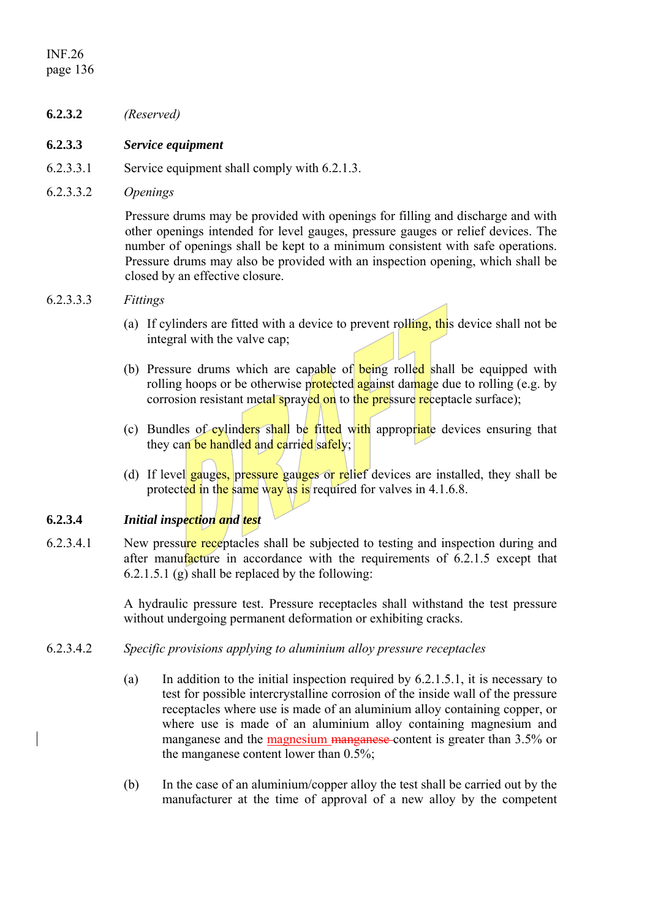**6.2.3.2** *(Reserved)*

**6.2.3.3** ***Service equipment***

6.2.3.3.1 Service equipment shall comply with 6.2.1.3.

6.2.3.3.2 *Openings*

Pressure drums may be provided with openings for filling and discharge and with other openings intended for level gauges, pressure gauges or relief devices. The number of openings shall be kept to a minimum consistent with safe operations. Pressure drums may also be provided with an inspection opening, which shall be closed by an effective closure.

6.2.3.3.3 *Fittings*

(a) If cylinders are fitted with a device to prevent rolling, this device shall not be integral with the valve cap;

(b) Pressure drums which are capable of being rolled shall be equipped with rolling hoops or be otherwise protected against damage due to rolling (e.g. by corrosion resistant metal sprayed on to the pressure receptacle surface);

(c) Bundles of cylinders shall be fitted with appropriate devices ensuring that they can be handled and carried safely;

(d) If level gauges, pressure gauges or relief devices are installed, they shall be protected in the same way as is required for valves in 4.1.6.8.

**6.2.3.4** ***Initial inspection and test***

6.2.3.4.1 New pressure receptacles shall be subjected to testing and inspection during and after manufacture in accordance with the requirements of 6.2.1.5 except that 6.2.1.5.1 (g) shall be replaced by the following:

A hydraulic pressure test. Pressure receptacles shall withstand the test pressure without undergoing permanent deformation or exhibiting cracks.

6.2.3.4.2 *Specific provisions applying to aluminium alloy pressure receptacles*

(a) In addition to the initial inspection required by 6.2.1.5.1, it is necessary to test for possible intercrystalline corrosion of the inside wall of the pressure receptacles where use is made of an aluminium alloy containing copper, or where use is made of an aluminium alloy containing magnesium and manganese and the magnesium ~~manganese~~ content is greater than 3.5% or the manganese content lower than 0.5%;

(b) In the case of an aluminium/copper alloy the test shall be carried out by the manufacturer at the time of approval of a new alloy by the competent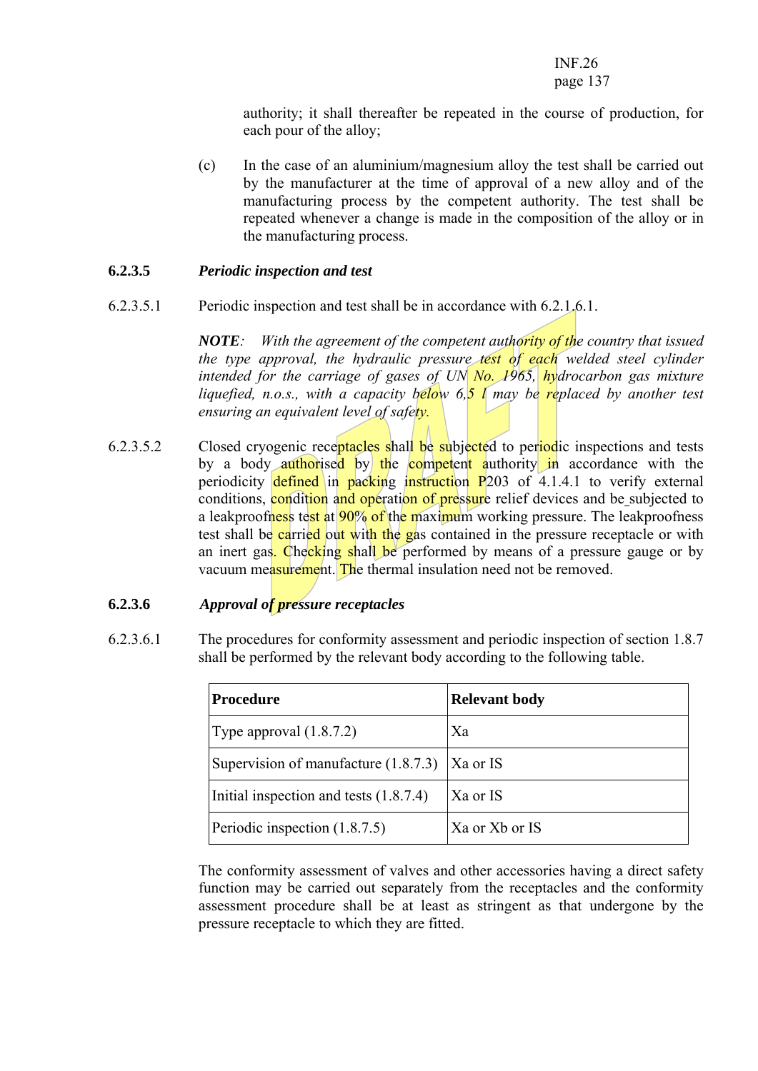authority; it shall thereafter be repeated in the course of production, for each pour of the alloy;

(c) In the case of an aluminium/magnesium alloy the test shall be carried out by the manufacturer at the time of approval of a new alloy and of the manufacturing process by the competent authority. The test shall be repeated whenever a change is made in the composition of the alloy or in the manufacturing process.

### 6.2.3.5 *Periodic inspection and test*

6.2.3.5.1 Periodic inspection and test shall be in accordance with 6.2.1.6.1.

***NOTE**: With the agreement of the competent authority of the country that issued the type approval, the hydraulic pressure test of each welded steel cylinder intended for the carriage of gases of UN No. 1965, hydrocarbon gas mixture liquefied, n.o.s., with a capacity below 6,5 l may be replaced by another test ensuring an equivalent level of safety.*

6.2.3.5.2 Closed cryogenic receptacles shall be subjected to periodic inspections and tests by a body authorised by the competent authority in accordance with the periodicity defined in packing instruction P203 of 4.1.4.1 to verify external conditions, condition and operation of pressure relief devices and be subjected to a leakproofness test at 90% of the maximum working pressure. The leakproofness test shall be carried out with the gas contained in the pressure receptacle or with an inert gas. Checking shall be performed by means of a pressure gauge or by vacuum measurement. The thermal insulation need not be removed.

### 6.2.3.6 *Approval of pressure receptacles*

6.2.3.6.1 The procedures for conformity assessment and periodic inspection of section 1.8.7 shall be performed by the relevant body according to the following table.

| Procedure | Relevant body |
|---|---|
| Type approval (1.8.7.2) | Xa |
| Supervision of manufacture (1.8.7.3) | Xa or IS |
| Initial inspection and tests (1.8.7.4) | Xa or IS |
| Periodic inspection (1.8.7.5) | Xa or Xb or IS |

The conformity assessment of valves and other accessories having a direct safety function may be carried out separately from the receptacles and the conformity assessment procedure shall be at least as stringent as that undergone by the pressure receptacle to which they are fitted.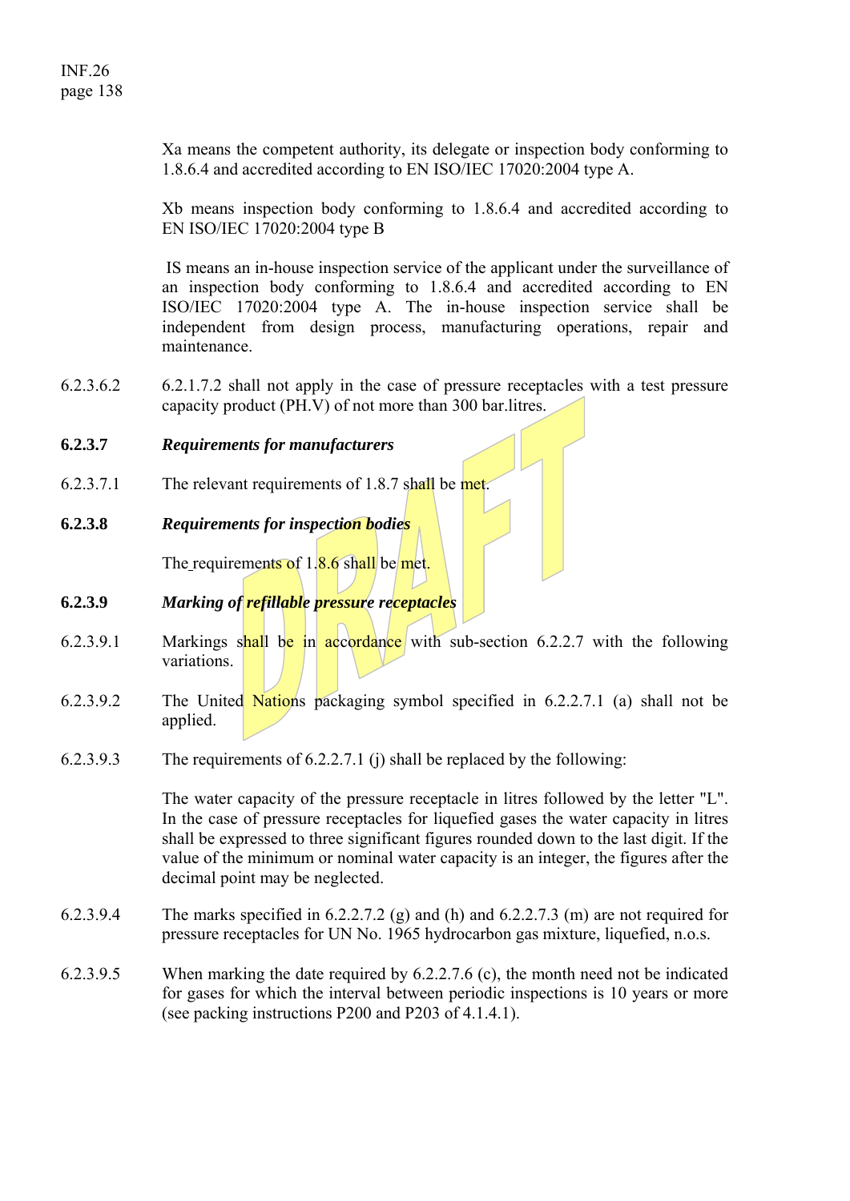Xa means the competent authority, its delegate or inspection body conforming to 1.8.6.4 and accredited according to EN ISO/IEC 17020:2004 type A.

Xb means inspection body conforming to 1.8.6.4 and accredited according to EN ISO/IEC 17020:2004 type B

IS means an in-house inspection service of the applicant under the surveillance of an inspection body conforming to 1.8.6.4 and accredited according to EN ISO/IEC 17020:2004 type A. The in-house inspection service shall be independent from design process, manufacturing operations, repair and maintenance.

6.2.3.6.2 6.2.1.7.2 shall not apply in the case of pressure receptacles with a test pressure capacity product (PH.V) of not more than 300 bar.litres.

**6.2.3.7** ***Requirements for manufacturers***

6.2.3.7.1 The relevant requirements of 1.8.7 shall be met.

**6.2.3.8** ***Requirements for inspection bodies***

The requirements of 1.8.6 shall be met.

**6.2.3.9** ***Marking of refillable pressure receptacles***

6.2.3.9.1 Markings shall be in accordance with sub-section 6.2.2.7 with the following variations.

6.2.3.9.2 The United Nations packaging symbol specified in 6.2.2.7.1 (a) shall not be applied.

6.2.3.9.3 The requirements of 6.2.2.7.1 (j) shall be replaced by the following:

The water capacity of the pressure receptacle in litres followed by the letter "L". In the case of pressure receptacles for liquefied gases the water capacity in litres shall be expressed to three significant figures rounded down to the last digit. If the value of the minimum or nominal water capacity is an integer, the figures after the decimal point may be neglected.

6.2.3.9.4 The marks specified in 6.2.2.7.2 (g) and (h) and 6.2.2.7.3 (m) are not required for pressure receptacles for UN No. 1965 hydrocarbon gas mixture, liquefied, n.o.s.

6.2.3.9.5 When marking the date required by 6.2.2.7.6 (c), the month need not be indicated for gases for which the interval between periodic inspections is 10 years or more (see packing instructions P200 and P203 of 4.1.4.1).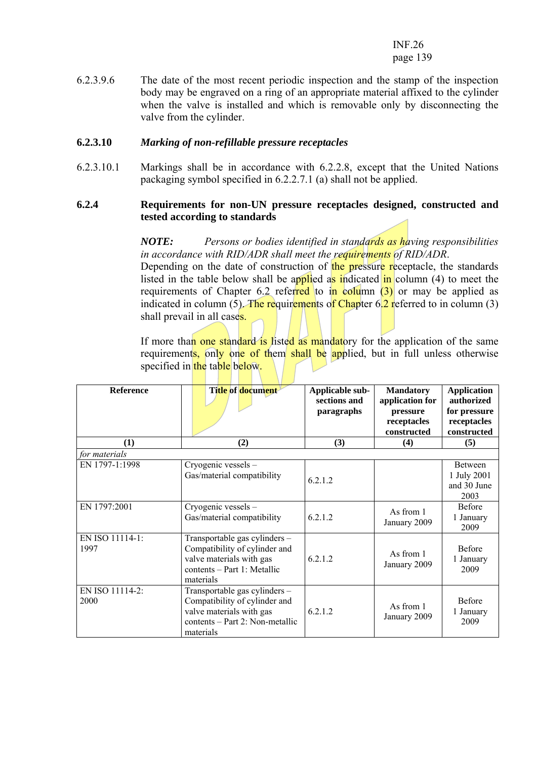6.2.3.9.6 The date of the most recent periodic inspection and the stamp of the inspection body may be engraved on a ring of an appropriate material affixed to the cylinder when the valve is installed and which is removable only by disconnecting the valve from the cylinder.

### 6.2.3.10 *Marking of non-refillable pressure receptacles*

6.2.3.10.1 Markings shall be in accordance with 6.2.2.8, except that the United Nations packaging symbol specified in 6.2.2.7.1 (a) shall not be applied.

## 6.2.4 Requirements for non-UN pressure receptacles designed, constructed and tested according to standards

***NOTE:*** *Persons or bodies identified in standards as having responsibilities in accordance with RID/ADR shall meet the requirements of RID/ADR.*

Depending on the date of construction of the pressure receptacle, the standards listed in the table below shall be applied as indicated in column (4) to meet the requirements of Chapter 6.2 referred to in column (3) or may be applied as indicated in column (5). The requirements of Chapter 6.2 referred to in column (3) shall prevail in all cases.

If more than one standard is listed as mandatory for the application of the same requirements, only one of them shall be applied, but in full unless otherwise specified in the table below.

| Reference | Title of document | Applicable sub-sections and paragraphs | Mandatory application for pressure receptacles constructed | Application authorized for pressure receptacles constructed |
|---|---|---|---|---|
| (1) | (2) | (3) | (4) | (5) |
| *for materials* | | | | |
| EN 1797-1:1998 | Cryogenic vessels – Gas/material compatibility | 6.2.1.2 | | Between 1 July 2001 and 30 June 2003 |
| EN 1797:2001 | Cryogenic vessels – Gas/material compatibility | 6.2.1.2 | As from 1 January 2009 | Before 1 January 2009 |
| EN ISO 11114-1: 1997 | Transportable gas cylinders – Compatibility of cylinder and valve materials with gas contents – Part 1: Metallic materials | 6.2.1.2 | As from 1 January 2009 | Before 1 January 2009 |
| EN ISO 11114-2: 2000 | Transportable gas cylinders – Compatibility of cylinder and valve materials with gas contents – Part 2: Non-metallic materials | 6.2.1.2 | As from 1 January 2009 | Before 1 January 2009 |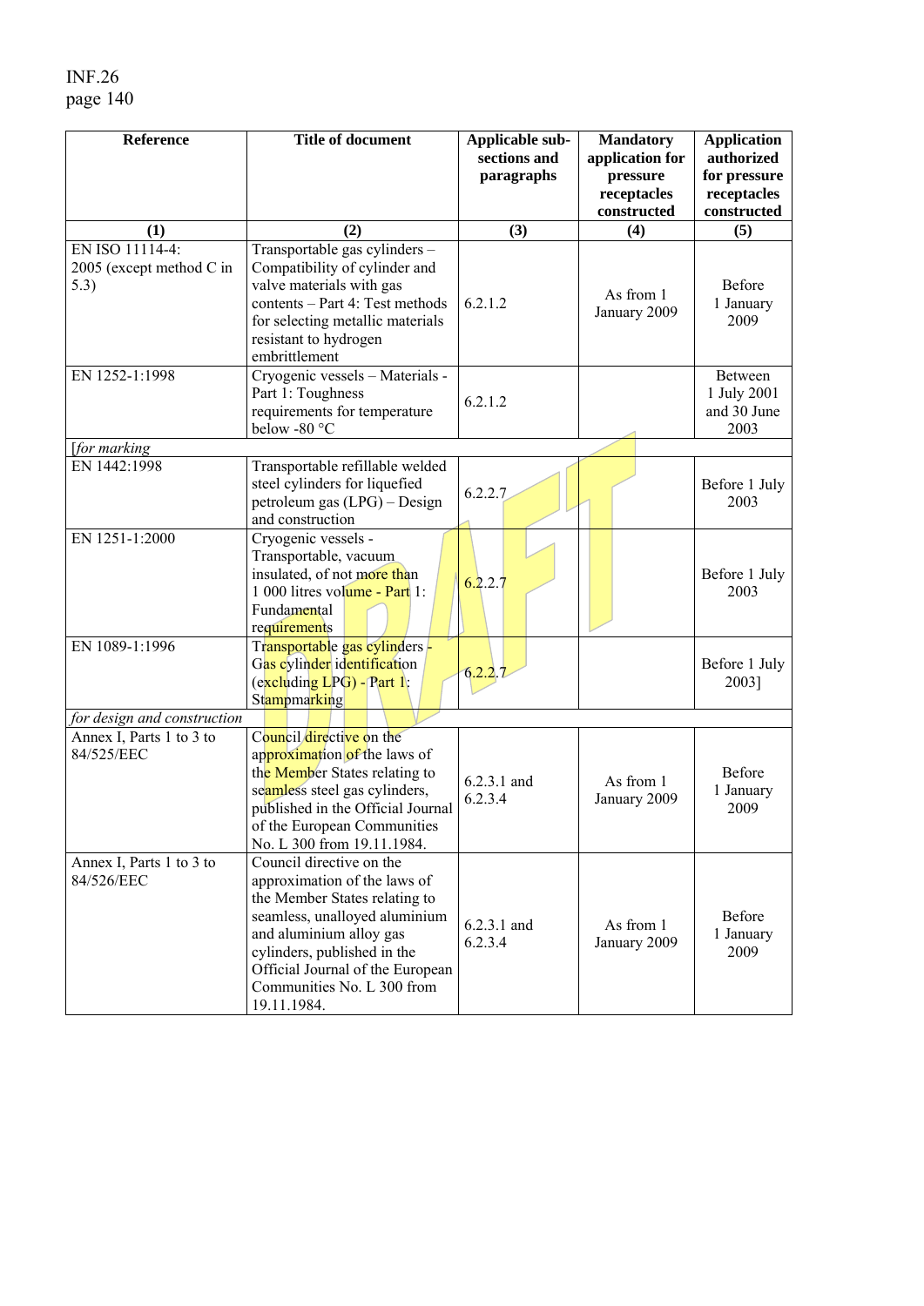| Reference | Title of document | Applicable sub-sections and paragraphs | Mandatory application for pressure receptacles constructed | Application authorized for pressure receptacles constructed |
|---|---|---|---|---|
| (1) | (2) | (3) | (4) | (5) |
| EN ISO 11114-4: 2005 (except method C in 5.3) | Transportable gas cylinders – Compatibility of cylinder and valve materials with gas contents – Part 4: Test methods for selecting metallic materials resistant to hydrogen embrittlement | 6.2.1.2 | As from 1 January 2009 | Before 1 January 2009 |
| EN 1252-1:1998 | Cryogenic vessels – Materials - Part 1: Toughness requirements for temperature below -80 °C | 6.2.1.2 | | Between 1 July 2001 and 30 June 2003 |
| [*for marking* | | | | |
| EN 1442:1998 | Transportable refillable welded steel cylinders for liquefied petroleum gas (LPG) – Design and construction | 6.2.2.7 | | Before 1 July 2003 |
| EN 1251-1:2000 | Cryogenic vessels - Transportable, vacuum insulated, of not more than 1 000 litres volume - Part 1: Fundamental requirements | 6.2.2.7 | | Before 1 July 2003 |
| EN 1089-1:1996 | Transportable gas cylinders - Gas cylinder identification (excluding LPG) - Part 1: Stampmarking | 6.2.2.7 | | Before 1 July 2003] |
| *for design and construction* | | | | |
| Annex I, Parts 1 to 3 to 84/525/EEC | Council directive on the approximation of the laws of the Member States relating to seamless steel gas cylinders, published in the Official Journal of the European Communities No. L 300 from 19.11.1984. | 6.2.3.1 and 6.2.3.4 | As from 1 January 2009 | Before 1 January 2009 |
| Annex I, Parts 1 to 3 to 84/526/EEC | Council directive on the approximation of the laws of the Member States relating to seamless, unalloyed aluminium and aluminium alloy gas cylinders, published in the Official Journal of the European Communities No. L 300 from 19.11.1984. | 6.2.3.1 and 6.2.3.4 | As from 1 January 2009 | Before 1 January 2009 |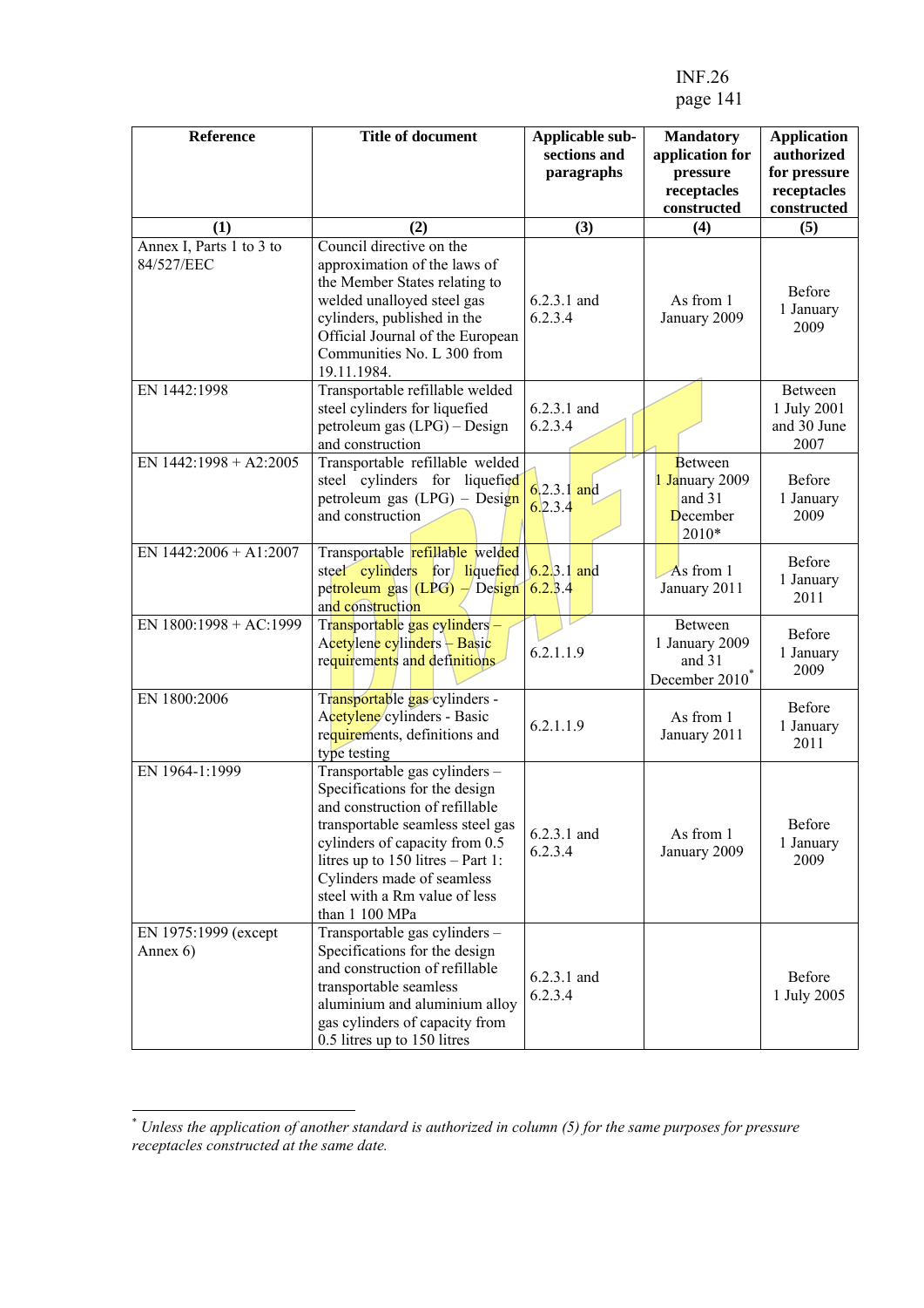| Reference | Title of document | Applicable sub-sections and paragraphs | Mandatory application for pressure receptacles constructed | Application authorized for pressure receptacles constructed |
|---|---|---|---|---|
| (1) | (2) | (3) | (4) | (5) |
| Annex I, Parts 1 to 3 to 84/527/EEC | Council directive on the approximation of the laws of the Member States relating to welded unalloyed steel gas cylinders, published in the Official Journal of the European Communities No. L 300 from 19.11.1984. | 6.2.3.1 and 6.2.3.4 | As from 1 January 2009 | Before 1 January 2009 |
| EN 1442:1998 | Transportable refillable welded steel cylinders for liquefied petroleum gas (LPG) – Design and construction | 6.2.3.1 and 6.2.3.4 | | Between 1 July 2001 and 30 June 2007 |
| EN 1442:1998 + A2:2005 | Transportable refillable welded steel cylinders for liquefied petroleum gas (LPG) – Design and construction | 6.2.3.1 and 6.2.3.4 | Between 1 January 2009 and 31 December 2010* | Before 1 January 2009 |
| EN 1442:2006 + A1:2007 | Transportable refillable welded steel cylinders for liquefied petroleum gas (LPG) – Design and construction | 6.2.3.1 and 6.2.3.4 | As from 1 January 2011 | Before 1 January 2011 |
| EN 1800:1998 + AC:1999 | Transportable gas cylinders – Acetylene cylinders – Basic requirements and definitions | 6.2.1.1.9 | Between 1 January 2009 and 31 December 2010* | Before 1 January 2009 |
| EN 1800:2006 | Transportable gas cylinders - Acetylene cylinders - Basic requirements, definitions and type testing | 6.2.1.1.9 | As from 1 January 2011 | Before 1 January 2011 |
| EN 1964-1:1999 | Transportable gas cylinders – Specifications for the design and construction of refillable transportable seamless steel gas cylinders of capacity from 0.5 litres up to 150 litres – Part 1: Cylinders made of seamless steel with a Rm value of less than 1 100 MPa | 6.2.3.1 and 6.2.3.4 | As from 1 January 2009 | Before 1 January 2009 |
| EN 1975:1999 (except Annex 6) | Transportable gas cylinders – Specifications for the design and construction of refillable transportable seamless aluminium and aluminium alloy gas cylinders of capacity from 0.5 litres up to 150 litres | 6.2.3.1 and 6.2.3.4 | | Before 1 July 2005 |

\* *Unless the application of another standard is authorized in column (5) for the same purposes for pressure receptacles constructed at the same date.*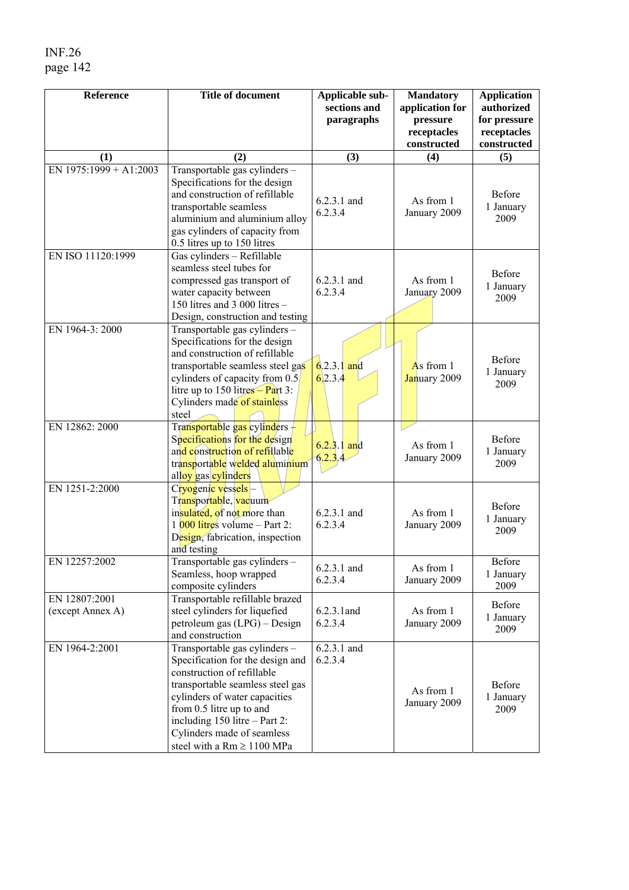| Reference | Title of document | Applicable sub-sections and paragraphs | Mandatory application for pressure receptacles constructed | Application authorized for pressure receptacles constructed |
|---|---|---|---|---|
| (1) | (2) | (3) | (4) | (5) |
| EN 1975:1999 + A1:2003 | Transportable gas cylinders – Specifications for the design and construction of refillable transportable seamless aluminium and aluminium alloy gas cylinders of capacity from 0.5 litres up to 150 litres | 6.2.3.1 and 6.2.3.4 | As from 1 January 2009 | Before 1 January 2009 |
| EN ISO 11120:1999 | Gas cylinders – Refillable seamless steel tubes for compressed gas transport of water capacity between 150 litres and 3 000 litres – Design, construction and testing | 6.2.3.1 and 6.2.3.4 | As from 1 January 2009 | Before 1 January 2009 |
| EN 1964-3: 2000 | Transportable gas cylinders – Specifications for the design and construction of refillable transportable seamless steel gas cylinders of capacity from 0.5 litre up to 150 litres – Part 3: Cylinders made of stainless steel | 6.2.3.1 and 6.2.3.4 | As from 1 January 2009 | Before 1 January 2009 |
| EN 12862: 2000 | Transportable gas cylinders – Specifications for the design and construction of refillable transportable welded aluminium alloy gas cylinders | 6.2.3.1 and 6.2.3.4 | As from 1 January 2009 | Before 1 January 2009 |
| EN 1251-2:2000 | Cryogenic vessels – Transportable, vacuum insulated, of not more than 1 000 litres volume – Part 2: Design, fabrication, inspection and testing | 6.2.3.1 and 6.2.3.4 | As from 1 January 2009 | Before 1 January 2009 |
| EN 12257:2002 | Transportable gas cylinders – Seamless, hoop wrapped composite cylinders | 6.2.3.1 and 6.2.3.4 | As from 1 January 2009 | Before 1 January 2009 |
| EN 12807:2001 (except Annex A) | Transportable refillable brazed steel cylinders for liquefied petroleum gas (LPG) – Design and construction | 6.2.3.1and 6.2.3.4 | As from 1 January 2009 | Before 1 January 2009 |
| EN 1964-2:2001 | Transportable gas cylinders – Specification for the design and construction of refillable transportable seamless steel gas cylinders of water capacities from 0.5 litre up to and including 150 litre – Part 2: Cylinders made of seamless steel with a Rm ≥ 1100 MPa | 6.2.3.1 and 6.2.3.4 | As from 1 January 2009 | Before 1 January 2009 |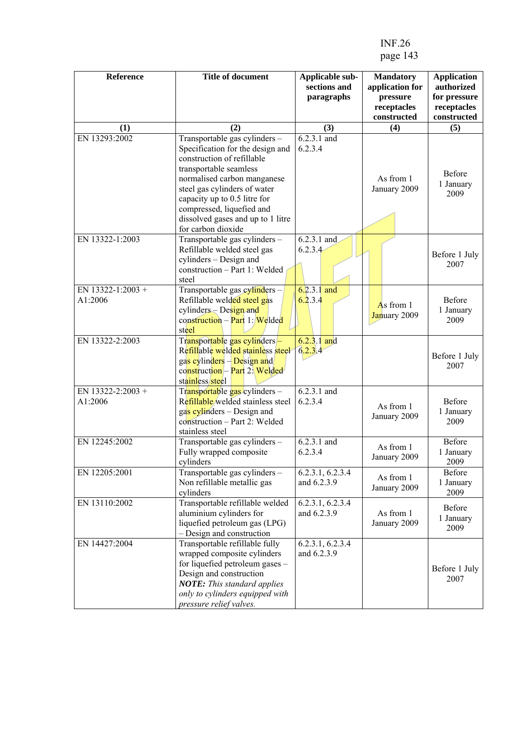| Reference | Title of document | Applicable sub-sections and paragraphs | Mandatory application for pressure receptacles constructed | Application authorized for pressure receptacles constructed |
|---|---|---|---|---|
| (1) | (2) | (3) | (4) | (5) |
| EN 13293:2002 | Transportable gas cylinders – Specification for the design and construction of refillable transportable seamless normalised carbon manganese steel gas cylinders of water capacity up to 0.5 litre for compressed, liquefied and dissolved gases and up to 1 litre for carbon dioxide | 6.2.3.1 and 6.2.3.4 | As from 1 January 2009 | Before 1 January 2009 |
| EN 13322-1:2003 | Transportable gas cylinders – Refillable welded steel gas cylinders – Design and construction – Part 1: Welded steel | 6.2.3.1 and 6.2.3.4 | | Before 1 July 2007 |
| EN 13322-1:2003 + A1:2006 | Transportable gas cylinders – Refillable welded steel gas cylinders – Design and construction – Part 1: Welded steel | 6.2.3.1 and 6.2.3.4 | As from 1 January 2009 | Before 1 January 2009 |
| EN 13322-2:2003 | Transportable gas cylinders – Refillable welded stainless steel gas cylinders – Design and construction – Part 2: Welded stainless steel | 6.2.3.1 and 6.2.3.4 | | Before 1 July 2007 |
| EN 13322-2:2003 + A1:2006 | Transportable gas cylinders – Refillable welded stainless steel gas cylinders – Design and construction – Part 2: Welded stainless steel | 6.2.3.1 and 6.2.3.4 | As from 1 January 2009 | Before 1 January 2009 |
| EN 12245:2002 | Transportable gas cylinders – Fully wrapped composite cylinders | 6.2.3.1 and 6.2.3.4 | As from 1 January 2009 | Before 1 January 2009 |
| EN 12205:2001 | Transportable gas cylinders – Non refillable metallic gas cylinders | 6.2.3.1, 6.2.3.4 and 6.2.3.9 | As from 1 January 2009 | Before 1 January 2009 |
| EN 13110:2002 | Transportable refillable welded aluminium cylinders for liquefied petroleum gas (LPG) – Design and construction | 6.2.3.1, 6.2.3.4 and 6.2.3.9 | As from 1 January 2009 | Before 1 January 2009 |
| EN 14427:2004 | Transportable refillable fully wrapped composite cylinders for liquefied petroleum gases – Design and construction ***NOTE:*** *This standard applies only to cylinders equipped with pressure relief valves.* | 6.2.3.1, 6.2.3.4 and 6.2.3.9 | | Before 1 July 2007 |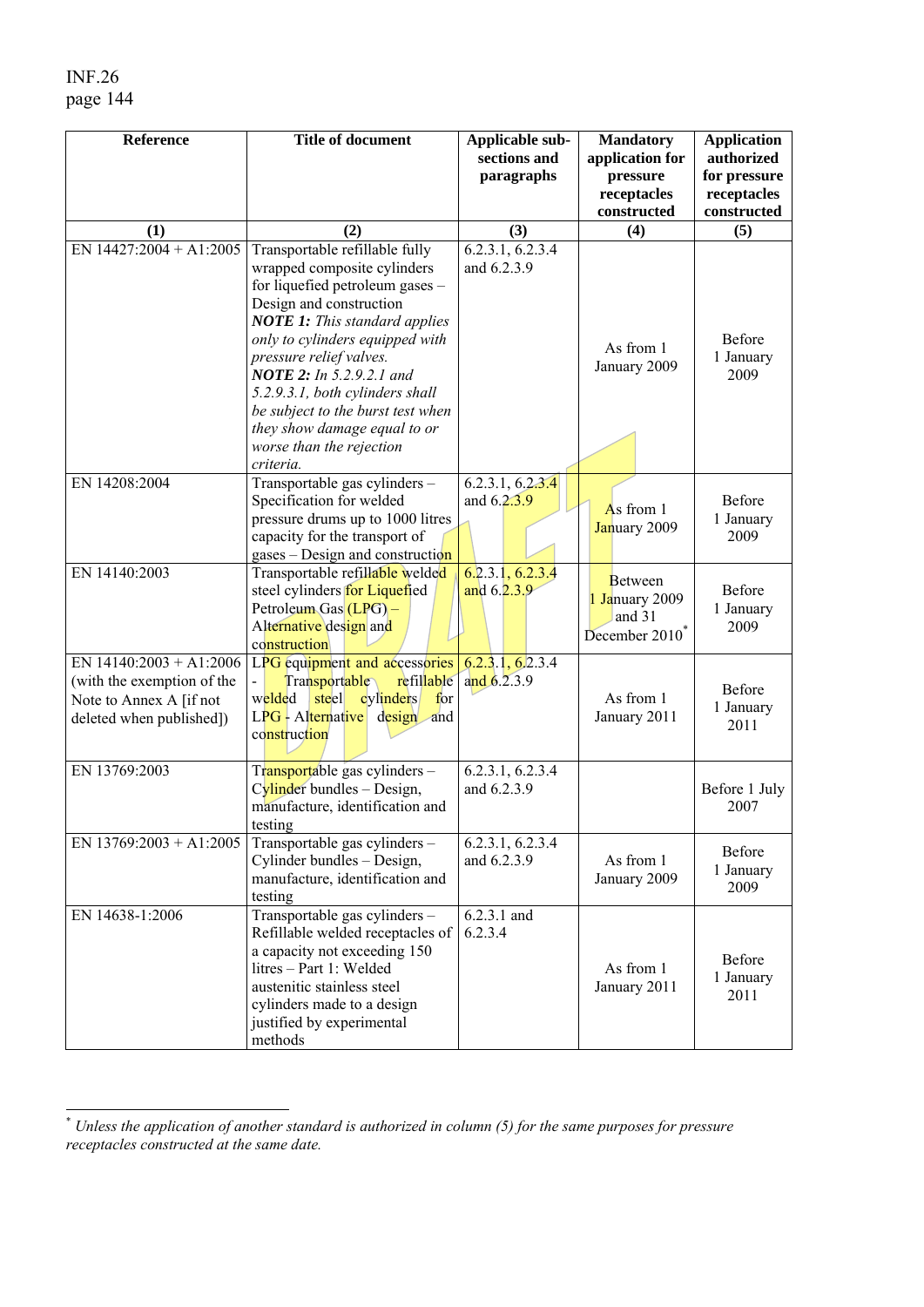| Reference | Title of document | Applicable sub-sections and paragraphs | Mandatory application for pressure receptacles constructed | Application authorized for pressure receptacles constructed |
|---|---|---|---|---|
| (1) | (2) | (3) | (4) | (5) |
| EN 14427:2004 + A1:2005 | Transportable refillable fully wrapped composite cylinders for liquefied petroleum gases – Design and construction ***NOTE 1:*** *This standard applies only to cylinders equipped with pressure relief valves.* ***NOTE 2:*** *In 5.2.9.2.1 and 5.2.9.3.1, both cylinders shall be subject to the burst test when they show damage equal to or worse than the rejection criteria.* | 6.2.3.1, 6.2.3.4 and 6.2.3.9 | As from 1 January 2009 | Before 1 January 2009 |
| EN 14208:2004 | Transportable gas cylinders – Specification for welded pressure drums up to 1000 litres capacity for the transport of gases – Design and construction | 6.2.3.1, 6.2.3.4 and 6.2.3.9 | As from 1 January 2009 | Before 1 January 2009 |
| EN 14140:2003 | Transportable refillable welded steel cylinders for Liquefied Petroleum Gas (LPG) – Alternative design and construction | 6.2.3.1, 6.2.3.4 and 6.2.3.9 | Between 1 January 2009 and 31 December 2010[*] | Before 1 January 2009 |
| EN 14140:2003 + A1:2006 (with the exemption of the Note to Annex A [if not deleted when published]) | LPG equipment and accessories - Transportable refillable welded steel cylinders for LPG - Alternative design and construction | 6.2.3.1, 6.2.3.4 and 6.2.3.9 | As from 1 January 2011 | Before 1 January 2011 |
| EN 13769:2003 | Transportable gas cylinders – Cylinder bundles – Design, manufacture, identification and testing | 6.2.3.1, 6.2.3.4 and 6.2.3.9 | | Before 1 July 2007 |
| EN 13769:2003 + A1:2005 | Transportable gas cylinders – Cylinder bundles – Design, manufacture, identification and testing | 6.2.3.1, 6.2.3.4 and 6.2.3.9 | As from 1 January 2009 | Before 1 January 2009 |
| EN 14638-1:2006 | Transportable gas cylinders – Refillable welded receptacles of a capacity not exceeding 150 litres – Part 1: Welded austenitic stainless steel cylinders made to a design justified by experimental methods | 6.2.3.1 and 6.2.3.4 | As from 1 January 2011 | Before 1 January 2011 |

[*] *Unless the application of another standard is authorized in column (5) for the same purposes for pressure receptacles constructed at the same date.*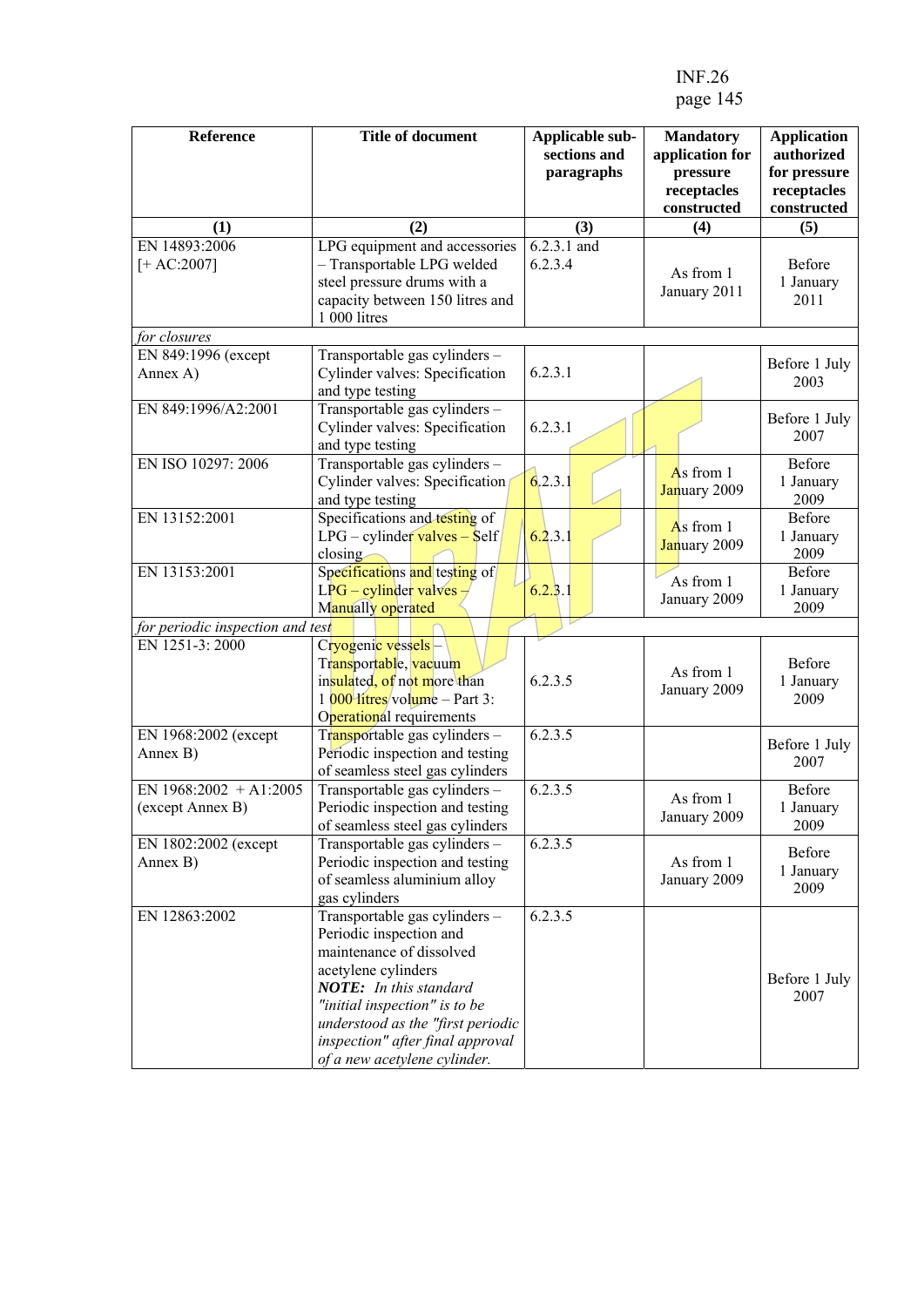| Reference | Title of document | Applicable sub-sections and paragraphs | Mandatory application for pressure receptacles constructed | Application authorized for pressure receptacles constructed |
|---|---|---|---|---|
| (1) | (2) | (3) | (4) | (5) |
| EN 14893:2006 [+ AC:2007] | LPG equipment and accessories – Transportable LPG welded steel pressure drums with a capacity between 150 litres and 1 000 litres | 6.2.3.1 and 6.2.3.4 | As from 1 January 2011 | Before 1 January 2011 |
| *for closures* | | | | |
| EN 849:1996 (except Annex A) | Transportable gas cylinders – Cylinder valves: Specification and type testing | 6.2.3.1 | | Before 1 July 2003 |
| EN 849:1996/A2:2001 | Transportable gas cylinders – Cylinder valves: Specification and type testing | 6.2.3.1 | | Before 1 July 2007 |
| EN ISO 10297: 2006 | Transportable gas cylinders – Cylinder valves: Specification and type testing | 6.2.3.1 | As from 1 January 2009 | Before 1 January 2009 |
| EN 13152:2001 | Specifications and testing of LPG – cylinder valves – Self closing | 6.2.3.1 | As from 1 January 2009 | Before 1 January 2009 |
| EN 13153:2001 | Specifications and testing of LPG – cylinder valves – Manually operated | 6.2.3.1 | As from 1 January 2009 | Before 1 January 2009 |
| *for periodic inspection and test* | | | | |
| EN 1251-3: 2000 | Cryogenic vessels – Transportable, vacuum insulated, of not more than 1 000 litres volume – Part 3: Operational requirements | 6.2.3.5 | As from 1 January 2009 | Before 1 January 2009 |
| EN 1968:2002 (except Annex B) | Transportable gas cylinders – Periodic inspection and testing of seamless steel gas cylinders | 6.2.3.5 | | Before 1 July 2007 |
| EN 1968:2002 + A1:2005 (except Annex B) | Transportable gas cylinders – Periodic inspection and testing of seamless steel gas cylinders | 6.2.3.5 | As from 1 January 2009 | Before 1 January 2009 |
| EN 1802:2002 (except Annex B) | Transportable gas cylinders – Periodic inspection and testing of seamless aluminium alloy gas cylinders | 6.2.3.5 | As from 1 January 2009 | Before 1 January 2009 |
| EN 12863:2002 | Transportable gas cylinders – Periodic inspection and maintenance of dissolved acetylene cylinders ***NOTE:*** *In this standard "initial inspection" is to be understood as the "first periodic inspection" after final approval of a new acetylene cylinder.* | 6.2.3.5 | | Before 1 July 2007 |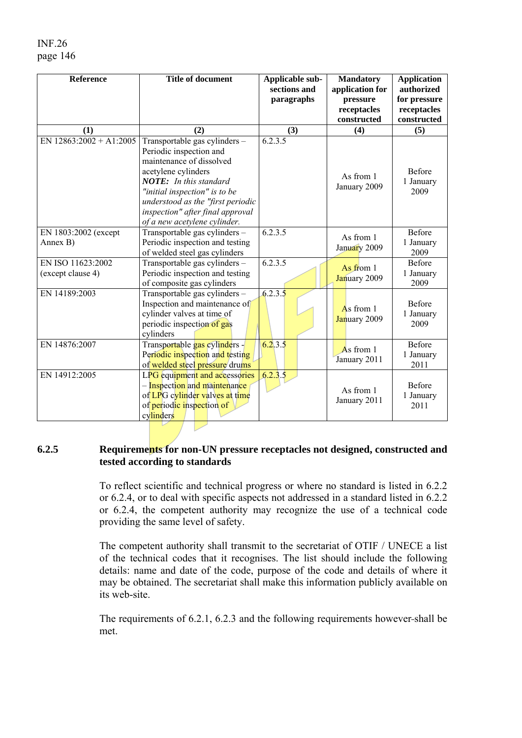| Reference | Title of document | Applicable sub-sections and paragraphs | Mandatory application for pressure receptacles constructed | Application authorized for pressure receptacles constructed |
|---|---|---|---|---|
| (1) | (2) | (3) | (4) | (5) |
| EN 12863:2002 + A1:2005 | Transportable gas cylinders – Periodic inspection and maintenance of dissolved acetylene cylinders<br>***NOTE:*** *In this standard "initial inspection" is to be understood as the "first periodic inspection" after final approval of a new acetylene cylinder.* | 6.2.3.5 | As from 1 January 2009 | Before 1 January 2009 |
| EN 1803:2002 (except Annex B) | Transportable gas cylinders – Periodic inspection and testing of welded steel gas cylinders | 6.2.3.5 | As from 1 January 2009 | Before 1 January 2009 |
| EN ISO 11623:2002 (except clause 4) | Transportable gas cylinders – Periodic inspection and testing of composite gas cylinders | 6.2.3.5 | As from 1 January 2009 | Before 1 January 2009 |
| EN 14189:2003 | Transportable gas cylinders – Inspection and maintenance of cylinder valves at time of periodic inspection of gas cylinders | 6.2.3.5 | As from 1 January 2009 | Before 1 January 2009 |
| EN 14876:2007 | Transportable gas cylinders - Periodic inspection and testing of welded steel pressure drums | 6.2.3.5 | As from 1 January 2011 | Before 1 January 2011 |
| EN 14912:2005 | LPG equipment and accessories – Inspection and maintenance of LPG cylinder valves at time of periodic inspection of cylinders | 6.2.3.5 | As from 1 January 2011 | Before 1 January 2011 |

## 6.2.5 Requirements for non-UN pressure receptacles not designed, constructed and tested according to standards

To reflect scientific and technical progress or where no standard is listed in 6.2.2 or 6.2.4, or to deal with specific aspects not addressed in a standard listed in 6.2.2 or 6.2.4, the competent authority may recognize the use of a technical code providing the same level of safety.

The competent authority shall transmit to the secretariat of OTIF / UNECE a list of the technical codes that it recognises. The list should include the following details: name and date of the code, purpose of the code and details of where it may be obtained. The secretariat shall make this information publicly available on its web-site.

The requirements of 6.2.1, 6.2.3 and the following requirements however shall be met.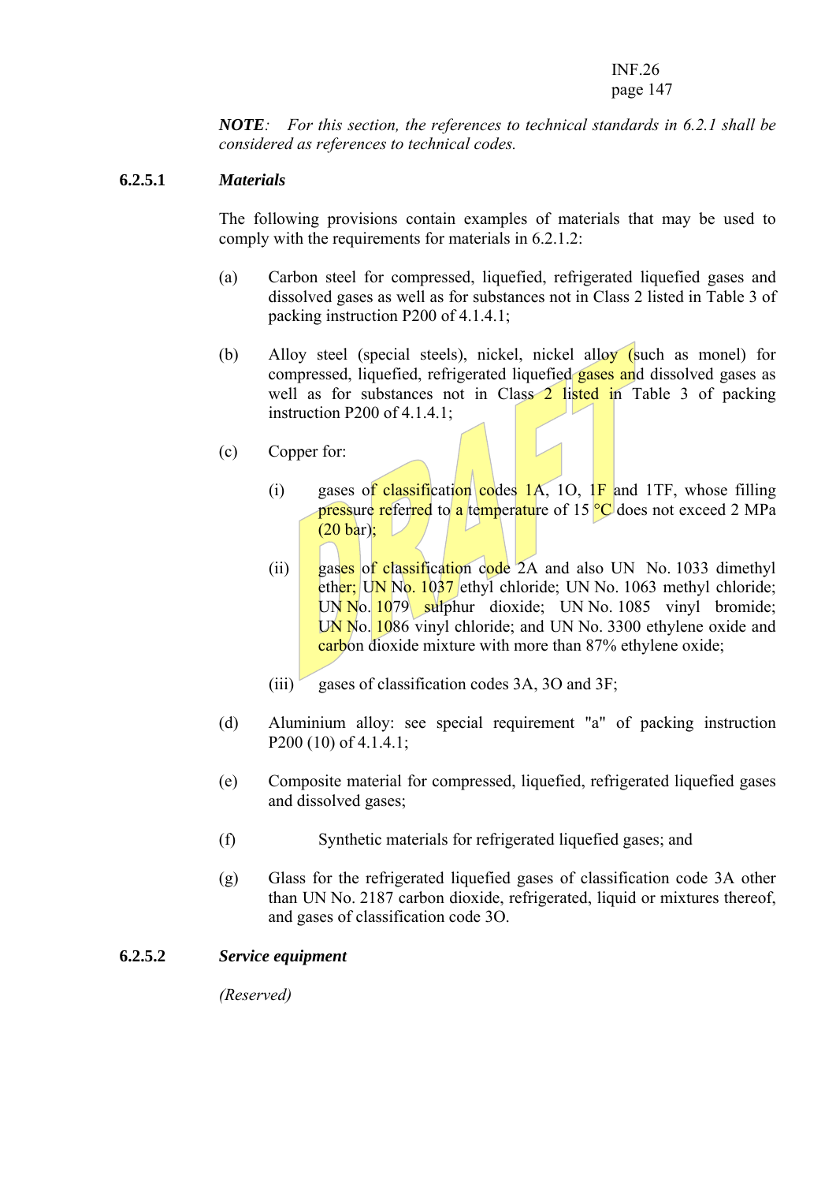*NOTE: For this section, the references to technical standards in 6.2.1 shall be considered as references to technical codes.*

**6.2.5.1** ***Materials***

The following provisions contain examples of materials that may be used to comply with the requirements for materials in 6.2.1.2:

(a) Carbon steel for compressed, liquefied, refrigerated liquefied gases and dissolved gases as well as for substances not in Class 2 listed in Table 3 of packing instruction P200 of 4.1.4.1;

(b) Alloy steel (special steels), nickel, nickel alloy (such as monel) for compressed, liquefied, refrigerated liquefied gases and dissolved gases as well as for substances not in Class 2 listed in Table 3 of packing instruction P200 of 4.1.4.1;

(c) Copper for:

(i) gases of classification codes 1A, 1O, 1F and 1TF, whose filling pressure referred to a temperature of 15 °C does not exceed 2 MPa (20 bar);

(ii) gases of classification code 2A and also UN No. 1033 dimethyl ether; UN No. 1037 ethyl chloride; UN No. 1063 methyl chloride; UN No. 1079 sulphur dioxide; UN No. 1085 vinyl bromide; UN No. 1086 vinyl chloride; and UN No. 3300 ethylene oxide and carbon dioxide mixture with more than 87% ethylene oxide;

(iii) gases of classification codes 3A, 3O and 3F;

(d) Aluminium alloy: see special requirement "a" of packing instruction P200 (10) of 4.1.4.1;

(e) Composite material for compressed, liquefied, refrigerated liquefied gases and dissolved gases;

(f) Synthetic materials for refrigerated liquefied gases; and

(g) Glass for the refrigerated liquefied gases of classification code 3A other than UN No. 2187 carbon dioxide, refrigerated, liquid or mixtures thereof, and gases of classification code 3O.

**6.2.5.2** ***Service equipment***

*(Reserved)*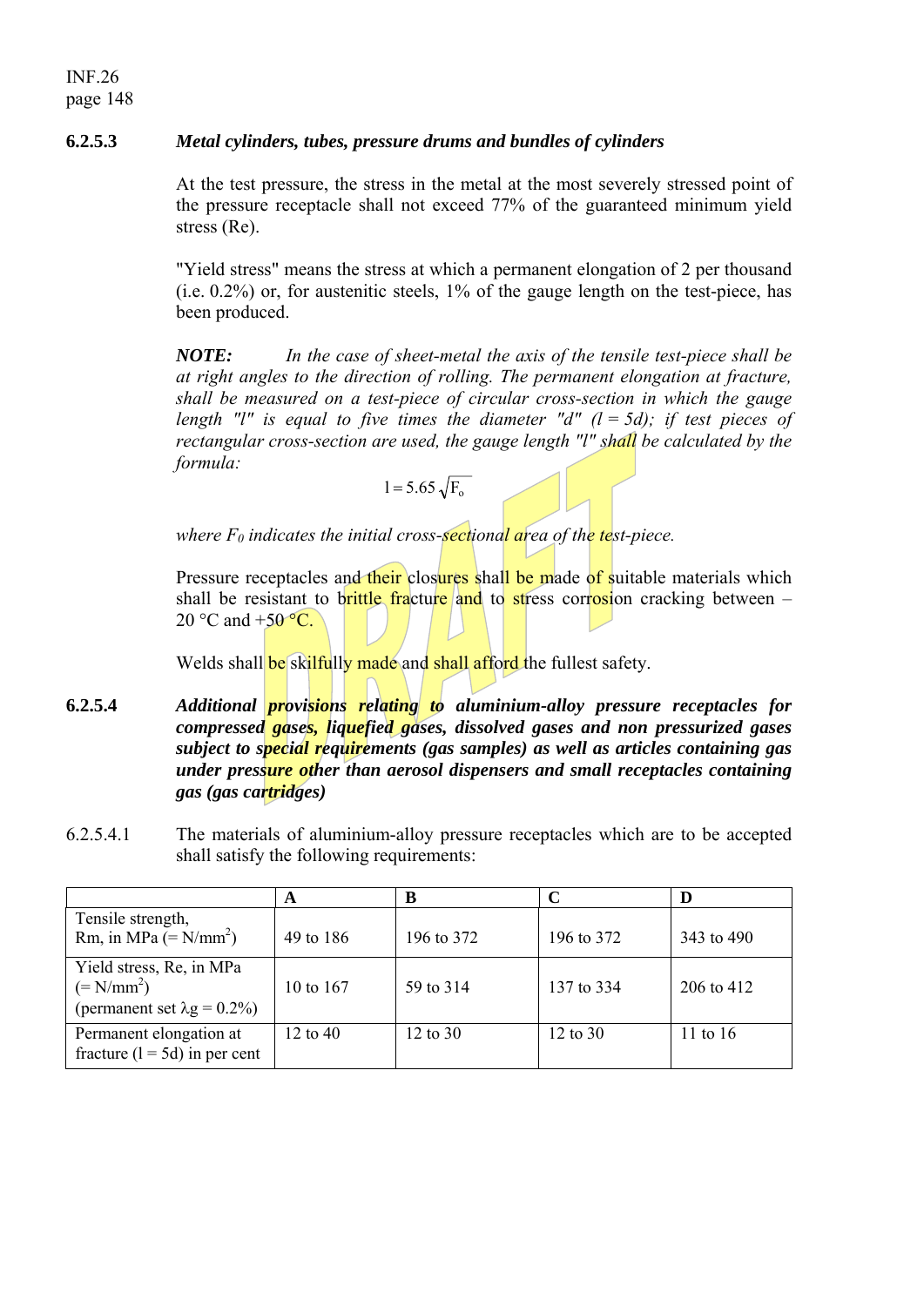### 6.2.5.3 *Metal cylinders, tubes, pressure drums and bundles of cylinders*

At the test pressure, the stress in the metal at the most severely stressed point of the pressure receptacle shall not exceed 77% of the guaranteed minimum yield stress (Re).

"Yield stress" means the stress at which a permanent elongation of 2 per thousand (i.e. 0.2%) or, for austenitic steels, 1% of the gauge length on the test-piece, has been produced.

***NOTE:*** *In the case of sheet-metal the axis of the tensile test-piece shall be at right angles to the direction of rolling. The permanent elongation at fracture, shall be measured on a test-piece of circular cross-section in which the gauge length "l" is equal to five times the diameter "d" (l = 5d); if test pieces of rectangular cross-section are used, the gauge length "l" shall be calculated by the formula:*

$$l = 5.65\sqrt{F_o}$$

*where $F_0$ indicates the initial cross-sectional area of the test-piece.*

Pressure receptacles and their closures shall be made of suitable materials which shall be resistant to brittle fracture and to stress corrosion cracking between – 20 °C and +50 °C.

Welds shall be skilfully made and shall afford the fullest safety.

### 6.2.5.4 *Additional provisions relating to aluminium-alloy pressure receptacles for compressed gases, liquefied gases, dissolved gases and non pressurized gases subject to special requirements (gas samples) as well as articles containing gas under pressure other than aerosol dispensers and small receptacles containing gas (gas cartridges)*

6.2.5.4.1 The materials of aluminium-alloy pressure receptacles which are to be accepted shall satisfy the following requirements:

| | A | B | C | D |
|---|---|---|---|---|
| Tensile strength, Rm, in MPa (= $N/mm^2$) | 49 to 186 | 196 to 372 | 196 to 372 | 343 to 490 |
| Yield stress, Re, in MPa (= $N/mm^2$) (permanent set $\lambda g = 0.2\%$) | 10 to 167 | 59 to 314 | 137 to 334 | 206 to 412 |
| Permanent elongation at fracture (l = 5d) in per cent | 12 to 40 | 12 to 30 | 12 to 30 | 11 to 16 |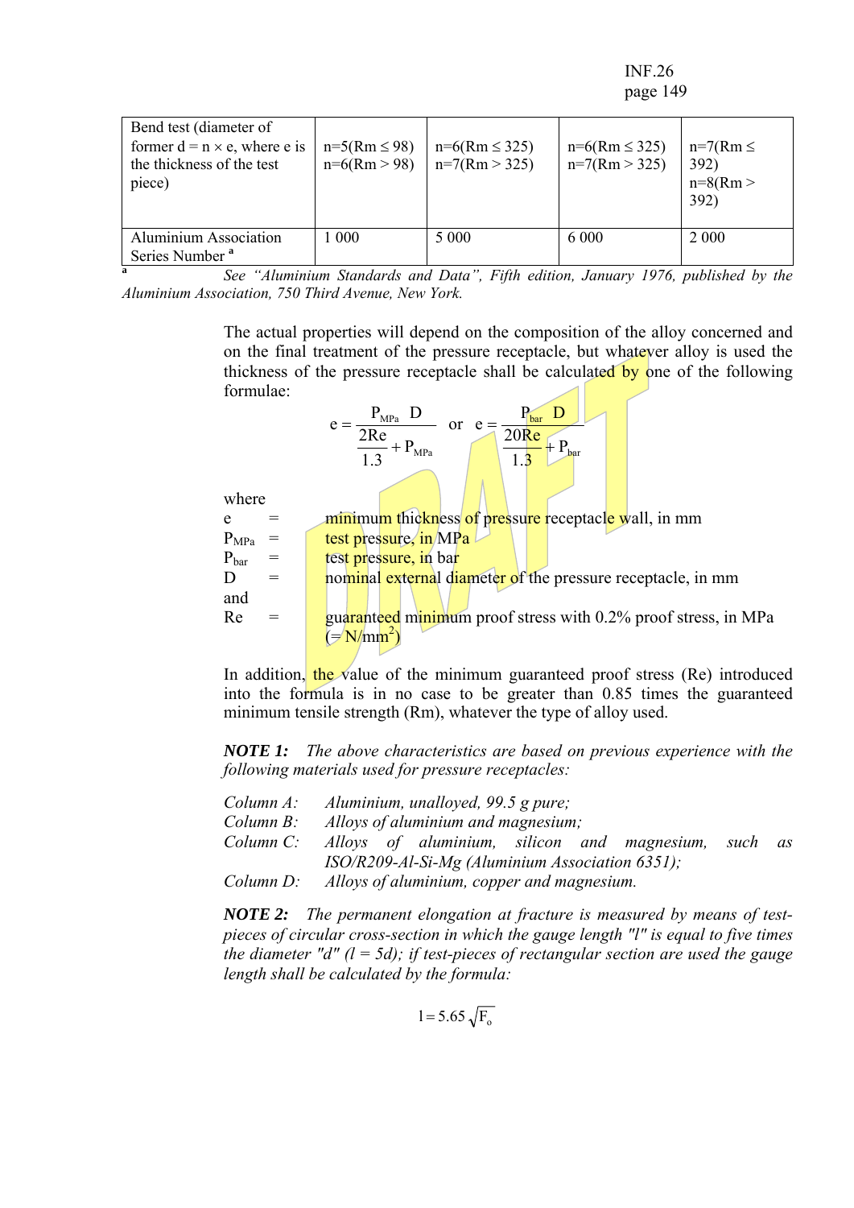| Bend test (diameter of former d = n × e, where e is the thickness of the test piece) | n=5(Rm ≤ 98) n=6(Rm > 98) | n=6(Rm ≤ 325) n=7(Rm > 325) | n=6(Rm ≤ 325) n=7(Rm > 325) | n=7(Rm ≤ 392) n=8(Rm > 392) |
|---|---|---|---|---|
| Aluminium Association Series Number [a] | 1 000 | 5 000 | 6 000 | 2 000 |

[a] *See "Aluminium Standards and Data", Fifth edition, January 1976, published by the Aluminium Association, 750 Third Avenue, New York.*

The actual properties will depend on the composition of the alloy concerned and on the final treatment of the pressure receptacle, but whatever alloy is used the thickness of the pressure receptacle shall be calculated by one of the following formulae:

$$e = \frac{P_{MPa} \ D}{\frac{2Re}{1.3} + P_{MPa}} \quad \text{or} \quad e = \frac{P_{bar} \ D}{\frac{20Re}{1.3} + P_{bar}}$$

where

- $e$ = minimum thickness of pressure receptacle wall, in mm
- $P_{MPa}$ = test pressure, in MPa
- $P_{bar}$ = test pressure, in bar
- $D$ = nominal external diameter of the pressure receptacle, in mm

and

- $Re$ = guaranteed minimum proof stress with 0.2% proof stress, in MPa (= $N/mm^2$)

In addition, the value of the minimum guaranteed proof stress (Re) introduced into the formula is in no case to be greater than 0.85 times the guaranteed minimum tensile strength (Rm), whatever the type of alloy used.

***NOTE 1:*** *The above characteristics are based on previous experience with the following materials used for pressure receptacles:*

*Column A: Aluminium, unalloyed, 99.5 g pure;*
*Column B: Alloys of aluminium and magnesium;*
*Column C: Alloys of aluminium, silicon and magnesium, such as ISO/R209-Al-Si-Mg (Aluminium Association 6351);*
*Column D: Alloys of aluminium, copper and magnesium.*

***NOTE 2:*** *The permanent elongation at fracture is measured by means of test-pieces of circular cross-section in which the gauge length "l" is equal to five times the diameter "d" (l = 5d); if test-pieces of rectangular section are used the gauge length shall be calculated by the formula:*

$$l = 5.65\sqrt{F_o}$$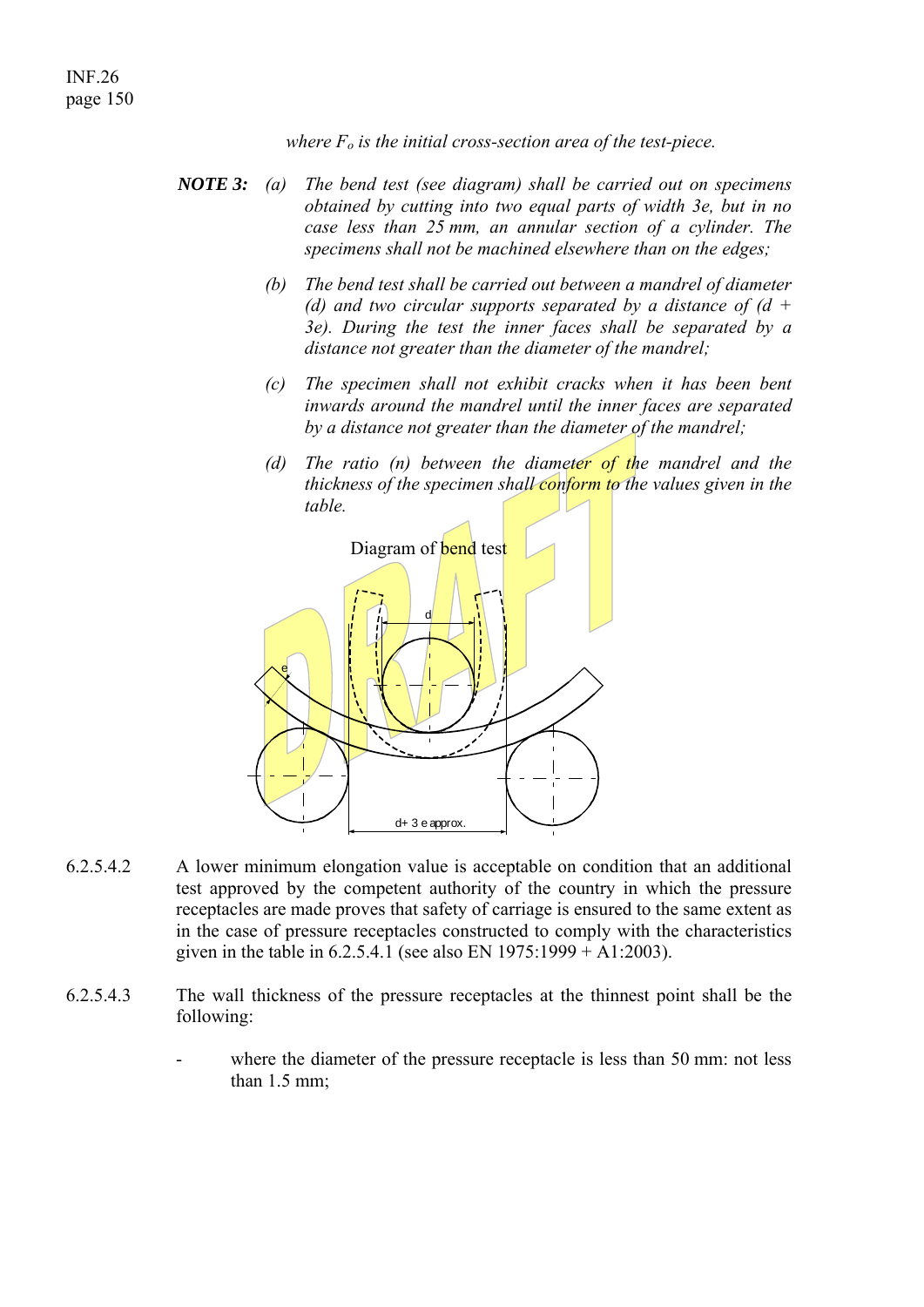*where $F_o$ is the initial cross-section area of the test-piece.*

***NOTE 3:*** *(a) The bend test (see diagram) shall be carried out on specimens obtained by cutting into two equal parts of width 3e, but in no case less than 25 mm, an annular section of a cylinder. The specimens shall not be machined elsewhere than on the edges;*

*(b) The bend test shall be carried out between a mandrel of diameter (d) and two circular supports separated by a distance of (d + 3e). During the test the inner faces shall be separated by a distance not greater than the diameter of the mandrel;*

*(c) The specimen shall not exhibit cracks when it has been bent inwards around the mandrel until the inner faces are separated by a distance not greater than the diameter of the mandrel;*

*(d) The ratio (n) between the diameter of the mandrel and the thickness of the specimen shall conform to the values given in the table.*

Diagram of bend test

6.2.5.4.2 A lower minimum elongation value is acceptable on condition that an additional test approved by the competent authority of the country in which the pressure receptacles are made proves that safety of carriage is ensured to the same extent as in the case of pressure receptacles constructed to comply with the characteristics given in the table in 6.2.5.4.1 (see also EN 1975:1999 + A1:2003).

6.2.5.4.3 The wall thickness of the pressure receptacles at the thinnest point shall be the following:

- where the diameter of the pressure receptacle is less than 50 mm: not less than 1.5 mm;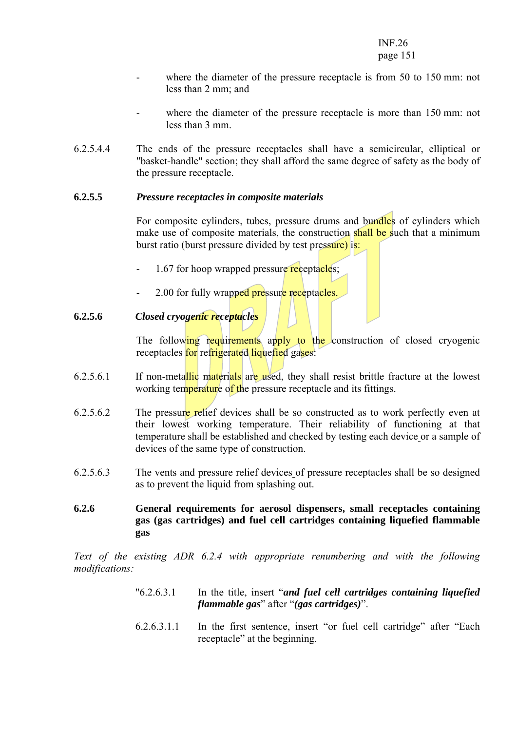- where the diameter of the pressure receptacle is from 50 to 150 mm: not less than 2 mm; and

- where the diameter of the pressure receptacle is more than 150 mm: not less than 3 mm.

6.2.5.4.4 The ends of the pressure receptacles shall have a semicircular, elliptical or "basket-handle" section; they shall afford the same degree of safety as the body of the pressure receptacle.

**6.2.5.5** ***Pressure receptacles in composite materials***

For composite cylinders, tubes, pressure drums and bundles of cylinders which make use of composite materials, the construction shall be such that a minimum burst ratio (burst pressure divided by test pressure) is:

- 1.67 for hoop wrapped pressure receptacles;

- 2.00 for fully wrapped pressure receptacles.

**6.2.5.6** ***Closed cryogenic receptacles***

The following requirements apply to the construction of closed cryogenic receptacles for refrigerated liquefied gases:

6.2.5.6.1 If non-metallic materials are used, they shall resist brittle fracture at the lowest working temperature of the pressure receptacle and its fittings.

6.2.5.6.2 The pressure relief devices shall be so constructed as to work perfectly even at their lowest working temperature. Their reliability of functioning at that temperature shall be established and checked by testing each device or a sample of devices of the same type of construction.

6.2.5.6.3 The vents and pressure relief devices of pressure receptacles shall be so designed as to prevent the liquid from splashing out.

**6.2.6** **General requirements for aerosol dispensers, small receptacles containing gas (gas cartridges) and fuel cell cartridges containing liquefied flammable gas**

*Text of the existing ADR 6.2.4 with appropriate renumbering and with the following modifications:*

"6.2.6.3.1 In the title, insert "***and fuel cell cartridges containing liquefied flammable gas***" after "***(gas cartridges)***".

6.2.6.3.1.1 In the first sentence, insert "or fuel cell cartridge" after "Each receptacle" at the beginning.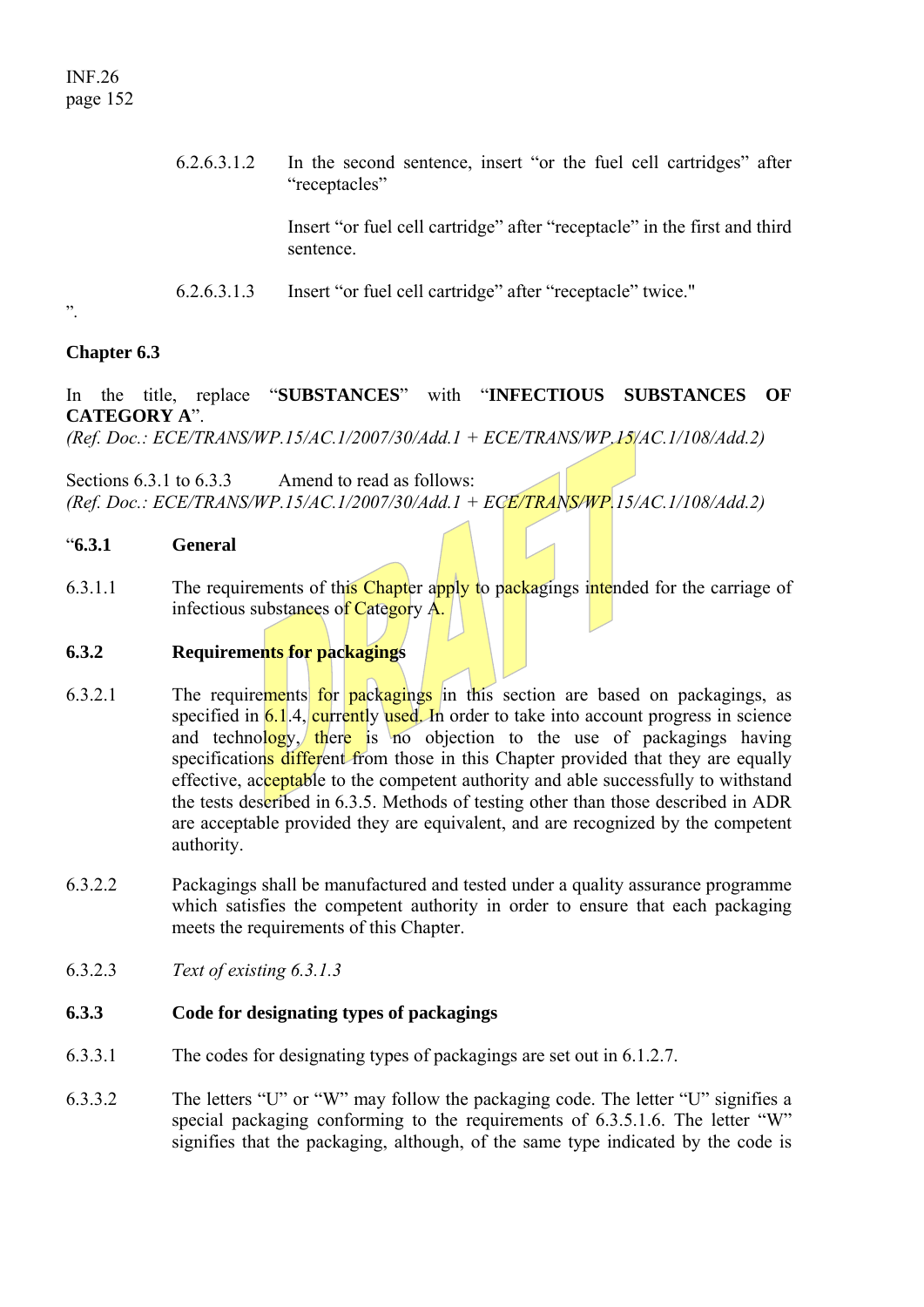6.2.6.3.1.2 In the second sentence, insert "or the fuel cell cartridges" after "receptacles"

Insert "or fuel cell cartridge" after "receptacle" in the first and third sentence.

6.2.6.3.1.3 Insert "or fuel cell cartridge" after "receptacle" twice."

".

**Chapter 6.3**

In the title, replace "**SUBSTANCES**" with "**INFECTIOUS SUBSTANCES OF CATEGORY A**".
*(Ref. Doc.: ECE/TRANS/WP.15/AC.1/2007/30/Add.1 + ECE/TRANS/WP.15/AC.1/108/Add.2)*

Sections 6.3.1 to 6.3.3 Amend to read as follows:
*(Ref. Doc.: ECE/TRANS/WP.15/AC.1/2007/30/Add.1 + ECE/TRANS/WP.15/AC.1/108/Add.2)*

"**6.3.1 General**

6.3.1.1 The requirements of this Chapter apply to packagings intended for the carriage of infectious substances of Category A.

**6.3.2 Requirements for packagings**

6.3.2.1 The requirements for packagings in this section are based on packagings, as specified in 6.1.4, currently used. In order to take into account progress in science and technology, there is no objection to the use of packagings having specifications different from those in this Chapter provided that they are equally effective, acceptable to the competent authority and able successfully to withstand the tests described in 6.3.5. Methods of testing other than those described in ADR are acceptable provided they are equivalent, and are recognized by the competent authority.

6.3.2.2 Packagings shall be manufactured and tested under a quality assurance programme which satisfies the competent authority in order to ensure that each packaging meets the requirements of this Chapter.

6.3.2.3 *Text of existing 6.3.1.3*

**6.3.3 Code for designating types of packagings**

6.3.3.1 The codes for designating types of packagings are set out in 6.1.2.7.

6.3.3.2 The letters "U" or "W" may follow the packaging code. The letter "U" signifies a special packaging conforming to the requirements of 6.3.5.1.6. The letter "W" signifies that the packaging, although, of the same type indicated by the code is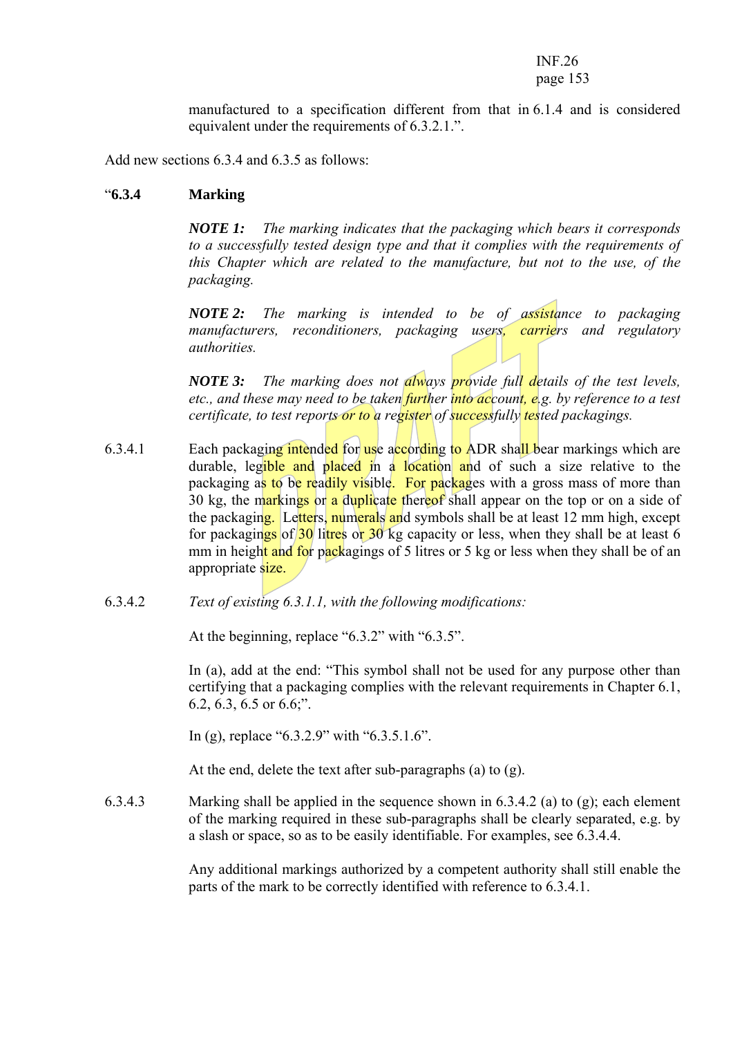manufactured to a specification different from that in 6.1.4 and is considered equivalent under the requirements of 6.3.2.1.".

Add new sections 6.3.4 and 6.3.5 as follows:

"**6.3.4 Marking**

***NOTE 1:*** *The marking indicates that the packaging which bears it corresponds to a successfully tested design type and that it complies with the requirements of this Chapter which are related to the manufacture, but not to the use, of the packaging.*

***NOTE 2:*** *The marking is intended to be of assistance to packaging manufacturers, reconditioners, packaging users, carriers and regulatory authorities.*

***NOTE 3:*** *The marking does not always provide full details of the test levels, etc., and these may need to be taken further into account, e.g. by reference to a test certificate, to test reports or to a register of successfully tested packagings.*

6.3.4.1 Each packaging intended for use according to ADR shall bear markings which are durable, legible and placed in a location and of such a size relative to the packaging as to be readily visible. For packages with a gross mass of more than 30 kg, the markings or a duplicate thereof shall appear on the top or on a side of the packaging. Letters, numerals and symbols shall be at least 12 mm high, except for packagings of 30 litres or 30 kg capacity or less, when they shall be at least 6 mm in height and for packagings of 5 litres or 5 kg or less when they shall be of an appropriate size.

6.3.4.2 *Text of existing 6.3.1.1, with the following modifications:*

At the beginning, replace "6.3.2" with "6.3.5".

In (a), add at the end: "This symbol shall not be used for any purpose other than certifying that a packaging complies with the relevant requirements in Chapter 6.1, 6.2, 6.3, 6.5 or 6.6;".

In (g), replace "6.3.2.9" with "6.3.5.1.6".

At the end, delete the text after sub-paragraphs (a) to (g).

6.3.4.3 Marking shall be applied in the sequence shown in 6.3.4.2 (a) to (g); each element of the marking required in these sub-paragraphs shall be clearly separated, e.g. by a slash or space, so as to be easily identifiable. For examples, see 6.3.4.4.

Any additional markings authorized by a competent authority shall still enable the parts of the mark to be correctly identified with reference to 6.3.4.1.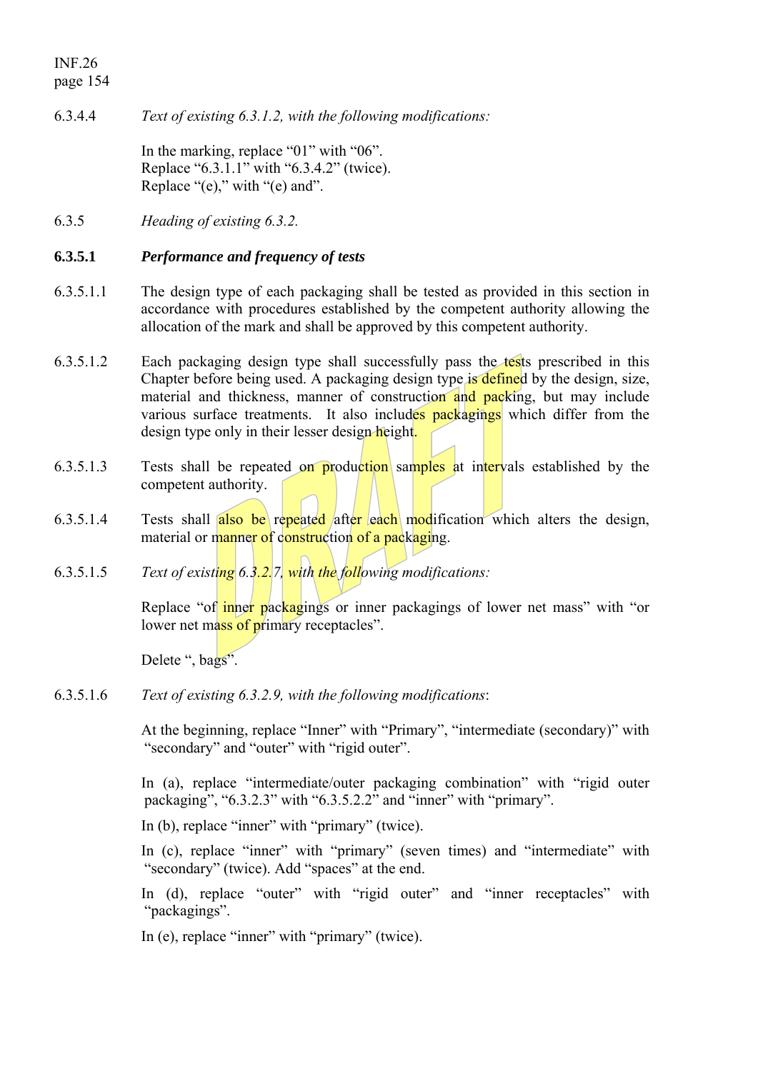6.3.4.4 *Text of existing 6.3.1.2, with the following modifications:*

In the marking, replace "01" with "06".
Replace "6.3.1.1" with "6.3.4.2" (twice).
Replace "(e)," with "(e) and".

6.3.5 *Heading of existing 6.3.2.*

**6.3.5.1** ***Performance and frequency of tests***

6.3.5.1.1 The design type of each packaging shall be tested as provided in this section in accordance with procedures established by the competent authority allowing the allocation of the mark and shall be approved by this competent authority.

6.3.5.1.2 Each packaging design type shall successfully pass the tests prescribed in this Chapter before being used. A packaging design type is defined by the design, size, material and thickness, manner of construction and packing, but may include various surface treatments. It also includes packagings which differ from the design type only in their lesser design height.

6.3.5.1.3 Tests shall be repeated on production samples at intervals established by the competent authority.

6.3.5.1.4 Tests shall also be repeated after each modification which alters the design, material or manner of construction of a packaging.

6.3.5.1.5 *Text of existing 6.3.2.7, with the following modifications:*

Replace "of inner packagings or inner packagings of lower net mass" with "or lower net mass of primary receptacles".

Delete ", bags".

6.3.5.1.6 *Text of existing 6.3.2.9, with the following modifications*:

At the beginning, replace "Inner" with "Primary", "intermediate (secondary)" with "secondary" and "outer" with "rigid outer".

In (a), replace "intermediate/outer packaging combination" with "rigid outer packaging", "6.3.2.3" with "6.3.5.2.2" and "inner" with "primary".

In (b), replace "inner" with "primary" (twice).

In (c), replace "inner" with "primary" (seven times) and "intermediate" with "secondary" (twice). Add "spaces" at the end.

In (d), replace "outer" with "rigid outer" and "inner receptacles" with "packagings".

In (e), replace "inner" with "primary" (twice).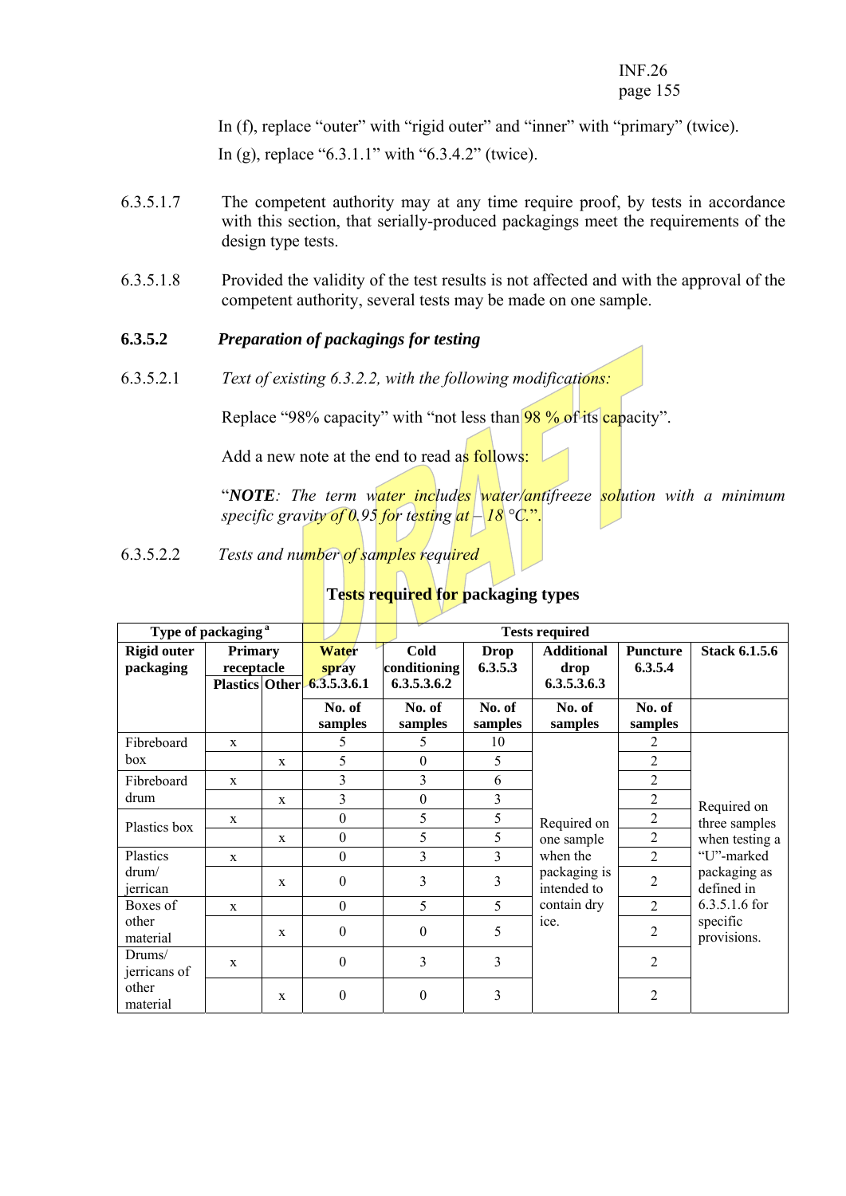In (f), replace “outer” with “rigid outer” and “inner” with “primary” (twice).

In (g), replace “6.3.1.1” with “6.3.4.2” (twice).

6.3.5.1.7 The competent authority may at any time require proof, by tests in accordance with this section, that serially-produced packagings meet the requirements of the design type tests.

6.3.5.1.8 Provided the validity of the test results is not affected and with the approval of the competent authority, several tests may be made on one sample.

### 6.3.5.2 *Preparation of packagings for testing*

6.3.5.2.1 *Text of existing 6.3.2.2, with the following modifications:*

Replace “98% capacity” with “not less than 98 % of its capacity”.

Add a new note at the end to read as follows:

“***NOTE****: The term water includes water/antifreeze solution with a minimum specific gravity of 0.95 for testing at – 18 °C.*”.

6.3.5.2.2 *Tests and number of samples required*

**Tests required for packaging types**

| Type of packaging [a] | | | Tests required | | | | | |
|---|---|---|---|---|---|---|---|---|
| Rigid outer packaging | Primary receptacle | | Water spray 6.3.5.3.6.1 | Cold conditioning 6.3.5.3.6.2 | Drop 6.3.5.3 | Additional drop 6.3.5.3.6.3 | Puncture 6.3.5.4 | Stack 6.1.5.6 |
| | Plastics | Other | No. of samples | No. of samples | No. of samples | No. of samples | No. of samples | |
| Fibreboard box | x | | 5 | 5 | 10 | Required on one sample when the packaging is intended to contain dry ice. | 2 | Required on three samples when testing a “U”-marked packaging as defined in 6.3.5.1.6 for specific provisions. |
| | | x | 5 | 0 | 5 | | 2 | |
| Fibreboard drum | x | | 3 | 3 | 6 | | 2 | |
| | | x | 3 | 0 | 3 | | 2 | |
| Plastics box | x | | 0 | 5 | 5 | | 2 | |
| | | x | 0 | 5 | 5 | | 2 | |
| Plastics drum/ jerrican | x | | 0 | 3 | 3 | | 2 | |
| | | x | 0 | 3 | 3 | | 2 | |
| Boxes of other material | x | | 0 | 5 | 5 | | 2 | |
| | | x | 0 | 0 | 5 | | 2 | |
| Drums/ jerricans of other material | x | | 0 | 3 | 3 | | 2 | |
| | | x | 0 | 0 | 3 | | 2 | |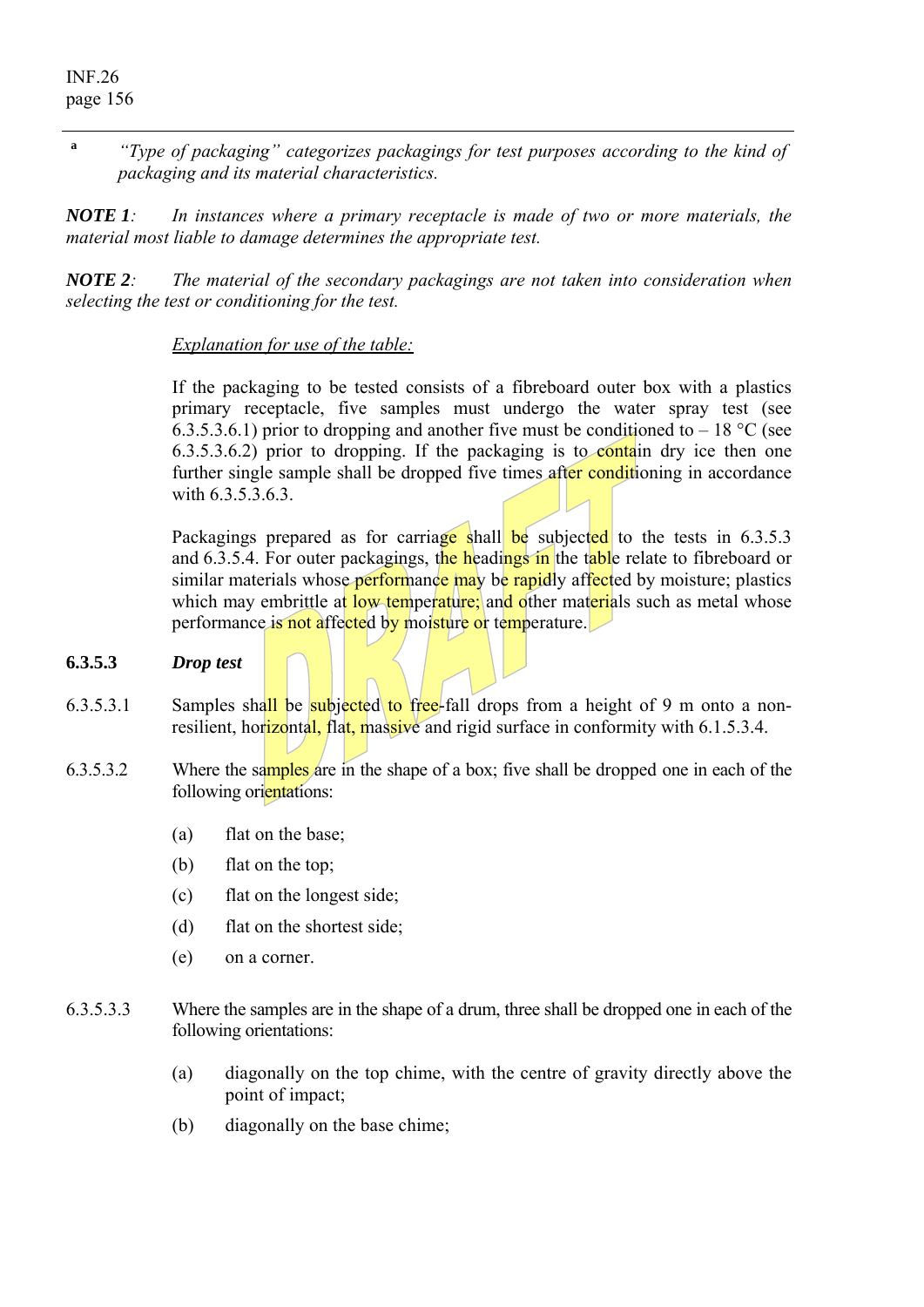[a] *"Type of packaging" categorizes packagings for test purposes according to the kind of packaging and its material characteristics.*

***NOTE 1**: In instances where a primary receptacle is made of two or more materials, the material most liable to damage determines the appropriate test.*

***NOTE 2**: The material of the secondary packagings are not taken into consideration when selecting the test or conditioning for the test.*

<u>*Explanation for use of the table:*</u>

If the packaging to be tested consists of a fibreboard outer box with a plastics primary receptacle, five samples must undergo the water spray test (see 6.3.5.3.6.1) prior to dropping and another five must be conditioned to – 18 °C (see 6.3.5.3.6.2) prior to dropping. If the packaging is to contain dry ice then one further single sample shall be dropped five times after conditioning in accordance with 6.3.5.3.6.3.

Packagings prepared as for carriage shall be subjected to the tests in 6.3.5.3 and 6.3.5.4. For outer packagings, the headings in the table relate to fibreboard or similar materials whose performance may be rapidly affected by moisture; plastics which may embrittle at low temperature; and other materials such as metal whose performance is not affected by moisture or temperature.

**6.3.5.3** ***Drop test***

6.3.5.3.1 Samples shall be subjected to free-fall drops from a height of 9 m onto a non-resilient, horizontal, flat, massive and rigid surface in conformity with 6.1.5.3.4.

6.3.5.3.2 Where the samples are in the shape of a box; five shall be dropped one in each of the following orientations:

(a) flat on the base;

(b) flat on the top;

(c) flat on the longest side;

(d) flat on the shortest side;

(e) on a corner.

6.3.5.3.3 Where the samples are in the shape of a drum, three shall be dropped one in each of the following orientations:

(a) diagonally on the top chime, with the centre of gravity directly above the point of impact;

(b) diagonally on the base chime;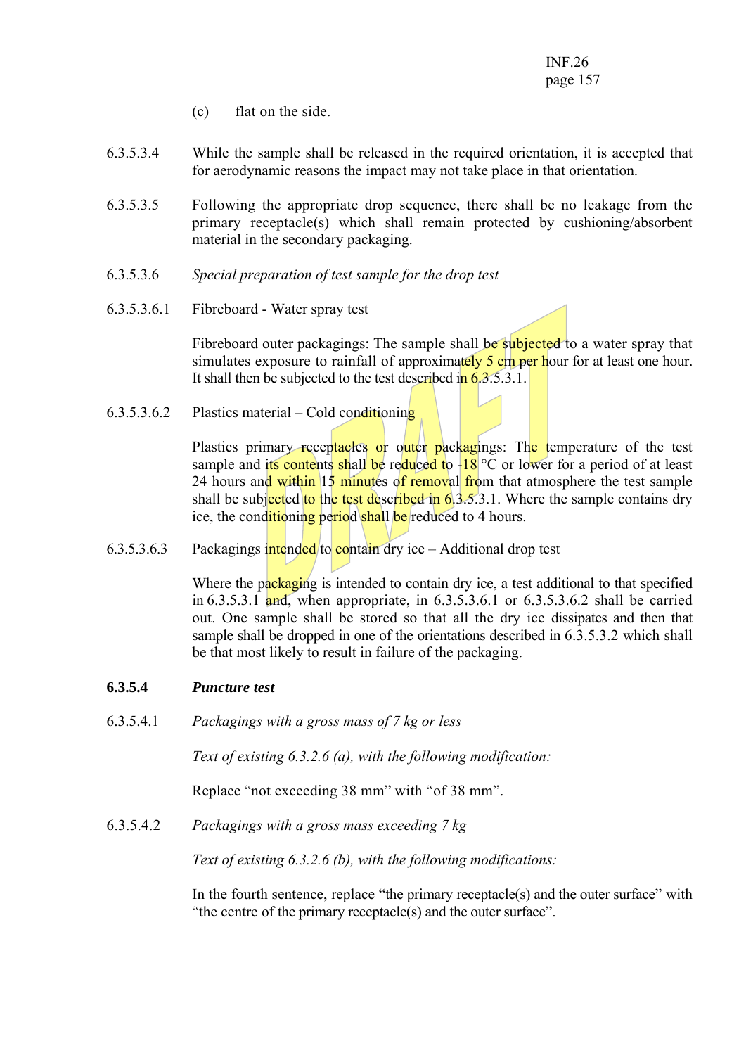(c) flat on the side.

6.3.5.3.4 While the sample shall be released in the required orientation, it is accepted that for aerodynamic reasons the impact may not take place in that orientation.

6.3.5.3.5 Following the appropriate drop sequence, there shall be no leakage from the primary receptacle(s) which shall remain protected by cushioning/absorbent material in the secondary packaging.

6.3.5.3.6 *Special preparation of test sample for the drop test*

6.3.5.3.6.1 Fibreboard - Water spray test

Fibreboard outer packagings: The sample shall be subjected to a water spray that simulates exposure to rainfall of approximately 5 cm per hour for at least one hour. It shall then be subjected to the test described in 6.3.5.3.1.

6.3.5.3.6.2 Plastics material – Cold conditioning

Plastics primary receptacles or outer packagings: The temperature of the test sample and its contents shall be reduced to -18 °C or lower for a period of at least 24 hours and within 15 minutes of removal from that atmosphere the test sample shall be subjected to the test described in 6.3.5.3.1. Where the sample contains dry ice, the conditioning period shall be reduced to 4 hours.

6.3.5.3.6.3 Packagings intended to contain dry ice – Additional drop test

Where the packaging is intended to contain dry ice, a test additional to that specified in 6.3.5.3.1 and, when appropriate, in 6.3.5.3.6.1 or 6.3.5.3.6.2 shall be carried out. One sample shall be stored so that all the dry ice dissipates and then that sample shall be dropped in one of the orientations described in 6.3.5.3.2 which shall be that most likely to result in failure of the packaging.

### 6.3.5.4 *Puncture test*

6.3.5.4.1 *Packagings with a gross mass of 7 kg or less*

*Text of existing 6.3.2.6 (a), with the following modification:*

Replace "not exceeding 38 mm" with "of 38 mm".

6.3.5.4.2 *Packagings with a gross mass exceeding 7 kg*

*Text of existing 6.3.2.6 (b), with the following modifications:*

In the fourth sentence, replace "the primary receptacle(s) and the outer surface" with "the centre of the primary receptacle(s) and the outer surface".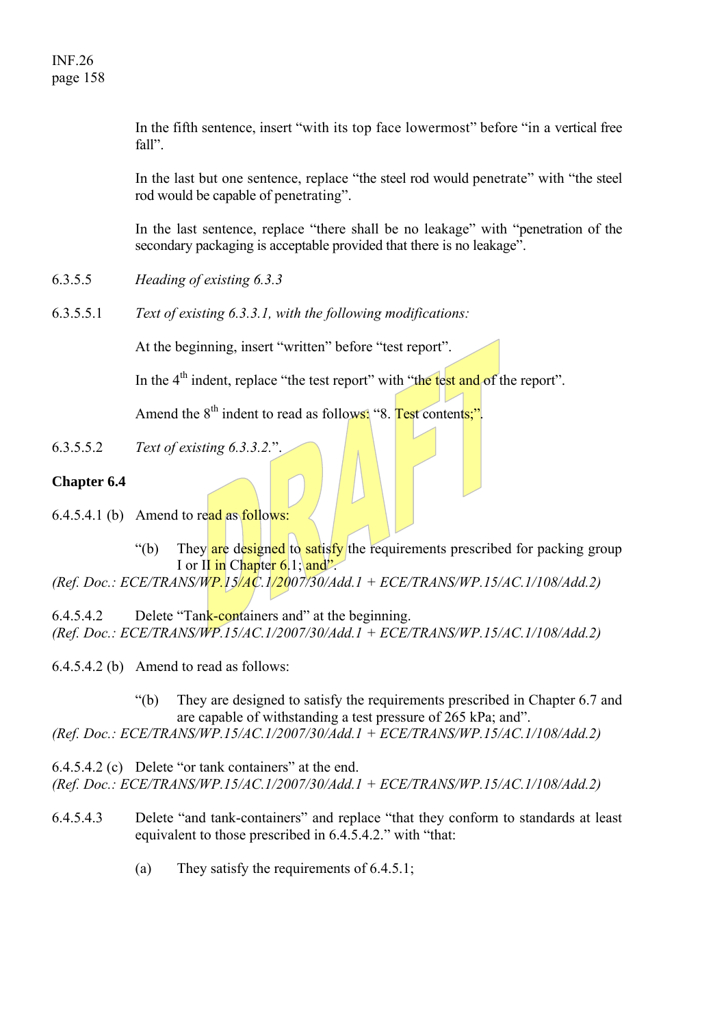In the fifth sentence, insert “with its top face lowermost” before “in a vertical free fall”.

In the last but one sentence, replace “the steel rod would penetrate” with “the steel rod would be capable of penetrating”.

In the last sentence, replace “there shall be no leakage” with “penetration of the secondary packaging is acceptable provided that there is no leakage”.

6.3.5.5 *Heading of existing 6.3.3*

6.3.5.5.1 *Text of existing 6.3.3.1, with the following modifications:*

At the beginning, insert “written” before “test report”.

In the 4th indent, replace “the test report” with “the test and of the report”.

Amend the 8th indent to read as follows: “8. Test contents;”.

6.3.5.5.2 *Text of existing 6.3.3.2.*”.

**Chapter 6.4**

6.4.5.4.1 (b) Amend to read as follows:

“(b) They are designed to satisfy the requirements prescribed for packing group I or II in Chapter 6.1; and”.

*(Ref. Doc.: ECE/TRANS/WP.15/AC.1/2007/30/Add.1 + ECE/TRANS/WP.15/AC.1/108/Add.2)*

6.4.5.4.2 Delete “Tank-containers and” at the beginning.

*(Ref. Doc.: ECE/TRANS/WP.15/AC.1/2007/30/Add.1 + ECE/TRANS/WP.15/AC.1/108/Add.2)*

6.4.5.4.2 (b) Amend to read as follows:

“(b) They are designed to satisfy the requirements prescribed in Chapter 6.7 and are capable of withstanding a test pressure of 265 kPa; and”.

*(Ref. Doc.: ECE/TRANS/WP.15/AC.1/2007/30/Add.1 + ECE/TRANS/WP.15/AC.1/108/Add.2)*

6.4.5.4.2 (c) Delete “or tank containers” at the end.

*(Ref. Doc.: ECE/TRANS/WP.15/AC.1/2007/30/Add.1 + ECE/TRANS/WP.15/AC.1/108/Add.2)*

6.4.5.4.3 Delete “and tank-containers” and replace “that they conform to standards at least equivalent to those prescribed in 6.4.5.4.2.” with “that:

(a) They satisfy the requirements of 6.4.5.1;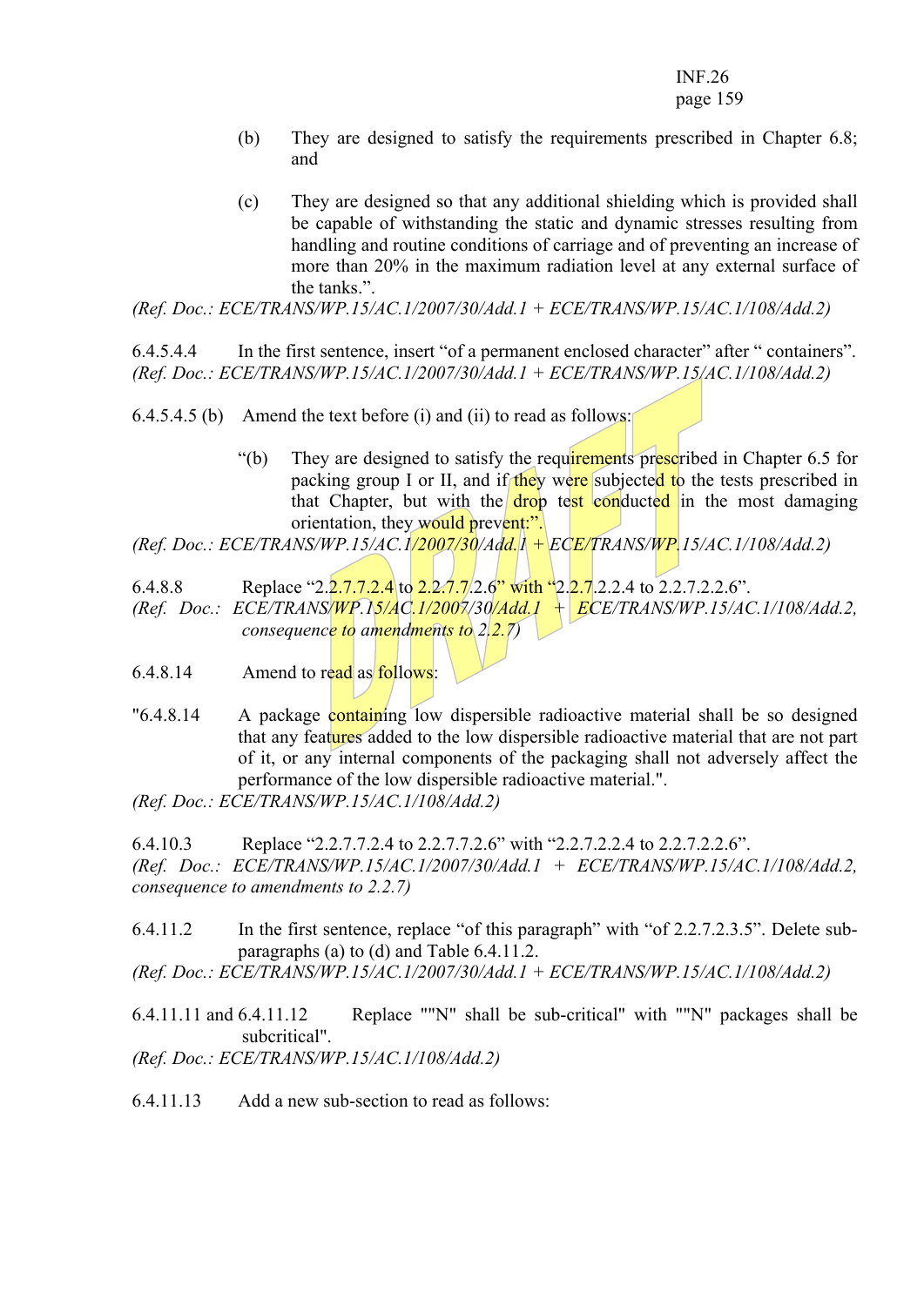(b) They are designed to satisfy the requirements prescribed in Chapter 6.8; and

(c) They are designed so that any additional shielding which is provided shall be capable of withstanding the static and dynamic stresses resulting from handling and routine conditions of carriage and of preventing an increase of more than 20% in the maximum radiation level at any external surface of the tanks.".

*(Ref. Doc.: ECE/TRANS/WP.15/AC.1/2007/30/Add.1 + ECE/TRANS/WP.15/AC.1/108/Add.2)*

6.4.5.4.4 In the first sentence, insert "of a permanent enclosed character" after " containers".
*(Ref. Doc.: ECE/TRANS/WP.15/AC.1/2007/30/Add.1 + ECE/TRANS/WP.15/AC.1/108/Add.2)*

6.4.5.4.5 (b) Amend the text before (i) and (ii) to read as follows:

"(b) They are designed to satisfy the requirements prescribed in Chapter 6.5 for packing group I or II, and if they were subjected to the tests prescribed in that Chapter, but with the drop test conducted in the most damaging orientation, they would prevent:".

*(Ref. Doc.: ECE/TRANS/WP.15/AC.1/2007/30/Add.1 + ECE/TRANS/WP.15/AC.1/108/Add.2)*

6.4.8.8 Replace "2.2.7.7.2.4 to 2.2.7.7.2.6" with "2.2.7.2.2.4 to 2.2.7.2.2.6".
*(Ref. Doc.: ECE/TRANS/WP.15/AC.1/2007/30/Add.1 + ECE/TRANS/WP.15/AC.1/108/Add.2, consequence to amendments to 2.2.7)*

6.4.8.14 Amend to read as follows:

"6.4.8.14 A package containing low dispersible radioactive material shall be so designed that any features added to the low dispersible radioactive material that are not part of it, or any internal components of the packaging shall not adversely affect the performance of the low dispersible radioactive material.".

*(Ref. Doc.: ECE/TRANS/WP.15/AC.1/108/Add.2)*

6.4.10.3 Replace "2.2.7.7.2.4 to 2.2.7.7.2.6" with "2.2.7.2.2.4 to 2.2.7.2.2.6".
*(Ref. Doc.: ECE/TRANS/WP.15/AC.1/2007/30/Add.1 + ECE/TRANS/WP.15/AC.1/108/Add.2, consequence to amendments to 2.2.7)*

6.4.11.2 In the first sentence, replace "of this paragraph" with "of 2.2.7.2.3.5". Delete sub-paragraphs (a) to (d) and Table 6.4.11.2.
*(Ref. Doc.: ECE/TRANS/WP.15/AC.1/2007/30/Add.1 + ECE/TRANS/WP.15/AC.1/108/Add.2)*

6.4.11.11 and 6.4.11.12 Replace ""N" shall be sub-critical" with ""N" packages shall be subcritical".
*(Ref. Doc.: ECE/TRANS/WP.15/AC.1/108/Add.2)*

6.4.11.13 Add a new sub-section to read as follows: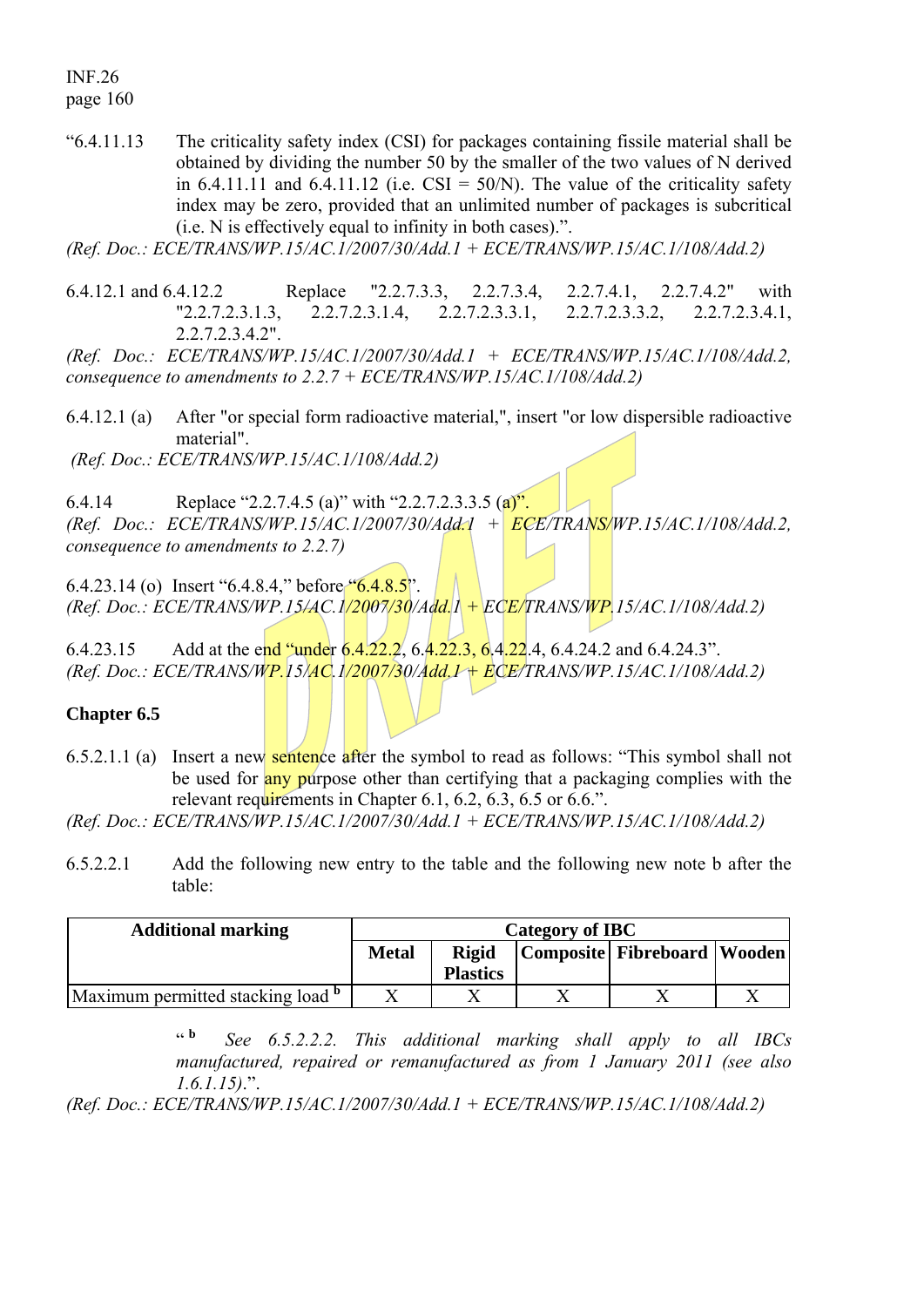"6.4.11.13 The criticality safety index (CSI) for packages containing fissile material shall be obtained by dividing the number 50 by the smaller of the two values of N derived in 6.4.11.11 and 6.4.11.12 (i.e. CSI = 50/N). The value of the criticality safety index may be zero, provided that an unlimited number of packages is subcritical (i.e. N is effectively equal to infinity in both cases).".

*(Ref. Doc.: ECE/TRANS/WP.15/AC.1/2007/30/Add.1 + ECE/TRANS/WP.15/AC.1/108/Add.2)*

6.4.12.1 and 6.4.12.2 Replace "2.2.7.3.3, 2.2.7.3.4, 2.2.7.4.1, 2.2.7.4.2" with "2.2.7.2.3.1.3, 2.2.7.2.3.1.4, 2.2.7.2.3.3.1, 2.2.7.2.3.3.2, 2.2.7.2.3.4.1, 2.2.7.2.3.4.2".

*(Ref. Doc.: ECE/TRANS/WP.15/AC.1/2007/30/Add.1 + ECE/TRANS/WP.15/AC.1/108/Add.2, consequence to amendments to 2.2.7 + ECE/TRANS/WP.15/AC.1/108/Add.2)*

6.4.12.1 (a) After "or special form radioactive material,", insert "or low dispersible radioactive material".

*(Ref. Doc.: ECE/TRANS/WP.15/AC.1/108/Add.2)*

6.4.14 Replace "2.2.7.4.5 (a)" with "2.2.7.2.3.3.5 (a)".

*(Ref. Doc.: ECE/TRANS/WP.15/AC.1/2007/30/Add.1 + ECE/TRANS/WP.15/AC.1/108/Add.2, consequence to amendments to 2.2.7)*

6.4.23.14 (o) Insert "6.4.8.4," before "6.4.8.5".

*(Ref. Doc.: ECE/TRANS/WP.15/AC.1/2007/30/Add.1 + ECE/TRANS/WP.15/AC.1/108/Add.2)*

6.4.23.15 Add at the end "under 6.4.22.2, 6.4.22.3, 6.4.22.4, 6.4.24.2 and 6.4.24.3".

*(Ref. Doc.: ECE/TRANS/WP.15/AC.1/2007/30/Add.1 + ECE/TRANS/WP.15/AC.1/108/Add.2)*

## Chapter 6.5

6.5.2.1.1 (a) Insert a new sentence after the symbol to read as follows: "This symbol shall not be used for any purpose other than certifying that a packaging complies with the relevant requirements in Chapter 6.1, 6.2, 6.3, 6.5 or 6.6.".

*(Ref. Doc.: ECE/TRANS/WP.15/AC.1/2007/30/Add.1 + ECE/TRANS/WP.15/AC.1/108/Add.2)*

6.5.2.2.1 Add the following new entry to the table and the following new note b after the table:

| Additional marking | Category of IBC | | | | |
|---|---|---|---|---|---|
| | Metal | Rigid Plastics | Composite | Fibreboard | Wooden |
| Maximum permitted stacking load [b] | X | X | X | X | X |

" [b] *See 6.5.2.2.2. This additional marking shall apply to all IBCs manufactured, repaired or remanufactured as from 1 January 2011 (see also 1.6.1.15)*.".

*(Ref. Doc.: ECE/TRANS/WP.15/AC.1/2007/30/Add.1 + ECE/TRANS/WP.15/AC.1/108/Add.2)*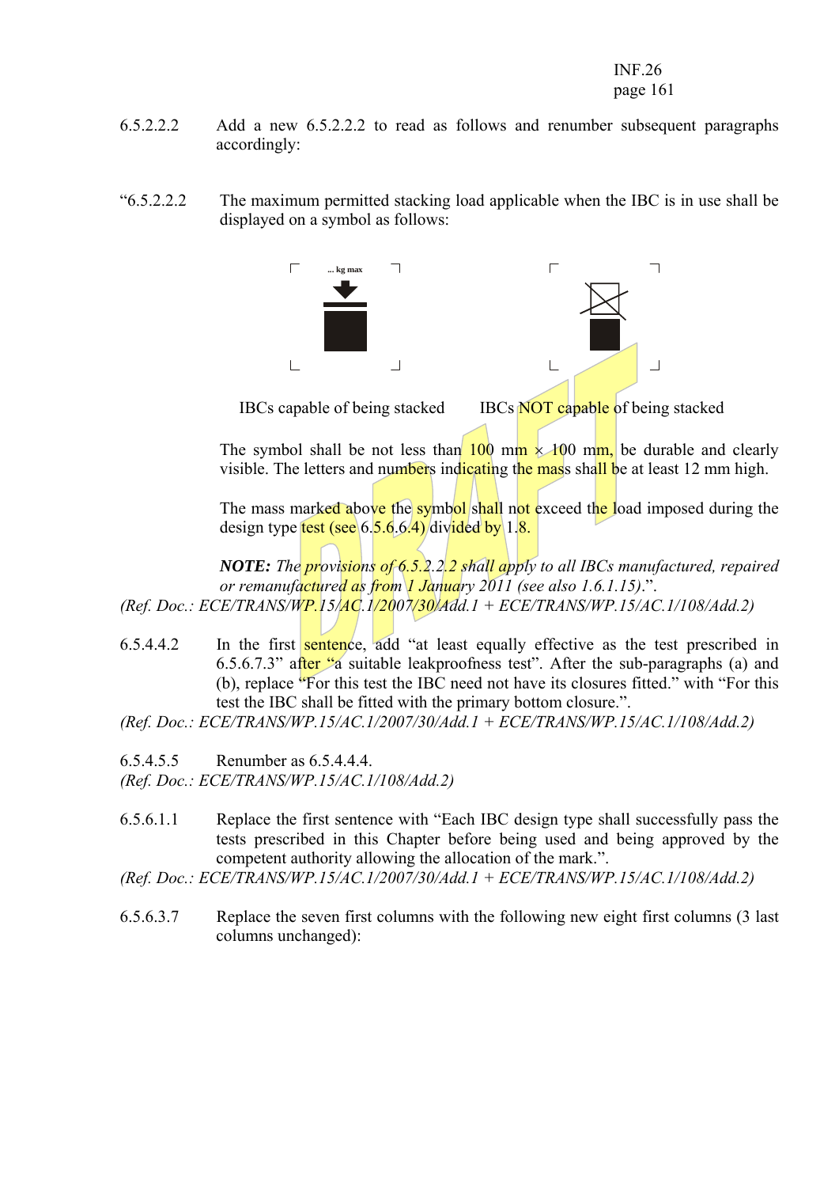6.5.2.2.2 Add a new 6.5.2.2.2 to read as follows and renumber subsequent paragraphs accordingly:

"6.5.2.2.2 The maximum permitted stacking load applicable when the IBC is in use shall be displayed on a symbol as follows:

IBCs capable of being stacked    IBCs NOT capable of being stacked

The symbol shall be not less than 100 mm × 100 mm, be durable and clearly visible. The letters and numbers indicating the mass shall be at least 12 mm high.

The mass marked above the symbol shall not exceed the load imposed during the design type test (see 6.5.6.6.4) divided by 1.8.

***NOTE:*** *The provisions of 6.5.2.2.2 shall apply to all IBCs manufactured, repaired or remanufactured as from 1 January 2011 (see also 1.6.1.15).*".

*(Ref. Doc.: ECE/TRANS/WP.15/AC.1/2007/30/Add.1 + ECE/TRANS/WP.15/AC.1/108/Add.2)*

6.5.4.4.2 In the first sentence, add "at least equally effective as the test prescribed in 6.5.6.7.3" after "a suitable leakproofness test". After the sub-paragraphs (a) and (b), replace "For this test the IBC need not have its closures fitted." with "For this test the IBC shall be fitted with the primary bottom closure.".

*(Ref. Doc.: ECE/TRANS/WP.15/AC.1/2007/30/Add.1 + ECE/TRANS/WP.15/AC.1/108/Add.2)*

6.5.4.5.5 Renumber as 6.5.4.4.4.

*(Ref. Doc.: ECE/TRANS/WP.15/AC.1/108/Add.2)*

6.5.6.1.1 Replace the first sentence with "Each IBC design type shall successfully pass the tests prescribed in this Chapter before being used and being approved by the competent authority allowing the allocation of the mark.".

*(Ref. Doc.: ECE/TRANS/WP.15/AC.1/2007/30/Add.1 + ECE/TRANS/WP.15/AC.1/108/Add.2)*

6.5.6.3.7 Replace the seven first columns with the following new eight first columns (3 last columns unchanged):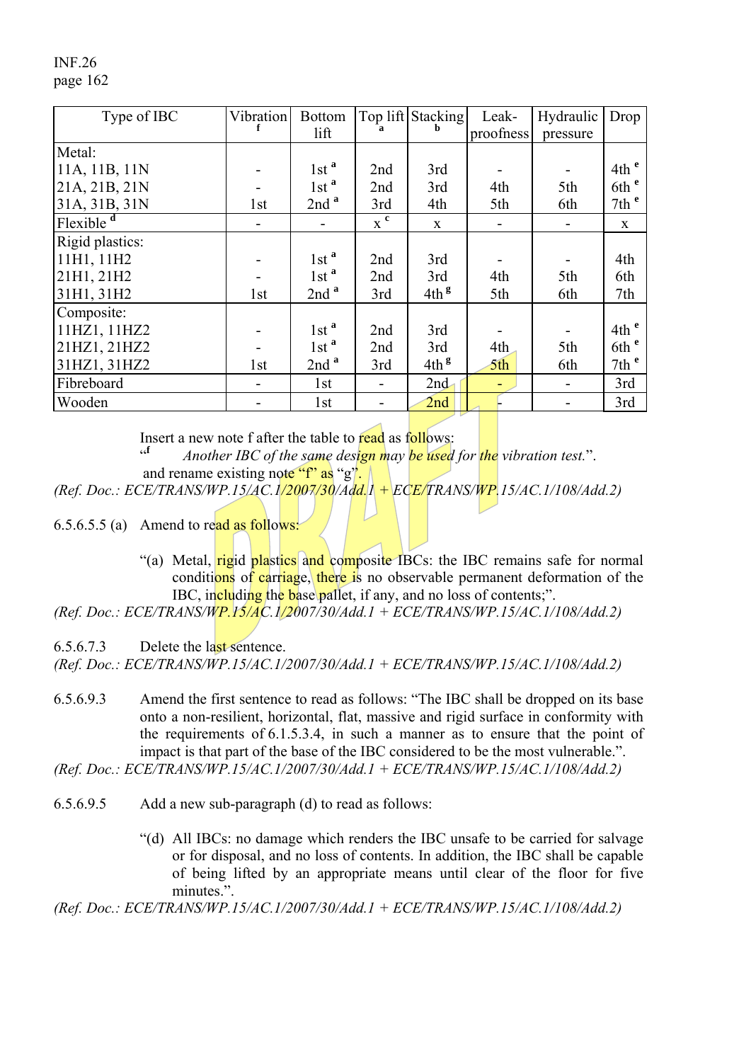| Type of IBC | Vibration [f] | Bottom lift | Top lift [a] | Stacking [b] | Leak-proofness | Hydraulic pressure | Drop |
|---|---|---|---|---|---|---|---|
| Metal: | | | | | | | |
| 11A, 11B, 11N | - | 1st [a] | 2nd | 3rd | - | - | 4th [e] |
| 21A, 21B, 21N | - | 1st [a] | 2nd | 3rd | 4th | 5th | 6th [e] |
| 31A, 31B, 31N | 1st | 2nd [a] | 3rd | 4th | 5th | 6th | 7th [e] |
| Flexible [d] | - | - | x [c] | x | - | - | x |
| Rigid plastics: | | | | | | | |
| 11H1, 11H2 | - | 1st [a] | 2nd | 3rd | - | - | 4th |
| 21H1, 21H2 | - | 1st [a] | 2nd | 3rd | 4th | 5th | 6th |
| 31H1, 31H2 | 1st | 2nd [a] | 3rd | 4th [g] | 5th | 6th | 7th |
| Composite: | | | | | | | |
| 11HZ1, 11HZ2 | - | 1st [a] | 2nd | 3rd | - | - | 4th [e] |
| 21HZ1, 21HZ2 | - | 1st [a] | 2nd | 3rd | 4th | 5th | 6th [e] |
| 31HZ1, 31HZ2 | 1st | 2nd [a] | 3rd | 4th [g] | 5th | 6th | 7th [e] |
| Fibreboard | - | 1st | - | 2nd | - | - | 3rd |
| Wooden | - | 1st | - | 2nd | - | - | 3rd |

Insert a new note f after the table to read as follows:

"[f] *Another IBC of the same design may be used for the vibration test.*".

and rename existing note "f" as "g".

*(Ref. Doc.: ECE/TRANS/WP.15/AC.1/2007/30/Add.1 + ECE/TRANS/WP.15/AC.1/108/Add.2)*

6.5.6.5.5 (a) Amend to read as follows:

"(a) Metal, rigid plastics and composite IBCs: the IBC remains safe for normal conditions of carriage, there is no observable permanent deformation of the IBC, including the base pallet, if any, and no loss of contents;".

*(Ref. Doc.: ECE/TRANS/WP.15/AC.1/2007/30/Add.1 + ECE/TRANS/WP.15/AC.1/108/Add.2)*

6.5.6.7.3 Delete the last sentence.

*(Ref. Doc.: ECE/TRANS/WP.15/AC.1/2007/30/Add.1 + ECE/TRANS/WP.15/AC.1/108/Add.2)*

6.5.6.9.3 Amend the first sentence to read as follows: "The IBC shall be dropped on its base onto a non-resilient, horizontal, flat, massive and rigid surface in conformity with the requirements of 6.1.5.3.4, in such a manner as to ensure that the point of impact is that part of the base of the IBC considered to be the most vulnerable.".

*(Ref. Doc.: ECE/TRANS/WP.15/AC.1/2007/30/Add.1 + ECE/TRANS/WP.15/AC.1/108/Add.2)*

6.5.6.9.5 Add a new sub-paragraph (d) to read as follows:

"(d) All IBCs: no damage which renders the IBC unsafe to be carried for salvage or for disposal, and no loss of contents. In addition, the IBC shall be capable of being lifted by an appropriate means until clear of the floor for five minutes.".

*(Ref. Doc.: ECE/TRANS/WP.15/AC.1/2007/30/Add.1 + ECE/TRANS/WP.15/AC.1/108/Add.2)*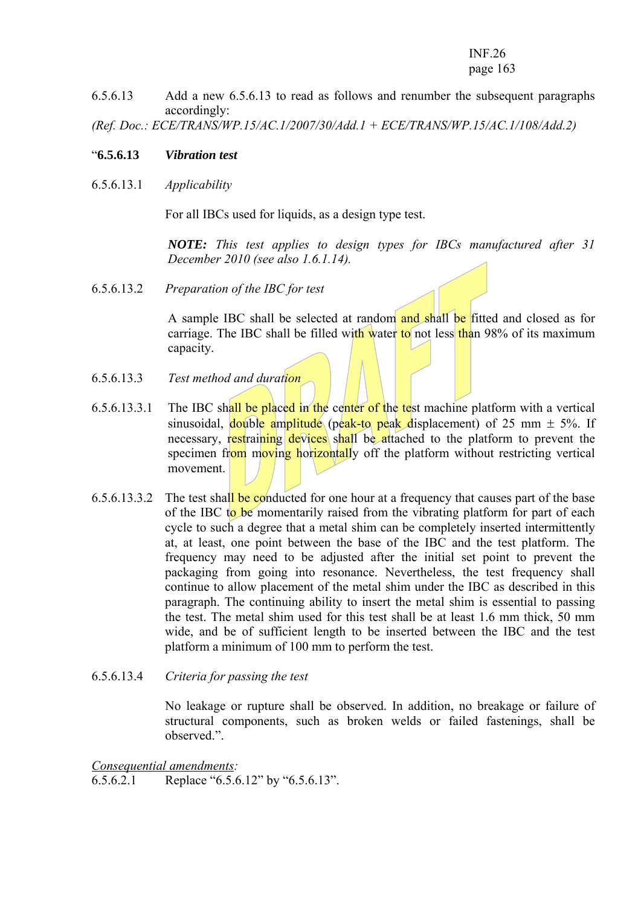6.5.6.13 Add a new 6.5.6.13 to read as follows and renumber the subsequent paragraphs accordingly:

*(Ref. Doc.: ECE/TRANS/WP.15/AC.1/2007/30/Add.1 + ECE/TRANS/WP.15/AC.1/108/Add.2)*

"**6.5.6.13** ***Vibration test***

6.5.6.13.1 *Applicability*

For all IBCs used for liquids, as a design type test.

***NOTE:*** *This test applies to design types for IBCs manufactured after 31 December 2010 (see also 1.6.1.14).*

6.5.6.13.2 *Preparation of the IBC for test*

A sample IBC shall be selected at random and shall be fitted and closed as for carriage. The IBC shall be filled with water to not less than 98% of its maximum capacity.

6.5.6.13.3 *Test method and duration*

6.5.6.13.3.1 The IBC shall be placed in the center of the test machine platform with a vertical sinusoidal, double amplitude (peak-to peak displacement) of 25 mm ± 5%. If necessary, restraining devices shall be attached to the platform to prevent the specimen from moving horizontally off the platform without restricting vertical movement.

6.5.6.13.3.2 The test shall be conducted for one hour at a frequency that causes part of the base of the IBC to be momentarily raised from the vibrating platform for part of each cycle to such a degree that a metal shim can be completely inserted intermittently at, at least, one point between the base of the IBC and the test platform. The frequency may need to be adjusted after the initial set point to prevent the packaging from going into resonance. Nevertheless, the test frequency shall continue to allow placement of the metal shim under the IBC as described in this paragraph. The continuing ability to insert the metal shim is essential to passing the test. The metal shim used for this test shall be at least 1.6 mm thick, 50 mm wide, and be of sufficient length to be inserted between the IBC and the test platform a minimum of 100 mm to perform the test.

6.5.6.13.4 *Criteria for passing the test*

No leakage or rupture shall be observed. In addition, no breakage or failure of structural components, such as broken welds or failed fastenings, shall be observed.".

*Consequential amendments:*

6.5.6.2.1 Replace "6.5.6.12" by "6.5.6.13".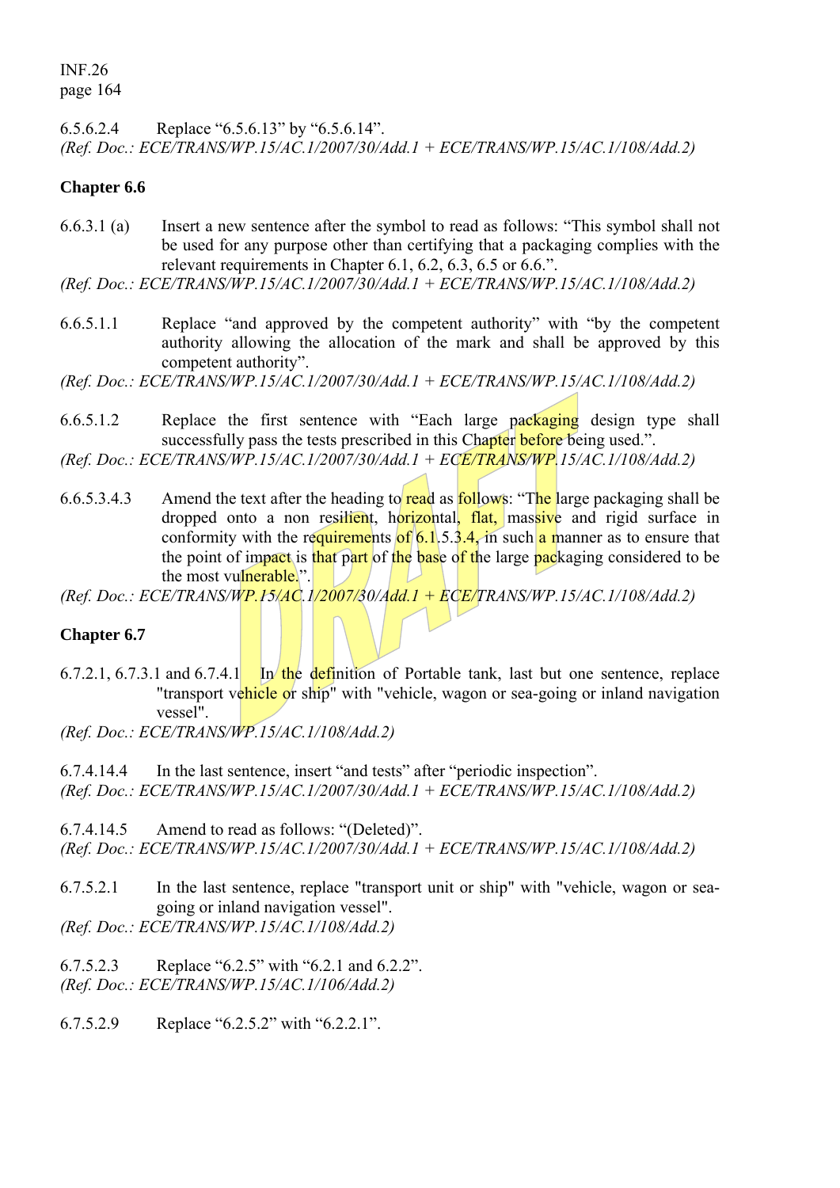6.5.6.2.4 Replace "6.5.6.13" by "6.5.6.14".
*(Ref. Doc.: ECE/TRANS/WP.15/AC.1/2007/30/Add.1 + ECE/TRANS/WP.15/AC.1/108/Add.2)*

**Chapter 6.6**

6.6.3.1 (a) Insert a new sentence after the symbol to read as follows: "This symbol shall not be used for any purpose other than certifying that a packaging complies with the relevant requirements in Chapter 6.1, 6.2, 6.3, 6.5 or 6.6.".
*(Ref. Doc.: ECE/TRANS/WP.15/AC.1/2007/30/Add.1 + ECE/TRANS/WP.15/AC.1/108/Add.2)*

6.6.5.1.1 Replace "and approved by the competent authority" with "by the competent authority allowing the allocation of the mark and shall be approved by this competent authority".
*(Ref. Doc.: ECE/TRANS/WP.15/AC.1/2007/30/Add.1 + ECE/TRANS/WP.15/AC.1/108/Add.2)*

6.6.5.1.2 Replace the first sentence with "Each large packaging design type shall successfully pass the tests prescribed in this Chapter before being used.".
*(Ref. Doc.: ECE/TRANS/WP.15/AC.1/2007/30/Add.1 + ECE/TRANS/WP.15/AC.1/108/Add.2)*

6.6.5.3.4.3 Amend the text after the heading to read as follows: "The large packaging shall be dropped onto a non resilient, horizontal, flat, massive and rigid surface in conformity with the requirements of 6.1.5.3.4, in such a manner as to ensure that the point of impact is that part of the base of the large packaging considered to be the most vulnerable.".
*(Ref. Doc.: ECE/TRANS/WP.15/AC.1/2007/30/Add.1 + ECE/TRANS/WP.15/AC.1/108/Add.2)*

**Chapter 6.7**

6.7.2.1, 6.7.3.1 and 6.7.4.1 In the definition of Portable tank, last but one sentence, replace "transport vehicle or ship" with "vehicle, wagon or sea-going or inland navigation vessel".
*(Ref. Doc.: ECE/TRANS/WP.15/AC.1/108/Add.2)*

6.7.4.14.4 In the last sentence, insert "and tests" after "periodic inspection".
*(Ref. Doc.: ECE/TRANS/WP.15/AC.1/2007/30/Add.1 + ECE/TRANS/WP.15/AC.1/108/Add.2)*

6.7.4.14.5 Amend to read as follows: "(Deleted)".
*(Ref. Doc.: ECE/TRANS/WP.15/AC.1/2007/30/Add.1 + ECE/TRANS/WP.15/AC.1/108/Add.2)*

6.7.5.2.1 In the last sentence, replace "transport unit or ship" with "vehicle, wagon or sea-going or inland navigation vessel".
*(Ref. Doc.: ECE/TRANS/WP.15/AC.1/108/Add.2)*

6.7.5.2.3 Replace "6.2.5" with "6.2.1 and 6.2.2".
*(Ref. Doc.: ECE/TRANS/WP.15/AC.1/106/Add.2)*

6.7.5.2.9 Replace "6.2.5.2" with "6.2.2.1".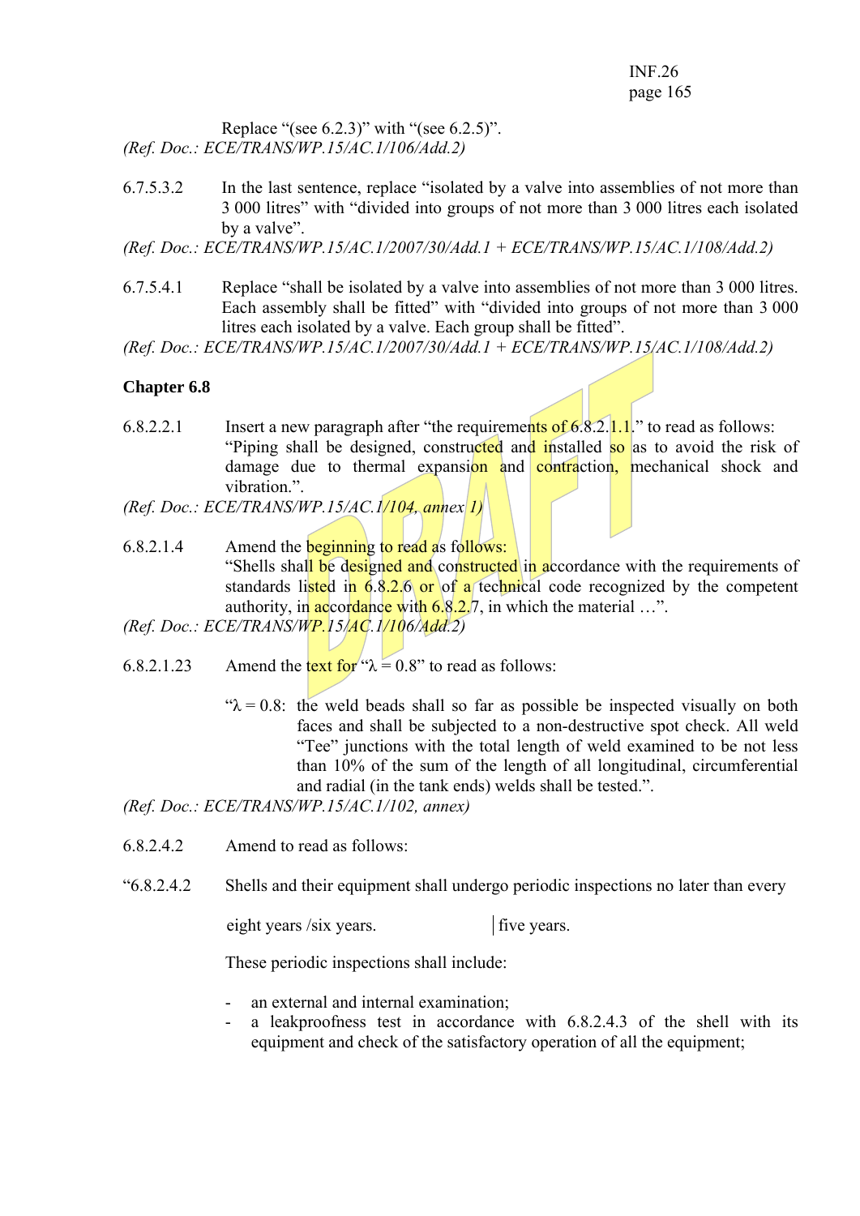Replace "(see 6.2.3)" with "(see 6.2.5)".
*(Ref. Doc.: ECE/TRANS/WP.15/AC.1/106/Add.2)*

6.7.5.3.2 In the last sentence, replace "isolated by a valve into assemblies of not more than 3 000 litres" with "divided into groups of not more than 3 000 litres each isolated by a valve".
*(Ref. Doc.: ECE/TRANS/WP.15/AC.1/2007/30/Add.1 + ECE/TRANS/WP.15/AC.1/108/Add.2)*

6.7.5.4.1 Replace "shall be isolated by a valve into assemblies of not more than 3 000 litres. Each assembly shall be fitted" with "divided into groups of not more than 3 000 litres each isolated by a valve. Each group shall be fitted".
*(Ref. Doc.: ECE/TRANS/WP.15/AC.1/2007/30/Add.1 + ECE/TRANS/WP.15/AC.1/108/Add.2)*

**Chapter 6.8**

6.8.2.2.1 Insert a new paragraph after "the requirements of 6.8.2.1.1." to read as follows: "Piping shall be designed, constructed and installed so as to avoid the risk of damage due to thermal expansion and contraction, mechanical shock and vibration.".
*(Ref. Doc.: ECE/TRANS/WP.15/AC.1/104, annex 1)*

6.8.2.1.4 Amend the beginning to read as follows:
"Shells shall be designed and constructed in accordance with the requirements of standards listed in 6.8.2.6 or of a technical code recognized by the competent authority, in accordance with 6.8.2.7, in which the material …".
*(Ref. Doc.: ECE/TRANS/WP.15/AC.1/106/Add.2)*

6.8.2.1.23 Amend the text for "λ = 0.8" to read as follows:

"λ = 0.8: the weld beads shall so far as possible be inspected visually on both faces and shall be subjected to a non-destructive spot check. All weld "Tee" junctions with the total length of weld examined to be not less than 10% of the sum of the length of all longitudinal, circumferential and radial (in the tank ends) welds shall be tested.".
*(Ref. Doc.: ECE/TRANS/WP.15/AC.1/102, annex)*

6.8.2.4.2 Amend to read as follows:

"6.8.2.4.2 Shells and their equipment shall undergo periodic inspections no later than every

eight years /six years. | five years.

These periodic inspections shall include:

- an external and internal examination;
- a leakproofness test in accordance with 6.8.2.4.3 of the shell with its equipment and check of the satisfactory operation of all the equipment;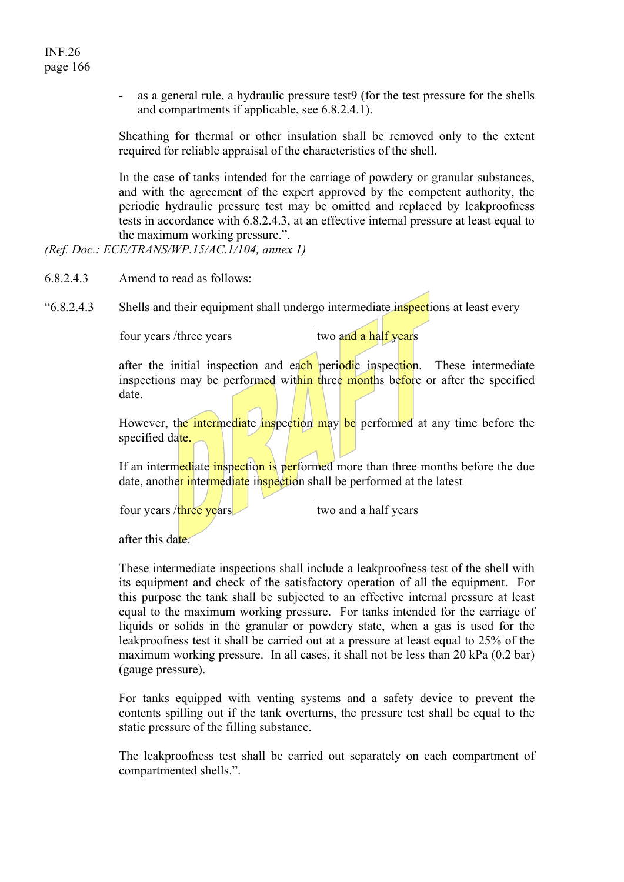- as a general rule, a hydraulic pressure test9 (for the test pressure for the shells and compartments if applicable, see 6.8.2.4.1).

Sheathing for thermal or other insulation shall be removed only to the extent required for reliable appraisal of the characteristics of the shell.

In the case of tanks intended for the carriage of powdery or granular substances, and with the agreement of the expert approved by the competent authority, the periodic hydraulic pressure test may be omitted and replaced by leakproofness tests in accordance with 6.8.2.4.3, at an effective internal pressure at least equal to the maximum working pressure.".

*(Ref. Doc.: ECE/TRANS/WP.15/AC.1/104, annex 1)*

6.8.2.4.3 Amend to read as follows:

"6.8.2.4.3 Shells and their equipment shall undergo intermediate inspections at least every

four years /three years | two and a half years

after the initial inspection and each periodic inspection. These intermediate inspections may be performed within three months before or after the specified date.

However, the intermediate inspection may be performed at any time before the specified date.

If an intermediate inspection is performed more than three months before the due date, another intermediate inspection shall be performed at the latest

four years /three years | two and a half years

after this date.

These intermediate inspections shall include a leakproofness test of the shell with its equipment and check of the satisfactory operation of all the equipment. For this purpose the tank shall be subjected to an effective internal pressure at least equal to the maximum working pressure. For tanks intended for the carriage of liquids or solids in the granular or powdery state, when a gas is used for the leakproofness test it shall be carried out at a pressure at least equal to 25% of the maximum working pressure. In all cases, it shall not be less than 20 kPa (0.2 bar) (gauge pressure).

For tanks equipped with venting systems and a safety device to prevent the contents spilling out if the tank overturns, the pressure test shall be equal to the static pressure of the filling substance.

The leakproofness test shall be carried out separately on each compartment of compartmented shells.".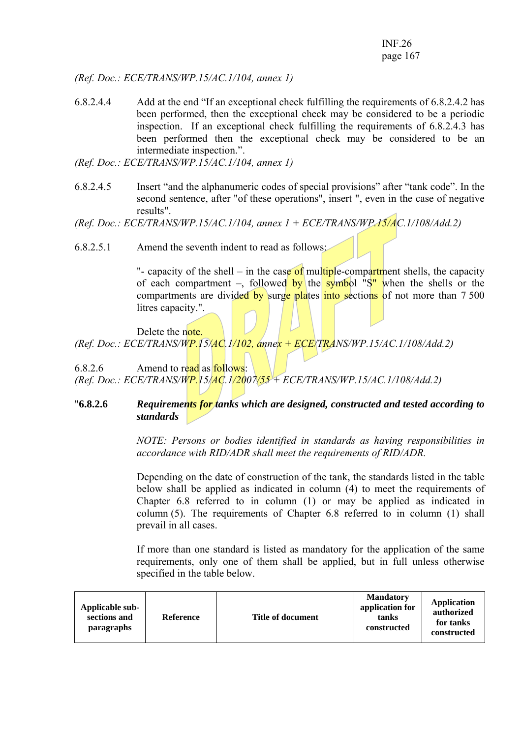*(Ref. Doc.: ECE/TRANS/WP.15/AC.1/104, annex 1)*

6.8.2.4.4 Add at the end "If an exceptional check fulfilling the requirements of 6.8.2.4.2 has been performed, then the exceptional check may be considered to be a periodic inspection. If an exceptional check fulfilling the requirements of 6.8.2.4.3 has been performed then the exceptional check may be considered to be an intermediate inspection.".

*(Ref. Doc.: ECE/TRANS/WP.15/AC.1/104, annex 1)*

6.8.2.4.5 Insert "and the alphanumeric codes of special provisions" after "tank code". In the second sentence, after "of these operations", insert ", even in the case of negative results".

*(Ref. Doc.: ECE/TRANS/WP.15/AC.1/104, annex 1 + ECE/TRANS/WP.15/AC.1/108/Add.2)*

6.8.2.5.1 Amend the seventh indent to read as follows:

"- capacity of the shell – in the case of multiple-compartment shells, the capacity of each compartment –, followed by the symbol "S" when the shells or the compartments are divided by surge plates into sections of not more than 7 500 litres capacity.".

Delete the note.

*(Ref. Doc.: ECE/TRANS/WP.15/AC.1/102, annex + ECE/TRANS/WP.15/AC.1/108/Add.2)*

6.8.2.6 Amend to read as follows:

*(Ref. Doc.: ECE/TRANS/WP.15/AC.1/2007/55 + ECE/TRANS/WP.15/AC.1/108/Add.2)*

"**6.8.2.6** ***Requirements for tanks which are designed, constructed and tested according to standards***

*NOTE: Persons or bodies identified in standards as having responsibilities in accordance with RID/ADR shall meet the requirements of RID/ADR.*

Depending on the date of construction of the tank, the standards listed in the table below shall be applied as indicated in column (4) to meet the requirements of Chapter 6.8 referred to in column (1) or may be applied as indicated in column (5). The requirements of Chapter 6.8 referred to in column (1) shall prevail in all cases.

If more than one standard is listed as mandatory for the application of the same requirements, only one of them shall be applied, but in full unless otherwise specified in the table below.

| Applicable sub-sections and paragraphs | Reference | Title of document | Mandatory application for tanks constructed | Application authorized for tanks constructed |
|---|---|---|---|---|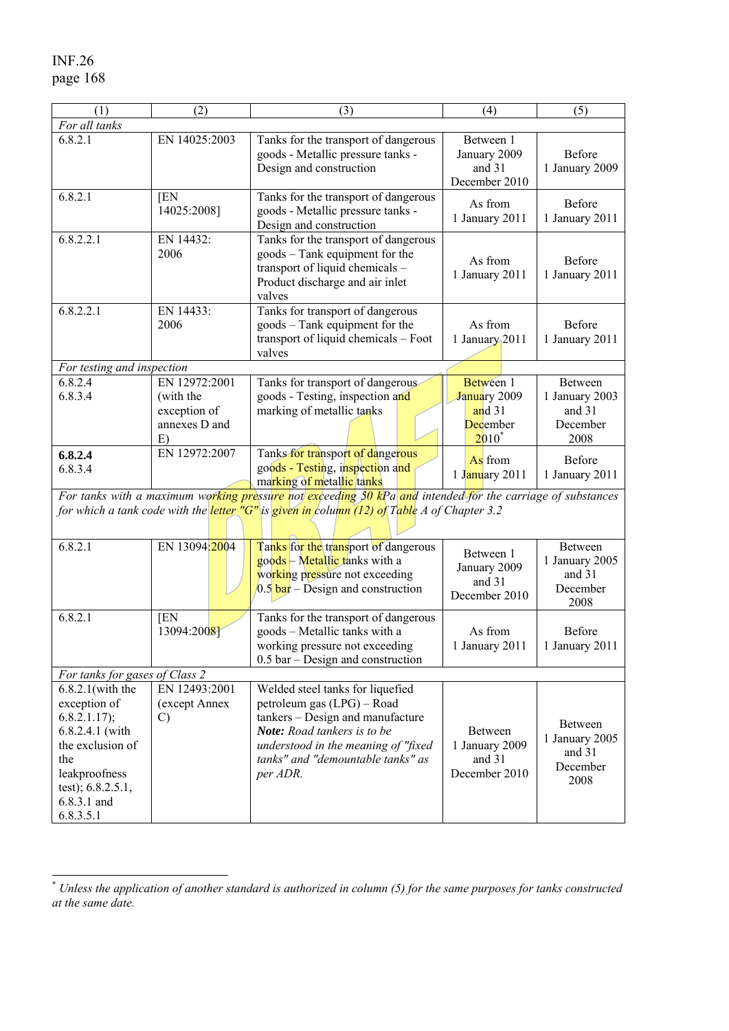| (1) | (2) | (3) | (4) | (5) |
|---|---|---|---|---|
| *For all tanks* | | | | |
| 6.8.2.1 | EN 14025:2003 | Tanks for the transport of dangerous goods - Metallic pressure tanks - Design and construction | Between 1 January 2009 and 31 December 2010 | Before 1 January 2009 |
| 6.8.2.1 | [EN 14025:2008] | Tanks for the transport of dangerous goods - Metallic pressure tanks - Design and construction | As from 1 January 2011 | Before 1 January 2011 |
| 6.8.2.2.1 | EN 14432: 2006 | Tanks for the transport of dangerous goods – Tank equipment for the transport of liquid chemicals – Product discharge and air inlet valves | As from 1 January 2011 | Before 1 January 2011 |
| 6.8.2.2.1 | EN 14433: 2006 | Tanks for transport of dangerous goods – Tank equipment for the transport of liquid chemicals – Foot valves | As from 1 January 2011 | Before 1 January 2011 |
| *For testing and inspection* | | | | |
| 6.8.2.4 6.8.3.4 | EN 12972:2001 (with the exception of annexes D and E) | Tanks for transport of dangerous goods - Testing, inspection and marking of metallic tanks | Between 1 January 2009 and 31 December 2010* | Between 1 January 2003 and 31 December 2008 |
| **6.8.2.4** 6.8.3.4 | EN 12972:2007 | Tanks for transport of dangerous goods - Testing, inspection and marking of metallic tanks | As from 1 January 2011 | Before 1 January 2011 |
| *For tanks with a maximum working pressure not exceeding 50 kPa and intended for the carriage of substances for which a tank code with the letter "G" is given in column (12) of Table A of Chapter 3.2* | | | | |
| 6.8.2.1 | EN 13094:2004 | Tanks for the transport of dangerous goods – Metallic tanks with a working pressure not exceeding 0.5 bar – Design and construction | Between 1 January 2009 and 31 December 2010 | Between 1 January 2005 and 31 December 2008 |
| 6.8.2.1 | [EN 13094:2008] | Tanks for the transport of dangerous goods – Metallic tanks with a working pressure not exceeding 0.5 bar – Design and construction | As from 1 January 2011 | Before 1 January 2011 |
| *For tanks for gases of Class 2* | | | | |
| 6.8.2.1(with the exception of 6.8.2.1.17); 6.8.2.4.1 (with the exclusion of the leakproofness test); 6.8.2.5.1, 6.8.3.1 and 6.8.3.5.1 | EN 12493:2001 (except Annex C) | Welded steel tanks for liquefied petroleum gas (LPG) – Road tankers – Design and manufacture ***Note:*** *Road tankers is to be understood in the meaning of "fixed tanks" and "demountable tanks" as per ADR.* | Between 1 January 2009 and 31 December 2010 | Between 1 January 2005 and 31 December 2008 |

\* *Unless the application of another standard is authorized in column (5) for the same purposes for tanks constructed at the same date.*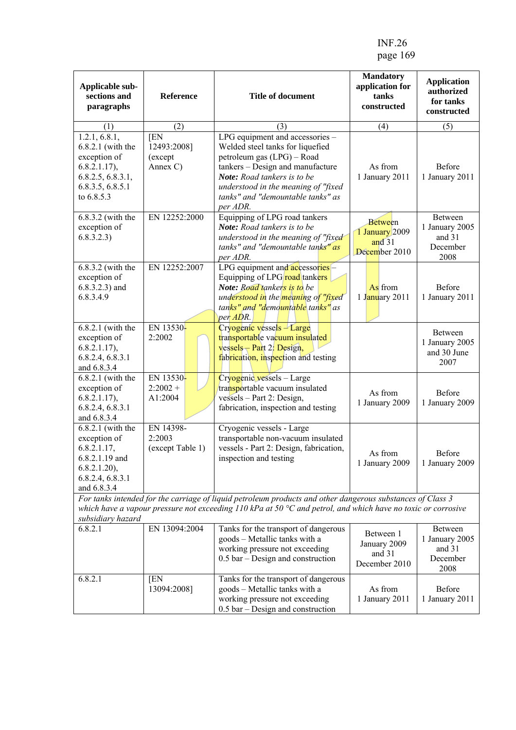| Applicable sub-sections and paragraphs | Reference | Title of document | Mandatory application for tanks constructed | Application authorized for tanks constructed |
|---|---|---|---|---|
| (1) | (2) | (3) | (4) | (5) |
| 1.2.1, 6.8.1, 6.8.2.1 (with the exception of 6.8.2.1.17), 6.8.2.5, 6.8.3.1, 6.8.3.5, 6.8.5.1 to 6.8.5.3 | [EN 12493:2008] (except Annex C) | LPG equipment and accessories – Welded steel tanks for liquefied petroleum gas (LPG) – Road tankers – Design and manufacture *Note: Road tankers is to be understood in the meaning of "fixed tanks" and "demountable tanks" as per ADR.* | As from 1 January 2011 | Before 1 January 2011 |
| 6.8.3.2 (with the exception of 6.8.3.2.3) | EN 12252:2000 | Equipping of LPG road tankers *Note: Road tankers is to be understood in the meaning of "fixed tanks" and "demountable tanks" as per ADR.* | Between 1 January 2009 and 31 December 2010 | Between 1 January 2005 and 31 December 2008 |
| 6.8.3.2 (with the exception of 6.8.3.2.3) and 6.8.3.4.9 | EN 12252:2007 | LPG equipment and accessories – Equipping of LPG road tankers *Note: Road tankers is to be understood in the meaning of "fixed tanks" and "demountable tanks" as per ADR.* | As from 1 January 2011 | Before 1 January 2011 |
| 6.8.2.1 (with the exception of 6.8.2.1.17), 6.8.2.4, 6.8.3.1 and 6.8.3.4 | EN 13530-2:2002 | Cryogenic vessels – Large transportable vacuum insulated vessels – Part 2: Design, fabrication, inspection and testing | | Between 1 January 2005 and 30 June 2007 |
| 6.8.2.1 (with the exception of 6.8.2.1.17), 6.8.2.4, 6.8.3.1 and 6.8.3.4 | EN 13530-2:2002 + A1:2004 | Cryogenic vessels – Large transportable vacuum insulated vessels – Part 2: Design, fabrication, inspection and testing | As from 1 January 2009 | Before 1 January 2009 |
| 6.8.2.1 (with the exception of 6.8.2.1.17, 6.8.2.1.19 and 6.8.2.1.20), 6.8.2.4, 6.8.3.1 and 6.8.3.4 | EN 14398-2:2003 (except Table 1) | Cryogenic vessels - Large transportable non-vacuum insulated vessels - Part 2: Design, fabrication, inspection and testing | As from 1 January 2009 | Before 1 January 2009 |
| *For tanks intended for the carriage of liquid petroleum products and other dangerous substances of Class 3 which have a vapour pressure not exceeding 110 kPa at 50 °C and petrol, and which have no toxic or corrosive subsidiary hazard* | | | | |
| 6.8.2.1 | EN 13094:2004 | Tanks for the transport of dangerous goods – Metallic tanks with a working pressure not exceeding 0.5 bar – Design and construction | Between 1 January 2009 and 31 December 2010 | Between 1 January 2005 and 31 December 2008 |
| 6.8.2.1 | [EN 13094:2008] | Tanks for the transport of dangerous goods – Metallic tanks with a working pressure not exceeding 0.5 bar – Design and construction | As from 1 January 2011 | Before 1 January 2011 |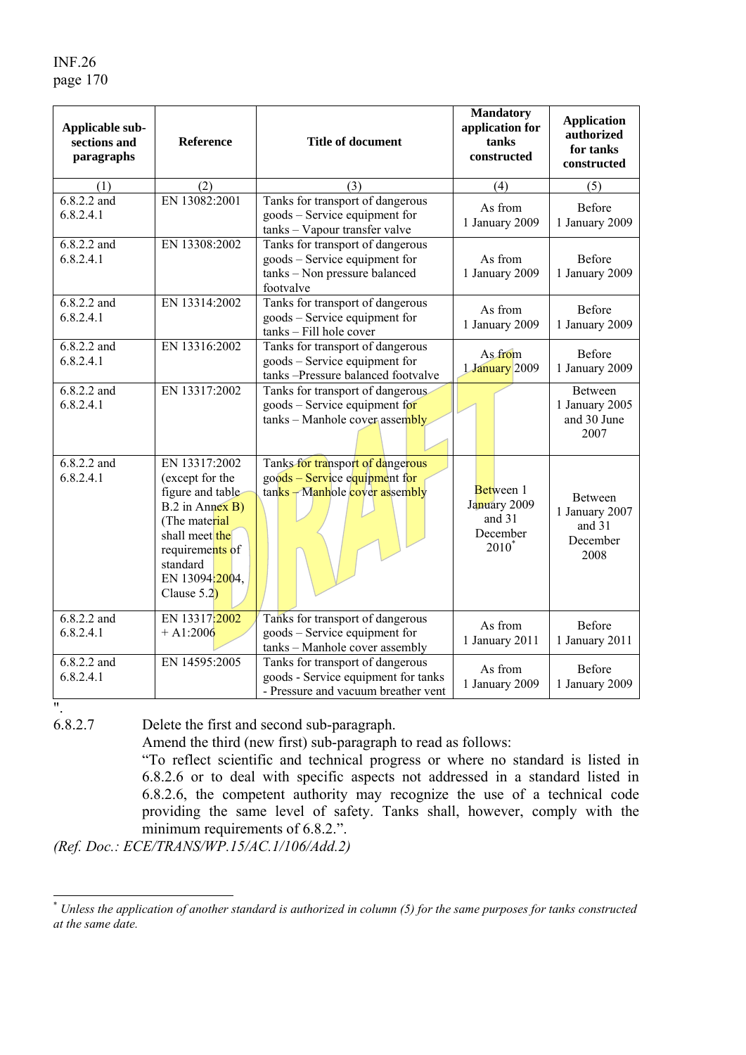| Applicable sub-sections and paragraphs | Reference | Title of document | Mandatory application for tanks constructed | Application authorized for tanks constructed |
|---|---|---|---|---|
| (1) | (2) | (3) | (4) | (5) |
| 6.8.2.2 and 6.8.2.4.1 | EN 13082:2001 | Tanks for transport of dangerous goods – Service equipment for tanks – Vapour transfer valve | As from 1 January 2009 | Before 1 January 2009 |
| 6.8.2.2 and 6.8.2.4.1 | EN 13308:2002 | Tanks for transport of dangerous goods – Service equipment for tanks – Non pressure balanced footvalve | As from 1 January 2009 | Before 1 January 2009 |
| 6.8.2.2 and 6.8.2.4.1 | EN 13314:2002 | Tanks for transport of dangerous goods – Service equipment for tanks – Fill hole cover | As from 1 January 2009 | Before 1 January 2009 |
| 6.8.2.2 and 6.8.2.4.1 | EN 13316:2002 | Tanks for transport of dangerous goods – Service equipment for tanks –Pressure balanced footvalve | As from 1 January 2009 | Before 1 January 2009 |
| 6.8.2.2 and 6.8.2.4.1 | EN 13317:2002 | Tanks for transport of dangerous goods – Service equipment for tanks – Manhole cover assembly | | Between 1 January 2005 and 30 June 2007 |
| 6.8.2.2 and 6.8.2.4.1 | EN 13317:2002 (except for the figure and table B.2 in Annex B) (The material shall meet the requirements of standard EN 13094:2004, Clause 5.2) | Tanks for transport of dangerous goods – Service equipment for tanks – Manhole cover assembly | Between 1 January 2009 and 31 December 2010[*] | Between 1 January 2007 and 31 December 2008 |
| 6.8.2.2 and 6.8.2.4.1 | EN 13317:2002 + A1:2006 | Tanks for transport of dangerous goods – Service equipment for tanks – Manhole cover assembly | As from 1 January 2011 | Before 1 January 2011 |
| 6.8.2.2 and 6.8.2.4.1 | EN 14595:2005 | Tanks for transport of dangerous goods - Service equipment for tanks - Pressure and vacuum breather vent | As from 1 January 2009 | Before 1 January 2009 |

".

6.8.2.7 Delete the first and second sub-paragraph.

Amend the third (new first) sub-paragraph to read as follows:

"To reflect scientific and technical progress or where no standard is listed in 6.8.2.6 or to deal with specific aspects not addressed in a standard listed in 6.8.2.6, the competent authority may recognize the use of a technical code providing the same level of safety. Tanks shall, however, comply with the minimum requirements of 6.8.2.".

*(Ref. Doc.: ECE/TRANS/WP.15/AC.1/106/Add.2)*

---

[*] *Unless the application of another standard is authorized in column (5) for the same purposes for tanks constructed at the same date.*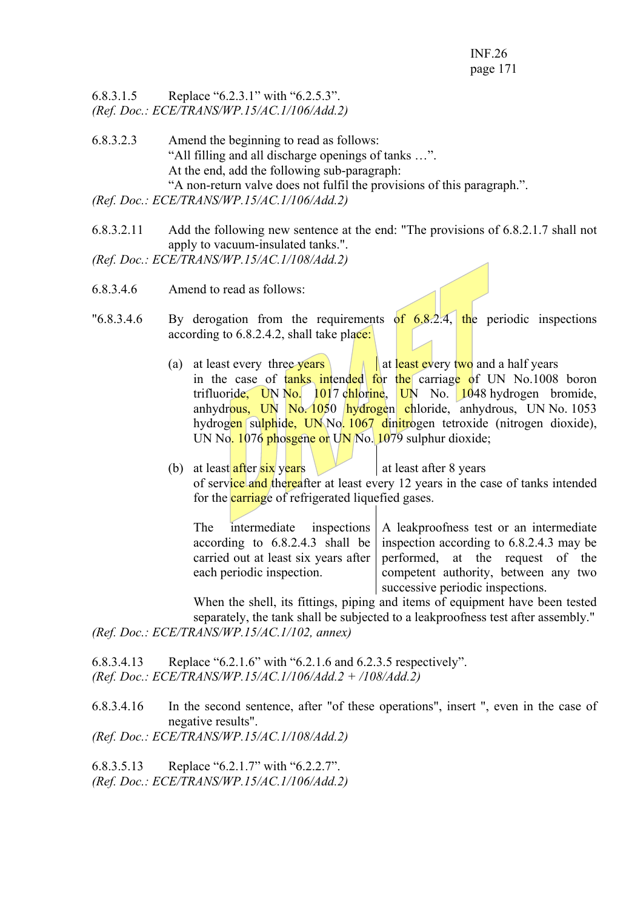6.8.3.1.5 Replace “6.2.3.1” with “6.2.5.3”.
*(Ref. Doc.: ECE/TRANS/WP.15/AC.1/106/Add.2)*

6.8.3.2.3 Amend the beginning to read as follows:
“All filling and all discharge openings of tanks …”.
At the end, add the following sub-paragraph:
“A non-return valve does not fulfil the provisions of this paragraph.”.
*(Ref. Doc.: ECE/TRANS/WP.15/AC.1/106/Add.2)*

6.8.3.2.11 Add the following new sentence at the end: "The provisions of 6.8.2.1.7 shall not apply to vacuum-insulated tanks.".
*(Ref. Doc.: ECE/TRANS/WP.15/AC.1/108/Add.2)*

6.8.3.4.6 Amend to read as follows:

"6.8.3.4.6 By derogation from the requirements of 6.8.2.4, the periodic inspections according to 6.8.2.4.2, shall take place:

(a)

| | |
|---|---|
| at least every three years | at least every two and a half years |

in the case of tanks intended for the carriage of UN No.1008 boron trifluoride, UN No. 1017 chlorine, UN No. 1048 hydrogen bromide, anhydrous, UN No. 1050 hydrogen chloride, anhydrous, UN No. 1053 hydrogen sulphide, UN No. 1067 dinitrogen tetroxide (nitrogen dioxide), UN No. 1076 phosgene or UN No. 1079 sulphur dioxide;

(b)

| | |
|---|---|
| at least after six years | at least after 8 years |

of service and thereafter at least every 12 years in the case of tanks intended for the carriage of refrigerated liquefied gases.

| | |
|---|---|
| The intermediate inspections according to 6.8.2.4.3 shall be carried out at least six years after each periodic inspection. | A leakproofness test or an intermediate inspection according to 6.8.2.4.3 may be performed, at the request of the competent authority, between any two successive periodic inspections. |

When the shell, its fittings, piping and items of equipment have been tested separately, the tank shall be subjected to a leakproofness test after assembly."
*(Ref. Doc.: ECE/TRANS/WP.15/AC.1/102, annex)*

6.8.3.4.13 Replace “6.2.1.6” with “6.2.1.6 and 6.2.3.5 respectively”.
*(Ref. Doc.: ECE/TRANS/WP.15/AC.1/106/Add.2 + /108/Add.2)*

6.8.3.4.16 In the second sentence, after "of these operations", insert ", even in the case of negative results".
*(Ref. Doc.: ECE/TRANS/WP.15/AC.1/108/Add.2)*

6.8.3.5.13 Replace “6.2.1.7” with “6.2.2.7”.
*(Ref. Doc.: ECE/TRANS/WP.15/AC.1/106/Add.2)*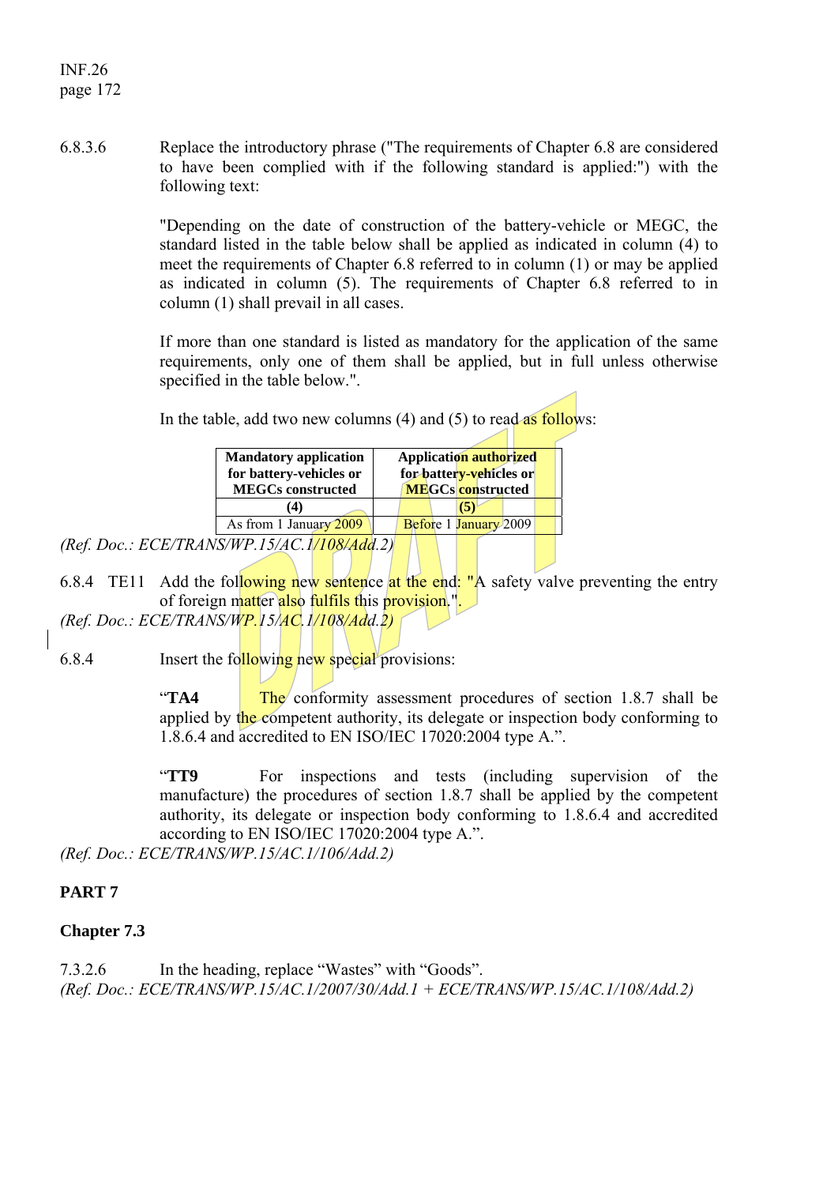6.8.3.6 Replace the introductory phrase ("The requirements of Chapter 6.8 are considered to have been complied with if the following standard is applied:") with the following text:

"Depending on the date of construction of the battery-vehicle or MEGC, the standard listed in the table below shall be applied as indicated in column (4) to meet the requirements of Chapter 6.8 referred to in column (1) or may be applied as indicated in column (5). The requirements of Chapter 6.8 referred to in column (1) shall prevail in all cases.

If more than one standard is listed as mandatory for the application of the same requirements, only one of them shall be applied, but in full unless otherwise specified in the table below.".

In the table, add two new columns (4) and (5) to read as follows:

| **Mandatory application for battery-vehicles or MEGCs constructed** | **Application authorized for battery-vehicles or MEGCs constructed** |
|---|---|
| **(4)** | **(5)** |
| As from 1 January 2009 | Before 1 January 2009 |

*(Ref. Doc.: ECE/TRANS/WP.15/AC.1/108/Add.2)*

6.8.4 TE11 Add the following new sentence at the end: "A safety valve preventing the entry of foreign matter also fulfils this provision.".

*(Ref. Doc.: ECE/TRANS/WP.15/AC.1/108/Add.2)*

6.8.4 Insert the following new special provisions:

"**TA4** The conformity assessment procedures of section 1.8.7 shall be applied by the competent authority, its delegate or inspection body conforming to 1.8.6.4 and accredited to EN ISO/IEC 17020:2004 type A.".

"**TT9** For inspections and tests (including supervision of the manufacture) the procedures of section 1.8.7 shall be applied by the competent authority, its delegate or inspection body conforming to 1.8.6.4 and accredited according to EN ISO/IEC 17020:2004 type A.".

*(Ref. Doc.: ECE/TRANS/WP.15/AC.1/106/Add.2)*

## PART 7

### Chapter 7.3

7.3.2.6 In the heading, replace "Wastes" with "Goods".

*(Ref. Doc.: ECE/TRANS/WP.15/AC.1/2007/30/Add.1 + ECE/TRANS/WP.15/AC.1/108/Add.2)*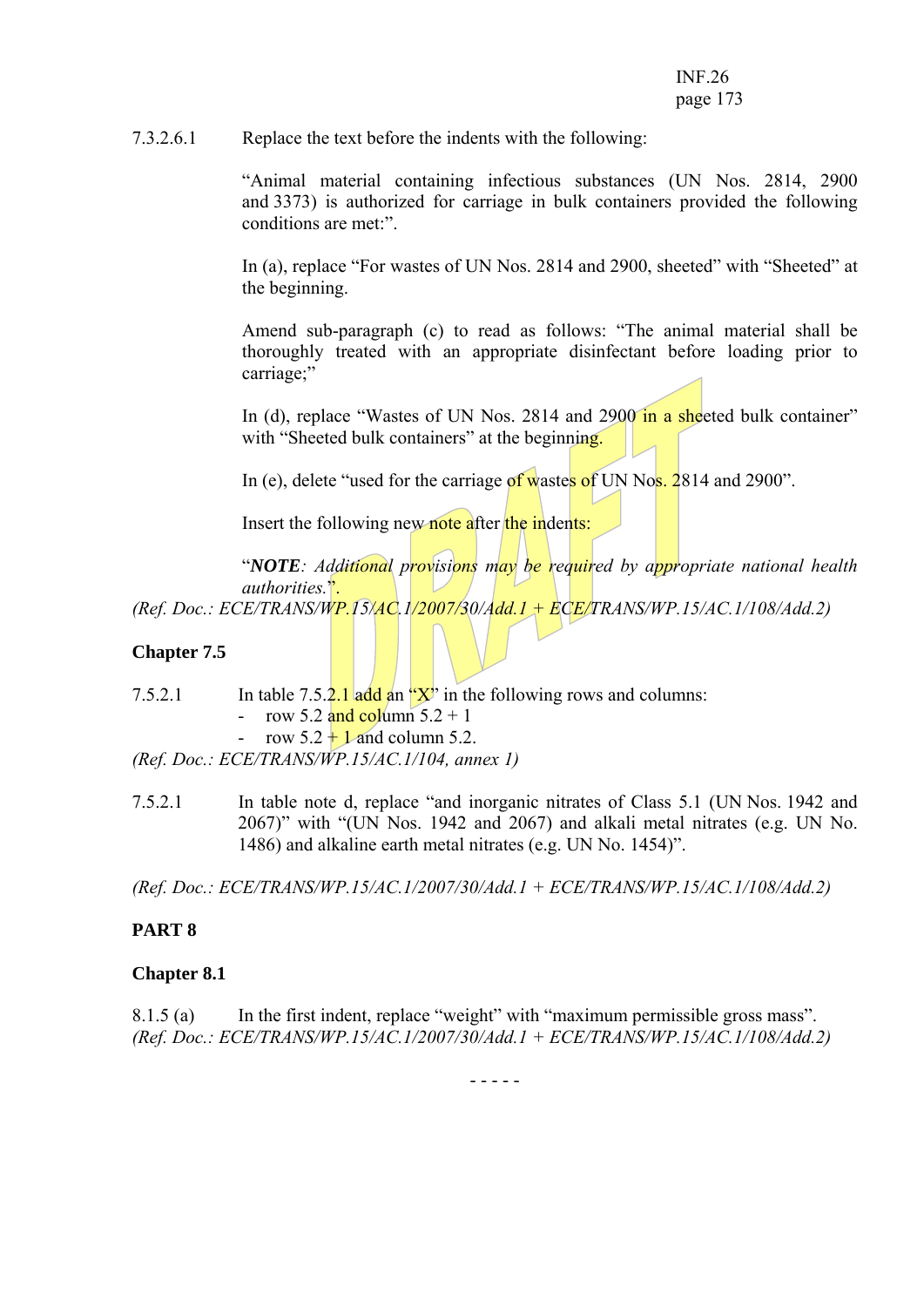7.3.2.6.1 Replace the text before the indents with the following:

"Animal material containing infectious substances (UN Nos. 2814, 2900 and 3373) is authorized for carriage in bulk containers provided the following conditions are met:".

In (a), replace "For wastes of UN Nos. 2814 and 2900, sheeted" with "Sheeted" at the beginning.

Amend sub-paragraph (c) to read as follows: "The animal material shall be thoroughly treated with an appropriate disinfectant before loading prior to carriage;"

In (d), replace "Wastes of UN Nos. 2814 and 2900 in a sheeted bulk container" with "Sheeted bulk containers" at the beginning.

In (e), delete "used for the carriage of wastes of UN Nos. 2814 and 2900".

Insert the following new note after the indents:

"***NOTE**: Additional provisions may be required by appropriate national health authorities.*".

*(Ref. Doc.: ECE/TRANS/WP.15/AC.1/2007/30/Add.1 + ECE/TRANS/WP.15/AC.1/108/Add.2)*

**Chapter 7.5**

7.5.2.1 In table 7.5.2.1 add an "X" in the following rows and columns:

- row 5.2 and column 5.2 + 1
- row 5.2 + 1 and column 5.2.

*(Ref. Doc.: ECE/TRANS/WP.15/AC.1/104, annex 1)*

7.5.2.1 In table note d, replace "and inorganic nitrates of Class 5.1 (UN Nos. 1942 and 2067)" with "(UN Nos. 1942 and 2067) and alkali metal nitrates (e.g. UN No. 1486) and alkaline earth metal nitrates (e.g. UN No. 1454)".

*(Ref. Doc.: ECE/TRANS/WP.15/AC.1/2007/30/Add.1 + ECE/TRANS/WP.15/AC.1/108/Add.2)*

**PART 8**

**Chapter 8.1**

8.1.5 (a) In the first indent, replace "weight" with "maximum permissible gross mass".

*(Ref. Doc.: ECE/TRANS/WP.15/AC.1/2007/30/Add.1 + ECE/TRANS/WP.15/AC.1/108/Add.2)*

- - - - -